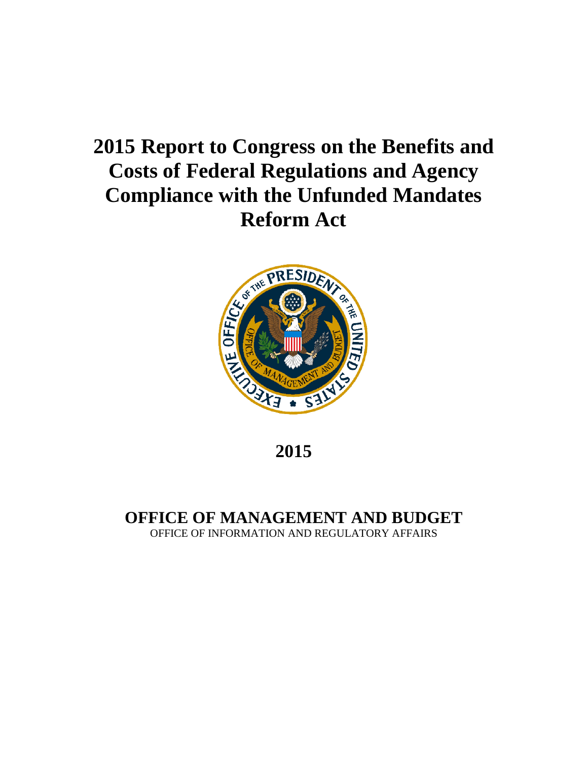# 2015 Report to Congress on the Benefits and Costs of Federal Regulations and Agency Compliance with the Unfunded Mandates Reform Act

**2015**

**OFFICE OF MANAGEMENT AND BUDGET**

OFFICE OF INFORMATION AND REGULATORY AFFAIRS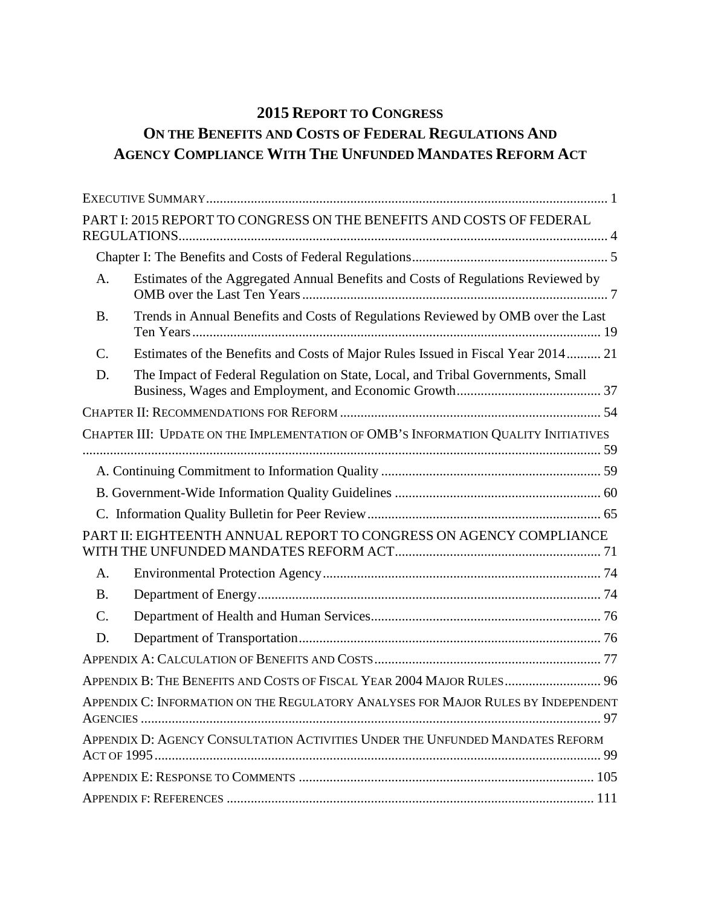# 2015 REPORT TO CONGRESS ON THE BENEFITS AND COSTS OF FEDERAL REGULATIONS AND AGENCY COMPLIANCE WITH THE UNFUNDED MANDATES REFORM ACT

EXECUTIVE SUMMARY ........ 1

PART I: 2015 REPORT TO CONGRESS ON THE BENEFITS AND COSTS OF FEDERAL REGULATIONS ........ 4

- Chapter I: The Benefits and Costs of Federal Regulations ........ 5
  - A. Estimates of the Aggregated Annual Benefits and Costs of Regulations Reviewed by OMB over the Last Ten Years ........ 7
  - B. Trends in Annual Benefits and Costs of Regulations Reviewed by OMB over the Last Ten Years ........ 19
  - C. Estimates of the Benefits and Costs of Major Rules Issued in Fiscal Year 2014 ........ 21
  - D. The Impact of Federal Regulation on State, Local, and Tribal Governments, Small Business, Wages and Employment, and Economic Growth ........ 37

CHAPTER II: RECOMMENDATIONS FOR REFORM ........ 54

CHAPTER III: UPDATE ON THE IMPLEMENTATION OF OMB'S INFORMATION QUALITY INITIATIVES ........ 59

- A. Continuing Commitment to Information Quality ........ 59
- B. Government-Wide Information Quality Guidelines ........ 60
- C. Information Quality Bulletin for Peer Review ........ 65

PART II: EIGHTEENTH ANNUAL REPORT TO CONGRESS ON AGENCY COMPLIANCE WITH THE UNFUNDED MANDATES REFORM ACT ........ 71

- A. Environmental Protection Agency ........ 74
- B. Department of Energy ........ 74
- C. Department of Health and Human Services ........ 76
- D. Department of Transportation ........ 76

APPENDIX A: CALCULATION OF BENEFITS AND COSTS ........ 77

APPENDIX B: THE BENEFITS AND COSTS OF FISCAL YEAR 2004 MAJOR RULES ........ 96

APPENDIX C: INFORMATION ON THE REGULATORY ANALYSES FOR MAJOR RULES BY INDEPENDENT AGENCIES ........ 97

APPENDIX D: AGENCY CONSULTATION ACTIVITIES UNDER THE UNFUNDED MANDATES REFORM ACT OF 1995 ........ 99

APPENDIX E: RESPONSE TO COMMENTS ........ 105

APPENDIX F: REFERENCES ........ 111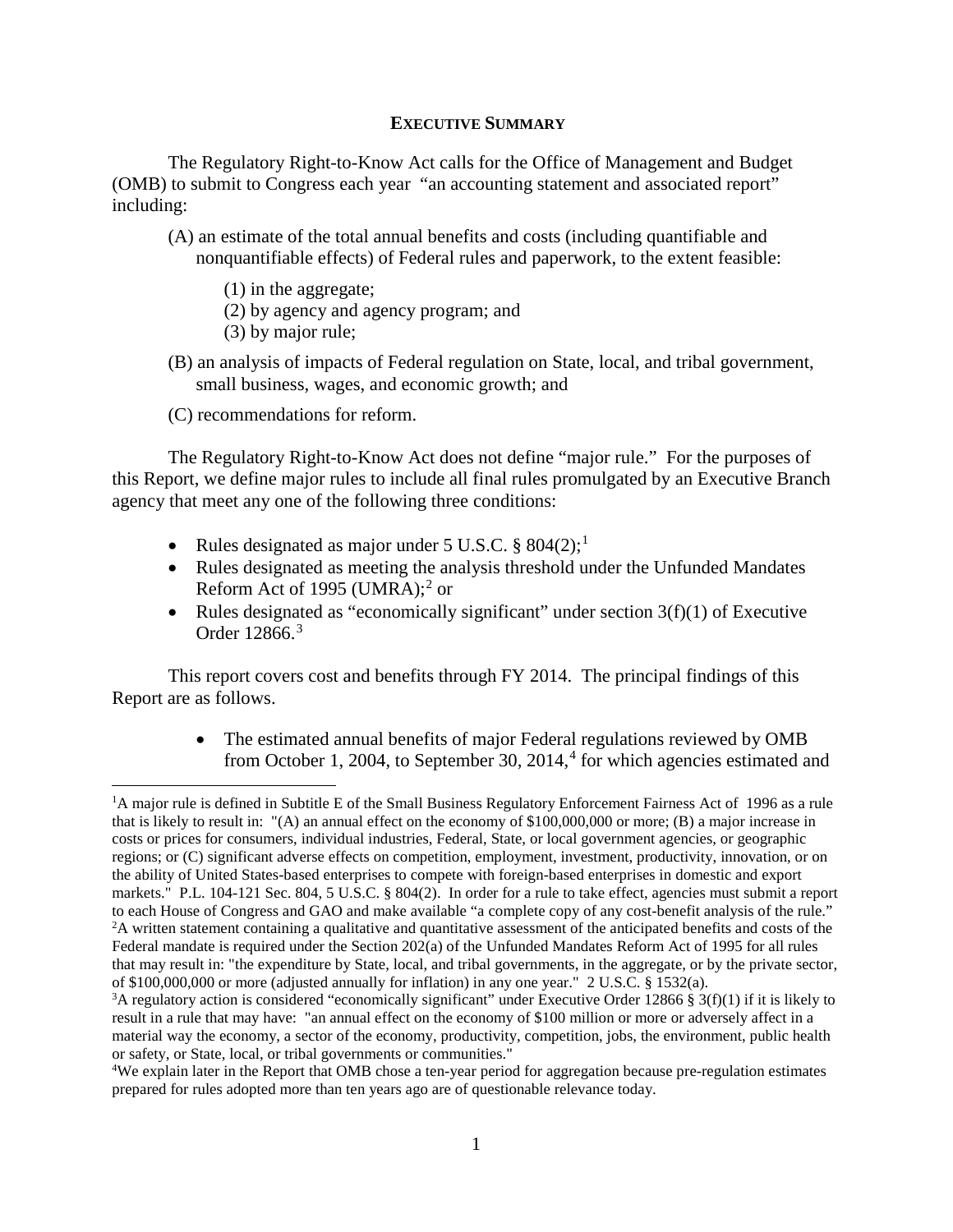## EXECUTIVE SUMMARY

The Regulatory Right-to-Know Act calls for the Office of Management and Budget (OMB) to submit to Congress each year "an accounting statement and associated report" including:

(A) an estimate of the total annual benefits and costs (including quantifiable and nonquantifiable effects) of Federal rules and paperwork, to the extent feasible:

(1) in the aggregate;
(2) by agency and agency program; and
(3) by major rule;

(B) an analysis of impacts of Federal regulation on State, local, and tribal government, small business, wages, and economic growth; and

(C) recommendations for reform.

The Regulatory Right-to-Know Act does not define "major rule." For the purposes of this Report, we define major rules to include all final rules promulgated by an Executive Branch agency that meet any one of the following three conditions:

- Rules designated as major under 5 U.S.C. § 804(2);[1]
- Rules designated as meeting the analysis threshold under the Unfunded Mandates Reform Act of 1995 (UMRA);[2] or
- Rules designated as "economically significant" under section 3(f)(1) of Executive Order 12866.[3]

This report covers cost and benefits through FY 2014. The principal findings of this Report are as follows.

- The estimated annual benefits of major Federal regulations reviewed by OMB from October 1, 2004, to September 30, 2014,[4] for which agencies estimated and

[1]A major rule is defined in Subtitle E of the Small Business Regulatory Enforcement Fairness Act of 1996 as a rule that is likely to result in: "(A) an annual effect on the economy of $100,000,000 or more; (B) a major increase in costs or prices for consumers, individual industries, Federal, State, or local government agencies, or geographic regions; or (C) significant adverse effects on competition, employment, investment, productivity, innovation, or on the ability of United States-based enterprises to compete with foreign-based enterprises in domestic and export markets." P.L. 104-121 Sec. 804, 5 U.S.C. § 804(2). In order for a rule to take effect, agencies must submit a report to each House of Congress and GAO and make available "a complete copy of any cost-benefit analysis of the rule."

[2]A written statement containing a qualitative and quantitative assessment of the anticipated benefits and costs of the Federal mandate is required under the Section 202(a) of the Unfunded Mandates Reform Act of 1995 for all rules that may result in: "the expenditure by State, local, and tribal governments, in the aggregate, or by the private sector, of $100,000,000 or more (adjusted annually for inflation) in any one year." 2 U.S.C. § 1532(a).

[3]A regulatory action is considered "economically significant" under Executive Order 12866 § 3(f)(1) if it is likely to result in a rule that may have: "an annual effect on the economy of $100 million or more or adversely affect in a material way the economy, a sector of the economy, productivity, competition, jobs, the environment, public health or safety, or State, local, or tribal governments or communities."

[4]We explain later in the Report that OMB chose a ten-year period for aggregation because pre-regulation estimates prepared for rules adopted more than ten years ago are of questionable relevance today.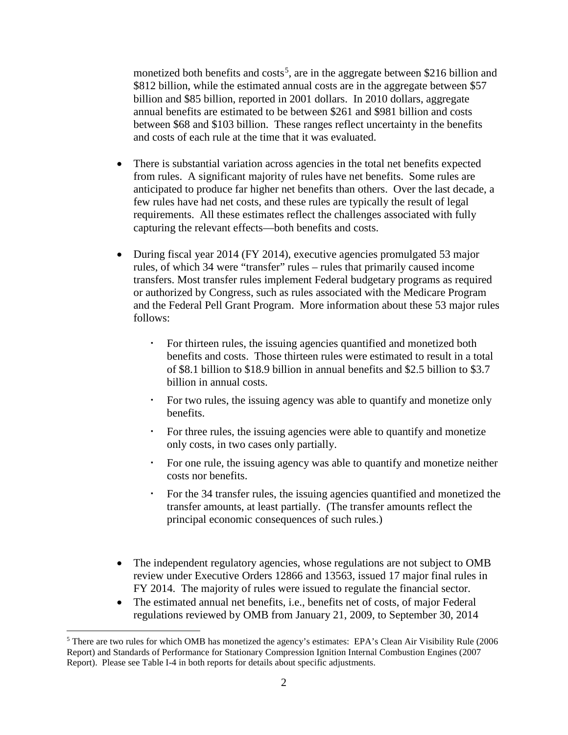monetized both benefits and costs[5], are in the aggregate between $216 billion and $812 billion, while the estimated annual costs are in the aggregate between $57 billion and $85 billion, reported in 2001 dollars. In 2010 dollars, aggregate annual benefits are estimated to be between $261 and $981 billion and costs between $68 and $103 billion. These ranges reflect uncertainty in the benefits and costs of each rule at the time that it was evaluated.

- There is substantial variation across agencies in the total net benefits expected from rules. A significant majority of rules have net benefits. Some rules are anticipated to produce far higher net benefits than others. Over the last decade, a few rules have had net costs, and these rules are typically the result of legal requirements. All these estimates reflect the challenges associated with fully capturing the relevant effects—both benefits and costs.

- During fiscal year 2014 (FY 2014), executive agencies promulgated 53 major rules, of which 34 were "transfer" rules – rules that primarily caused income transfers. Most transfer rules implement Federal budgetary programs as required or authorized by Congress, such as rules associated with the Medicare Program and the Federal Pell Grant Program. More information about these 53 major rules follows:

    - For thirteen rules, the issuing agencies quantified and monetized both benefits and costs. Those thirteen rules were estimated to result in a total of $8.1 billion to $18.9 billion in annual benefits and $2.5 billion to $3.7 billion in annual costs.

    - For two rules, the issuing agency was able to quantify and monetize only benefits.

    - For three rules, the issuing agencies were able to quantify and monetize only costs, in two cases only partially.

    - For one rule, the issuing agency was able to quantify and monetize neither costs nor benefits.

    - For the 34 transfer rules, the issuing agencies quantified and monetized the transfer amounts, at least partially. (The transfer amounts reflect the principal economic consequences of such rules.)

- The independent regulatory agencies, whose regulations are not subject to OMB review under Executive Orders 12866 and 13563, issued 17 major final rules in FY 2014. The majority of rules were issued to regulate the financial sector.
- The estimated annual net benefits, i.e., benefits net of costs, of major Federal regulations reviewed by OMB from January 21, 2009, to September 30, 2014

[5] There are two rules for which OMB has monetized the agency's estimates: EPA's Clean Air Visibility Rule (2006 Report) and Standards of Performance for Stationary Compression Ignition Internal Combustion Engines (2007 Report). Please see Table I-4 in both reports for details about specific adjustments.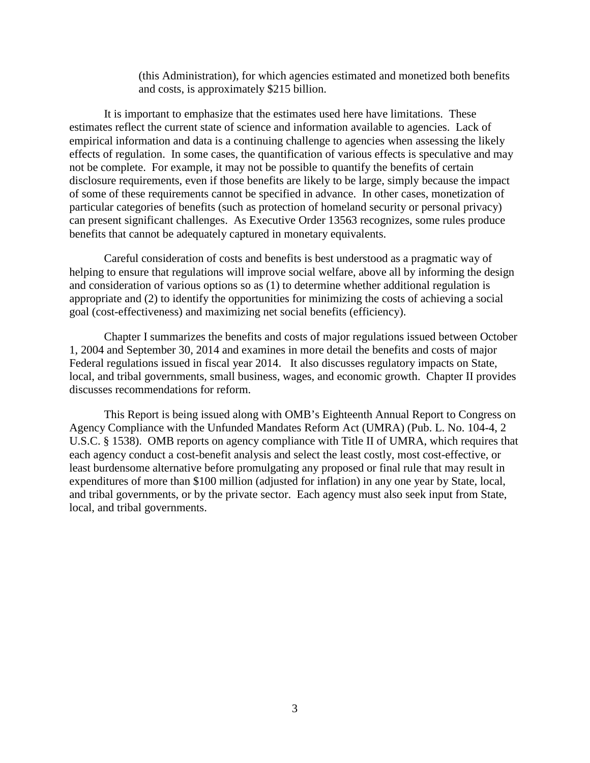(this Administration), for which agencies estimated and monetized both benefits and costs, is approximately $215 billion.

It is important to emphasize that the estimates used here have limitations. These estimates reflect the current state of science and information available to agencies. Lack of empirical information and data is a continuing challenge to agencies when assessing the likely effects of regulation. In some cases, the quantification of various effects is speculative and may not be complete. For example, it may not be possible to quantify the benefits of certain disclosure requirements, even if those benefits are likely to be large, simply because the impact of some of these requirements cannot be specified in advance. In other cases, monetization of particular categories of benefits (such as protection of homeland security or personal privacy) can present significant challenges. As Executive Order 13563 recognizes, some rules produce benefits that cannot be adequately captured in monetary equivalents.

Careful consideration of costs and benefits is best understood as a pragmatic way of helping to ensure that regulations will improve social welfare, above all by informing the design and consideration of various options so as (1) to determine whether additional regulation is appropriate and (2) to identify the opportunities for minimizing the costs of achieving a social goal (cost-effectiveness) and maximizing net social benefits (efficiency).

Chapter I summarizes the benefits and costs of major regulations issued between October 1, 2004 and September 30, 2014 and examines in more detail the benefits and costs of major Federal regulations issued in fiscal year 2014. It also discusses regulatory impacts on State, local, and tribal governments, small business, wages, and economic growth. Chapter II provides discusses recommendations for reform.

This Report is being issued along with OMB's Eighteenth Annual Report to Congress on Agency Compliance with the Unfunded Mandates Reform Act (UMRA) (Pub. L. No. 104-4, 2 U.S.C. § 1538). OMB reports on agency compliance with Title II of UMRA, which requires that each agency conduct a cost-benefit analysis and select the least costly, most cost-effective, or least burdensome alternative before promulgating any proposed or final rule that may result in expenditures of more than $100 million (adjusted for inflation) in any one year by State, local, and tribal governments, or by the private sector. Each agency must also seek input from State, local, and tribal governments.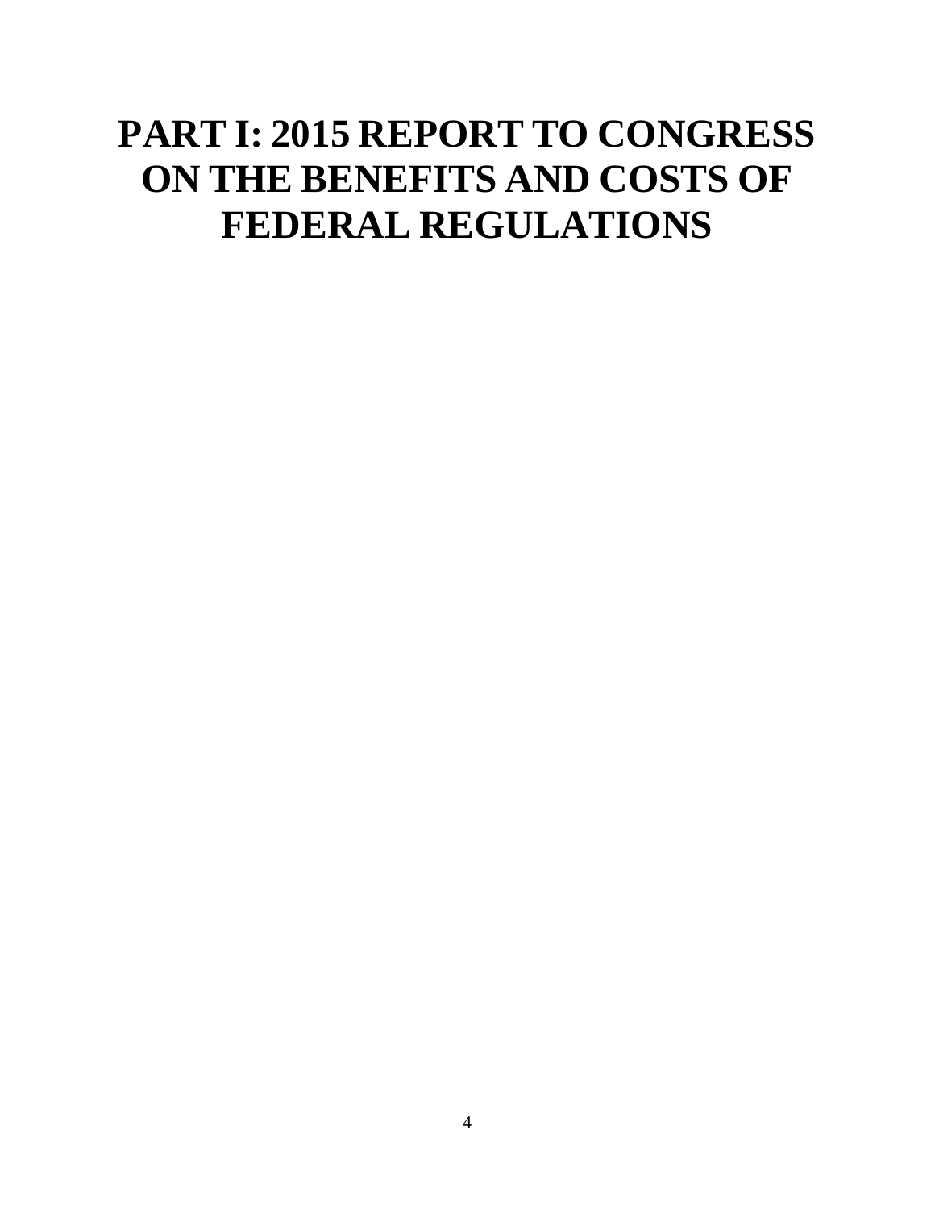# PART I: 2015 REPORT TO CONGRESS ON THE BENEFITS AND COSTS OF FEDERAL REGULATIONS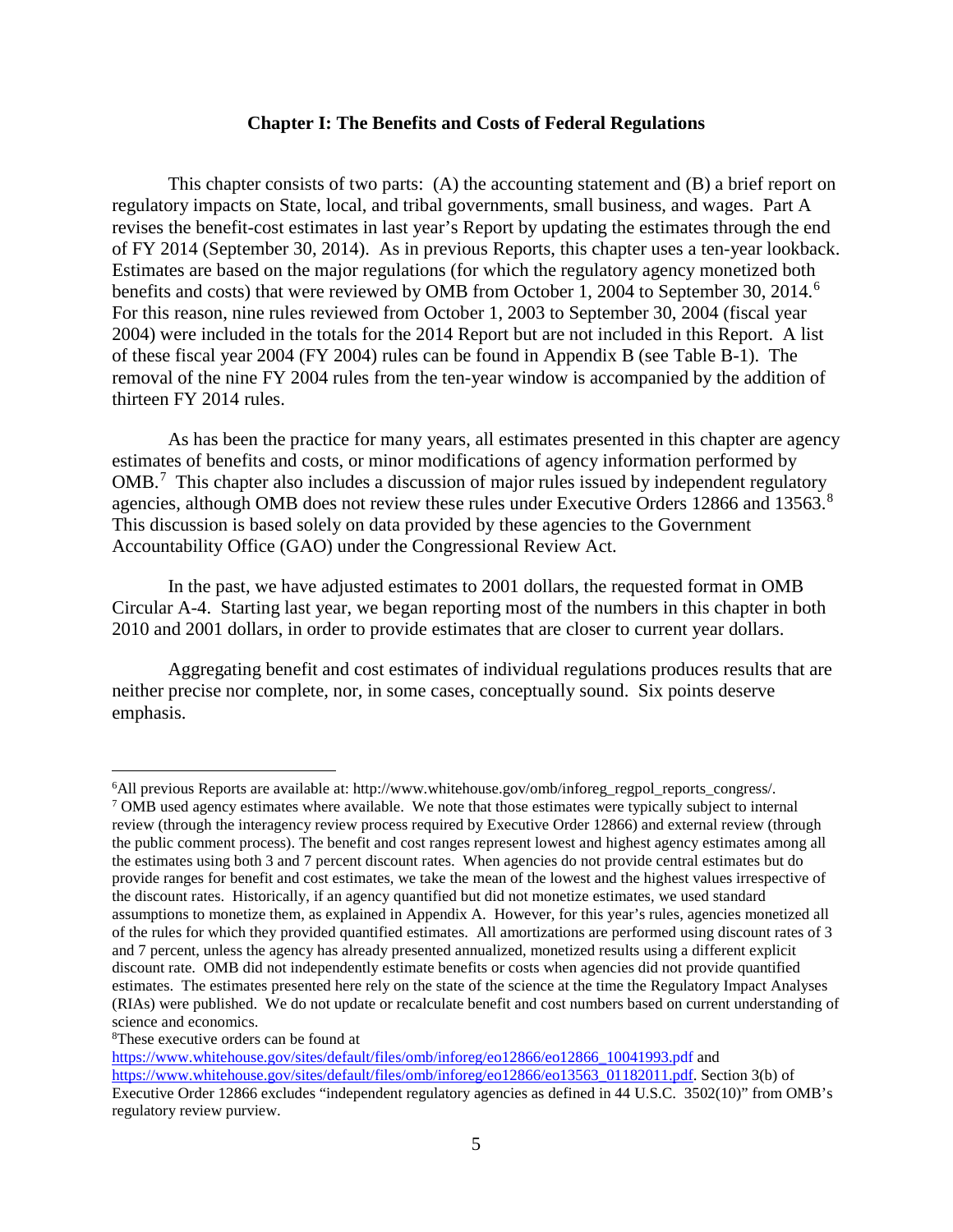## Chapter I: The Benefits and Costs of Federal Regulations

This chapter consists of two parts: (A) the accounting statement and (B) a brief report on regulatory impacts on State, local, and tribal governments, small business, and wages. Part A revises the benefit-cost estimates in last year's Report by updating the estimates through the end of FY 2014 (September 30, 2014). As in previous Reports, this chapter uses a ten-year lookback. Estimates are based on the major regulations (for which the regulatory agency monetized both benefits and costs) that were reviewed by OMB from October 1, 2004 to September 30, 2014.[6] For this reason, nine rules reviewed from October 1, 2003 to September 30, 2004 (fiscal year 2004) were included in the totals for the 2014 Report but are not included in this Report. A list of these fiscal year 2004 (FY 2004) rules can be found in Appendix B (see Table B-1). The removal of the nine FY 2004 rules from the ten-year window is accompanied by the addition of thirteen FY 2014 rules.

As has been the practice for many years, all estimates presented in this chapter are agency estimates of benefits and costs, or minor modifications of agency information performed by OMB.[7] This chapter also includes a discussion of major rules issued by independent regulatory agencies, although OMB does not review these rules under Executive Orders 12866 and 13563.[8] This discussion is based solely on data provided by these agencies to the Government Accountability Office (GAO) under the Congressional Review Act.

In the past, we have adjusted estimates to 2001 dollars, the requested format in OMB Circular A-4. Starting last year, we began reporting most of the numbers in this chapter in both 2010 and 2001 dollars, in order to provide estimates that are closer to current year dollars.

Aggregating benefit and cost estimates of individual regulations produces results that are neither precise nor complete, nor, in some cases, conceptually sound. Six points deserve emphasis.

---

[6] All previous Reports are available at: http://www.whitehouse.gov/omb/inforeg_regpol_reports_congress/.

[7] OMB used agency estimates where available. We note that those estimates were typically subject to internal review (through the interagency review process required by Executive Order 12866) and external review (through the public comment process). The benefit and cost ranges represent lowest and highest agency estimates among all the estimates using both 3 and 7 percent discount rates. When agencies do not provide central estimates but do provide ranges for benefit and cost estimates, we take the mean of the lowest and the highest values irrespective of the discount rates. Historically, if an agency quantified but did not monetize estimates, we used standard assumptions to monetize them, as explained in Appendix A. However, for this year's rules, agencies monetized all of the rules for which they provided quantified estimates. All amortizations are performed using discount rates of 3 and 7 percent, unless the agency has already presented annualized, monetized results using a different explicit discount rate. OMB did not independently estimate benefits or costs when agencies did not provide quantified estimates. The estimates presented here rely on the state of the science at the time the Regulatory Impact Analyses (RIAs) were published. We do not update or recalculate benefit and cost numbers based on current understanding of science and economics.

[8] These executive orders can be found at https://www.whitehouse.gov/sites/default/files/omb/inforeg/eo12866/eo12866_10041993.pdf and https://www.whitehouse.gov/sites/default/files/omb/inforeg/eo12866/eo13563_01182011.pdf. Section 3(b) of Executive Order 12866 excludes "independent regulatory agencies as defined in 44 U.S.C. 3502(10)" from OMB's regulatory review purview.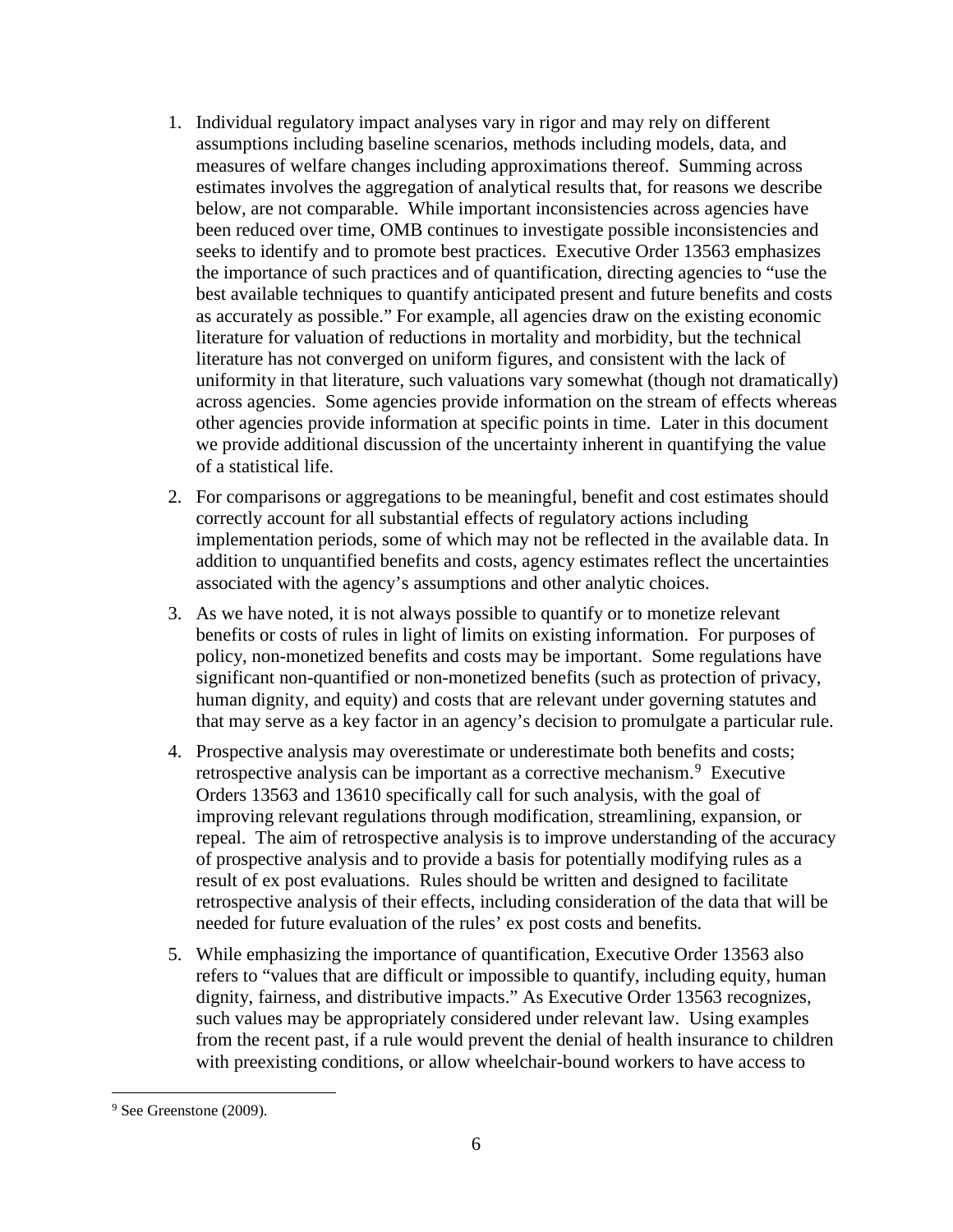1. Individual regulatory impact analyses vary in rigor and may rely on different assumptions including baseline scenarios, methods including models, data, and measures of welfare changes including approximations thereof. Summing across estimates involves the aggregation of analytical results that, for reasons we describe below, are not comparable. While important inconsistencies across agencies have been reduced over time, OMB continues to investigate possible inconsistencies and seeks to identify and to promote best practices. Executive Order 13563 emphasizes the importance of such practices and of quantification, directing agencies to "use the best available techniques to quantify anticipated present and future benefits and costs as accurately as possible." For example, all agencies draw on the existing economic literature for valuation of reductions in mortality and morbidity, but the technical literature has not converged on uniform figures, and consistent with the lack of uniformity in that literature, such valuations vary somewhat (though not dramatically) across agencies. Some agencies provide information on the stream of effects whereas other agencies provide information at specific points in time. Later in this document we provide additional discussion of the uncertainty inherent in quantifying the value of a statistical life.

2. For comparisons or aggregations to be meaningful, benefit and cost estimates should correctly account for all substantial effects of regulatory actions including implementation periods, some of which may not be reflected in the available data. In addition to unquantified benefits and costs, agency estimates reflect the uncertainties associated with the agency's assumptions and other analytic choices.

3. As we have noted, it is not always possible to quantify or to monetize relevant benefits or costs of rules in light of limits on existing information. For purposes of policy, non-monetized benefits and costs may be important. Some regulations have significant non-quantified or non-monetized benefits (such as protection of privacy, human dignity, and equity) and costs that are relevant under governing statutes and that may serve as a key factor in an agency's decision to promulgate a particular rule.

4. Prospective analysis may overestimate or underestimate both benefits and costs; retrospective analysis can be important as a corrective mechanism.[9] Executive Orders 13563 and 13610 specifically call for such analysis, with the goal of improving relevant regulations through modification, streamlining, expansion, or repeal. The aim of retrospective analysis is to improve understanding of the accuracy of prospective analysis and to provide a basis for potentially modifying rules as a result of ex post evaluations. Rules should be written and designed to facilitate retrospective analysis of their effects, including consideration of the data that will be needed for future evaluation of the rules' ex post costs and benefits.

5. While emphasizing the importance of quantification, Executive Order 13563 also refers to "values that are difficult or impossible to quantify, including equity, human dignity, fairness, and distributive impacts." As Executive Order 13563 recognizes, such values may be appropriately considered under relevant law. Using examples from the recent past, if a rule would prevent the denial of health insurance to children with preexisting conditions, or allow wheelchair-bound workers to have access to

[9] See Greenstone (2009).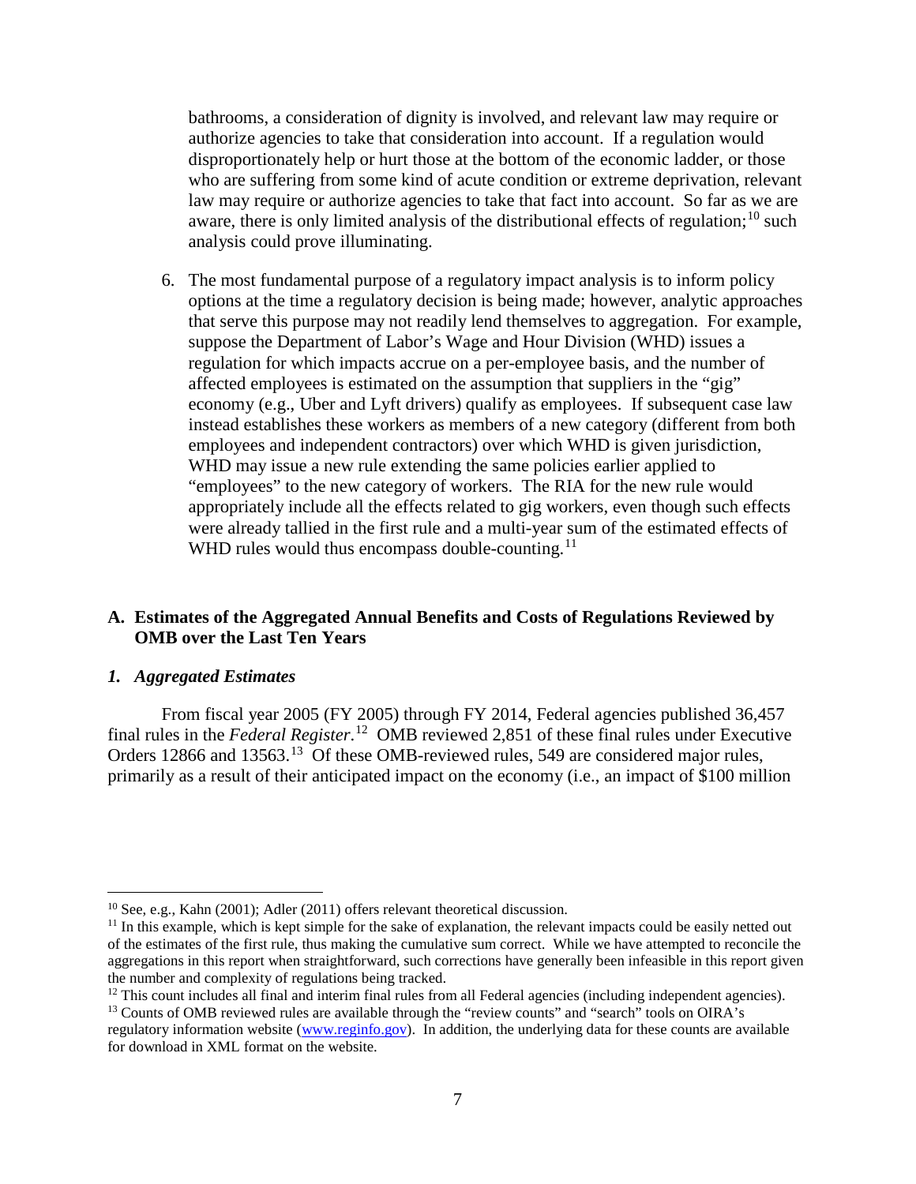bathrooms, a consideration of dignity is involved, and relevant law may require or authorize agencies to take that consideration into account. If a regulation would disproportionately help or hurt those at the bottom of the economic ladder, or those who are suffering from some kind of acute condition or extreme deprivation, relevant law may require or authorize agencies to take that fact into account. So far as we are aware, there is only limited analysis of the distributional effects of regulation;[10] such analysis could prove illuminating.

6. The most fundamental purpose of a regulatory impact analysis is to inform policy options at the time a regulatory decision is being made; however, analytic approaches that serve this purpose may not readily lend themselves to aggregation. For example, suppose the Department of Labor's Wage and Hour Division (WHD) issues a regulation for which impacts accrue on a per-employee basis, and the number of affected employees is estimated on the assumption that suppliers in the "gig" economy (e.g., Uber and Lyft drivers) qualify as employees. If subsequent case law instead establishes these workers as members of a new category (different from both employees and independent contractors) over which WHD is given jurisdiction, WHD may issue a new rule extending the same policies earlier applied to "employees" to the new category of workers. The RIA for the new rule would appropriately include all the effects related to gig workers, even though such effects were already tallied in the first rule and a multi-year sum of the estimated effects of WHD rules would thus encompass double-counting.[11]

## A. Estimates of the Aggregated Annual Benefits and Costs of Regulations Reviewed by OMB over the Last Ten Years

### *1. Aggregated Estimates*

From fiscal year 2005 (FY 2005) through FY 2014, Federal agencies published 36,457 final rules in the *Federal Register*.[12] OMB reviewed 2,851 of these final rules under Executive Orders 12866 and 13563.[13] Of these OMB-reviewed rules, 549 are considered major rules, primarily as a result of their anticipated impact on the economy (i.e., an impact of $100 million

---

[10] See, e.g., Kahn (2001); Adler (2011) offers relevant theoretical discussion.

[11] In this example, which is kept simple for the sake of explanation, the relevant impacts could be easily netted out of the estimates of the first rule, thus making the cumulative sum correct. While we have attempted to reconcile the aggregations in this report when straightforward, such corrections have generally been infeasible in this report given the number and complexity of regulations being tracked.

[12] This count includes all final and interim final rules from all Federal agencies (including independent agencies).

[13] Counts of OMB reviewed rules are available through the "review counts" and "search" tools on OIRA's regulatory information website (www.reginfo.gov). In addition, the underlying data for these counts are available for download in XML format on the website.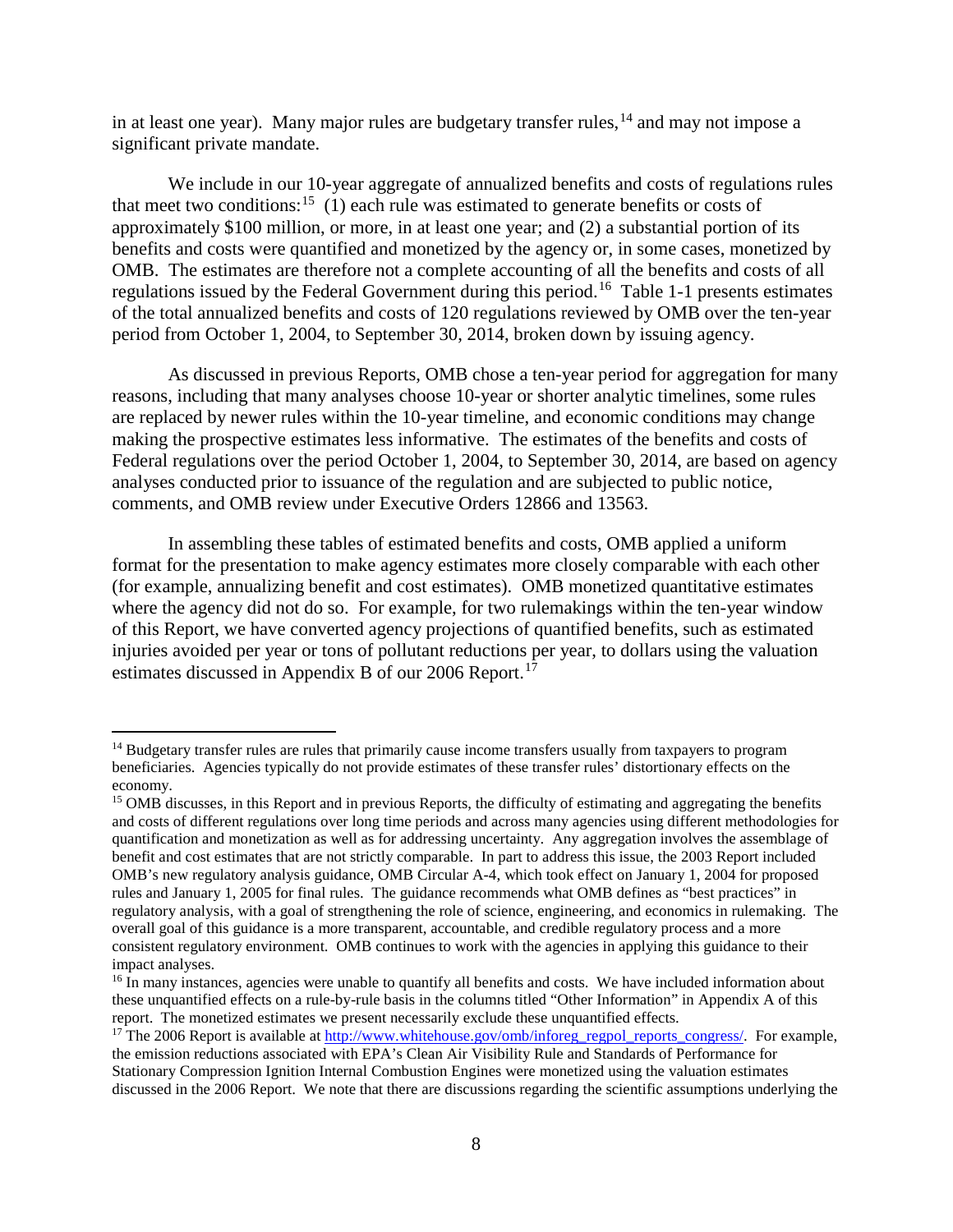in at least one year). Many major rules are budgetary transfer rules,[14] and may not impose a significant private mandate.

We include in our 10-year aggregate of annualized benefits and costs of regulations rules that meet two conditions:[15] (1) each rule was estimated to generate benefits or costs of approximately $100 million, or more, in at least one year; and (2) a substantial portion of its benefits and costs were quantified and monetized by the agency or, in some cases, monetized by OMB. The estimates are therefore not a complete accounting of all the benefits and costs of all regulations issued by the Federal Government during this period.[16] Table 1-1 presents estimates of the total annualized benefits and costs of 120 regulations reviewed by OMB over the ten-year period from October 1, 2004, to September 30, 2014, broken down by issuing agency.

As discussed in previous Reports, OMB chose a ten-year period for aggregation for many reasons, including that many analyses choose 10-year or shorter analytic timelines, some rules are replaced by newer rules within the 10-year timeline, and economic conditions may change making the prospective estimates less informative. The estimates of the benefits and costs of Federal regulations over the period October 1, 2004, to September 30, 2014, are based on agency analyses conducted prior to issuance of the regulation and are subjected to public notice, comments, and OMB review under Executive Orders 12866 and 13563.

In assembling these tables of estimated benefits and costs, OMB applied a uniform format for the presentation to make agency estimates more closely comparable with each other (for example, annualizing benefit and cost estimates). OMB monetized quantitative estimates where the agency did not do so. For example, for two rulemakings within the ten-year window of this Report, we have converted agency projections of quantified benefits, such as estimated injuries avoided per year or tons of pollutant reductions per year, to dollars using the valuation estimates discussed in Appendix B of our 2006 Report.[17]

---

[14] Budgetary transfer rules are rules that primarily cause income transfers usually from taxpayers to program beneficiaries. Agencies typically do not provide estimates of these transfer rules' distortionary effects on the economy.

[15] OMB discusses, in this Report and in previous Reports, the difficulty of estimating and aggregating the benefits and costs of different regulations over long time periods and across many agencies using different methodologies for quantification and monetization as well as for addressing uncertainty. Any aggregation involves the assemblage of benefit and cost estimates that are not strictly comparable. In part to address this issue, the 2003 Report included OMB's new regulatory analysis guidance, OMB Circular A-4, which took effect on January 1, 2004 for proposed rules and January 1, 2005 for final rules. The guidance recommends what OMB defines as "best practices" in regulatory analysis, with a goal of strengthening the role of science, engineering, and economics in rulemaking. The overall goal of this guidance is a more transparent, accountable, and credible regulatory process and a more consistent regulatory environment. OMB continues to work with the agencies in applying this guidance to their impact analyses.

[16] In many instances, agencies were unable to quantify all benefits and costs. We have included information about these unquantified effects on a rule-by-rule basis in the columns titled "Other Information" in Appendix A of this report. The monetized estimates we present necessarily exclude these unquantified effects.

[17] The 2006 Report is available at http://www.whitehouse.gov/omb/inforeg_regpol_reports_congress/. For example, the emission reductions associated with EPA's Clean Air Visibility Rule and Standards of Performance for Stationary Compression Ignition Internal Combustion Engines were monetized using the valuation estimates discussed in the 2006 Report. We note that there are discussions regarding the scientific assumptions underlying the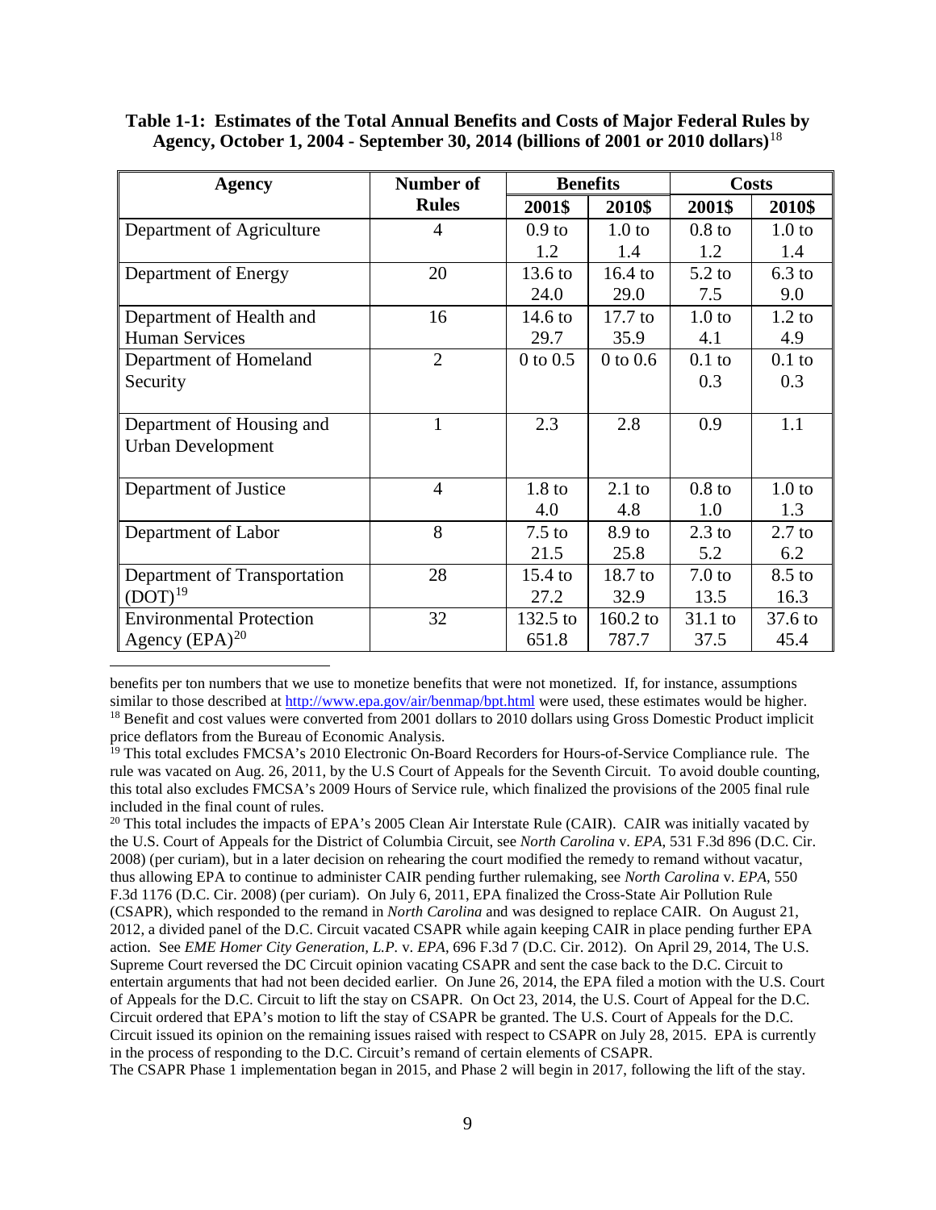**Table 1-1: Estimates of the Total Annual Benefits and Costs of Major Federal Rules by Agency, October 1, 2004 - September 30, 2014 (billions of 2001 or 2010 dollars)**[18]

| Agency | Number of Rules | Benefits | | Costs | |
|---|---|---|---|---|---|
| | | 2001$ | 2010$ | 2001$ | 2010$ |
| Department of Agriculture | 4 | 0.9 to 1.2 | 1.0 to 1.4 | 0.8 to 1.2 | 1.0 to 1.4 |
| Department of Energy | 20 | 13.6 to 24.0 | 16.4 to 29.0 | 5.2 to 7.5 | 6.3 to 9.0 |
| Department of Health and Human Services | 16 | 14.6 to 29.7 | 17.7 to 35.9 | 1.0 to 4.1 | 1.2 to 4.9 |
| Department of Homeland Security | 2 | 0 to 0.5 | 0 to 0.6 | 0.1 to 0.3 | 0.1 to 0.3 |
| Department of Housing and Urban Development | 1 | 2.3 | 2.8 | 0.9 | 1.1 |
| Department of Justice | 4 | 1.8 to 4.0 | 2.1 to 4.8 | 0.8 to 1.0 | 1.0 to 1.3 |
| Department of Labor | 8 | 7.5 to 21.5 | 8.9 to 25.8 | 2.3 to 5.2 | 2.7 to 6.2 |
| Department of Transportation (DOT)[19] | 28 | 15.4 to 27.2 | 18.7 to 32.9 | 7.0 to 13.5 | 8.5 to 16.3 |
| Environmental Protection Agency (EPA)[20] | 32 | 132.5 to 651.8 | 160.2 to 787.7 | 31.1 to 37.5 | 37.6 to 45.4 |

---

benefits per ton numbers that we use to monetize benefits that were not monetized. If, for instance, assumptions similar to those described at http://www.epa.gov/air/benmap/bpt.html were used, these estimates would be higher.

[18] Benefit and cost values were converted from 2001 dollars to 2010 dollars using Gross Domestic Product implicit price deflators from the Bureau of Economic Analysis.

[19] This total excludes FMCSA's 2010 Electronic On-Board Recorders for Hours-of-Service Compliance rule. The rule was vacated on Aug. 26, 2011, by the U.S Court of Appeals for the Seventh Circuit. To avoid double counting, this total also excludes FMCSA's 2009 Hours of Service rule, which finalized the provisions of the 2005 final rule included in the final count of rules.

[20] This total includes the impacts of EPA's 2005 Clean Air Interstate Rule (CAIR). CAIR was initially vacated by the U.S. Court of Appeals for the District of Columbia Circuit, see *North Carolina* v. *EPA*, 531 F.3d 896 (D.C. Cir. 2008) (per curiam), but in a later decision on rehearing the court modified the remedy to remand without vacatur, thus allowing EPA to continue to administer CAIR pending further rulemaking, see *North Carolina* v. *EPA*, 550 F.3d 1176 (D.C. Cir. 2008) (per curiam). On July 6, 2011, EPA finalized the Cross-State Air Pollution Rule (CSAPR), which responded to the remand in *North Carolina* and was designed to replace CAIR. On August 21, 2012, a divided panel of the D.C. Circuit vacated CSAPR while again keeping CAIR in place pending further EPA action. See *EME Homer City Generation, L.P.* v. *EPA*, 696 F.3d 7 (D.C. Cir. 2012). On April 29, 2014, The U.S. Supreme Court reversed the DC Circuit opinion vacating CSAPR and sent the case back to the D.C. Circuit to entertain arguments that had not been decided earlier. On June 26, 2014, the EPA filed a motion with the U.S. Court of Appeals for the D.C. Circuit to lift the stay on CSAPR. On Oct 23, 2014, the U.S. Court of Appeal for the D.C. Circuit ordered that EPA's motion to lift the stay of CSAPR be granted. The U.S. Court of Appeals for the D.C. Circuit issued its opinion on the remaining issues raised with respect to CSAPR on July 28, 2015. EPA is currently in the process of responding to the D.C. Circuit's remand of certain elements of CSAPR.
The CSAPR Phase 1 implementation began in 2015, and Phase 2 will begin in 2017, following the lift of the stay.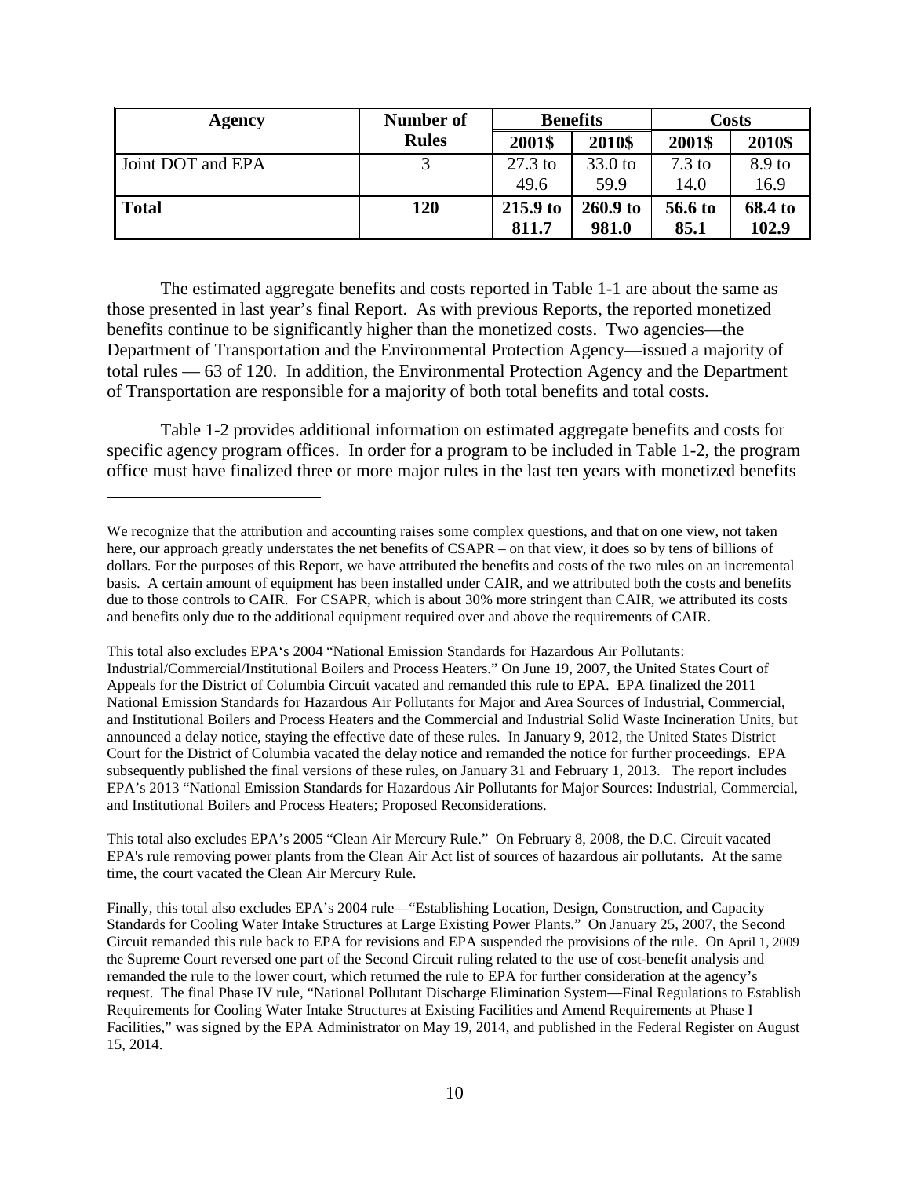| Agency | Number of Rules | Benefits | | Costs | |
|---|---|---|---|---|---|
| | | 2001$ | 2010$ | 2001$ | 2010$ |
| Joint DOT and EPA | 3 | 27.3 to 49.6 | 33.0 to 59.9 | 7.3 to 14.0 | 8.9 to 16.9 |
| **Total** | **120** | **215.9 to 811.7** | **260.9 to 981.0** | **56.6 to 85.1** | **68.4 to 102.9** |

The estimated aggregate benefits and costs reported in Table 1-1 are about the same as those presented in last year's final Report. As with previous Reports, the reported monetized benefits continue to be significantly higher than the monetized costs. Two agencies—the Department of Transportation and the Environmental Protection Agency—issued a majority of total rules — 63 of 120. In addition, the Environmental Protection Agency and the Department of Transportation are responsible for a majority of both total benefits and total costs.

Table 1-2 provides additional information on estimated aggregate benefits and costs for specific agency program offices. In order for a program to be included in Table 1-2, the program office must have finalized three or more major rules in the last ten years with monetized benefits

---

We recognize that the attribution and accounting raises some complex questions, and that on one view, not taken here, our approach greatly understates the net benefits of CSAPR – on that view, it does so by tens of billions of dollars. For the purposes of this Report, we have attributed the benefits and costs of the two rules on an incremental basis. A certain amount of equipment has been installed under CAIR, and we attributed both the costs and benefits due to those controls to CAIR. For CSAPR, which is about 30% more stringent than CAIR, we attributed its costs and benefits only due to the additional equipment required over and above the requirements of CAIR.

This total also excludes EPA's 2004 "National Emission Standards for Hazardous Air Pollutants: Industrial/Commercial/Institutional Boilers and Process Heaters." On June 19, 2007, the United States Court of Appeals for the District of Columbia Circuit vacated and remanded this rule to EPA. EPA finalized the 2011 National Emission Standards for Hazardous Air Pollutants for Major and Area Sources of Industrial, Commercial, and Institutional Boilers and Process Heaters and the Commercial and Industrial Solid Waste Incineration Units, but announced a delay notice, staying the effective date of these rules. In January 9, 2012, the United States District Court for the District of Columbia vacated the delay notice and remanded the notice for further proceedings. EPA subsequently published the final versions of these rules, on January 31 and February 1, 2013. The report includes EPA's 2013 "National Emission Standards for Hazardous Air Pollutants for Major Sources: Industrial, Commercial, and Institutional Boilers and Process Heaters; Proposed Reconsiderations.

This total also excludes EPA's 2005 "Clean Air Mercury Rule." On February 8, 2008, the D.C. Circuit vacated EPA's rule removing power plants from the Clean Air Act list of sources of hazardous air pollutants. At the same time, the court vacated the Clean Air Mercury Rule.

Finally, this total also excludes EPA's 2004 rule—"Establishing Location, Design, Construction, and Capacity Standards for Cooling Water Intake Structures at Large Existing Power Plants." On January 25, 2007, the Second Circuit remanded this rule back to EPA for revisions and EPA suspended the provisions of the rule. On April 1, 2009 the Supreme Court reversed one part of the Second Circuit ruling related to the use of cost-benefit analysis and remanded the rule to the lower court, which returned the rule to EPA for further consideration at the agency's request. The final Phase IV rule, "National Pollutant Discharge Elimination System—Final Regulations to Establish Requirements for Cooling Water Intake Structures at Existing Facilities and Amend Requirements at Phase I Facilities," was signed by the EPA Administrator on May 19, 2014, and published in the Federal Register on August 15, 2014.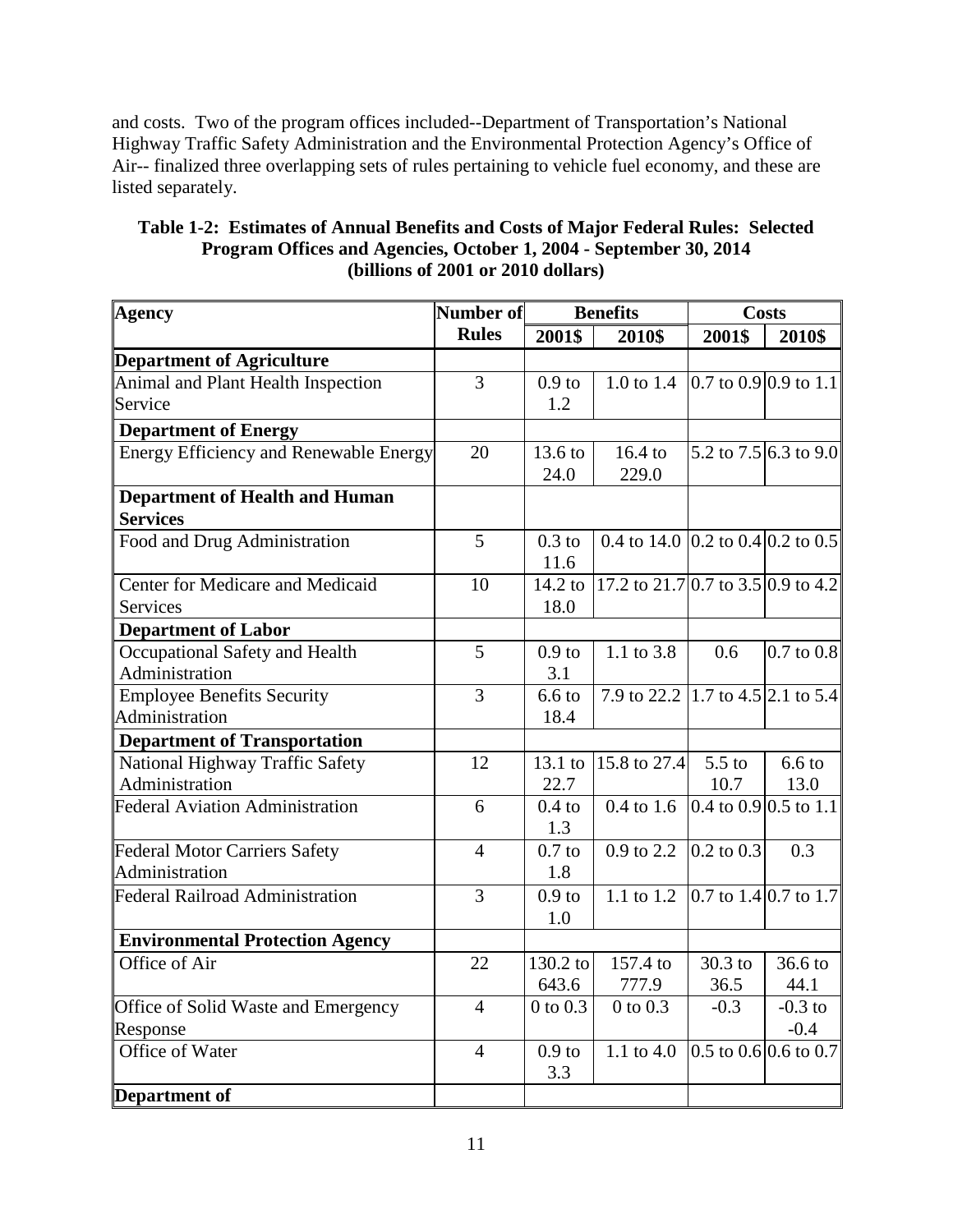and costs. Two of the program offices included--Department of Transportation's National Highway Traffic Safety Administration and the Environmental Protection Agency's Office of Air-- finalized three overlapping sets of rules pertaining to vehicle fuel economy, and these are listed separately.

**Table 1-2: Estimates of Annual Benefits and Costs of Major Federal Rules: Selected Program Offices and Agencies, October 1, 2004 - September 30, 2014 (billions of 2001 or 2010 dollars)**

| Agency | Number of Rules | Benefits | | Costs | |
|---|---|---|---|---|---|
| | | 2001$ | 2010$ | 2001$ | 2010$ |
| **Department of Agriculture** | | | | | |
| Animal and Plant Health Inspection Service | 3 | 0.9 to 1.2 | 1.0 to 1.4 | 0.7 to 0.9 | 0.9 to 1.1 |
| **Department of Energy** | | | | | |
| Energy Efficiency and Renewable Energy | 20 | 13.6 to 24.0 | 16.4 to 229.0 | 5.2 to 7.5 | 6.3 to 9.0 |
| **Department of Health and Human Services** | | | | | |
| Food and Drug Administration | 5 | 0.3 to 11.6 | 0.4 to 14.0 | 0.2 to 0.4 | 0.2 to 0.5 |
| Center for Medicare and Medicaid Services | 10 | 14.2 to 18.0 | 17.2 to 21.7 | 0.7 to 3.5 | 0.9 to 4.2 |
| **Department of Labor** | | | | | |
| Occupational Safety and Health Administration | 5 | 0.9 to 3.1 | 1.1 to 3.8 | 0.6 | 0.7 to 0.8 |
| Employee Benefits Security Administration | 3 | 6.6 to 18.4 | 7.9 to 22.2 | 1.7 to 4.5 | 2.1 to 5.4 |
| **Department of Transportation** | | | | | |
| National Highway Traffic Safety Administration | 12 | 13.1 to 22.7 | 15.8 to 27.4 | 5.5 to 10.7 | 6.6 to 13.0 |
| Federal Aviation Administration | 6 | 0.4 to 1.3 | 0.4 to 1.6 | 0.4 to 0.9 | 0.5 to 1.1 |
| Federal Motor Carriers Safety Administration | 4 | 0.7 to 1.8 | 0.9 to 2.2 | 0.2 to 0.3 | 0.3 |
| Federal Railroad Administration | 3 | 0.9 to 1.0 | 1.1 to 1.2 | 0.7 to 1.4 | 0.7 to 1.7 |
| **Environmental Protection Agency** | | | | | |
| Office of Air | 22 | 130.2 to 643.6 | 157.4 to 777.9 | 30.3 to 36.5 | 36.6 to 44.1 |
| Office of Solid Waste and Emergency Response | 4 | 0 to 0.3 | 0 to 0.3 | -0.3 | -0.3 to -0.4 |
| Office of Water | 4 | 0.9 to 3.3 | 1.1 to 4.0 | 0.5 to 0.6 | 0.6 to 0.7 |
| **Department of** | | | | | |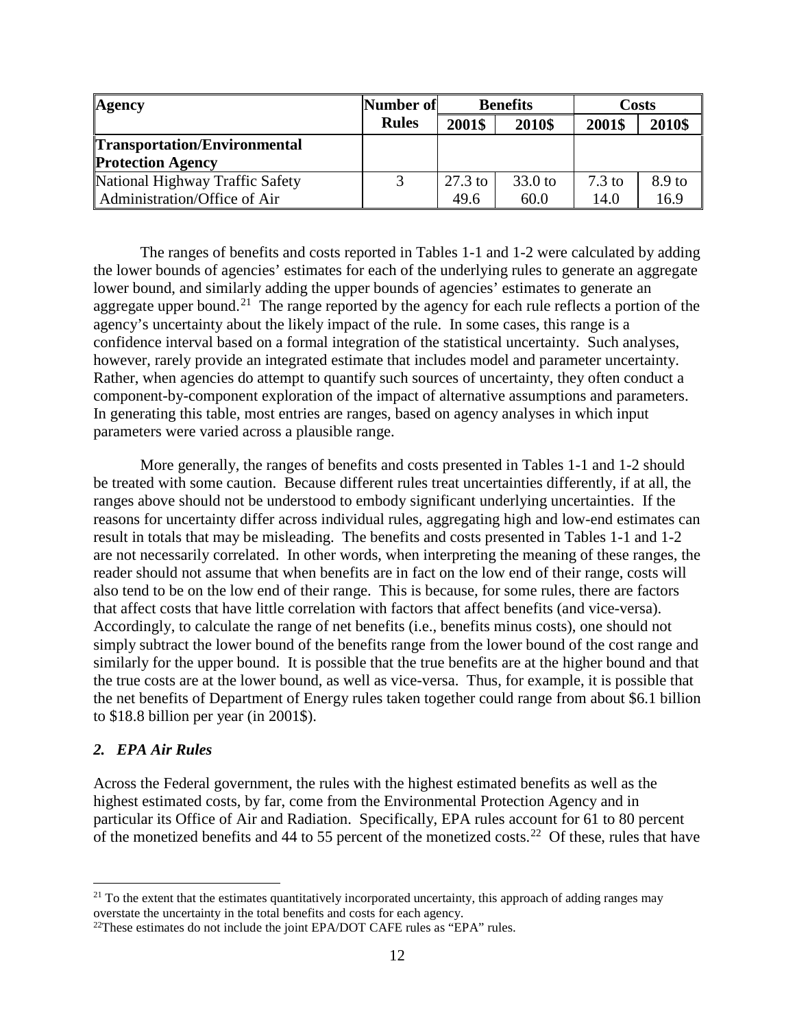| Agency | Number of Rules | Benefits | | Costs | |
|---|---|---|---|---|---|
| | | 2001$ | 2010$ | 2001$ | 2010$ |
| **Transportation/Environmental Protection Agency** | | | | | |
| National Highway Traffic Safety Administration/Office of Air | 3 | 27.3 to 49.6 | 33.0 to 60.0 | 7.3 to 14.0 | 8.9 to 16.9 |

The ranges of benefits and costs reported in Tables 1-1 and 1-2 were calculated by adding the lower bounds of agencies' estimates for each of the underlying rules to generate an aggregate lower bound, and similarly adding the upper bounds of agencies' estimates to generate an aggregate upper bound.[21] The range reported by the agency for each rule reflects a portion of the agency's uncertainty about the likely impact of the rule. In some cases, this range is a confidence interval based on a formal integration of the statistical uncertainty. Such analyses, however, rarely provide an integrated estimate that includes model and parameter uncertainty. Rather, when agencies do attempt to quantify such sources of uncertainty, they often conduct a component-by-component exploration of the impact of alternative assumptions and parameters. In generating this table, most entries are ranges, based on agency analyses in which input parameters were varied across a plausible range.

More generally, the ranges of benefits and costs presented in Tables 1-1 and 1-2 should be treated with some caution. Because different rules treat uncertainties differently, if at all, the ranges above should not be understood to embody significant underlying uncertainties. If the reasons for uncertainty differ across individual rules, aggregating high and low-end estimates can result in totals that may be misleading. The benefits and costs presented in Tables 1-1 and 1-2 are not necessarily correlated. In other words, when interpreting the meaning of these ranges, the reader should not assume that when benefits are in fact on the low end of their range, costs will also tend to be on the low end of their range. This is because, for some rules, there are factors that affect costs that have little correlation with factors that affect benefits (and vice-versa). Accordingly, to calculate the range of net benefits (i.e., benefits minus costs), one should not simply subtract the lower bound of the benefits range from the lower bound of the cost range and similarly for the upper bound. It is possible that the true benefits are at the higher bound and that the true costs are at the lower bound, as well as vice-versa. Thus, for example, it is possible that the net benefits of Department of Energy rules taken together could range from about \$6.1 billion to \$18.8 billion per year (in 2001\$).

### *2. EPA Air Rules*

Across the Federal government, the rules with the highest estimated benefits as well as the highest estimated costs, by far, come from the Environmental Protection Agency and in particular its Office of Air and Radiation. Specifically, EPA rules account for 61 to 80 percent of the monetized benefits and 44 to 55 percent of the monetized costs.[22] Of these, rules that have

---

[21] To the extent that the estimates quantitatively incorporated uncertainty, this approach of adding ranges may overstate the uncertainty in the total benefits and costs for each agency.

[22] These estimates do not include the joint EPA/DOT CAFE rules as "EPA" rules.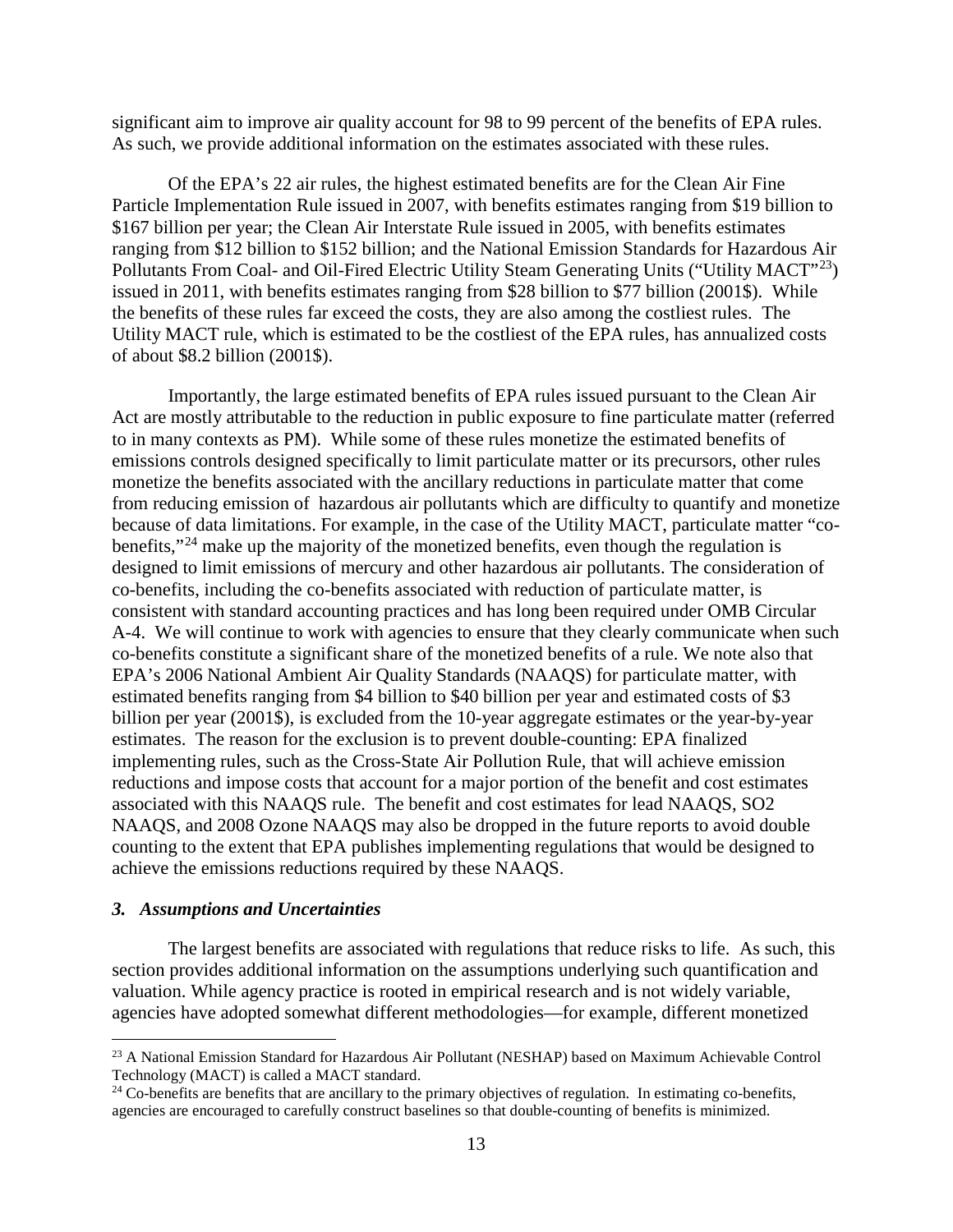significant aim to improve air quality account for 98 to 99 percent of the benefits of EPA rules. As such, we provide additional information on the estimates associated with these rules.

Of the EPA's 22 air rules, the highest estimated benefits are for the Clean Air Fine Particle Implementation Rule issued in 2007, with benefits estimates ranging from $19 billion to $167 billion per year; the Clean Air Interstate Rule issued in 2005, with benefits estimates ranging from $12 billion to $152 billion; and the National Emission Standards for Hazardous Air Pollutants From Coal- and Oil-Fired Electric Utility Steam Generating Units ("Utility MACT"[23]) issued in 2011, with benefits estimates ranging from $28 billion to $77 billion (2001$). While the benefits of these rules far exceed the costs, they are also among the costliest rules. The Utility MACT rule, which is estimated to be the costliest of the EPA rules, has annualized costs of about $8.2 billion (2001$).

Importantly, the large estimated benefits of EPA rules issued pursuant to the Clean Air Act are mostly attributable to the reduction in public exposure to fine particulate matter (referred to in many contexts as PM). While some of these rules monetize the estimated benefits of emissions controls designed specifically to limit particulate matter or its precursors, other rules monetize the benefits associated with the ancillary reductions in particulate matter that come from reducing emission of hazardous air pollutants which are difficulty to quantify and monetize because of data limitations. For example, in the case of the Utility MACT, particulate matter "co-benefits,"[24] make up the majority of the monetized benefits, even though the regulation is designed to limit emissions of mercury and other hazardous air pollutants. The consideration of co-benefits, including the co-benefits associated with reduction of particulate matter, is consistent with standard accounting practices and has long been required under OMB Circular A-4. We will continue to work with agencies to ensure that they clearly communicate when such co-benefits constitute a significant share of the monetized benefits of a rule. We note also that EPA's 2006 National Ambient Air Quality Standards (NAAQS) for particulate matter, with estimated benefits ranging from $4 billion to $40 billion per year and estimated costs of $3 billion per year (2001$), is excluded from the 10-year aggregate estimates or the year-by-year estimates. The reason for the exclusion is to prevent double-counting: EPA finalized implementing rules, such as the Cross-State Air Pollution Rule, that will achieve emission reductions and impose costs that account for a major portion of the benefit and cost estimates associated with this NAAQS rule. The benefit and cost estimates for lead NAAQS, SO2 NAAQS, and 2008 Ozone NAAQS may also be dropped in the future reports to avoid double counting to the extent that EPA publishes implementing regulations that would be designed to achieve the emissions reductions required by these NAAQS.

### *3. Assumptions and Uncertainties*

The largest benefits are associated with regulations that reduce risks to life. As such, this section provides additional information on the assumptions underlying such quantification and valuation. While agency practice is rooted in empirical research and is not widely variable, agencies have adopted somewhat different methodologies—for example, different monetized

---

[23] A National Emission Standard for Hazardous Air Pollutant (NESHAP) based on Maximum Achievable Control Technology (MACT) is called a MACT standard.

[24] Co-benefits are benefits that are ancillary to the primary objectives of regulation. In estimating co-benefits, agencies are encouraged to carefully construct baselines so that double-counting of benefits is minimized.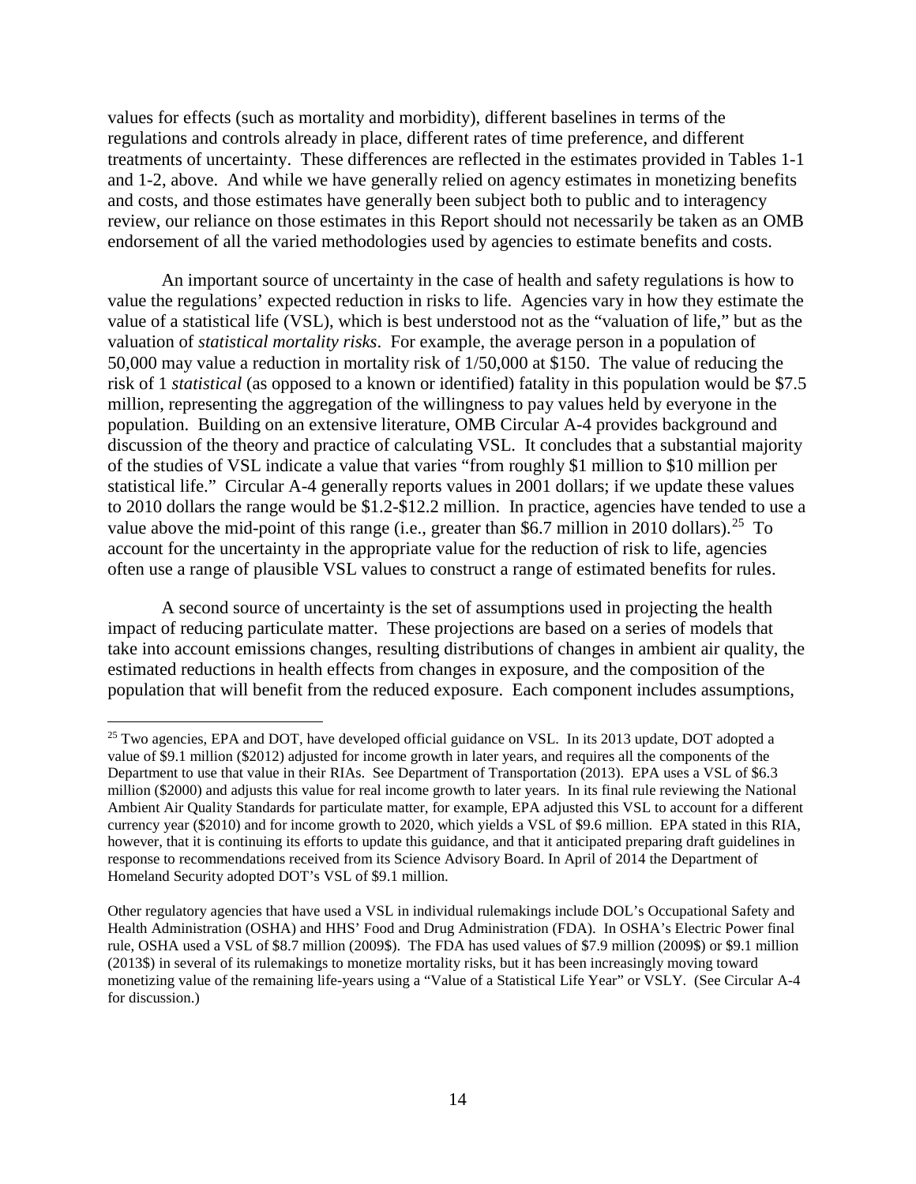values for effects (such as mortality and morbidity), different baselines in terms of the regulations and controls already in place, different rates of time preference, and different treatments of uncertainty. These differences are reflected in the estimates provided in Tables 1-1 and 1-2, above. And while we have generally relied on agency estimates in monetizing benefits and costs, and those estimates have generally been subject both to public and to interagency review, our reliance on those estimates in this Report should not necessarily be taken as an OMB endorsement of all the varied methodologies used by agencies to estimate benefits and costs.

An important source of uncertainty in the case of health and safety regulations is how to value the regulations' expected reduction in risks to life. Agencies vary in how they estimate the value of a statistical life (VSL), which is best understood not as the "valuation of life," but as the valuation of *statistical mortality risks*. For example, the average person in a population of 50,000 may value a reduction in mortality risk of 1/50,000 at $150. The value of reducing the risk of 1 *statistical* (as opposed to a known or identified) fatality in this population would be $7.5 million, representing the aggregation of the willingness to pay values held by everyone in the population. Building on an extensive literature, OMB Circular A-4 provides background and discussion of the theory and practice of calculating VSL. It concludes that a substantial majority of the studies of VSL indicate a value that varies "from roughly $1 million to $10 million per statistical life." Circular A-4 generally reports values in 2001 dollars; if we update these values to 2010 dollars the range would be $1.2-$12.2 million. In practice, agencies have tended to use a value above the mid-point of this range (i.e., greater than $6.7 million in 2010 dollars).[25] To account for the uncertainty in the appropriate value for the reduction of risk to life, agencies often use a range of plausible VSL values to construct a range of estimated benefits for rules.

A second source of uncertainty is the set of assumptions used in projecting the health impact of reducing particulate matter. These projections are based on a series of models that take into account emissions changes, resulting distributions of changes in ambient air quality, the estimated reductions in health effects from changes in exposure, and the composition of the population that will benefit from the reduced exposure. Each component includes assumptions,

---

[25] Two agencies, EPA and DOT, have developed official guidance on VSL. In its 2013 update, DOT adopted a value of $9.1 million ($2012) adjusted for income growth in later years, and requires all the components of the Department to use that value in their RIAs. See Department of Transportation (2013). EPA uses a VSL of $6.3 million ($2000) and adjusts this value for real income growth to later years. In its final rule reviewing the National Ambient Air Quality Standards for particulate matter, for example, EPA adjusted this VSL to account for a different currency year ($2010) and for income growth to 2020, which yields a VSL of $9.6 million. EPA stated in this RIA, however, that it is continuing its efforts to update this guidance, and that it anticipated preparing draft guidelines in response to recommendations received from its Science Advisory Board. In April of 2014 the Department of Homeland Security adopted DOT's VSL of $9.1 million.

Other regulatory agencies that have used a VSL in individual rulemakings include DOL's Occupational Safety and Health Administration (OSHA) and HHS' Food and Drug Administration (FDA). In OSHA's Electric Power final rule, OSHA used a VSL of $8.7 million (2009$). The FDA has used values of $7.9 million (2009$) or $9.1 million (2013$) in several of its rulemakings to monetize mortality risks, but it has been increasingly moving toward monetizing value of the remaining life-years using a "Value of a Statistical Life Year" or VSLY. (See Circular A-4 for discussion.)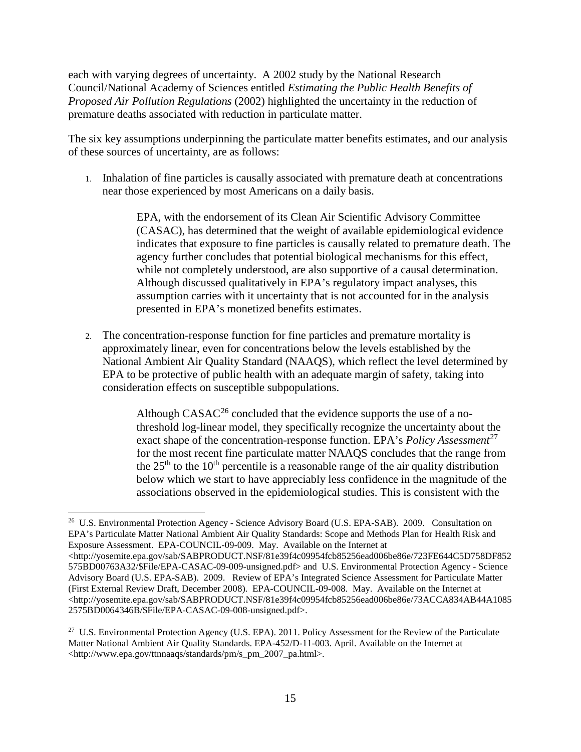each with varying degrees of uncertainty. A 2002 study by the National Research Council/National Academy of Sciences entitled *Estimating the Public Health Benefits of Proposed Air Pollution Regulations* (2002) highlighted the uncertainty in the reduction of premature deaths associated with reduction in particulate matter.

The six key assumptions underpinning the particulate matter benefits estimates, and our analysis of these sources of uncertainty, are as follows:

1. Inhalation of fine particles is causally associated with premature death at concentrations near those experienced by most Americans on a daily basis.

   > EPA, with the endorsement of its Clean Air Scientific Advisory Committee (CASAC), has determined that the weight of available epidemiological evidence indicates that exposure to fine particles is causally related to premature death. The agency further concludes that potential biological mechanisms for this effect, while not completely understood, are also supportive of a causal determination. Although discussed qualitatively in EPA's regulatory impact analyses, this assumption carries with it uncertainty that is not accounted for in the analysis presented in EPA's monetized benefits estimates.

2. The concentration-response function for fine particles and premature mortality is approximately linear, even for concentrations below the levels established by the National Ambient Air Quality Standard (NAAQS), which reflect the level determined by EPA to be protective of public health with an adequate margin of safety, taking into consideration effects on susceptible subpopulations.

   > Although CASAC[26] concluded that the evidence supports the use of a no-threshold log-linear model, they specifically recognize the uncertainty about the exact shape of the concentration-response function. EPA's *Policy Assessment*[27] for the most recent fine particulate matter NAAQS concludes that the range from the 25$^{th}$ to the 10$^{th}$ percentile is a reasonable range of the air quality distribution below which we start to have appreciably less confidence in the magnitude of the associations observed in the epidemiological studies. This is consistent with the

---

[26] U.S. Environmental Protection Agency - Science Advisory Board (U.S. EPA-SAB). 2009. Consultation on EPA's Particulate Matter National Ambient Air Quality Standards: Scope and Methods Plan for Health Risk and Exposure Assessment. EPA-COUNCIL-09-009. May. Available on the Internet at <http://yosemite.epa.gov/sab/SABPRODUCT.NSF/81e39f4c09954fcb85256ead006be86e/723FE644C5D758DF852575BD00763A32/$File/EPA-CASAC-09-009-unsigned.pdf> and U.S. Environmental Protection Agency - Science Advisory Board (U.S. EPA-SAB). 2009. Review of EPA's Integrated Science Assessment for Particulate Matter (First External Review Draft, December 2008). EPA-COUNCIL-09-008. May. Available on the Internet at <http://yosemite.epa.gov/sab/SABPRODUCT.NSF/81e39f4c09954fcb85256ead006be86e/73ACCA834AB44A10852575BD0064346B/$File/EPA-CASAC-09-008-unsigned.pdf>.

[27] U.S. Environmental Protection Agency (U.S. EPA). 2011. Policy Assessment for the Review of the Particulate Matter National Ambient Air Quality Standards. EPA-452/D-11-003. April. Available on the Internet at <http://www.epa.gov/ttnnaaqs/standards/pm/s_pm_2007_pa.html>.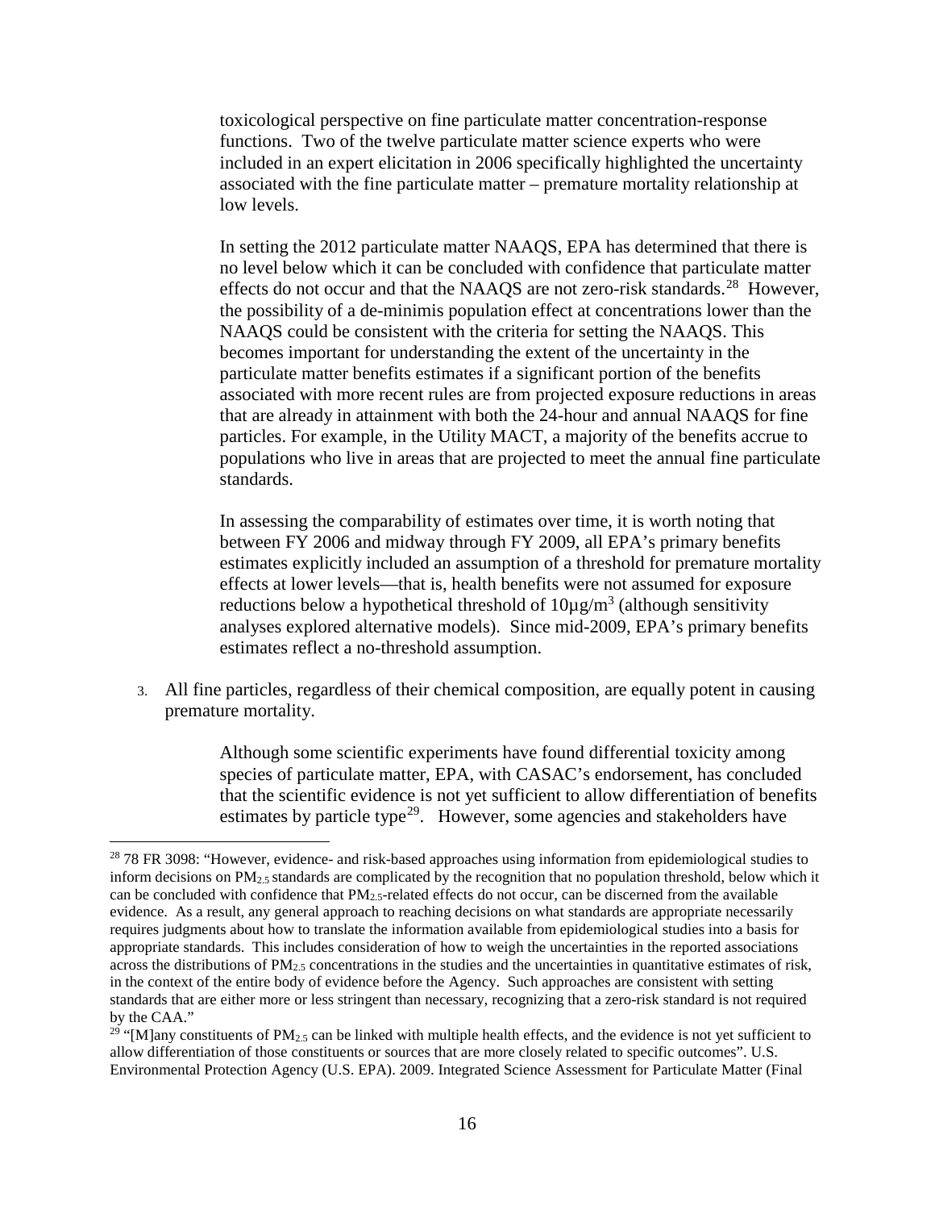toxicological perspective on fine particulate matter concentration-response functions. Two of the twelve particulate matter science experts who were included in an expert elicitation in 2006 specifically highlighted the uncertainty associated with the fine particulate matter – premature mortality relationship at low levels.

In setting the 2012 particulate matter NAAQS, EPA has determined that there is no level below which it can be concluded with confidence that particulate matter effects do not occur and that the NAAQS are not zero-risk standards.[28] However, the possibility of a de-minimis population effect at concentrations lower than the NAAQS could be consistent with the criteria for setting the NAAQS. This becomes important for understanding the extent of the uncertainty in the particulate matter benefits estimates if a significant portion of the benefits associated with more recent rules are from projected exposure reductions in areas that are already in attainment with both the 24-hour and annual NAAQS for fine particles. For example, in the Utility MACT, a majority of the benefits accrue to populations who live in areas that are projected to meet the annual fine particulate standards.

In assessing the comparability of estimates over time, it is worth noting that between FY 2006 and midway through FY 2009, all EPA's primary benefits estimates explicitly included an assumption of a threshold for premature mortality effects at lower levels—that is, health benefits were not assumed for exposure reductions below a hypothetical threshold of $10\mu g/m^3$ (although sensitivity analyses explored alternative models). Since mid-2009, EPA's primary benefits estimates reflect a no-threshold assumption.

3. All fine particles, regardless of their chemical composition, are equally potent in causing premature mortality.

   Although some scientific experiments have found differential toxicity among species of particulate matter, EPA, with CASAC's endorsement, has concluded that the scientific evidence is not yet sufficient to allow differentiation of benefits estimates by particle type[29]. However, some agencies and stakeholders have

[28] 78 FR 3098: "However, evidence- and risk-based approaches using information from epidemiological studies to inform decisions on $PM_{2.5}$ standards are complicated by the recognition that no population threshold, below which it can be concluded with confidence that $PM_{2.5}$-related effects do not occur, can be discerned from the available evidence. As a result, any general approach to reaching decisions on what standards are appropriate necessarily requires judgments about how to translate the information available from epidemiological studies into a basis for appropriate standards. This includes consideration of how to weigh the uncertainties in the reported associations across the distributions of $PM_{2.5}$ concentrations in the studies and the uncertainties in quantitative estimates of risk, in the context of the entire body of evidence before the Agency. Such approaches are consistent with setting standards that are either more or less stringent than necessary, recognizing that a zero-risk standard is not required by the CAA."

[29] "[M]any constituents of $PM_{2.5}$ can be linked with multiple health effects, and the evidence is not yet sufficient to allow differentiation of those constituents or sources that are more closely related to specific outcomes". U.S. Environmental Protection Agency (U.S. EPA). 2009. Integrated Science Assessment for Particulate Matter (Final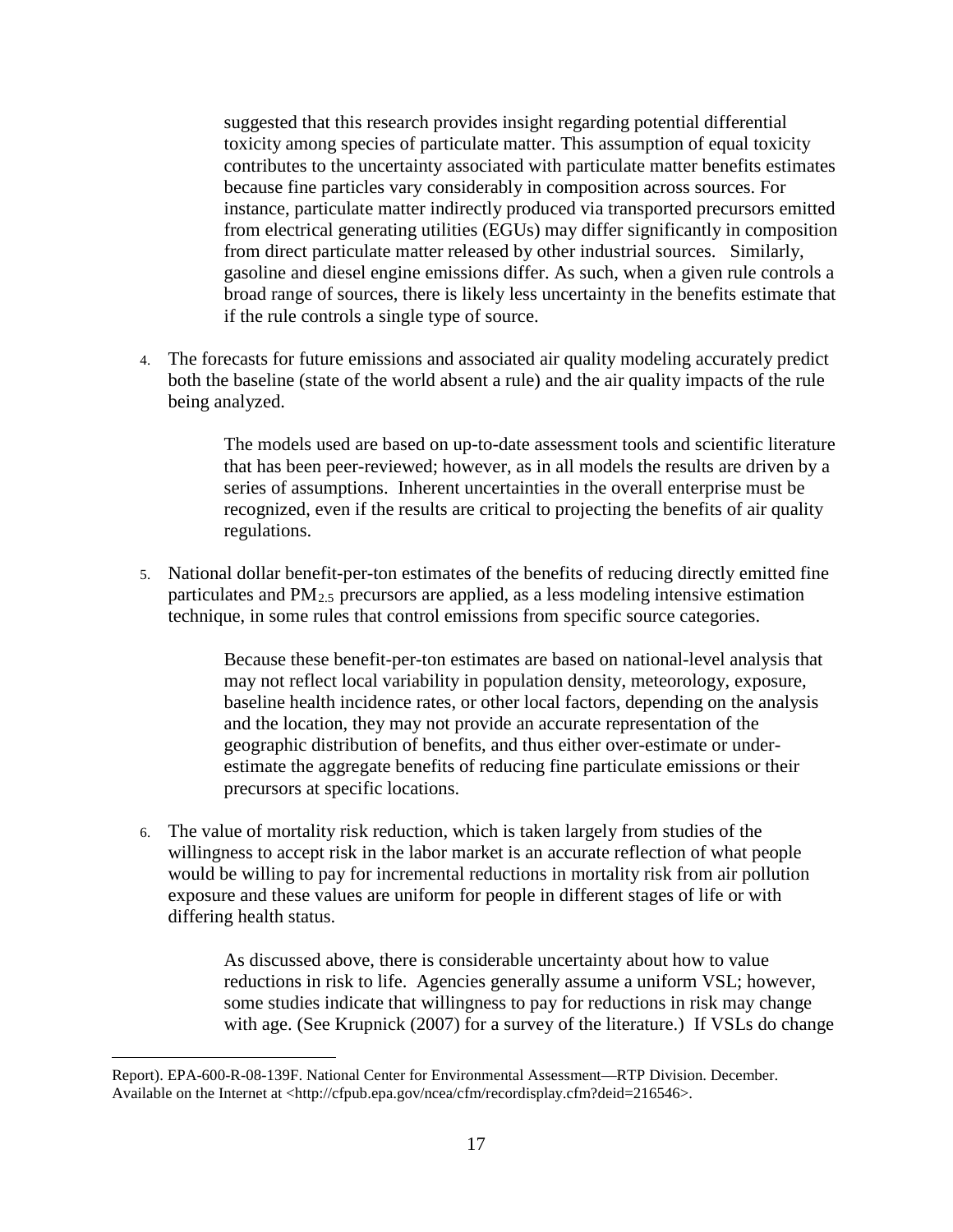suggested that this research provides insight regarding potential differential toxicity among species of particulate matter. This assumption of equal toxicity contributes to the uncertainty associated with particulate matter benefits estimates because fine particles vary considerably in composition across sources. For instance, particulate matter indirectly produced via transported precursors emitted from electrical generating utilities (EGUs) may differ significantly in composition from direct particulate matter released by other industrial sources. Similarly, gasoline and diesel engine emissions differ. As such, when a given rule controls a broad range of sources, there is likely less uncertainty in the benefits estimate that if the rule controls a single type of source.

4. The forecasts for future emissions and associated air quality modeling accurately predict both the baseline (state of the world absent a rule) and the air quality impacts of the rule being analyzed.

   The models used are based on up-to-date assessment tools and scientific literature that has been peer-reviewed; however, as in all models the results are driven by a series of assumptions. Inherent uncertainties in the overall enterprise must be recognized, even if the results are critical to projecting the benefits of air quality regulations.

5. National dollar benefit-per-ton estimates of the benefits of reducing directly emitted fine particulates and $PM_{2.5}$ precursors are applied, as a less modeling intensive estimation technique, in some rules that control emissions from specific source categories.

   Because these benefit-per-ton estimates are based on national-level analysis that may not reflect local variability in population density, meteorology, exposure, baseline health incidence rates, or other local factors, depending on the analysis and the location, they may not provide an accurate representation of the geographic distribution of benefits, and thus either over-estimate or under-estimate the aggregate benefits of reducing fine particulate emissions or their precursors at specific locations.

6. The value of mortality risk reduction, which is taken largely from studies of the willingness to accept risk in the labor market is an accurate reflection of what people would be willing to pay for incremental reductions in mortality risk from air pollution exposure and these values are uniform for people in different stages of life or with differing health status.

   As discussed above, there is considerable uncertainty about how to value reductions in risk to life. Agencies generally assume a uniform VSL; however, some studies indicate that willingness to pay for reductions in risk may change with age. (See Krupnick (2007) for a survey of the literature.) If VSLs do change

Report). EPA-600-R-08-139F. National Center for Environmental Assessment—RTP Division. December. Available on the Internet at <http://cfpub.epa.gov/ncea/cfm/recordisplay.cfm?deid=216546>.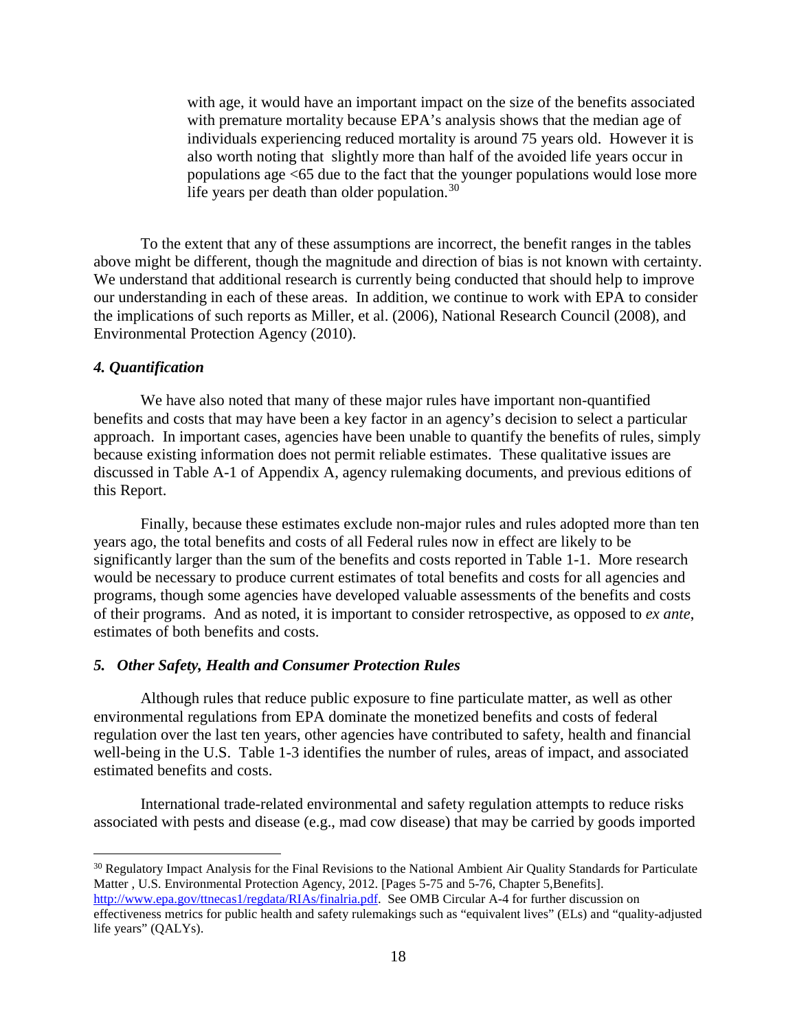with age, it would have an important impact on the size of the benefits associated with premature mortality because EPA's analysis shows that the median age of individuals experiencing reduced mortality is around 75 years old. However it is also worth noting that slightly more than half of the avoided life years occur in populations age <65 due to the fact that the younger populations would lose more life years per death than older population.[30]

To the extent that any of these assumptions are incorrect, the benefit ranges in the tables above might be different, though the magnitude and direction of bias is not known with certainty. We understand that additional research is currently being conducted that should help to improve our understanding in each of these areas. In addition, we continue to work with EPA to consider the implications of such reports as Miller, et al. (2006), National Research Council (2008), and Environmental Protection Agency (2010).

### *4. Quantification*

We have also noted that many of these major rules have important non-quantified benefits and costs that may have been a key factor in an agency's decision to select a particular approach. In important cases, agencies have been unable to quantify the benefits of rules, simply because existing information does not permit reliable estimates. These qualitative issues are discussed in Table A-1 of Appendix A, agency rulemaking documents, and previous editions of this Report.

Finally, because these estimates exclude non-major rules and rules adopted more than ten years ago, the total benefits and costs of all Federal rules now in effect are likely to be significantly larger than the sum of the benefits and costs reported in Table 1-1. More research would be necessary to produce current estimates of total benefits and costs for all agencies and programs, though some agencies have developed valuable assessments of the benefits and costs of their programs. And as noted, it is important to consider retrospective, as opposed to *ex ante*, estimates of both benefits and costs.

### *5. Other Safety, Health and Consumer Protection Rules*

Although rules that reduce public exposure to fine particulate matter, as well as other environmental regulations from EPA dominate the monetized benefits and costs of federal regulation over the last ten years, other agencies have contributed to safety, health and financial well-being in the U.S. Table 1-3 identifies the number of rules, areas of impact, and associated estimated benefits and costs.

International trade-related environmental and safety regulation attempts to reduce risks associated with pests and disease (e.g., mad cow disease) that may be carried by goods imported

---

[30] Regulatory Impact Analysis for the Final Revisions to the National Ambient Air Quality Standards for Particulate Matter , U.S. Environmental Protection Agency, 2012. [Pages 5-75 and 5-76, Chapter 5,Benefits]. http://www.epa.gov/ttnecas1/regdata/RIAs/finalria.pdf. See OMB Circular A-4 for further discussion on effectiveness metrics for public health and safety rulemakings such as "equivalent lives" (ELs) and "quality-adjusted life years" (QALYs).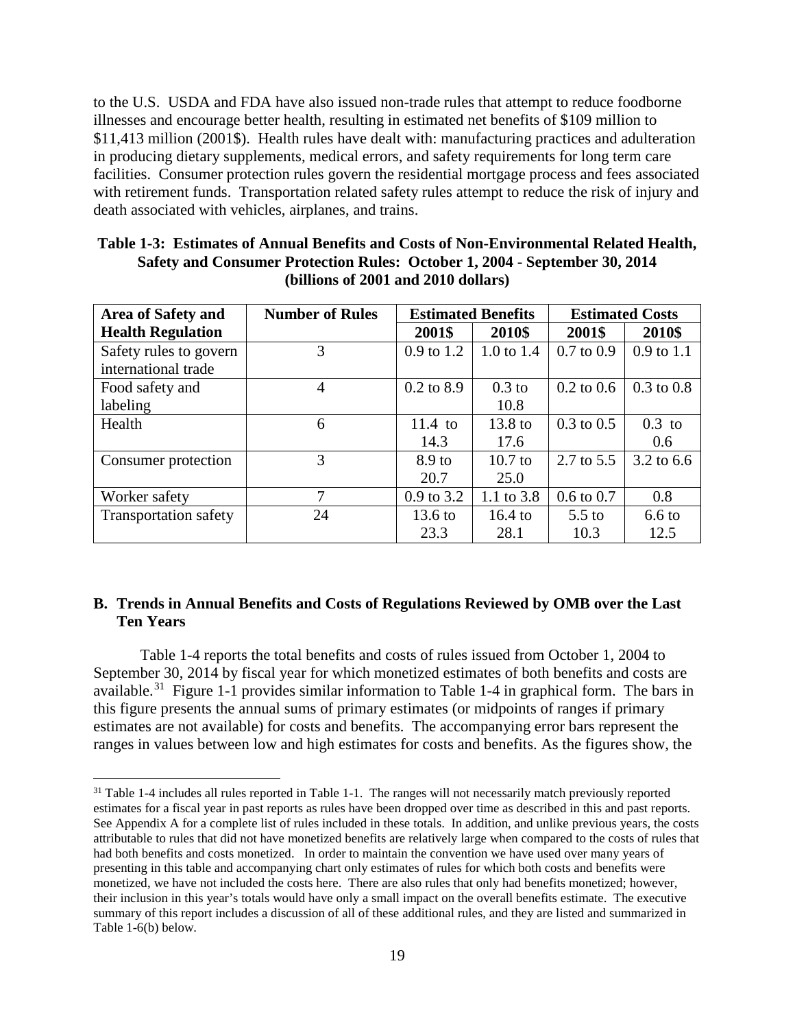to the U.S. USDA and FDA have also issued non-trade rules that attempt to reduce foodborne illnesses and encourage better health, resulting in estimated net benefits of $109 million to $11,413 million (2001$). Health rules have dealt with: manufacturing practices and adulteration in producing dietary supplements, medical errors, and safety requirements for long term care facilities. Consumer protection rules govern the residential mortgage process and fees associated with retirement funds. Transportation related safety rules attempt to reduce the risk of injury and death associated with vehicles, airplanes, and trains.

**Table 1-3: Estimates of Annual Benefits and Costs of Non-Environmental Related Health, Safety and Consumer Protection Rules: October 1, 2004 - September 30, 2014 (billions of 2001 and 2010 dollars)**

| Area of Safety and Health Regulation | Number of Rules | Estimated Benefits | | Estimated Costs | |
|---|---|---|---|---|---|
| | | 2001$ | 2010$ | 2001$ | 2010$ |
| Safety rules to govern international trade | 3 | 0.9 to 1.2 | 1.0 to 1.4 | 0.7 to 0.9 | 0.9 to 1.1 |
| Food safety and labeling | 4 | 0.2 to 8.9 | 0.3 to 10.8 | 0.2 to 0.6 | 0.3 to 0.8 |
| Health | 6 | 11.4 to 14.3 | 13.8 to 17.6 | 0.3 to 0.5 | 0.3 to 0.6 |
| Consumer protection | 3 | 8.9 to 20.7 | 10.7 to 25.0 | 2.7 to 5.5 | 3.2 to 6.6 |
| Worker safety | 7 | 0.9 to 3.2 | 1.1 to 3.8 | 0.6 to 0.7 | 0.8 |
| Transportation safety | 24 | 13.6 to 23.3 | 16.4 to 28.1 | 5.5 to 10.3 | 6.6 to 12.5 |

## B. Trends in Annual Benefits and Costs of Regulations Reviewed by OMB over the Last Ten Years

Table 1-4 reports the total benefits and costs of rules issued from October 1, 2004 to September 30, 2014 by fiscal year for which monetized estimates of both benefits and costs are available.[31] Figure 1-1 provides similar information to Table 1-4 in graphical form. The bars in this figure presents the annual sums of primary estimates (or midpoints of ranges if primary estimates are not available) for costs and benefits. The accompanying error bars represent the ranges in values between low and high estimates for costs and benefits. As the figures show, the

[31] Table 1-4 includes all rules reported in Table 1-1. The ranges will not necessarily match previously reported estimates for a fiscal year in past reports as rules have been dropped over time as described in this and past reports. See Appendix A for a complete list of rules included in these totals. In addition, and unlike previous years, the costs attributable to rules that did not have monetized benefits are relatively large when compared to the costs of rules that had both benefits and costs monetized. In order to maintain the convention we have used over many years of presenting in this table and accompanying chart only estimates of rules for which both costs and benefits were monetized, we have not included the costs here. There are also rules that only had benefits monetized; however, their inclusion in this year's totals would have only a small impact on the overall benefits estimate. The executive summary of this report includes a discussion of all of these additional rules, and they are listed and summarized in Table 1-6(b) below.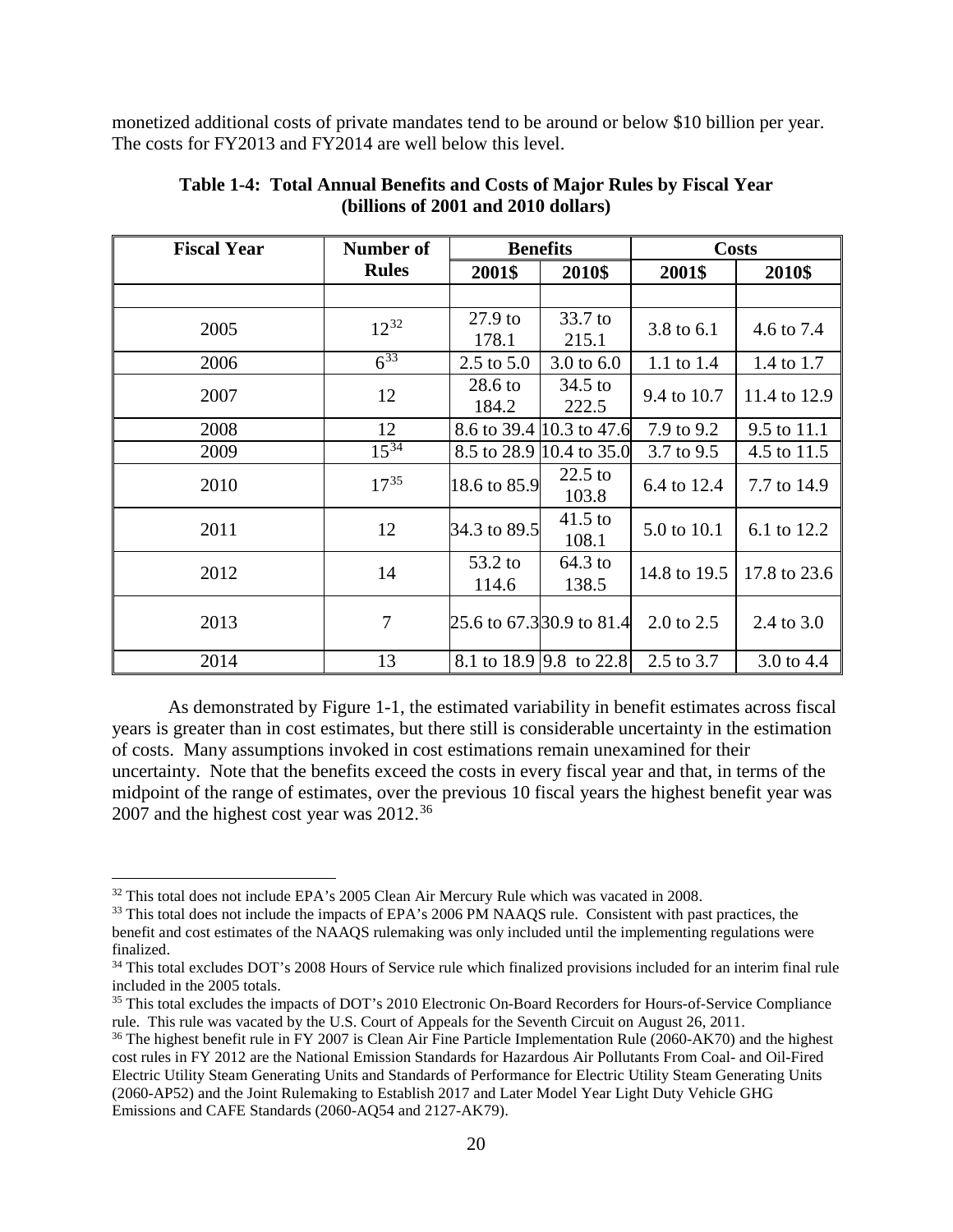monetized additional costs of private mandates tend to be around or below \$10 billion per year. The costs for FY2013 and FY2014 are well below this level.

**Table 1-4: Total Annual Benefits and Costs of Major Rules by Fiscal Year (billions of 2001 and 2010 dollars)**

| Fiscal Year | Number of Rules | Benefits | | Costs | |
|---|---|---|---|---|---|
| | | 2001\$ | 2010\$ | 2001\$ | 2010\$ |
| | | | | | |
| 2005 | 12[32] | 27.9 to 178.1 | 33.7 to 215.1 | 3.8 to 6.1 | 4.6 to 7.4 |
| 2006 | 6[33] | 2.5 to 5.0 | 3.0 to 6.0 | 1.1 to 1.4 | 1.4 to 1.7 |
| 2007 | 12 | 28.6 to 184.2 | 34.5 to 222.5 | 9.4 to 10.7 | 11.4 to 12.9 |
| 2008 | 12 | 8.6 to 39.4 | 10.3 to 47.6 | 7.9 to 9.2 | 9.5 to 11.1 |
| 2009 | 15[34] | 8.5 to 28.9 | 10.4 to 35.0 | 3.7 to 9.5 | 4.5 to 11.5 |
| 2010 | 17[35] | 18.6 to 85.9 | 22.5 to 103.8 | 6.4 to 12.4 | 7.7 to 14.9 |
| 2011 | 12 | 34.3 to 89.5 | 41.5 to 108.1 | 5.0 to 10.1 | 6.1 to 12.2 |
| 2012 | 14 | 53.2 to 114.6 | 64.3 to 138.5 | 14.8 to 19.5 | 17.8 to 23.6 |
| 2013 | 7 | 25.6 to 67.3 | 30.9 to 81.4 | 2.0 to 2.5 | 2.4 to 3.0 |
| 2014 | 13 | 8.1 to 18.9 | 9.8 to 22.8 | 2.5 to 3.7 | 3.0 to 4.4 |

As demonstrated by Figure 1-1, the estimated variability in benefit estimates across fiscal years is greater than in cost estimates, but there still is considerable uncertainty in the estimation of costs. Many assumptions invoked in cost estimations remain unexamined for their uncertainty. Note that the benefits exceed the costs in every fiscal year and that, in terms of the midpoint of the range of estimates, over the previous 10 fiscal years the highest benefit year was 2007 and the highest cost year was 2012.[36]

---

[32] This total does not include EPA's 2005 Clean Air Mercury Rule which was vacated in 2008.

[33] This total does not include the impacts of EPA's 2006 PM NAAQS rule. Consistent with past practices, the benefit and cost estimates of the NAAQS rulemaking was only included until the implementing regulations were finalized.

[34] This total excludes DOT's 2008 Hours of Service rule which finalized provisions included for an interim final rule included in the 2005 totals.

[35] This total excludes the impacts of DOT's 2010 Electronic On-Board Recorders for Hours-of-Service Compliance rule. This rule was vacated by the U.S. Court of Appeals for the Seventh Circuit on August 26, 2011.

[36] The highest benefit rule in FY 2007 is Clean Air Fine Particle Implementation Rule (2060-AK70) and the highest cost rules in FY 2012 are the National Emission Standards for Hazardous Air Pollutants From Coal- and Oil-Fired Electric Utility Steam Generating Units and Standards of Performance for Electric Utility Steam Generating Units (2060-AP52) and the Joint Rulemaking to Establish 2017 and Later Model Year Light Duty Vehicle GHG Emissions and CAFE Standards (2060-AQ54 and 2127-AK79).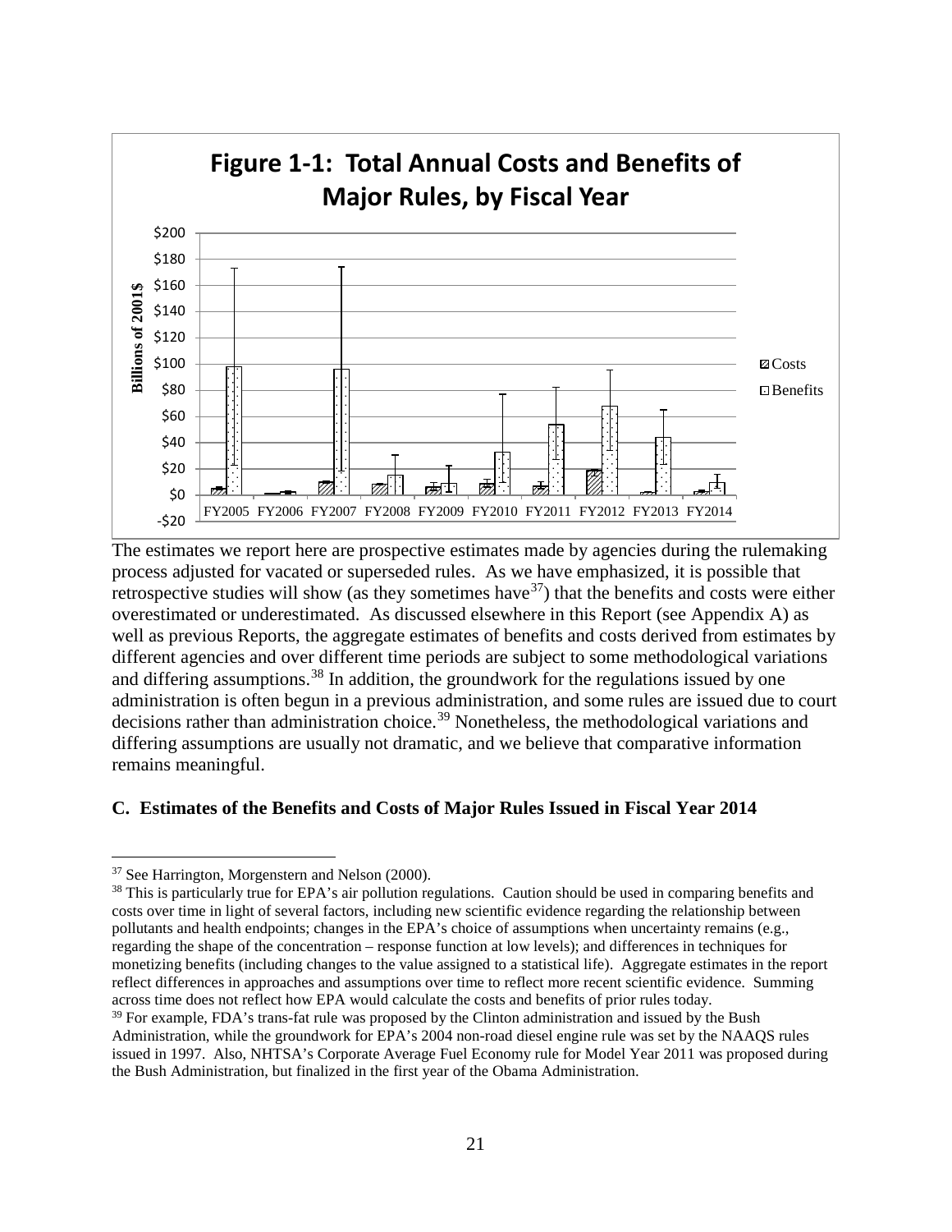**Figure 1-1: Total Annual Costs and Benefits of Major Rules, by Fiscal Year**

The estimates we report here are prospective estimates made by agencies during the rulemaking process adjusted for vacated or superseded rules. As we have emphasized, it is possible that retrospective studies will show (as they sometimes have[37]) that the benefits and costs were either overestimated or underestimated. As discussed elsewhere in this Report (see Appendix A) as well as previous Reports, the aggregate estimates of benefits and costs derived from estimates by different agencies and over different time periods are subject to some methodological variations and differing assumptions.[38] In addition, the groundwork for the regulations issued by one administration is often begun in a previous administration, and some rules are issued due to court decisions rather than administration choice.[39] Nonetheless, the methodological variations and differing assumptions are usually not dramatic, and we believe that comparative information remains meaningful.

### C. Estimates of the Benefits and Costs of Major Rules Issued in Fiscal Year 2014

---

[37] See Harrington, Morgenstern and Nelson (2000).

[38] This is particularly true for EPA's air pollution regulations. Caution should be used in comparing benefits and costs over time in light of several factors, including new scientific evidence regarding the relationship between pollutants and health endpoints; changes in the EPA's choice of assumptions when uncertainty remains (e.g., regarding the shape of the concentration – response function at low levels); and differences in techniques for monetizing benefits (including changes to the value assigned to a statistical life). Aggregate estimates in the report reflect differences in approaches and assumptions over time to reflect more recent scientific evidence. Summing across time does not reflect how EPA would calculate the costs and benefits of prior rules today.

[39] For example, FDA's trans-fat rule was proposed by the Clinton administration and issued by the Bush Administration, while the groundwork for EPA's 2004 non-road diesel engine rule was set by the NAAQS rules issued in 1997. Also, NHTSA's Corporate Average Fuel Economy rule for Model Year 2011 was proposed during the Bush Administration, but finalized in the first year of the Obama Administration.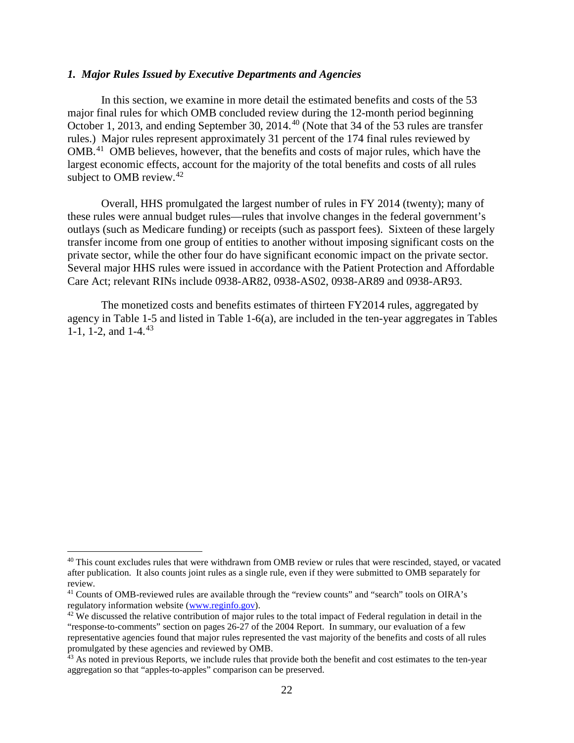### *1. Major Rules Issued by Executive Departments and Agencies*

In this section, we examine in more detail the estimated benefits and costs of the 53 major final rules for which OMB concluded review during the 12-month period beginning October 1, 2013, and ending September 30, 2014.[40] (Note that 34 of the 53 rules are transfer rules.) Major rules represent approximately 31 percent of the 174 final rules reviewed by OMB.[41] OMB believes, however, that the benefits and costs of major rules, which have the largest economic effects, account for the majority of the total benefits and costs of all rules subject to OMB review.[42]

Overall, HHS promulgated the largest number of rules in FY 2014 (twenty); many of these rules were annual budget rules—rules that involve changes in the federal government's outlays (such as Medicare funding) or receipts (such as passport fees). Sixteen of these largely transfer income from one group of entities to another without imposing significant costs on the private sector, while the other four do have significant economic impact on the private sector. Several major HHS rules were issued in accordance with the Patient Protection and Affordable Care Act; relevant RINs include 0938-AR82, 0938-AS02, 0938-AR89 and 0938-AR93.

The monetized costs and benefits estimates of thirteen FY2014 rules, aggregated by agency in Table 1-5 and listed in Table 1-6(a), are included in the ten-year aggregates in Tables 1-1, 1-2, and 1-4.[43]

---

[40] This count excludes rules that were withdrawn from OMB review or rules that were rescinded, stayed, or vacated after publication. It also counts joint rules as a single rule, even if they were submitted to OMB separately for review.

[41] Counts of OMB-reviewed rules are available through the "review counts" and "search" tools on OIRA's regulatory information website (www.reginfo.gov).

[42] We discussed the relative contribution of major rules to the total impact of Federal regulation in detail in the "response-to-comments" section on pages 26-27 of the 2004 Report. In summary, our evaluation of a few representative agencies found that major rules represented the vast majority of the benefits and costs of all rules promulgated by these agencies and reviewed by OMB.

[43] As noted in previous Reports, we include rules that provide both the benefit and cost estimates to the ten-year aggregation so that "apples-to-apples" comparison can be preserved.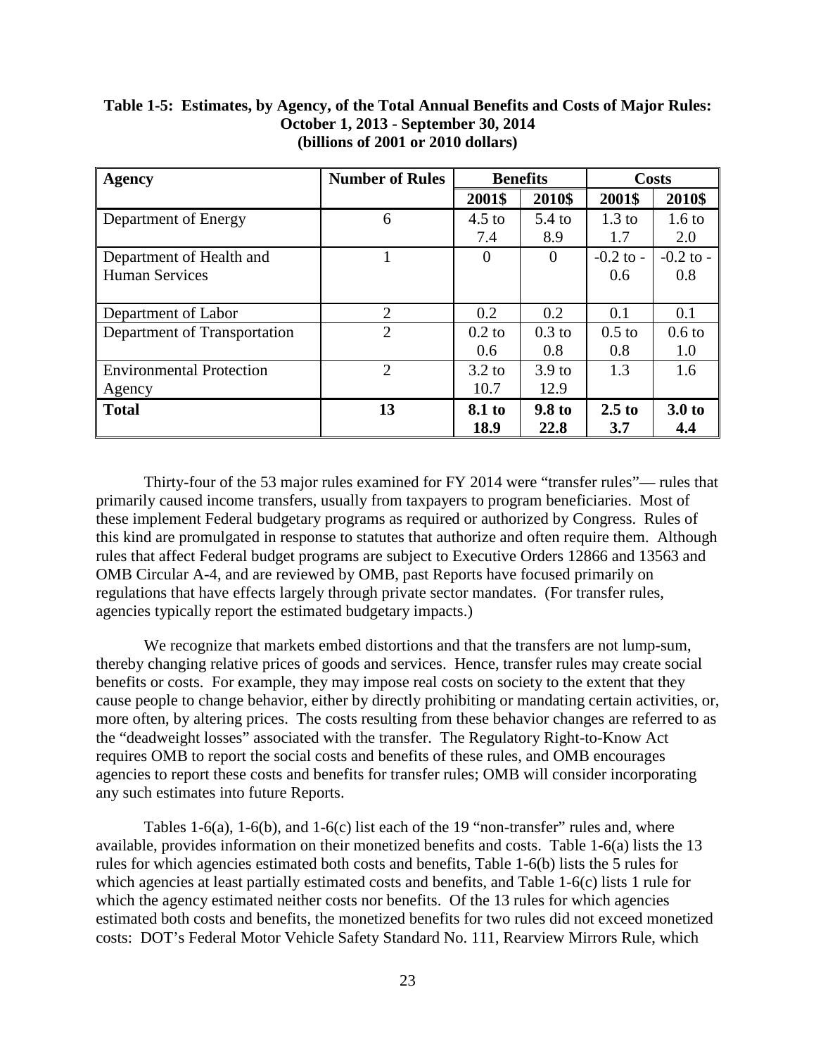**Table 1-5: Estimates, by Agency, of the Total Annual Benefits and Costs of Major Rules: October 1, 2013 - September 30, 2014 (billions of 2001 or 2010 dollars)**

| Agency | Number of Rules | Benefits | | Costs | |
|---|---|---|---|---|---|
| | | 2001$ | 2010$ | 2001$ | 2010$ |
| Department of Energy | 6 | 4.5 to 7.4 | 5.4 to 8.9 | 1.3 to 1.7 | 1.6 to 2.0 |
| Department of Health and Human Services | 1 | 0 | 0 | -0.2 to -0.6 | -0.2 to -0.8 |
| Department of Labor | 2 | 0.2 | 0.2 | 0.1 | 0.1 |
| Department of Transportation | 2 | 0.2 to 0.6 | 0.3 to 0.8 | 0.5 to 0.8 | 0.6 to 1.0 |
| Environmental Protection Agency | 2 | 3.2 to 10.7 | 3.9 to 12.9 | 1.3 | 1.6 |
| **Total** | **13** | **8.1 to 18.9** | **9.8 to 22.8** | **2.5 to 3.7** | **3.0 to 4.4** |

Thirty-four of the 53 major rules examined for FY 2014 were "transfer rules"— rules that primarily caused income transfers, usually from taxpayers to program beneficiaries. Most of these implement Federal budgetary programs as required or authorized by Congress. Rules of this kind are promulgated in response to statutes that authorize and often require them. Although rules that affect Federal budget programs are subject to Executive Orders 12866 and 13563 and OMB Circular A-4, and are reviewed by OMB, past Reports have focused primarily on regulations that have effects largely through private sector mandates. (For transfer rules, agencies typically report the estimated budgetary impacts.)

We recognize that markets embed distortions and that the transfers are not lump-sum, thereby changing relative prices of goods and services. Hence, transfer rules may create social benefits or costs. For example, they may impose real costs on society to the extent that they cause people to change behavior, either by directly prohibiting or mandating certain activities, or, more often, by altering prices. The costs resulting from these behavior changes are referred to as the "deadweight losses" associated with the transfer. The Regulatory Right-to-Know Act requires OMB to report the social costs and benefits of these rules, and OMB encourages agencies to report these costs and benefits for transfer rules; OMB will consider incorporating any such estimates into future Reports.

Tables 1-6(a), 1-6(b), and 1-6(c) list each of the 19 "non-transfer" rules and, where available, provides information on their monetized benefits and costs. Table 1-6(a) lists the 13 rules for which agencies estimated both costs and benefits, Table 1-6(b) lists the 5 rules for which agencies at least partially estimated costs and benefits, and Table 1-6(c) lists 1 rule for which the agency estimated neither costs nor benefits. Of the 13 rules for which agencies estimated both costs and benefits, the monetized benefits for two rules did not exceed monetized costs: DOT's Federal Motor Vehicle Safety Standard No. 111, Rearview Mirrors Rule, which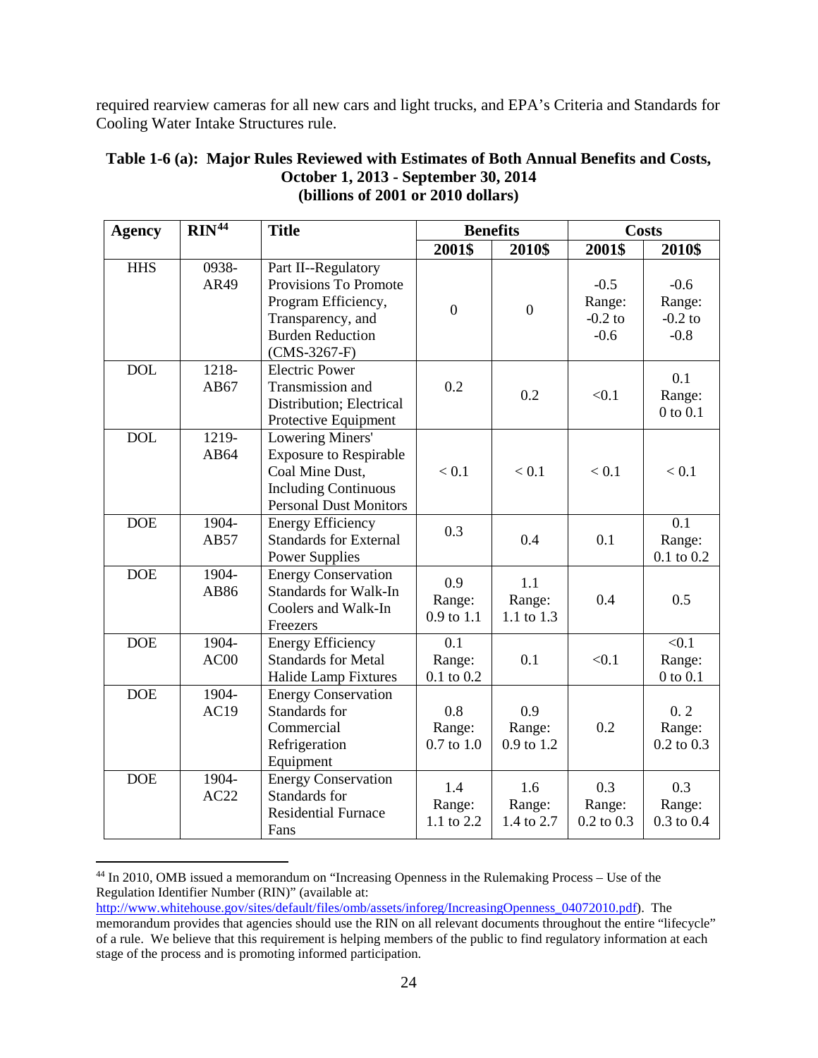required rearview cameras for all new cars and light trucks, and EPA's Criteria and Standards for Cooling Water Intake Structures rule.

**Table 1-6 (a): Major Rules Reviewed with Estimates of Both Annual Benefits and Costs, October 1, 2013 - September 30, 2014 (billions of 2001 or 2010 dollars)**

| Agency | RIN[44] | Title | Benefits | | Costs | |
|---|---|---|---|---|---|---|
| | | | 2001$ | 2010$ | 2001$ | 2010$ |
| HHS | 0938-AR49 | Part II--Regulatory Provisions To Promote Program Efficiency, Transparency, and Burden Reduction (CMS-3267-F) | 0 | 0 | -0.5 Range: -0.2 to -0.6 | -0.6 Range: -0.2 to -0.8 |
| DOL | 1218-AB67 | Electric Power Transmission and Distribution; Electrical Protective Equipment | 0.2 | 0.2 | <0.1 | 0.1 Range: 0 to 0.1 |
| DOL | 1219-AB64 | Lowering Miners' Exposure to Respirable Coal Mine Dust, Including Continuous Personal Dust Monitors | < 0.1 | < 0.1 | < 0.1 | < 0.1 |
| DOE | 1904-AB57 | Energy Efficiency Standards for External Power Supplies | 0.3 | 0.4 | 0.1 | 0.1 Range: 0.1 to 0.2 |
| DOE | 1904-AB86 | Energy Conservation Standards for Walk-In Coolers and Walk-In Freezers | 0.9 Range: 0.9 to 1.1 | 1.1 Range: 1.1 to 1.3 | 0.4 | 0.5 |
| DOE | 1904-AC00 | Energy Efficiency Standards for Metal Halide Lamp Fixtures | 0.1 Range: 0.1 to 0.2 | 0.1 | <0.1 | <0.1 Range: 0 to 0.1 |
| DOE | 1904-AC19 | Energy Conservation Standards for Commercial Refrigeration Equipment | 0.8 Range: 0.7 to 1.0 | 0.9 Range: 0.9 to 1.2 | 0.2 | 0. 2 Range: 0.2 to 0.3 |
| DOE | 1904-AC22 | Energy Conservation Standards for Residential Furnace Fans | 1.4 Range: 1.1 to 2.2 | 1.6 Range: 1.4 to 2.7 | 0.3 Range: 0.2 to 0.3 | 0.3 Range: 0.3 to 0.4 |

[44] In 2010, OMB issued a memorandum on "Increasing Openness in the Rulemaking Process – Use of the Regulation Identifier Number (RIN)" (available at: http://www.whitehouse.gov/sites/default/files/omb/assets/inforeg/IncreasingOpenness_04072010.pdf). The memorandum provides that agencies should use the RIN on all relevant documents throughout the entire "lifecycle" of a rule. We believe that this requirement is helping members of the public to find regulatory information at each stage of the process and is promoting informed participation.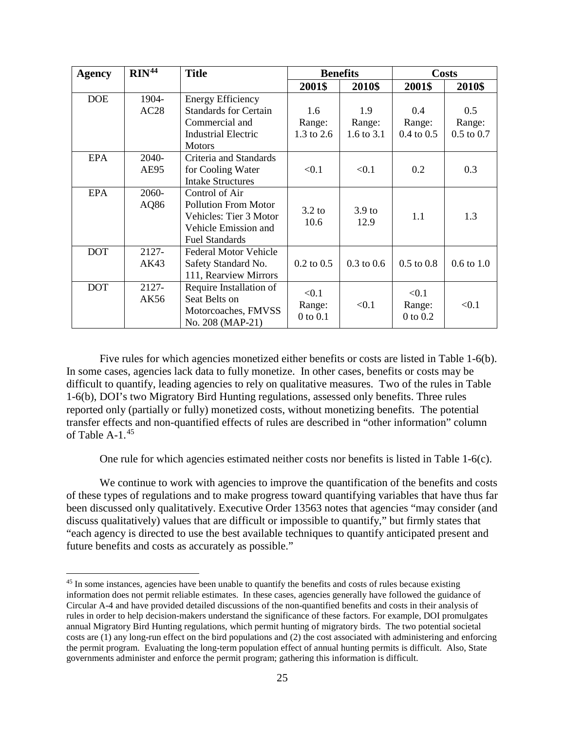| Agency | RIN[44] | Title | Benefits | | Costs | |
|---|---|---|---|---|---|---|
| | | | 2001$ | 2010$ | 2001$ | 2010$ |
| DOE | 1904-AC28 | Energy Efficiency Standards for Certain Commercial and Industrial Electric Motors | 1.6 Range: 1.3 to 2.6 | 1.9 Range: 1.6 to 3.1 | 0.4 Range: 0.4 to 0.5 | 0.5 Range: 0.5 to 0.7 |
| EPA | 2040-AE95 | Criteria and Standards for Cooling Water Intake Structures | <0.1 | <0.1 | 0.2 | 0.3 |
| EPA | 2060-AQ86 | Control of Air Pollution From Motor Vehicles: Tier 3 Motor Vehicle Emission and Fuel Standards | 3.2 to 10.6 | 3.9 to 12.9 | 1.1 | 1.3 |
| DOT | 2127-AK43 | Federal Motor Vehicle Safety Standard No. 111, Rearview Mirrors | 0.2 to 0.5 | 0.3 to 0.6 | 0.5 to 0.8 | 0.6 to 1.0 |
| DOT | 2127-AK56 | Require Installation of Seat Belts on Motorcoaches, FMVSS No. 208 (MAP-21) | <0.1 Range: 0 to 0.1 | <0.1 | <0.1 Range: 0 to 0.2 | <0.1 |

Five rules for which agencies monetized either benefits or costs are listed in Table 1-6(b). In some cases, agencies lack data to fully monetize. In other cases, benefits or costs may be difficult to quantify, leading agencies to rely on qualitative measures. Two of the rules in Table 1-6(b), DOI's two Migratory Bird Hunting regulations, assessed only benefits. Three rules reported only (partially or fully) monetized costs, without monetizing benefits. The potential transfer effects and non-quantified effects of rules are described in "other information" column of Table A-1.[45]

One rule for which agencies estimated neither costs nor benefits is listed in Table 1-6(c).

We continue to work with agencies to improve the quantification of the benefits and costs of these types of regulations and to make progress toward quantifying variables that have thus far been discussed only qualitatively. Executive Order 13563 notes that agencies "may consider (and discuss qualitatively) values that are difficult or impossible to quantify," but firmly states that "each agency is directed to use the best available techniques to quantify anticipated present and future benefits and costs as accurately as possible."

[45] In some instances, agencies have been unable to quantify the benefits and costs of rules because existing information does not permit reliable estimates. In these cases, agencies generally have followed the guidance of Circular A-4 and have provided detailed discussions of the non-quantified benefits and costs in their analysis of rules in order to help decision-makers understand the significance of these factors. For example, DOI promulgates annual Migratory Bird Hunting regulations, which permit hunting of migratory birds. The two potential societal costs are (1) any long-run effect on the bird populations and (2) the cost associated with administering and enforcing the permit program. Evaluating the long-term population effect of annual hunting permits is difficult. Also, State governments administer and enforce the permit program; gathering this information is difficult.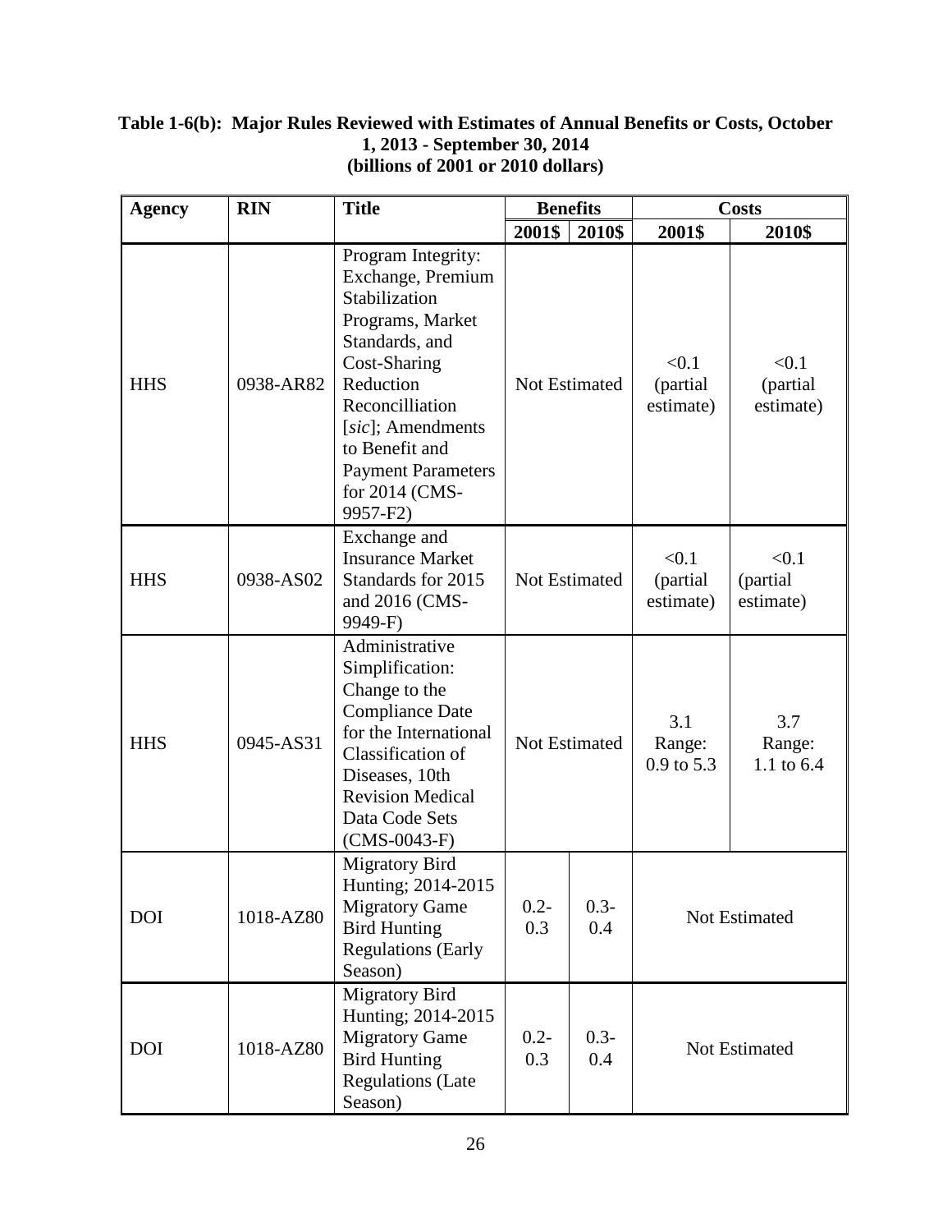**Table 1-6(b): Major Rules Reviewed with Estimates of Annual Benefits or Costs, October 1, 2013 - September 30, 2014 (billions of 2001 or 2010 dollars)**

| Agency | RIN | Title | Benefits | | Costs | |
|---|---|---|---|---|---|---|
| | | | 2001$ | 2010$ | 2001$ | 2010$ |
| HHS | 0938-AR82 | Program Integrity: Exchange, Premium Stabilization Programs, Market Standards, and Cost-Sharing Reduction Reconcilliation [*sic*]; Amendments to Benefit and Payment Parameters for 2014 (CMS-9957-F2) | Not Estimated | | <0.1 (partial estimate) | <0.1 (partial estimate) |
| HHS | 0938-AS02 | Exchange and Insurance Market Standards for 2015 and 2016 (CMS-9949-F) | Not Estimated | | <0.1 (partial estimate) | <0.1 (partial estimate) |
| HHS | 0945-AS31 | Administrative Simplification: Change to the Compliance Date for the International Classification of Diseases, 10th Revision Medical Data Code Sets (CMS-0043-F) | Not Estimated | | 3.1 Range: 0.9 to 5.3 | 3.7 Range: 1.1 to 6.4 |
| DOI | 1018-AZ80 | Migratory Bird Hunting; 2014-2015 Migratory Game Bird Hunting Regulations (Early Season) | 0.2-0.3 | 0.3-0.4 | Not Estimated | |
| DOI | 1018-AZ80 | Migratory Bird Hunting; 2014-2015 Migratory Game Bird Hunting Regulations (Late Season) | 0.2-0.3 | 0.3-0.4 | Not Estimated | |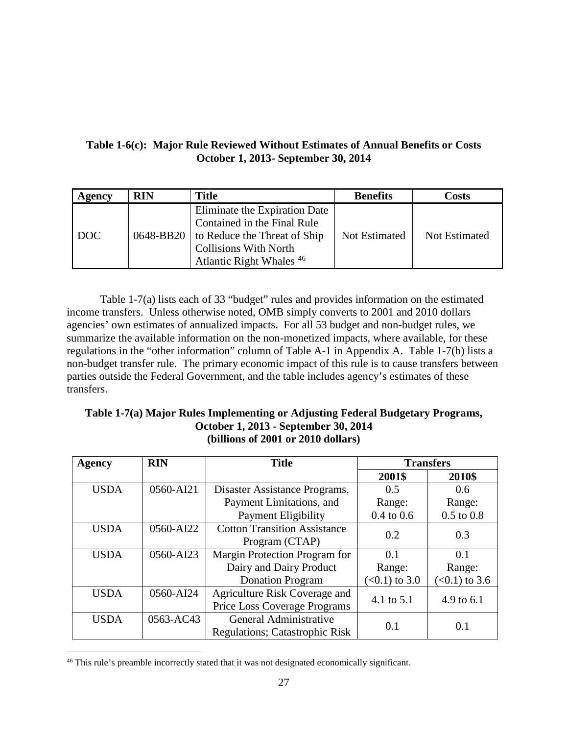**Table 1-6(c): Major Rule Reviewed Without Estimates of Annual Benefits or Costs October 1, 2013- September 30, 2014**

| Agency | RIN | Title | Benefits | Costs |
|---|---|---|---|---|
| DOC | 0648-BB20 | Eliminate the Expiration Date Contained in the Final Rule to Reduce the Threat of Ship Collisions With North Atlantic Right Whales [46] | Not Estimated | Not Estimated |

Table 1-7(a) lists each of 33 "budget" rules and provides information on the estimated income transfers. Unless otherwise noted, OMB simply converts to 2001 and 2010 dollars agencies' own estimates of annualized impacts. For all 53 budget and non-budget rules, we summarize the available information on the non-monetized impacts, where available, for these regulations in the "other information" column of Table A-1 in Appendix A. Table 1-7(b) lists a non-budget transfer rule. The primary economic impact of this rule is to cause transfers between parties outside the Federal Government, and the table includes agency's estimates of these transfers.

**Table 1-7(a) Major Rules Implementing or Adjusting Federal Budgetary Programs, October 1, 2013 - September 30, 2014 (billions of 2001 or 2010 dollars)**

| Agency | RIN | Title | Transfers | |
|---|---|---|---|---|
| | | | 2001$ | 2010$ |
| USDA | 0560-AI21 | Disaster Assistance Programs, Payment Limitations, and Payment Eligibility | 0.5 Range: 0.4 to 0.6 | 0.6 Range: 0.5 to 0.8 |
| USDA | 0560-AI22 | Cotton Transition Assistance Program (CTAP) | 0.2 | 0.3 |
| USDA | 0560-AI23 | Margin Protection Program for Dairy and Dairy Product Donation Program | 0.1 Range: (<0.1) to 3.0 | 0.1 Range: (<0.1) to 3.6 |
| USDA | 0560-AI24 | Agriculture Risk Coverage and Price Loss Coverage Programs | 4.1 to 5.1 | 4.9 to 6.1 |
| USDA | 0563-AC43 | General Administrative Regulations; Catastrophic Risk | 0.1 | 0.1 |

[46] This rule's preamble incorrectly stated that it was not designated economically significant.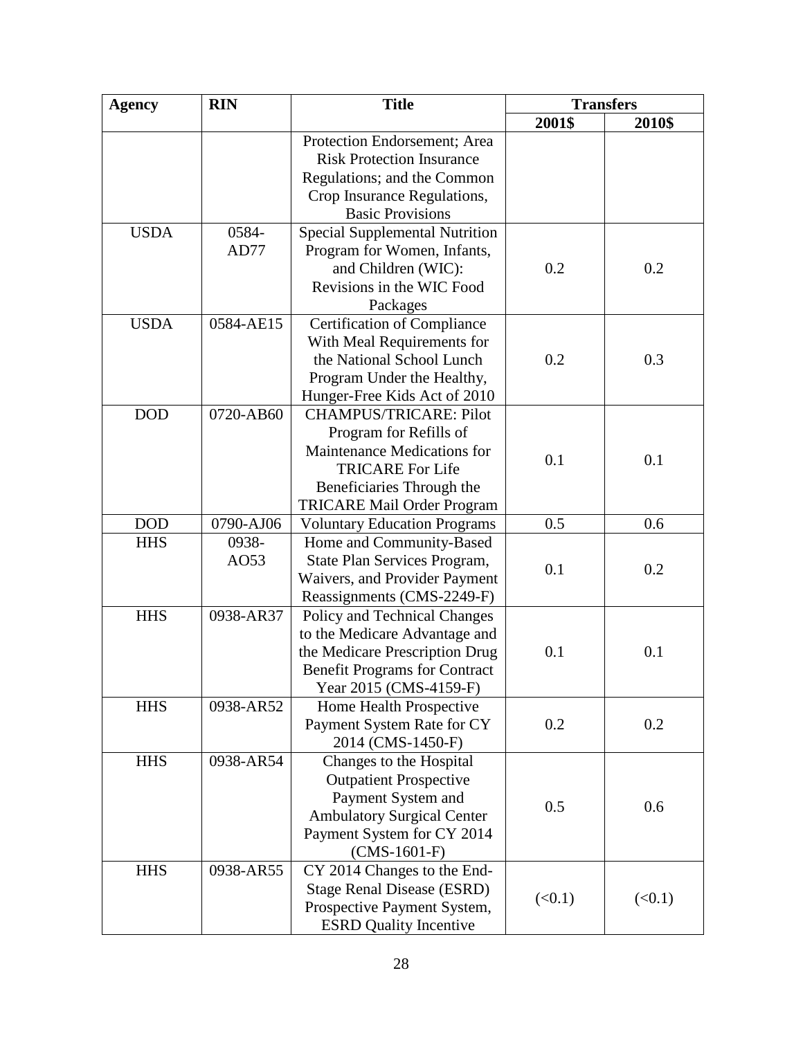| Agency | RIN | Title | Transfers | |
|---|---|---|---|---|
| | | | 2001$ | 2010$ |
| | | Protection Endorsement; Area Risk Protection Insurance Regulations; and the Common Crop Insurance Regulations, Basic Provisions | | |
| USDA | 0584-AD77 | Special Supplemental Nutrition Program for Women, Infants, and Children (WIC): Revisions in the WIC Food Packages | 0.2 | 0.2 |
| USDA | 0584-AE15 | Certification of Compliance With Meal Requirements for the National School Lunch Program Under the Healthy, Hunger-Free Kids Act of 2010 | 0.2 | 0.3 |
| DOD | 0720-AB60 | CHAMPUS/TRICARE: Pilot Program for Refills of Maintenance Medications for TRICARE For Life Beneficiaries Through the TRICARE Mail Order Program | 0.1 | 0.1 |
| DOD | 0790-AJ06 | Voluntary Education Programs | 0.5 | 0.6 |
| HHS | 0938-AO53 | Home and Community-Based State Plan Services Program, Waivers, and Provider Payment Reassignments (CMS-2249-F) | 0.1 | 0.2 |
| HHS | 0938-AR37 | Policy and Technical Changes to the Medicare Advantage and the Medicare Prescription Drug Benefit Programs for Contract Year 2015 (CMS-4159-F) | 0.1 | 0.1 |
| HHS | 0938-AR52 | Home Health Prospective Payment System Rate for CY 2014 (CMS-1450-F) | 0.2 | 0.2 |
| HHS | 0938-AR54 | Changes to the Hospital Outpatient Prospective Payment System and Ambulatory Surgical Center Payment System for CY 2014 (CMS-1601-F) | 0.5 | 0.6 |
| HHS | 0938-AR55 | CY 2014 Changes to the End-Stage Renal Disease (ESRD) Prospective Payment System, ESRD Quality Incentive | (<0.1) | (<0.1) |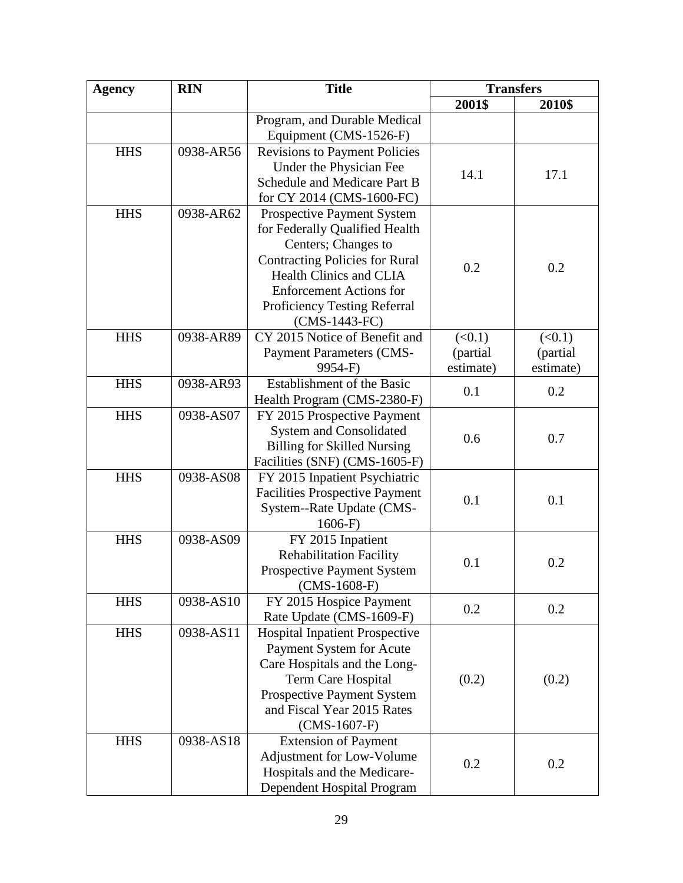| Agency | RIN | Title | Transfers | |
|---|---|---|---|---|
| | | | 2001$ | 2010$ |
| | | Program, and Durable Medical Equipment (CMS-1526-F) | | |
| HHS | 0938-AR56 | Revisions to Payment Policies Under the Physician Fee Schedule and Medicare Part B for CY 2014 (CMS-1600-FC) | 14.1 | 17.1 |
| HHS | 0938-AR62 | Prospective Payment System for Federally Qualified Health Centers; Changes to Contracting Policies for Rural Health Clinics and CLIA Enforcement Actions for Proficiency Testing Referral (CMS-1443-FC) | 0.2 | 0.2 |
| HHS | 0938-AR89 | CY 2015 Notice of Benefit and Payment Parameters (CMS-9954-F) | (<0.1) (partial estimate) | (<0.1) (partial estimate) |
| HHS | 0938-AR93 | Establishment of the Basic Health Program (CMS-2380-F) | 0.1 | 0.2 |
| HHS | 0938-AS07 | FY 2015 Prospective Payment System and Consolidated Billing for Skilled Nursing Facilities (SNF) (CMS-1605-F) | 0.6 | 0.7 |
| HHS | 0938-AS08 | FY 2015 Inpatient Psychiatric Facilities Prospective Payment System--Rate Update (CMS-1606-F) | 0.1 | 0.1 |
| HHS | 0938-AS09 | FY 2015 Inpatient Rehabilitation Facility Prospective Payment System (CMS-1608-F) | 0.1 | 0.2 |
| HHS | 0938-AS10 | FY 2015 Hospice Payment Rate Update (CMS-1609-F) | 0.2 | 0.2 |
| HHS | 0938-AS11 | Hospital Inpatient Prospective Payment System for Acute Care Hospitals and the Long-Term Care Hospital Prospective Payment System and Fiscal Year 2015 Rates (CMS-1607-F) | (0.2) | (0.2) |
| HHS | 0938-AS18 | Extension of Payment Adjustment for Low-Volume Hospitals and the Medicare-Dependent Hospital Program | 0.2 | 0.2 |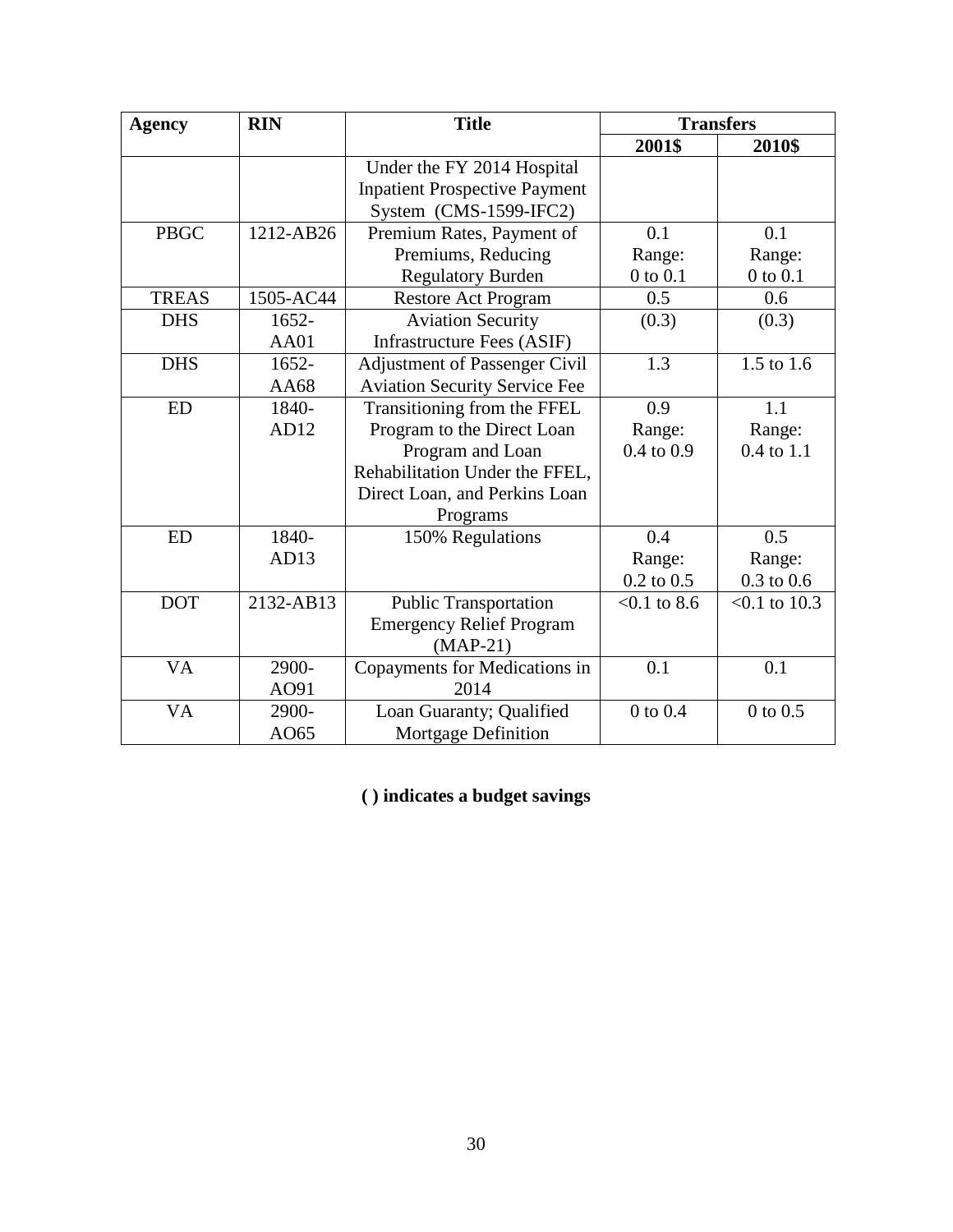| Agency | RIN | Title | Transfers | |
|---|---|---|---|---|
| | | | 2001$ | 2010$ |
| | | Under the FY 2014 Hospital Inpatient Prospective Payment System (CMS-1599-IFC2) | | |
| PBGC | 1212-AB26 | Premium Rates, Payment of Premiums, Reducing Regulatory Burden | 0.1 Range: 0 to 0.1 | 0.1 Range: 0 to 0.1 |
| TREAS | 1505-AC44 | Restore Act Program | 0.5 | 0.6 |
| DHS | 1652-AA01 | Aviation Security Infrastructure Fees (ASIF) | (0.3) | (0.3) |
| DHS | 1652-AA68 | Adjustment of Passenger Civil Aviation Security Service Fee | 1.3 | 1.5 to 1.6 |
| ED | 1840-AD12 | Transitioning from the FFEL Program to the Direct Loan Program and Loan Rehabilitation Under the FFEL, Direct Loan, and Perkins Loan Programs | 0.9 Range: 0.4 to 0.9 | 1.1 Range: 0.4 to 1.1 |
| ED | 1840-AD13 | 150% Regulations | 0.4 Range: 0.2 to 0.5 | 0.5 Range: 0.3 to 0.6 |
| DOT | 2132-AB13 | Public Transportation Emergency Relief Program (MAP-21) | <0.1 to 8.6 | <0.1 to 10.3 |
| VA | 2900-AO91 | Copayments for Medications in 2014 | 0.1 | 0.1 |
| VA | 2900-AO65 | Loan Guaranty; Qualified Mortgage Definition | 0 to 0.4 | 0 to 0.5 |

**( ) indicates a budget savings**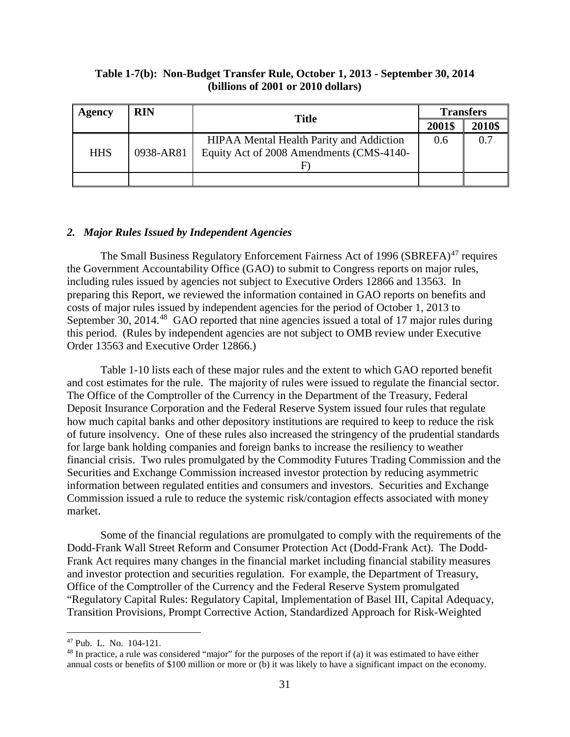**Table 1-7(b): Non-Budget Transfer Rule, October 1, 2013 - September 30, 2014 (billions of 2001 or 2010 dollars)**

| Agency | RIN | Title | Transfers | |
|---|---|---|---|---|
| | | | 2001$ | 2010$ |
| HHS | 0938-AR81 | HIPAA Mental Health Parity and Addiction Equity Act of 2008 Amendments (CMS-4140-F) | 0.6 | 0.7 |
| | | | | |

### *2. Major Rules Issued by Independent Agencies*

The Small Business Regulatory Enforcement Fairness Act of 1996 (SBREFA)[47] requires the Government Accountability Office (GAO) to submit to Congress reports on major rules, including rules issued by agencies not subject to Executive Orders 12866 and 13563. In preparing this Report, we reviewed the information contained in GAO reports on benefits and costs of major rules issued by independent agencies for the period of October 1, 2013 to September 30, 2014.[48] GAO reported that nine agencies issued a total of 17 major rules during this period. (Rules by independent agencies are not subject to OMB review under Executive Order 13563 and Executive Order 12866.)

Table 1-10 lists each of these major rules and the extent to which GAO reported benefit and cost estimates for the rule. The majority of rules were issued to regulate the financial sector. The Office of the Comptroller of the Currency in the Department of the Treasury, Federal Deposit Insurance Corporation and the Federal Reserve System issued four rules that regulate how much capital banks and other depository institutions are required to keep to reduce the risk of future insolvency. One of these rules also increased the stringency of the prudential standards for large bank holding companies and foreign banks to increase the resiliency to weather financial crisis. Two rules promulgated by the Commodity Futures Trading Commission and the Securities and Exchange Commission increased investor protection by reducing asymmetric information between regulated entities and consumers and investors. Securities and Exchange Commission issued a rule to reduce the systemic risk/contagion effects associated with money market.

Some of the financial regulations are promulgated to comply with the requirements of the Dodd-Frank Wall Street Reform and Consumer Protection Act (Dodd-Frank Act). The Dodd-Frank Act requires many changes in the financial market including financial stability measures and investor protection and securities regulation. For example, the Department of Treasury, Office of the Comptroller of the Currency and the Federal Reserve System promulgated "Regulatory Capital Rules: Regulatory Capital, Implementation of Basel III, Capital Adequacy, Transition Provisions, Prompt Corrective Action, Standardized Approach for Risk-Weighted

---

[47] Pub. L. No. 104-121.

[48] In practice, a rule was considered "major" for the purposes of the report if (a) it was estimated to have either annual costs or benefits of $100 million or more or (b) it was likely to have a significant impact on the economy.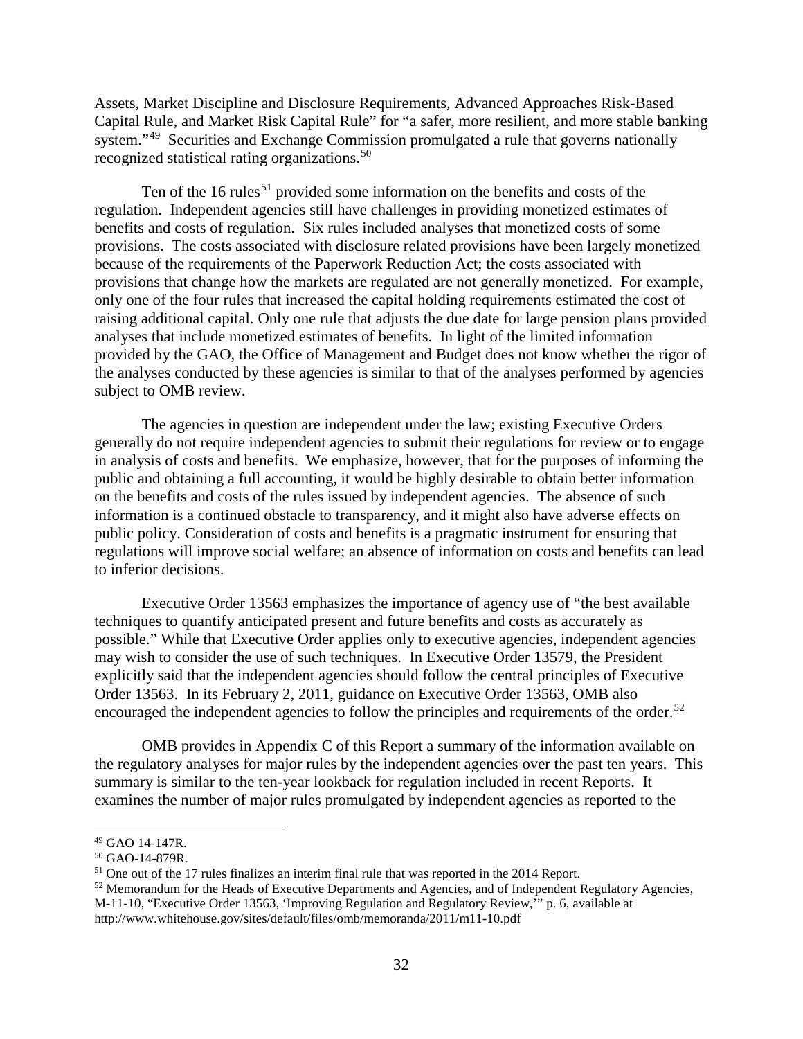Assets, Market Discipline and Disclosure Requirements, Advanced Approaches Risk-Based Capital Rule, and Market Risk Capital Rule" for "a safer, more resilient, and more stable banking system."[49] Securities and Exchange Commission promulgated a rule that governs nationally recognized statistical rating organizations.[50]

Ten of the 16 rules[51] provided some information on the benefits and costs of the regulation. Independent agencies still have challenges in providing monetized estimates of benefits and costs of regulation. Six rules included analyses that monetized costs of some provisions. The costs associated with disclosure related provisions have been largely monetized because of the requirements of the Paperwork Reduction Act; the costs associated with provisions that change how the markets are regulated are not generally monetized. For example, only one of the four rules that increased the capital holding requirements estimated the cost of raising additional capital. Only one rule that adjusts the due date for large pension plans provided analyses that include monetized estimates of benefits. In light of the limited information provided by the GAO, the Office of Management and Budget does not know whether the rigor of the analyses conducted by these agencies is similar to that of the analyses performed by agencies subject to OMB review.

The agencies in question are independent under the law; existing Executive Orders generally do not require independent agencies to submit their regulations for review or to engage in analysis of costs and benefits. We emphasize, however, that for the purposes of informing the public and obtaining a full accounting, it would be highly desirable to obtain better information on the benefits and costs of the rules issued by independent agencies. The absence of such information is a continued obstacle to transparency, and it might also have adverse effects on public policy. Consideration of costs and benefits is a pragmatic instrument for ensuring that regulations will improve social welfare; an absence of information on costs and benefits can lead to inferior decisions.

Executive Order 13563 emphasizes the importance of agency use of "the best available techniques to quantify anticipated present and future benefits and costs as accurately as possible." While that Executive Order applies only to executive agencies, independent agencies may wish to consider the use of such techniques. In Executive Order 13579, the President explicitly said that the independent agencies should follow the central principles of Executive Order 13563. In its February 2, 2011, guidance on Executive Order 13563, OMB also encouraged the independent agencies to follow the principles and requirements of the order.[52]

OMB provides in Appendix C of this Report a summary of the information available on the regulatory analyses for major rules by the independent agencies over the past ten years. This summary is similar to the ten-year lookback for regulation included in recent Reports. It examines the number of major rules promulgated by independent agencies as reported to the

---

[49] GAO 14-147R.

[50] GAO-14-879R.

[51] One out of the 17 rules finalizes an interim final rule that was reported in the 2014 Report.

[52] Memorandum for the Heads of Executive Departments and Agencies, and of Independent Regulatory Agencies, M-11-10, "Executive Order 13563, 'Improving Regulation and Regulatory Review,'" p. 6, available at http://www.whitehouse.gov/sites/default/files/omb/memoranda/2011/m11-10.pdf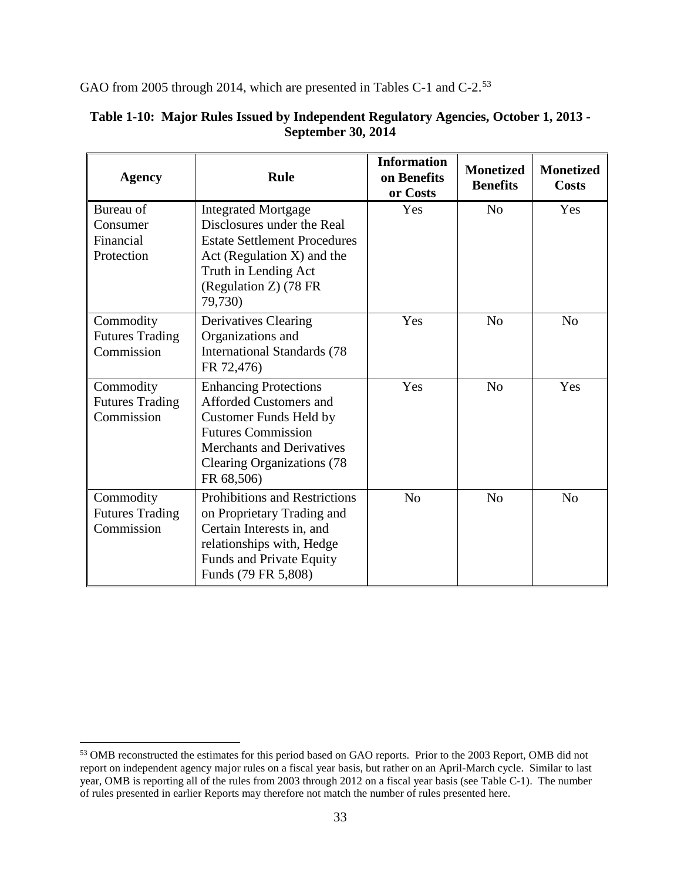GAO from 2005 through 2014, which are presented in Tables C-1 and C-2.[53]

**Table 1-10: Major Rules Issued by Independent Regulatory Agencies, October 1, 2013 - September 30, 2014**

| Agency | Rule | Information on Benefits or Costs | Monetized Benefits | Monetized Costs |
|---|---|---|---|---|
| Bureau of Consumer Financial Protection | Integrated Mortgage Disclosures under the Real Estate Settlement Procedures Act (Regulation X) and the Truth in Lending Act (Regulation Z) (78 FR 79,730) | Yes | No | Yes |
| Commodity Futures Trading Commission | Derivatives Clearing Organizations and International Standards (78 FR 72,476) | Yes | No | No |
| Commodity Futures Trading Commission | Enhancing Protections Afforded Customers and Customer Funds Held by Futures Commission Merchants and Derivatives Clearing Organizations (78 FR 68,506) | Yes | No | Yes |
| Commodity Futures Trading Commission | Prohibitions and Restrictions on Proprietary Trading and Certain Interests in, and relationships with, Hedge Funds and Private Equity Funds (79 FR 5,808) | No | No | No |

[53] OMB reconstructed the estimates for this period based on GAO reports. Prior to the 2003 Report, OMB did not report on independent agency major rules on a fiscal year basis, but rather on an April-March cycle. Similar to last year, OMB is reporting all of the rules from 2003 through 2012 on a fiscal year basis (see Table C-1). The number of rules presented in earlier Reports may therefore not match the number of rules presented here.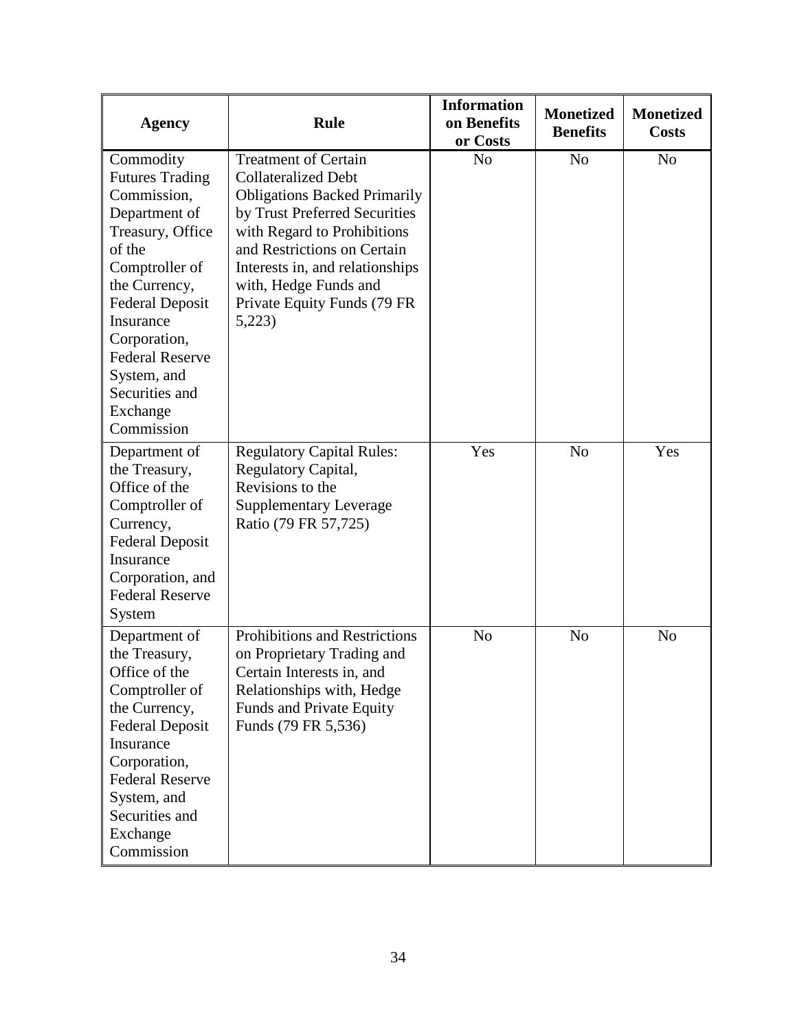| Agency | Rule | Information on Benefits or Costs | Monetized Benefits | Monetized Costs |
|---|---|---|---|---|
| Commodity Futures Trading Commission, Department of Treasury, Office of the Comptroller of the Currency, Federal Deposit Insurance Corporation, Federal Reserve System, and Securities and Exchange Commission | Treatment of Certain Collateralized Debt Obligations Backed Primarily by Trust Preferred Securities with Regard to Prohibitions and Restrictions on Certain Interests in, and relationships with, Hedge Funds and Private Equity Funds (79 FR 5,223) | No | No | No |
| Department of the Treasury, Office of the Comptroller of Currency, Federal Deposit Insurance Corporation, and Federal Reserve System | Regulatory Capital Rules: Regulatory Capital, Revisions to the Supplementary Leverage Ratio (79 FR 57,725) | Yes | No | Yes |
| Department of the Treasury, Office of the Comptroller of the Currency, Federal Deposit Insurance Corporation, Federal Reserve System, and Securities and Exchange Commission | Prohibitions and Restrictions on Proprietary Trading and Certain Interests in, and Relationships with, Hedge Funds and Private Equity Funds (79 FR 5,536) | No | No | No |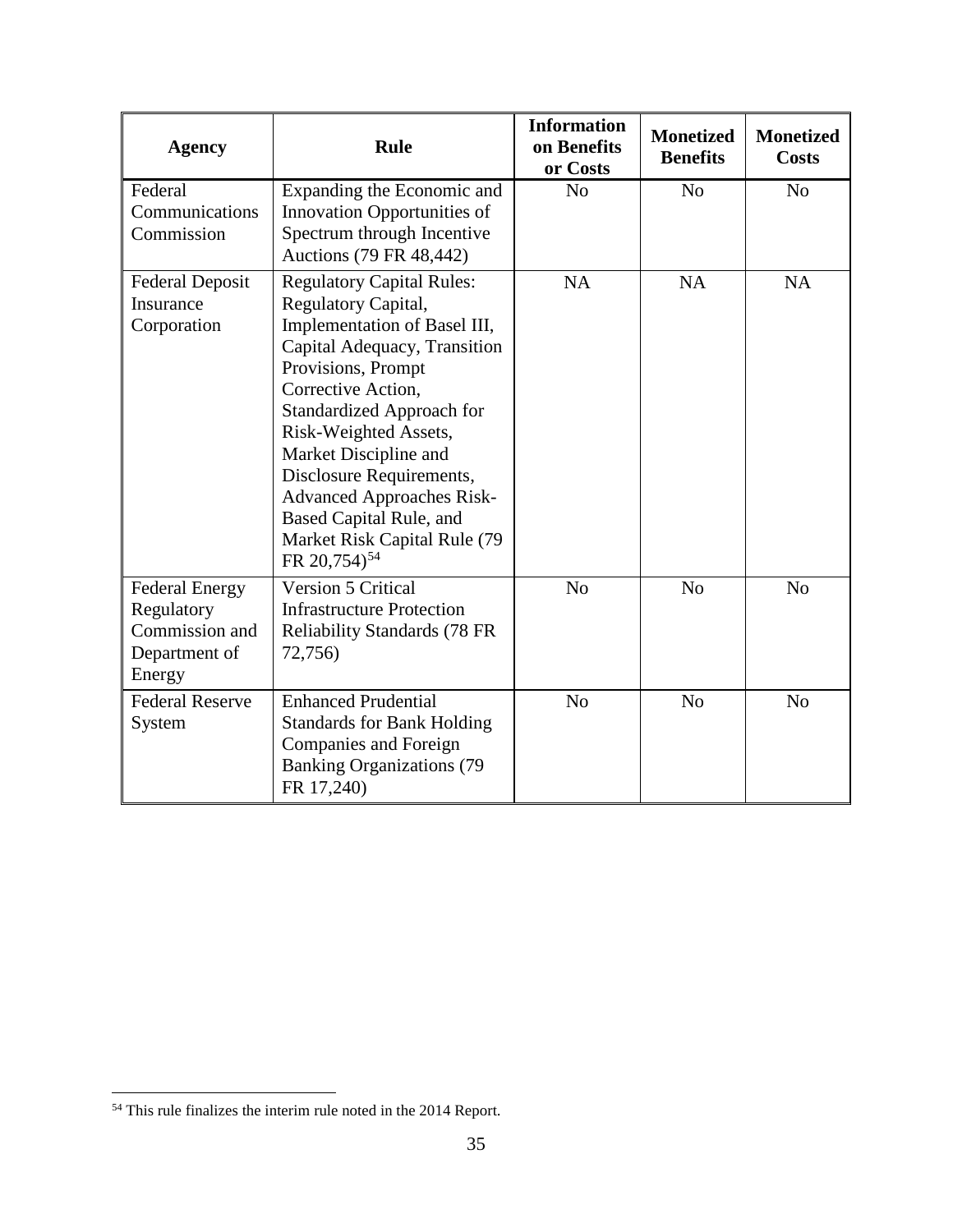| Agency | Rule | Information on Benefits or Costs | Monetized Benefits | Monetized Costs |
|---|---|---|---|---|
| Federal Communications Commission | Expanding the Economic and Innovation Opportunities of Spectrum through Incentive Auctions (79 FR 48,442) | No | No | No |
| Federal Deposit Insurance Corporation | Regulatory Capital Rules: Regulatory Capital, Implementation of Basel III, Capital Adequacy, Transition Provisions, Prompt Corrective Action, Standardized Approach for Risk-Weighted Assets, Market Discipline and Disclosure Requirements, Advanced Approaches Risk-Based Capital Rule, and Market Risk Capital Rule (79 FR 20,754)[54] | NA | NA | NA |
| Federal Energy Regulatory Commission and Department of Energy | Version 5 Critical Infrastructure Protection Reliability Standards (78 FR 72,756) | No | No | No |
| Federal Reserve System | Enhanced Prudential Standards for Bank Holding Companies and Foreign Banking Organizations (79 FR 17,240) | No | No | No |

[54] This rule finalizes the interim rule noted in the 2014 Report.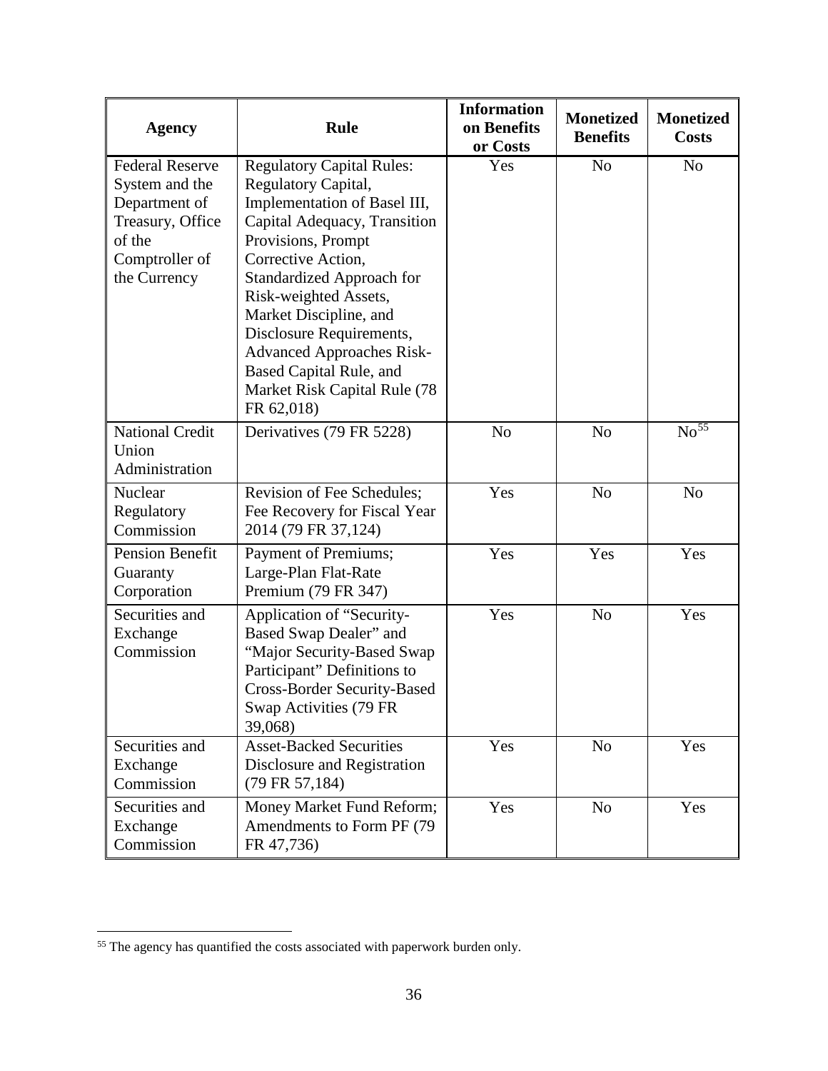| Agency | Rule | Information on Benefits or Costs | Monetized Benefits | Monetized Costs |
|---|---|---|---|---|
| Federal Reserve System and the Department of Treasury, Office of the Comptroller of the Currency | Regulatory Capital Rules: Regulatory Capital, Implementation of Basel III, Capital Adequacy, Transition Provisions, Prompt Corrective Action, Standardized Approach for Risk-weighted Assets, Market Discipline, and Disclosure Requirements, Advanced Approaches Risk-Based Capital Rule, and Market Risk Capital Rule (78 FR 62,018) | Yes | No | No |
| National Credit Union Administration | Derivatives (79 FR 5228) | No | No | No[55] |
| Nuclear Regulatory Commission | Revision of Fee Schedules; Fee Recovery for Fiscal Year 2014 (79 FR 37,124) | Yes | No | No |
| Pension Benefit Guaranty Corporation | Payment of Premiums; Large-Plan Flat-Rate Premium (79 FR 347) | Yes | Yes | Yes |
| Securities and Exchange Commission | Application of "Security-Based Swap Dealer" and "Major Security-Based Swap Participant" Definitions to Cross-Border Security-Based Swap Activities (79 FR 39,068) | Yes | No | Yes |
| Securities and Exchange Commission | Asset-Backed Securities Disclosure and Registration (79 FR 57,184) | Yes | No | Yes |
| Securities and Exchange Commission | Money Market Fund Reform; Amendments to Form PF (79 FR 47,736) | Yes | No | Yes |

[55] The agency has quantified the costs associated with paperwork burden only.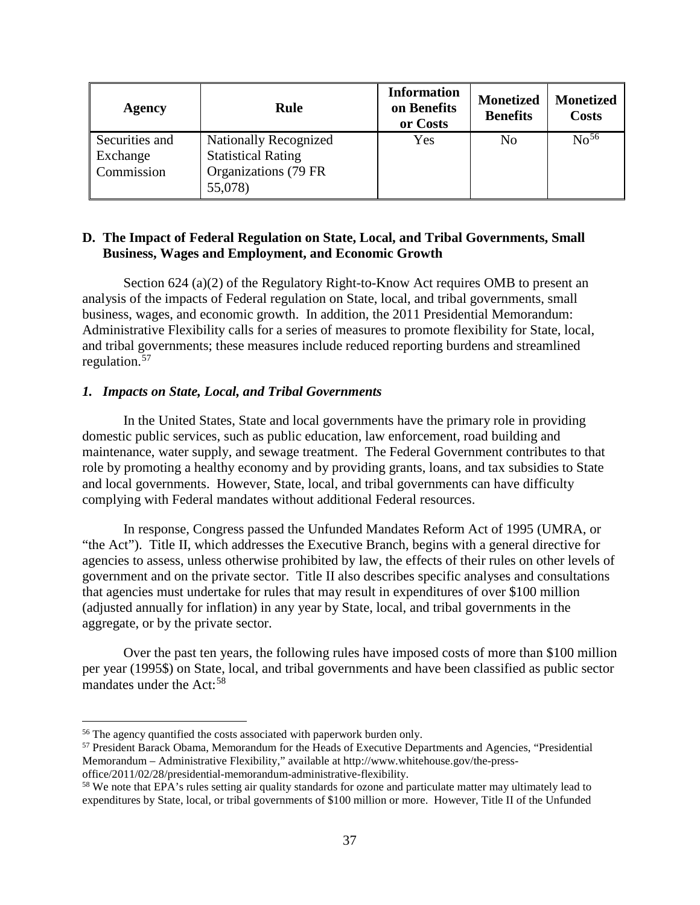| Agency | Rule | Information on Benefits or Costs | Monetized Benefits | Monetized Costs |
|---|---|---|---|---|
| Securities and Exchange Commission | Nationally Recognized Statistical Rating Organizations (79 FR 55,078) | Yes | No | No[56] |

### D. The Impact of Federal Regulation on State, Local, and Tribal Governments, Small Business, Wages and Employment, and Economic Growth

Section 624 (a)(2) of the Regulatory Right-to-Know Act requires OMB to present an analysis of the impacts of Federal regulation on State, local, and tribal governments, small business, wages, and economic growth. In addition, the 2011 Presidential Memorandum: Administrative Flexibility calls for a series of measures to promote flexibility for State, local, and tribal governments; these measures include reduced reporting burdens and streamlined regulation.[57]

#### *1. Impacts on State, Local, and Tribal Governments*

In the United States, State and local governments have the primary role in providing domestic public services, such as public education, law enforcement, road building and maintenance, water supply, and sewage treatment. The Federal Government contributes to that role by promoting a healthy economy and by providing grants, loans, and tax subsidies to State and local governments. However, State, local, and tribal governments can have difficulty complying with Federal mandates without additional Federal resources.

In response, Congress passed the Unfunded Mandates Reform Act of 1995 (UMRA, or "the Act"). Title II, which addresses the Executive Branch, begins with a general directive for agencies to assess, unless otherwise prohibited by law, the effects of their rules on other levels of government and on the private sector. Title II also describes specific analyses and consultations that agencies must undertake for rules that may result in expenditures of over \$100 million (adjusted annually for inflation) in any year by State, local, and tribal governments in the aggregate, or by the private sector.

Over the past ten years, the following rules have imposed costs of more than \$100 million per year (1995\$) on State, local, and tribal governments and have been classified as public sector mandates under the Act:[58]

---

[56] The agency quantified the costs associated with paperwork burden only.

[57] President Barack Obama, Memorandum for the Heads of Executive Departments and Agencies, "Presidential Memorandum – Administrative Flexibility," available at http://www.whitehouse.gov/the-press-office/2011/02/28/presidential-memorandum-administrative-flexibility.

[58] We note that EPA's rules setting air quality standards for ozone and particulate matter may ultimately lead to expenditures by State, local, or tribal governments of \$100 million or more. However, Title II of the Unfunded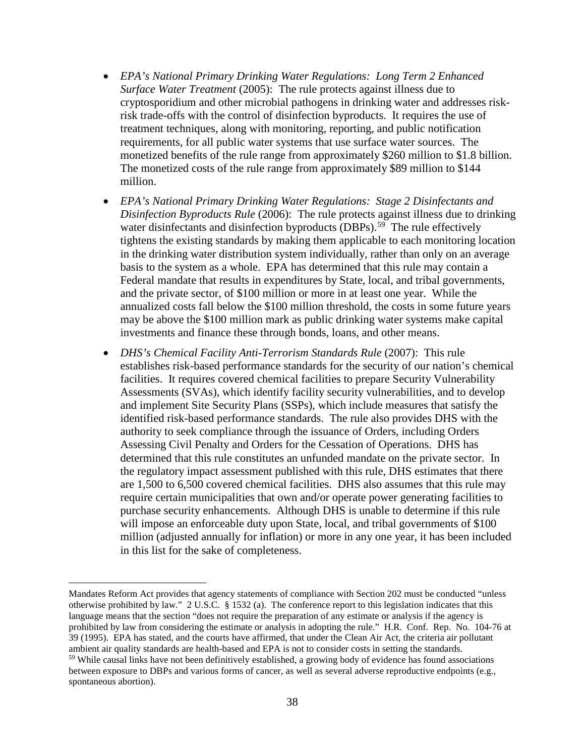- *EPA's National Primary Drinking Water Regulations: Long Term 2 Enhanced Surface Water Treatment* (2005): The rule protects against illness due to cryptosporidium and other microbial pathogens in drinking water and addresses risk-risk trade-offs with the control of disinfection byproducts. It requires the use of treatment techniques, along with monitoring, reporting, and public notification requirements, for all public water systems that use surface water sources. The monetized benefits of the rule range from approximately $260 million to $1.8 billion. The monetized costs of the rule range from approximately $89 million to $144 million.
- *EPA's National Primary Drinking Water Regulations: Stage 2 Disinfectants and Disinfection Byproducts Rule* (2006): The rule protects against illness due to drinking water disinfectants and disinfection byproducts (DBPs).[59] The rule effectively tightens the existing standards by making them applicable to each monitoring location in the drinking water distribution system individually, rather than only on an average basis to the system as a whole. EPA has determined that this rule may contain a Federal mandate that results in expenditures by State, local, and tribal governments, and the private sector, of $100 million or more in at least one year. While the annualized costs fall below the $100 million threshold, the costs in some future years may be above the $100 million mark as public drinking water systems make capital investments and finance these through bonds, loans, and other means.
- *DHS's Chemical Facility Anti-Terrorism Standards Rule* (2007): This rule establishes risk-based performance standards for the security of our nation's chemical facilities. It requires covered chemical facilities to prepare Security Vulnerability Assessments (SVAs), which identify facility security vulnerabilities, and to develop and implement Site Security Plans (SSPs), which include measures that satisfy the identified risk-based performance standards. The rule also provides DHS with the authority to seek compliance through the issuance of Orders, including Orders Assessing Civil Penalty and Orders for the Cessation of Operations. DHS has determined that this rule constitutes an unfunded mandate on the private sector. In the regulatory impact assessment published with this rule, DHS estimates that there are 1,500 to 6,500 covered chemical facilities. DHS also assumes that this rule may require certain municipalities that own and/or operate power generating facilities to purchase security enhancements. Although DHS is unable to determine if this rule will impose an enforceable duty upon State, local, and tribal governments of $100 million (adjusted annually for inflation) or more in any one year, it has been included in this list for the sake of completeness.

---

Mandates Reform Act provides that agency statements of compliance with Section 202 must be conducted "unless otherwise prohibited by law." 2 U.S.C. § 1532 (a). The conference report to this legislation indicates that this language means that the section "does not require the preparation of any estimate or analysis if the agency is prohibited by law from considering the estimate or analysis in adopting the rule." H.R. Conf. Rep. No. 104-76 at 39 (1995). EPA has stated, and the courts have affirmed, that under the Clean Air Act, the criteria air pollutant ambient air quality standards are health-based and EPA is not to consider costs in setting the standards.

[59] While causal links have not been definitively established, a growing body of evidence has found associations between exposure to DBPs and various forms of cancer, as well as several adverse reproductive endpoints (e.g., spontaneous abortion).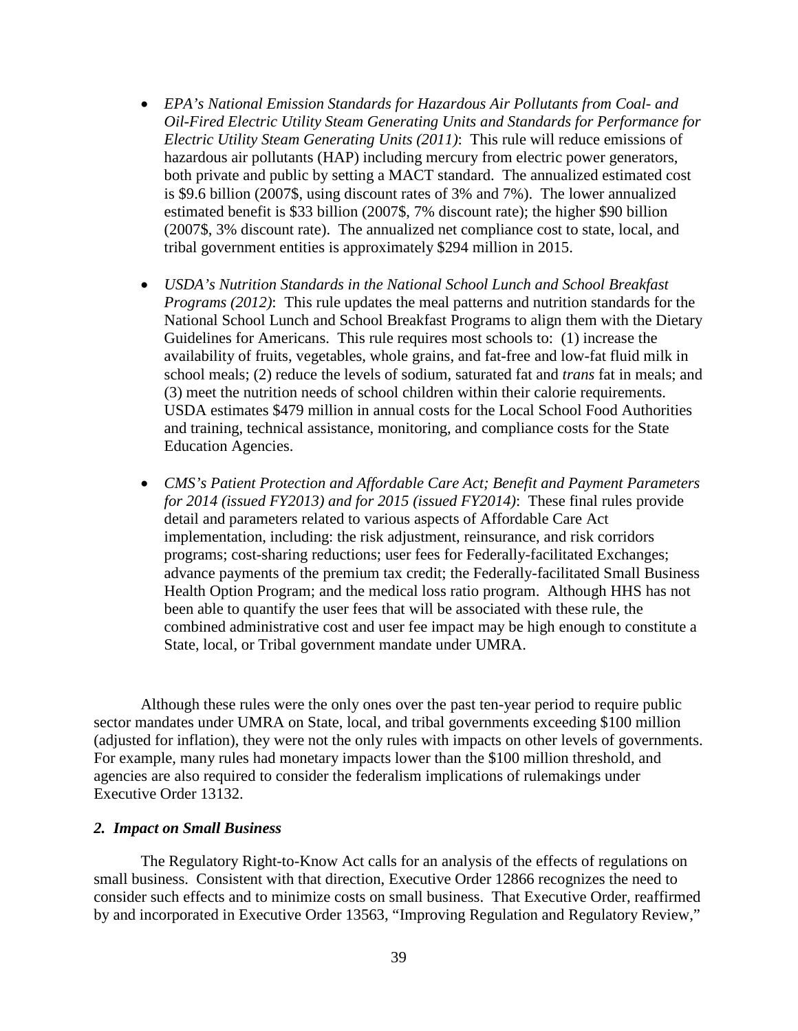- *EPA's National Emission Standards for Hazardous Air Pollutants from Coal- and Oil-Fired Electric Utility Steam Generating Units and Standards for Performance for Electric Utility Steam Generating Units (2011)*: This rule will reduce emissions of hazardous air pollutants (HAP) including mercury from electric power generators, both private and public by setting a MACT standard. The annualized estimated cost is $9.6 billion (2007$, using discount rates of 3% and 7%). The lower annualized estimated benefit is $33 billion (2007$, 7% discount rate); the higher $90 billion (2007$, 3% discount rate). The annualized net compliance cost to state, local, and tribal government entities is approximately $294 million in 2015.

- *USDA's Nutrition Standards in the National School Lunch and School Breakfast Programs (2012)*: This rule updates the meal patterns and nutrition standards for the National School Lunch and School Breakfast Programs to align them with the Dietary Guidelines for Americans. This rule requires most schools to: (1) increase the availability of fruits, vegetables, whole grains, and fat-free and low-fat fluid milk in school meals; (2) reduce the levels of sodium, saturated fat and *trans* fat in meals; and (3) meet the nutrition needs of school children within their calorie requirements. USDA estimates $479 million in annual costs for the Local School Food Authorities and training, technical assistance, monitoring, and compliance costs for the State Education Agencies.

- *CMS's Patient Protection and Affordable Care Act; Benefit and Payment Parameters for 2014 (issued FY2013) and for 2015 (issued FY2014)*: These final rules provide detail and parameters related to various aspects of Affordable Care Act implementation, including: the risk adjustment, reinsurance, and risk corridors programs; cost-sharing reductions; user fees for Federally-facilitated Exchanges; advance payments of the premium tax credit; the Federally-facilitated Small Business Health Option Program; and the medical loss ratio program. Although HHS has not been able to quantify the user fees that will be associated with these rule, the combined administrative cost and user fee impact may be high enough to constitute a State, local, or Tribal government mandate under UMRA.

Although these rules were the only ones over the past ten-year period to require public sector mandates under UMRA on State, local, and tribal governments exceeding $100 million (adjusted for inflation), they were not the only rules with impacts on other levels of governments. For example, many rules had monetary impacts lower than the $100 million threshold, and agencies are also required to consider the federalism implications of rulemakings under Executive Order 13132.

### *2. Impact on Small Business*

The Regulatory Right-to-Know Act calls for an analysis of the effects of regulations on small business. Consistent with that direction, Executive Order 12866 recognizes the need to consider such effects and to minimize costs on small business. That Executive Order, reaffirmed by and incorporated in Executive Order 13563, "Improving Regulation and Regulatory Review,"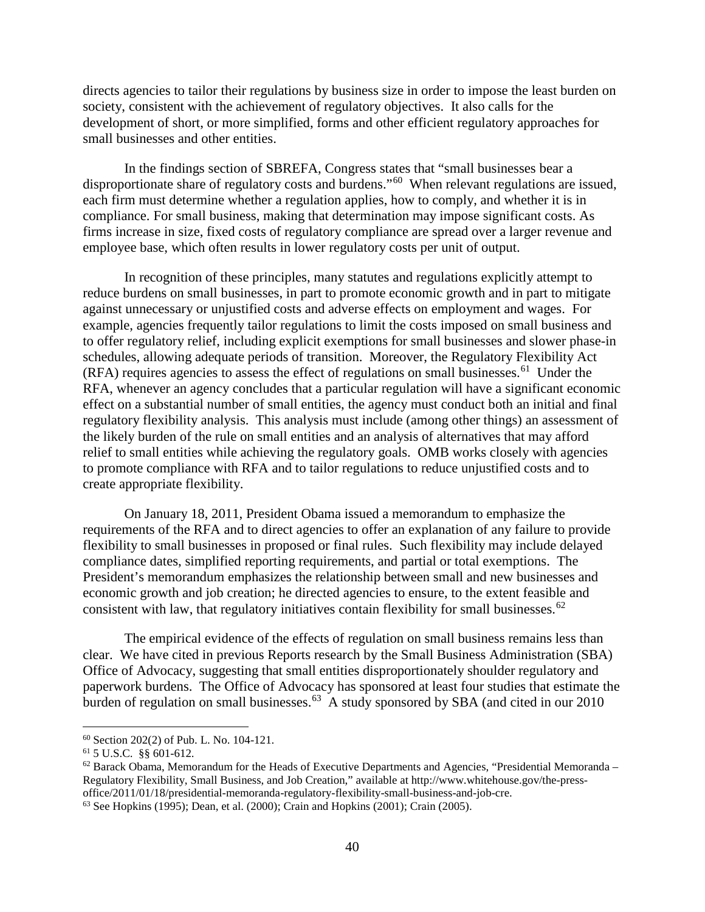directs agencies to tailor their regulations by business size in order to impose the least burden on society, consistent with the achievement of regulatory objectives. It also calls for the development of short, or more simplified, forms and other efficient regulatory approaches for small businesses and other entities.

In the findings section of SBREFA, Congress states that "small businesses bear a disproportionate share of regulatory costs and burdens."[60] When relevant regulations are issued, each firm must determine whether a regulation applies, how to comply, and whether it is in compliance. For small business, making that determination may impose significant costs. As firms increase in size, fixed costs of regulatory compliance are spread over a larger revenue and employee base, which often results in lower regulatory costs per unit of output.

In recognition of these principles, many statutes and regulations explicitly attempt to reduce burdens on small businesses, in part to promote economic growth and in part to mitigate against unnecessary or unjustified costs and adverse effects on employment and wages. For example, agencies frequently tailor regulations to limit the costs imposed on small business and to offer regulatory relief, including explicit exemptions for small businesses and slower phase-in schedules, allowing adequate periods of transition. Moreover, the Regulatory Flexibility Act (RFA) requires agencies to assess the effect of regulations on small businesses.[61] Under the RFA, whenever an agency concludes that a particular regulation will have a significant economic effect on a substantial number of small entities, the agency must conduct both an initial and final regulatory flexibility analysis. This analysis must include (among other things) an assessment of the likely burden of the rule on small entities and an analysis of alternatives that may afford relief to small entities while achieving the regulatory goals. OMB works closely with agencies to promote compliance with RFA and to tailor regulations to reduce unjustified costs and to create appropriate flexibility.

On January 18, 2011, President Obama issued a memorandum to emphasize the requirements of the RFA and to direct agencies to offer an explanation of any failure to provide flexibility to small businesses in proposed or final rules. Such flexibility may include delayed compliance dates, simplified reporting requirements, and partial or total exemptions. The President's memorandum emphasizes the relationship between small and new businesses and economic growth and job creation; he directed agencies to ensure, to the extent feasible and consistent with law, that regulatory initiatives contain flexibility for small businesses.[62]

The empirical evidence of the effects of regulation on small business remains less than clear. We have cited in previous Reports research by the Small Business Administration (SBA) Office of Advocacy, suggesting that small entities disproportionately shoulder regulatory and paperwork burdens. The Office of Advocacy has sponsored at least four studies that estimate the burden of regulation on small businesses.[63] A study sponsored by SBA (and cited in our 2010

---

[60] Section 202(2) of Pub. L. No. 104-121.

[61] 5 U.S.C. §§ 601-612.

[62] Barack Obama, Memorandum for the Heads of Executive Departments and Agencies, "Presidential Memoranda – Regulatory Flexibility, Small Business, and Job Creation," available at http://www.whitehouse.gov/the-press-office/2011/01/18/presidential-memoranda-regulatory-flexibility-small-business-and-job-cre.

[63] See Hopkins (1995); Dean, et al. (2000); Crain and Hopkins (2001); Crain (2005).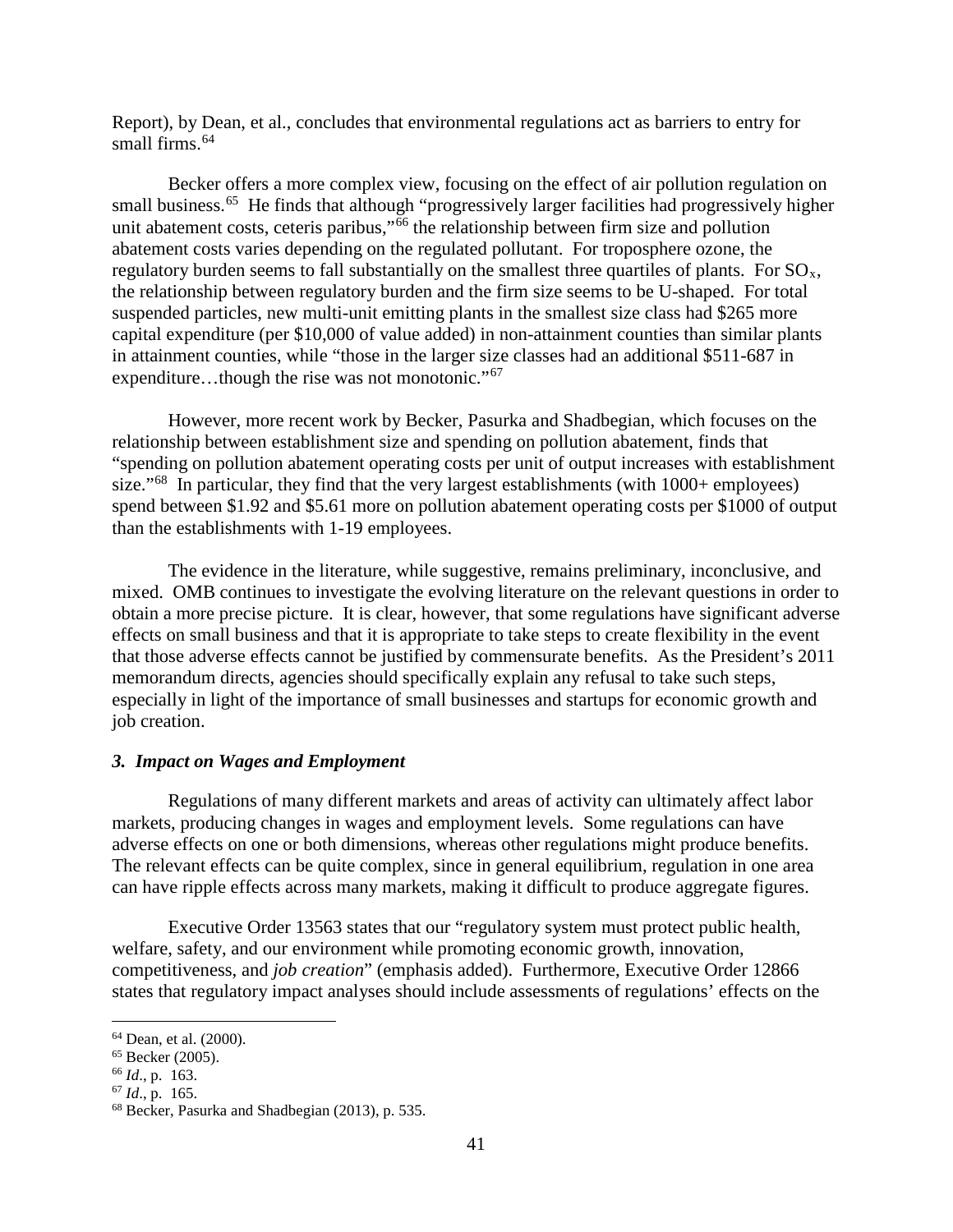Report), by Dean, et al., concludes that environmental regulations act as barriers to entry for small firms.[64]

Becker offers a more complex view, focusing on the effect of air pollution regulation on small business.[65] He finds that although "progressively larger facilities had progressively higher unit abatement costs, ceteris paribus,"[66] the relationship between firm size and pollution abatement costs varies depending on the regulated pollutant. For troposphere ozone, the regulatory burden seems to fall substantially on the smallest three quartiles of plants. For $SO_x$, the relationship between regulatory burden and the firm size seems to be U-shaped. For total suspended particles, new multi-unit emitting plants in the smallest size class had $265 more capital expenditure (per $10,000 of value added) in non-attainment counties than similar plants in attainment counties, while "those in the larger size classes had an additional $511-687 in expenditure…though the rise was not monotonic."[67]

However, more recent work by Becker, Pasurka and Shadbegian, which focuses on the relationship between establishment size and spending on pollution abatement, finds that "spending on pollution abatement operating costs per unit of output increases with establishment size."[68] In particular, they find that the very largest establishments (with 1000+ employees) spend between $1.92 and $5.61 more on pollution abatement operating costs per $1000 of output than the establishments with 1-19 employees.

The evidence in the literature, while suggestive, remains preliminary, inconclusive, and mixed. OMB continues to investigate the evolving literature on the relevant questions in order to obtain a more precise picture. It is clear, however, that some regulations have significant adverse effects on small business and that it is appropriate to take steps to create flexibility in the event that those adverse effects cannot be justified by commensurate benefits. As the President's 2011 memorandum directs, agencies should specifically explain any refusal to take such steps, especially in light of the importance of small businesses and startups for economic growth and job creation.

### *3. Impact on Wages and Employment*

Regulations of many different markets and areas of activity can ultimately affect labor markets, producing changes in wages and employment levels. Some regulations can have adverse effects on one or both dimensions, whereas other regulations might produce benefits. The relevant effects can be quite complex, since in general equilibrium, regulation in one area can have ripple effects across many markets, making it difficult to produce aggregate figures.

Executive Order 13563 states that our "regulatory system must protect public health, welfare, safety, and our environment while promoting economic growth, innovation, competitiveness, and *job creation*" (emphasis added). Furthermore, Executive Order 12866 states that regulatory impact analyses should include assessments of regulations' effects on the

---

[64] Dean, et al. (2000).

[65] Becker (2005).

[66] *Id*., p. 163.

[67] *Id*., p. 165.

[68] Becker, Pasurka and Shadbegian (2013), p. 535.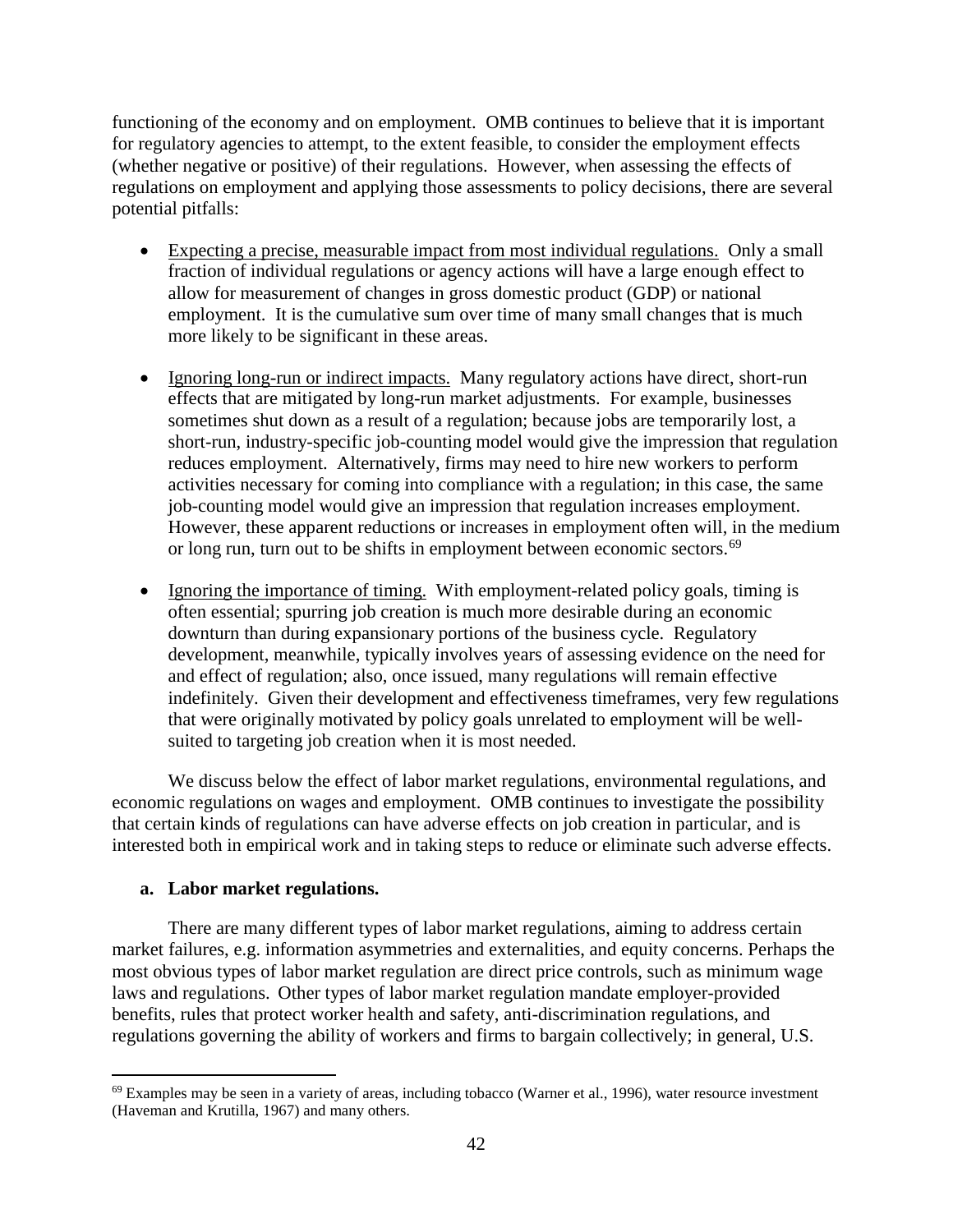functioning of the economy and on employment. OMB continues to believe that it is important for regulatory agencies to attempt, to the extent feasible, to consider the employment effects (whether negative or positive) of their regulations. However, when assessing the effects of regulations on employment and applying those assessments to policy decisions, there are several potential pitfalls:

- Expecting a precise, measurable impact from most individual regulations. Only a small fraction of individual regulations or agency actions will have a large enough effect to allow for measurement of changes in gross domestic product (GDP) or national employment. It is the cumulative sum over time of many small changes that is much more likely to be significant in these areas.

- Ignoring long-run or indirect impacts. Many regulatory actions have direct, short-run effects that are mitigated by long-run market adjustments. For example, businesses sometimes shut down as a result of a regulation; because jobs are temporarily lost, a short-run, industry-specific job-counting model would give the impression that regulation reduces employment. Alternatively, firms may need to hire new workers to perform activities necessary for coming into compliance with a regulation; in this case, the same job-counting model would give an impression that regulation increases employment. However, these apparent reductions or increases in employment often will, in the medium or long run, turn out to be shifts in employment between economic sectors.[69]

- Ignoring the importance of timing. With employment-related policy goals, timing is often essential; spurring job creation is much more desirable during an economic downturn than during expansionary portions of the business cycle. Regulatory development, meanwhile, typically involves years of assessing evidence on the need for and effect of regulation; also, once issued, many regulations will remain effective indefinitely. Given their development and effectiveness timeframes, very few regulations that were originally motivated by policy goals unrelated to employment will be well-suited to targeting job creation when it is most needed.

We discuss below the effect of labor market regulations, environmental regulations, and economic regulations on wages and employment. OMB continues to investigate the possibility that certain kinds of regulations can have adverse effects on job creation in particular, and is interested both in empirical work and in taking steps to reduce or eliminate such adverse effects.

#### a. Labor market regulations.

There are many different types of labor market regulations, aiming to address certain market failures, e.g. information asymmetries and externalities, and equity concerns. Perhaps the most obvious types of labor market regulation are direct price controls, such as minimum wage laws and regulations. Other types of labor market regulation mandate employer-provided benefits, rules that protect worker health and safety, anti-discrimination regulations, and regulations governing the ability of workers and firms to bargain collectively; in general, U.S.

[69] Examples may be seen in a variety of areas, including tobacco (Warner et al., 1996), water resource investment (Haveman and Krutilla, 1967) and many others.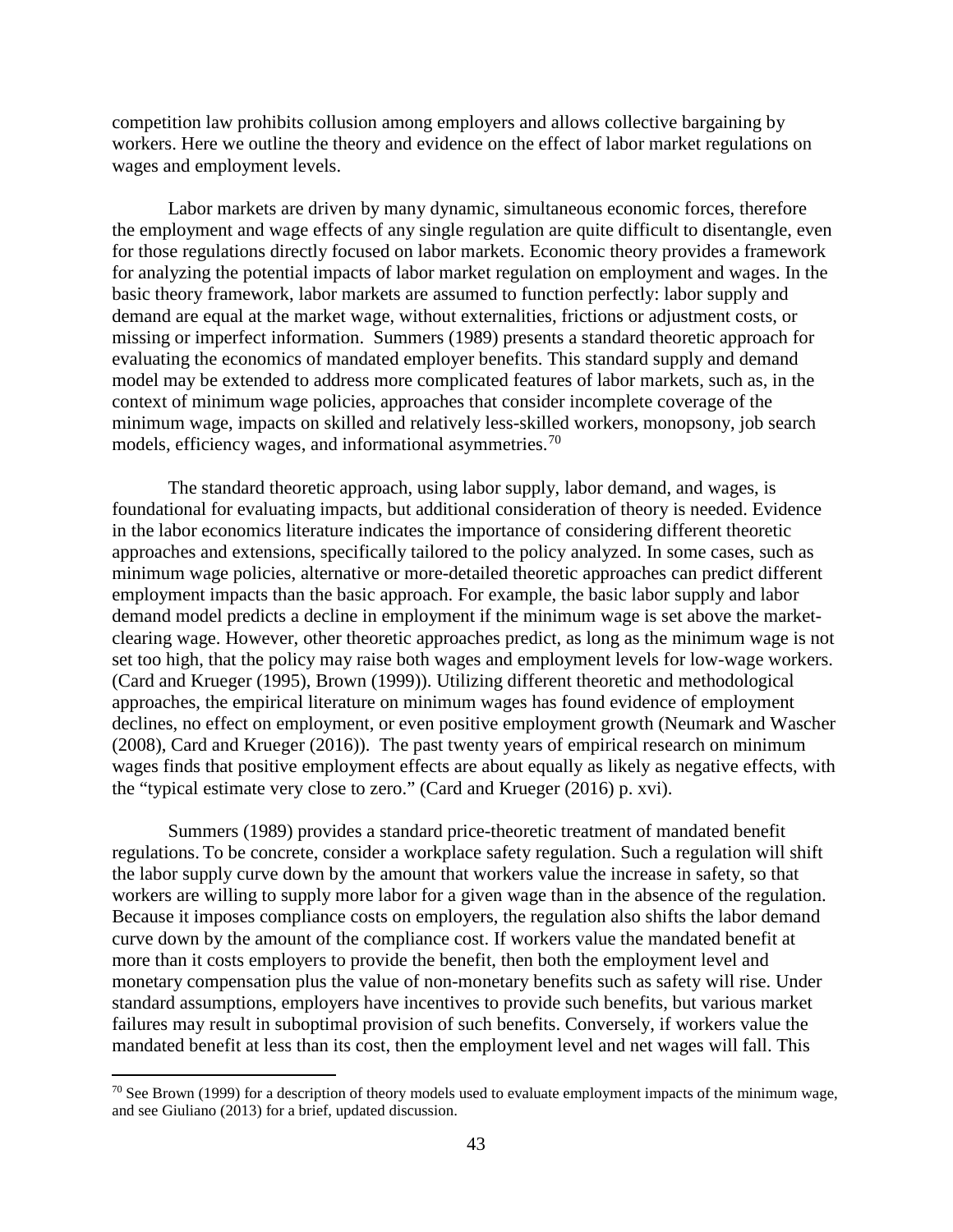competition law prohibits collusion among employers and allows collective bargaining by workers. Here we outline the theory and evidence on the effect of labor market regulations on wages and employment levels.

Labor markets are driven by many dynamic, simultaneous economic forces, therefore the employment and wage effects of any single regulation are quite difficult to disentangle, even for those regulations directly focused on labor markets. Economic theory provides a framework for analyzing the potential impacts of labor market regulation on employment and wages. In the basic theory framework, labor markets are assumed to function perfectly: labor supply and demand are equal at the market wage, without externalities, frictions or adjustment costs, or missing or imperfect information. Summers (1989) presents a standard theoretic approach for evaluating the economics of mandated employer benefits. This standard supply and demand model may be extended to address more complicated features of labor markets, such as, in the context of minimum wage policies, approaches that consider incomplete coverage of the minimum wage, impacts on skilled and relatively less-skilled workers, monopsony, job search models, efficiency wages, and informational asymmetries.[70]

The standard theoretic approach, using labor supply, labor demand, and wages, is foundational for evaluating impacts, but additional consideration of theory is needed. Evidence in the labor economics literature indicates the importance of considering different theoretic approaches and extensions, specifically tailored to the policy analyzed. In some cases, such as minimum wage policies, alternative or more-detailed theoretic approaches can predict different employment impacts than the basic approach. For example, the basic labor supply and labor demand model predicts a decline in employment if the minimum wage is set above the market-clearing wage. However, other theoretic approaches predict, as long as the minimum wage is not set too high, that the policy may raise both wages and employment levels for low-wage workers. (Card and Krueger (1995), Brown (1999)). Utilizing different theoretic and methodological approaches, the empirical literature on minimum wages has found evidence of employment declines, no effect on employment, or even positive employment growth (Neumark and Wascher (2008), Card and Krueger (2016)). The past twenty years of empirical research on minimum wages finds that positive employment effects are about equally as likely as negative effects, with the "typical estimate very close to zero." (Card and Krueger (2016) p. xvi).

Summers (1989) provides a standard price-theoretic treatment of mandated benefit regulations. To be concrete, consider a workplace safety regulation. Such a regulation will shift the labor supply curve down by the amount that workers value the increase in safety, so that workers are willing to supply more labor for a given wage than in the absence of the regulation. Because it imposes compliance costs on employers, the regulation also shifts the labor demand curve down by the amount of the compliance cost. If workers value the mandated benefit at more than it costs employers to provide the benefit, then both the employment level and monetary compensation plus the value of non-monetary benefits such as safety will rise. Under standard assumptions, employers have incentives to provide such benefits, but various market failures may result in suboptimal provision of such benefits. Conversely, if workers value the mandated benefit at less than its cost, then the employment level and net wages will fall. This

[70] See Brown (1999) for a description of theory models used to evaluate employment impacts of the minimum wage, and see Giuliano (2013) for a brief, updated discussion.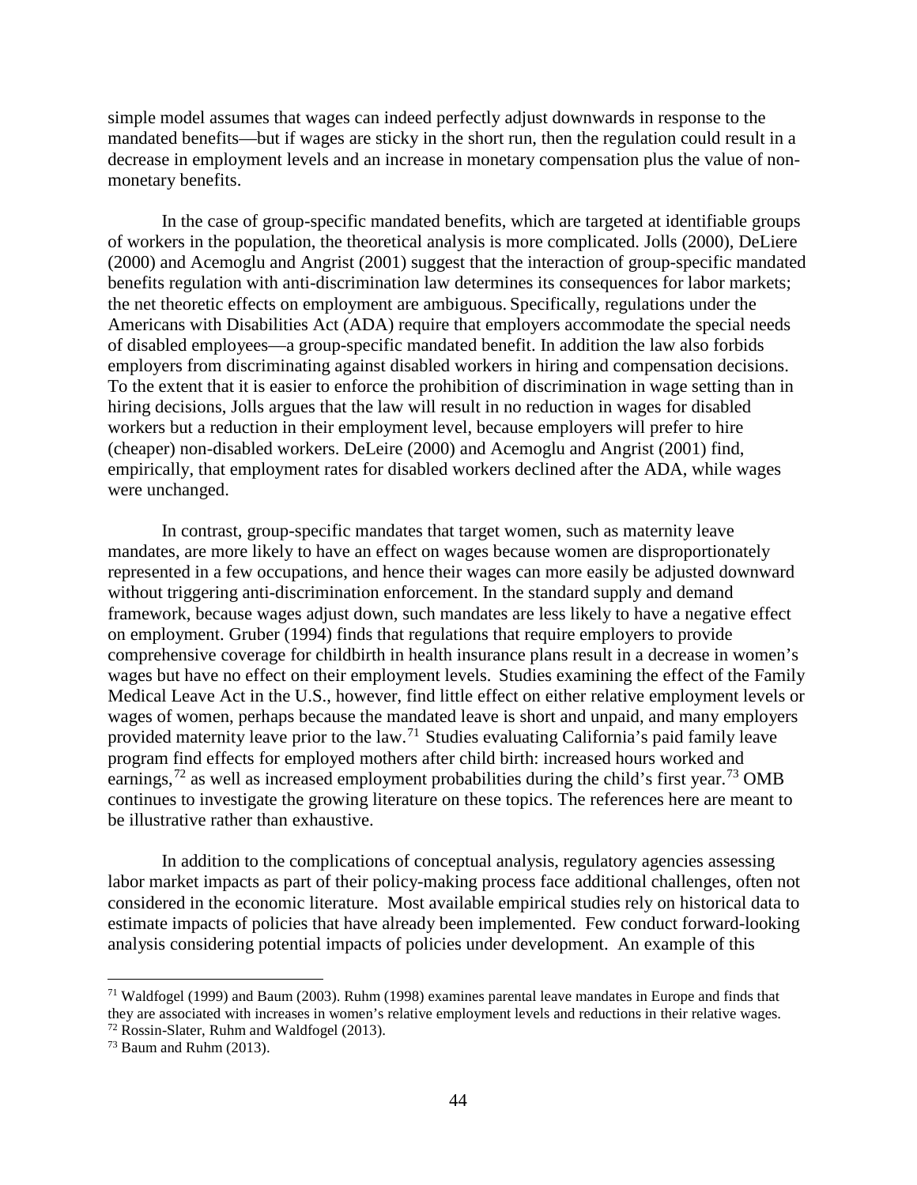simple model assumes that wages can indeed perfectly adjust downwards in response to the mandated benefits—but if wages are sticky in the short run, then the regulation could result in a decrease in employment levels and an increase in monetary compensation plus the value of non-monetary benefits.

In the case of group-specific mandated benefits, which are targeted at identifiable groups of workers in the population, the theoretical analysis is more complicated. Jolls (2000), DeLiere (2000) and Acemoglu and Angrist (2001) suggest that the interaction of group-specific mandated benefits regulation with anti-discrimination law determines its consequences for labor markets; the net theoretic effects on employment are ambiguous. Specifically, regulations under the Americans with Disabilities Act (ADA) require that employers accommodate the special needs of disabled employees—a group-specific mandated benefit. In addition the law also forbids employers from discriminating against disabled workers in hiring and compensation decisions. To the extent that it is easier to enforce the prohibition of discrimination in wage setting than in hiring decisions, Jolls argues that the law will result in no reduction in wages for disabled workers but a reduction in their employment level, because employers will prefer to hire (cheaper) non-disabled workers. DeLeire (2000) and Acemoglu and Angrist (2001) find, empirically, that employment rates for disabled workers declined after the ADA, while wages were unchanged.

In contrast, group-specific mandates that target women, such as maternity leave mandates, are more likely to have an effect on wages because women are disproportionately represented in a few occupations, and hence their wages can more easily be adjusted downward without triggering anti-discrimination enforcement. In the standard supply and demand framework, because wages adjust down, such mandates are less likely to have a negative effect on employment. Gruber (1994) finds that regulations that require employers to provide comprehensive coverage for childbirth in health insurance plans result in a decrease in women's wages but have no effect on their employment levels. Studies examining the effect of the Family Medical Leave Act in the U.S., however, find little effect on either relative employment levels or wages of women, perhaps because the mandated leave is short and unpaid, and many employers provided maternity leave prior to the law.[71] Studies evaluating California's paid family leave program find effects for employed mothers after child birth: increased hours worked and earnings,[72] as well as increased employment probabilities during the child's first year.[73] OMB continues to investigate the growing literature on these topics. The references here are meant to be illustrative rather than exhaustive.

In addition to the complications of conceptual analysis, regulatory agencies assessing labor market impacts as part of their policy-making process face additional challenges, often not considered in the economic literature. Most available empirical studies rely on historical data to estimate impacts of policies that have already been implemented. Few conduct forward-looking analysis considering potential impacts of policies under development. An example of this

---

[71] Waldfogel (1999) and Baum (2003). Ruhm (1998) examines parental leave mandates in Europe and finds that they are associated with increases in women's relative employment levels and reductions in their relative wages.

[72] Rossin-Slater, Ruhm and Waldfogel (2013).

[73] Baum and Ruhm (2013).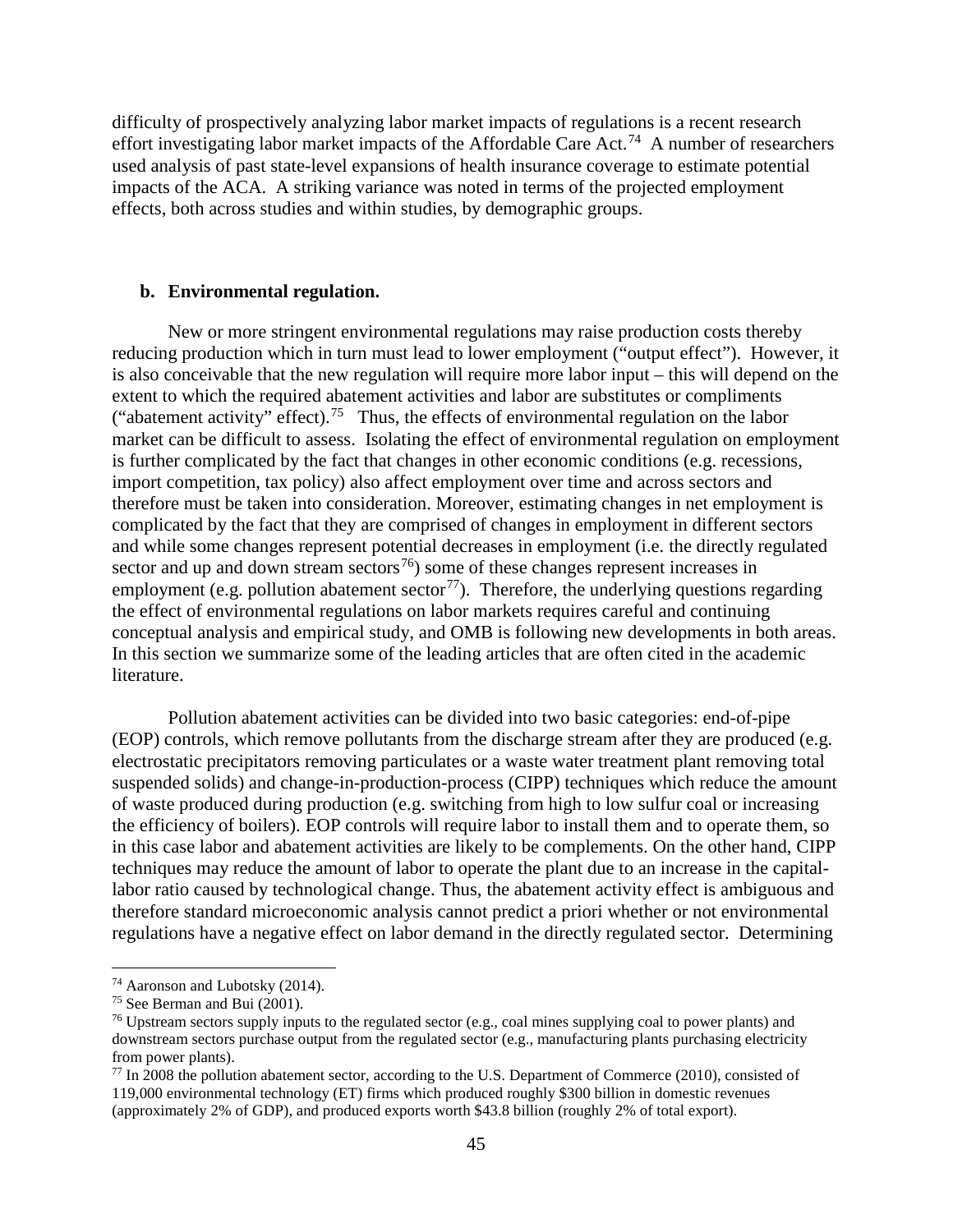difficulty of prospectively analyzing labor market impacts of regulations is a recent research effort investigating labor market impacts of the Affordable Care Act.[74] A number of researchers used analysis of past state-level expansions of health insurance coverage to estimate potential impacts of the ACA. A striking variance was noted in terms of the projected employment effects, both across studies and within studies, by demographic groups.

### b. Environmental regulation.

New or more stringent environmental regulations may raise production costs thereby reducing production which in turn must lead to lower employment ("output effect"). However, it is also conceivable that the new regulation will require more labor input – this will depend on the extent to which the required abatement activities and labor are substitutes or compliments ("abatement activity" effect).[75] Thus, the effects of environmental regulation on the labor market can be difficult to assess. Isolating the effect of environmental regulation on employment is further complicated by the fact that changes in other economic conditions (e.g. recessions, import competition, tax policy) also affect employment over time and across sectors and therefore must be taken into consideration. Moreover, estimating changes in net employment is complicated by the fact that they are comprised of changes in employment in different sectors and while some changes represent potential decreases in employment (i.e. the directly regulated sector and up and down stream sectors[76]) some of these changes represent increases in employment (e.g. pollution abatement sector[77]). Therefore, the underlying questions regarding the effect of environmental regulations on labor markets requires careful and continuing conceptual analysis and empirical study, and OMB is following new developments in both areas. In this section we summarize some of the leading articles that are often cited in the academic literature.

Pollution abatement activities can be divided into two basic categories: end-of-pipe (EOP) controls, which remove pollutants from the discharge stream after they are produced (e.g. electrostatic precipitators removing particulates or a waste water treatment plant removing total suspended solids) and change-in-production-process (CIPP) techniques which reduce the amount of waste produced during production (e.g. switching from high to low sulfur coal or increasing the efficiency of boilers). EOP controls will require labor to install them and to operate them, so in this case labor and abatement activities are likely to be complements. On the other hand, CIPP techniques may reduce the amount of labor to operate the plant due to an increase in the capital-labor ratio caused by technological change. Thus, the abatement activity effect is ambiguous and therefore standard microeconomic analysis cannot predict a priori whether or not environmental regulations have a negative effect on labor demand in the directly regulated sector. Determining

---

[74] Aaronson and Lubotsky (2014).

[75] See Berman and Bui (2001).

[76] Upstream sectors supply inputs to the regulated sector (e.g., coal mines supplying coal to power plants) and downstream sectors purchase output from the regulated sector (e.g., manufacturing plants purchasing electricity from power plants).

[77] In 2008 the pollution abatement sector, according to the U.S. Department of Commerce (2010), consisted of 119,000 environmental technology (ET) firms which produced roughly $300 billion in domestic revenues (approximately 2% of GDP), and produced exports worth $43.8 billion (roughly 2% of total export).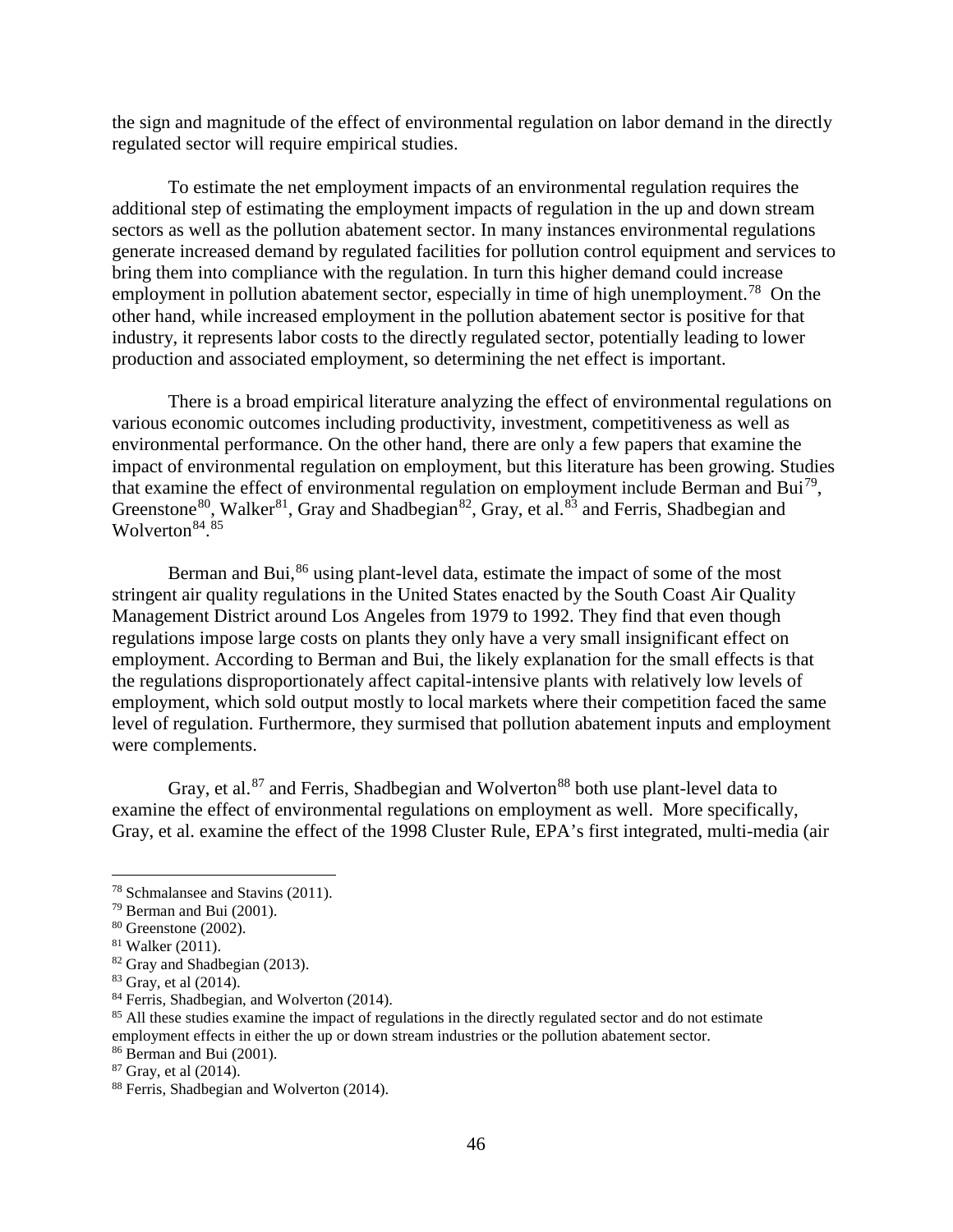the sign and magnitude of the effect of environmental regulation on labor demand in the directly regulated sector will require empirical studies.

To estimate the net employment impacts of an environmental regulation requires the additional step of estimating the employment impacts of regulation in the up and down stream sectors as well as the pollution abatement sector. In many instances environmental regulations generate increased demand by regulated facilities for pollution control equipment and services to bring them into compliance with the regulation. In turn this higher demand could increase employment in pollution abatement sector, especially in time of high unemployment.[78] On the other hand, while increased employment in the pollution abatement sector is positive for that industry, it represents labor costs to the directly regulated sector, potentially leading to lower production and associated employment, so determining the net effect is important.

There is a broad empirical literature analyzing the effect of environmental regulations on various economic outcomes including productivity, investment, competitiveness as well as environmental performance. On the other hand, there are only a few papers that examine the impact of environmental regulation on employment, but this literature has been growing. Studies that examine the effect of environmental regulation on employment include Berman and Bui[79], Greenstone[80], Walker[81], Gray and Shadbegian[82], Gray, et al.[83] and Ferris, Shadbegian and Wolverton[84].[85]

Berman and Bui,[86] using plant-level data, estimate the impact of some of the most stringent air quality regulations in the United States enacted by the South Coast Air Quality Management District around Los Angeles from 1979 to 1992. They find that even though regulations impose large costs on plants they only have a very small insignificant effect on employment. According to Berman and Bui, the likely explanation for the small effects is that the regulations disproportionately affect capital-intensive plants with relatively low levels of employment, which sold output mostly to local markets where their competition faced the same level of regulation. Furthermore, they surmised that pollution abatement inputs and employment were complements.

Gray, et al.[87] and Ferris, Shadbegian and Wolverton[88] both use plant-level data to examine the effect of environmental regulations on employment as well. More specifically, Gray, et al. examine the effect of the 1998 Cluster Rule, EPA's first integrated, multi-media (air

---

[78] Schmalansee and Stavins (2011).

[79] Berman and Bui (2001).

[80] Greenstone (2002).

[81] Walker (2011).

[82] Gray and Shadbegian (2013).

[83] Gray, et al (2014).

[84] Ferris, Shadbegian, and Wolverton (2014).

[85] All these studies examine the impact of regulations in the directly regulated sector and do not estimate employment effects in either the up or down stream industries or the pollution abatement sector.

[86] Berman and Bui (2001).

[87] Gray, et al (2014).

[88] Ferris, Shadbegian and Wolverton (2014).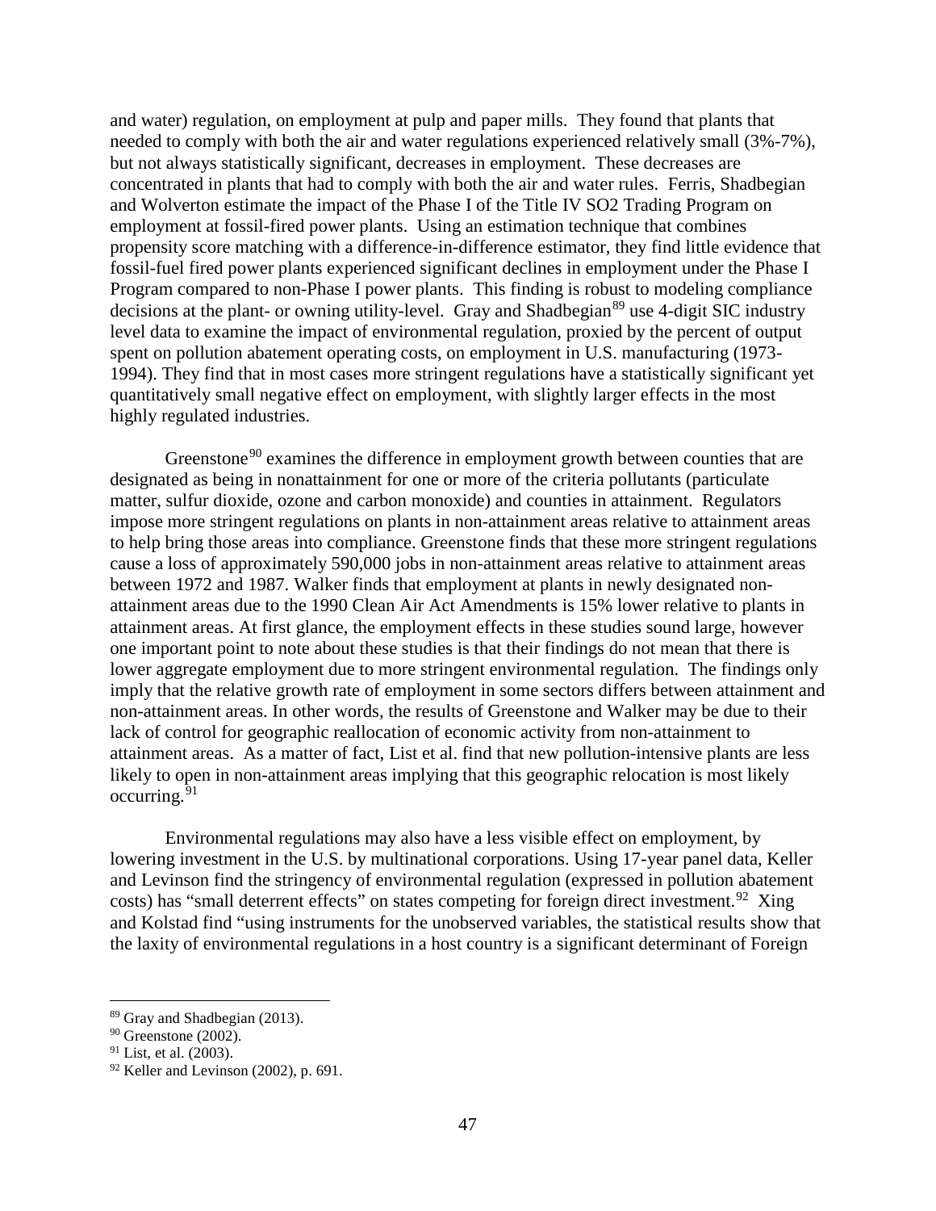and water) regulation, on employment at pulp and paper mills. They found that plants that needed to comply with both the air and water regulations experienced relatively small (3%-7%), but not always statistically significant, decreases in employment. These decreases are concentrated in plants that had to comply with both the air and water rules. Ferris, Shadbegian and Wolverton estimate the impact of the Phase I of the Title IV $SO_2$ Trading Program on employment at fossil-fired power plants. Using an estimation technique that combines propensity score matching with a difference-in-difference estimator, they find little evidence that fossil-fuel fired power plants experienced significant declines in employment under the Phase I Program compared to non-Phase I power plants. This finding is robust to modeling compliance decisions at the plant- or owning utility-level. Gray and Shadbegian[89] use 4-digit SIC industry level data to examine the impact of environmental regulation, proxied by the percent of output spent on pollution abatement operating costs, on employment in U.S. manufacturing (1973-1994). They find that in most cases more stringent regulations have a statistically significant yet quantitatively small negative effect on employment, with slightly larger effects in the most highly regulated industries.

Greenstone[90] examines the difference in employment growth between counties that are designated as being in nonattainment for one or more of the criteria pollutants (particulate matter, sulfur dioxide, ozone and carbon monoxide) and counties in attainment. Regulators impose more stringent regulations on plants in non-attainment areas relative to attainment areas to help bring those areas into compliance. Greenstone finds that these more stringent regulations cause a loss of approximately 590,000 jobs in non-attainment areas relative to attainment areas between 1972 and 1987. Walker finds that employment at plants in newly designated non-attainment areas due to the 1990 Clean Air Act Amendments is 15% lower relative to plants in attainment areas. At first glance, the employment effects in these studies sound large, however one important point to note about these studies is that their findings do not mean that there is lower aggregate employment due to more stringent environmental regulation. The findings only imply that the relative growth rate of employment in some sectors differs between attainment and non-attainment areas. In other words, the results of Greenstone and Walker may be due to their lack of control for geographic reallocation of economic activity from non-attainment to attainment areas. As a matter of fact, List et al. find that new pollution-intensive plants are less likely to open in non-attainment areas implying that this geographic relocation is most likely occurring.[91]

Environmental regulations may also have a less visible effect on employment, by lowering investment in the U.S. by multinational corporations. Using 17-year panel data, Keller and Levinson find the stringency of environmental regulation (expressed in pollution abatement costs) has "small deterrent effects" on states competing for foreign direct investment.[92] Xing and Kolstad find "using instruments for the unobserved variables, the statistical results show that the laxity of environmental regulations in a host country is a significant determinant of Foreign

---

[89] Gray and Shadbegian (2013).

[90] Greenstone (2002).

[91] List, et al. (2003).

[92] Keller and Levinson (2002), p. 691.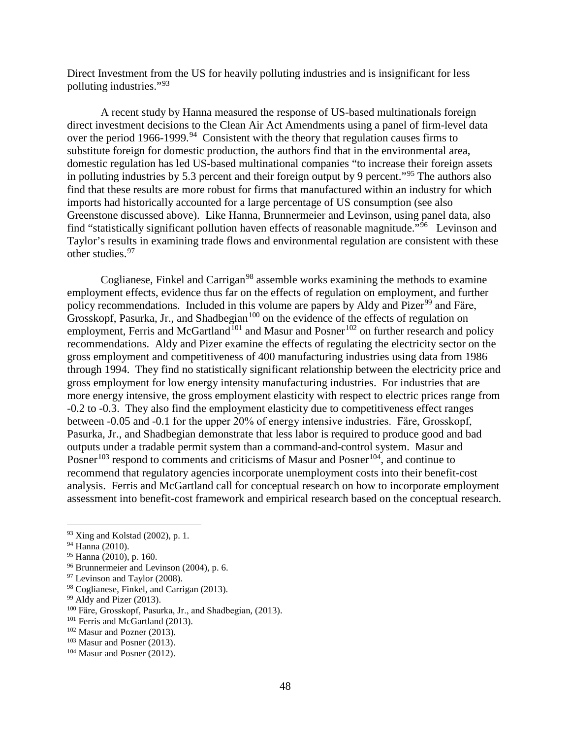Direct Investment from the US for heavily polluting industries and is insignificant for less polluting industries."[93]

A recent study by Hanna measured the response of US-based multinationals foreign direct investment decisions to the Clean Air Act Amendments using a panel of firm-level data over the period 1966-1999.[94] Consistent with the theory that regulation causes firms to substitute foreign for domestic production, the authors find that in the environmental area, domestic regulation has led US-based multinational companies "to increase their foreign assets in polluting industries by 5.3 percent and their foreign output by 9 percent."[95] The authors also find that these results are more robust for firms that manufactured within an industry for which imports had historically accounted for a large percentage of US consumption (see also Greenstone discussed above). Like Hanna, Brunnermeier and Levinson, using panel data, also find "statistically significant pollution haven effects of reasonable magnitude."[96] Levinson and Taylor's results in examining trade flows and environmental regulation are consistent with these other studies.[97]

Coglianese, Finkel and Carrigan[98] assemble works examining the methods to examine employment effects, evidence thus far on the effects of regulation on employment, and further policy recommendations. Included in this volume are papers by Aldy and Pizer[99] and Färe, Grosskopf, Pasurka, Jr., and Shadbegian[100] on the evidence of the effects of regulation on employment, Ferris and McGartland[101] and Masur and Posner[102] on further research and policy recommendations. Aldy and Pizer examine the effects of regulating the electricity sector on the gross employment and competitiveness of 400 manufacturing industries using data from 1986 through 1994. They find no statistically significant relationship between the electricity price and gross employment for low energy intensity manufacturing industries. For industries that are more energy intensive, the gross employment elasticity with respect to electric prices range from -0.2 to -0.3. They also find the employment elasticity due to competitiveness effect ranges between -0.05 and -0.1 for the upper 20% of energy intensive industries. Färe, Grosskopf, Pasurka, Jr., and Shadbegian demonstrate that less labor is required to produce good and bad outputs under a tradable permit system than a command-and-control system. Masur and Posner[103] respond to comments and criticisms of Masur and Posner[104], and continue to recommend that regulatory agencies incorporate unemployment costs into their benefit-cost analysis. Ferris and McGartland call for conceptual research on how to incorporate employment assessment into benefit-cost framework and empirical research based on the conceptual research.

---

[93] Xing and Kolstad (2002), p. 1.

[94] Hanna (2010).

[95] Hanna (2010), p. 160.

[96] Brunnermeier and Levinson (2004), p. 6.

[97] Levinson and Taylor (2008).

[98] Coglianese, Finkel, and Carrigan (2013).

[99] Aldy and Pizer (2013).

[100] Färe, Grosskopf, Pasurka, Jr., and Shadbegian, (2013).

[101] Ferris and McGartland (2013).

[102] Masur and Pozner (2013).

[103] Masur and Posner (2013).

[104] Masur and Posner (2012).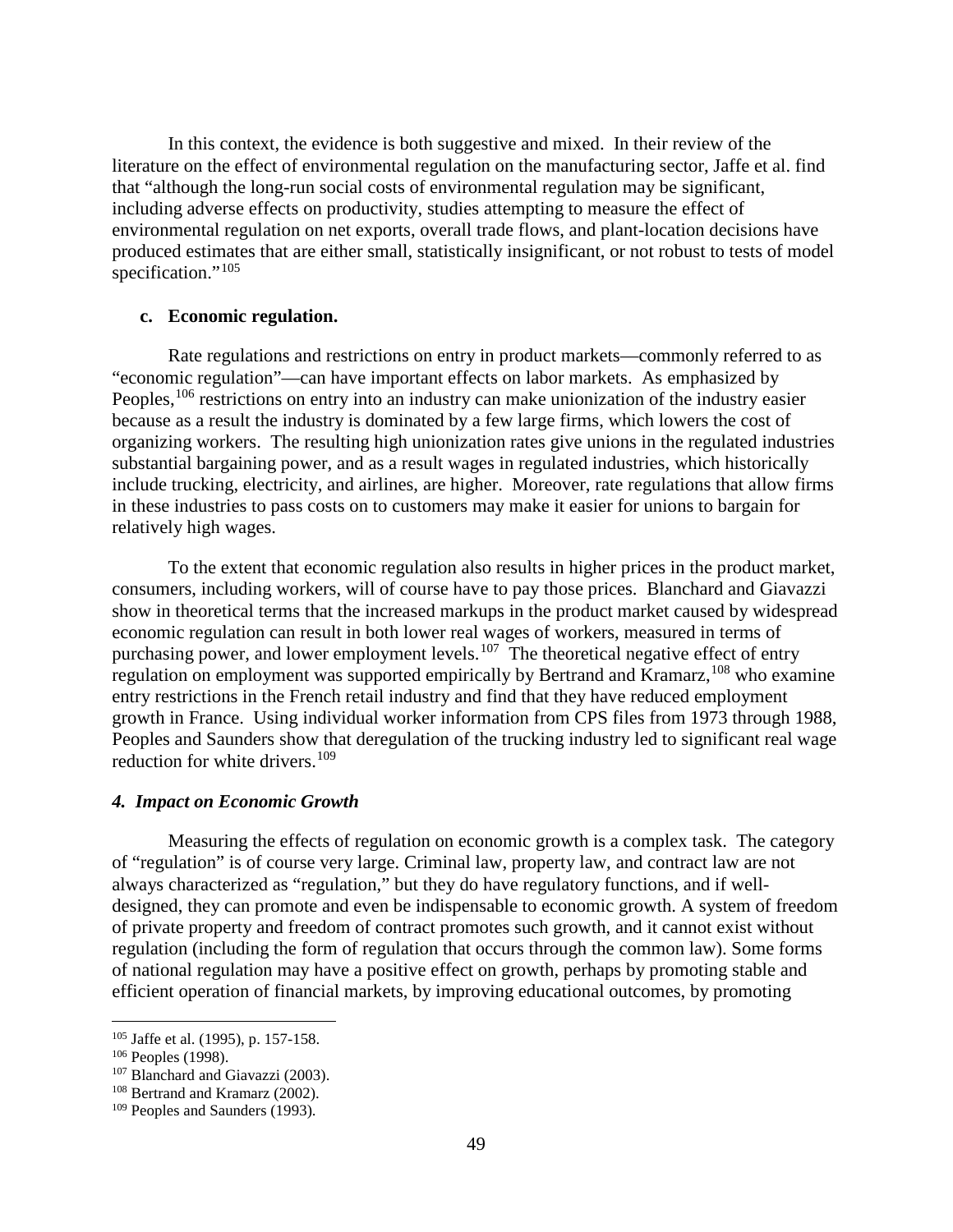In this context, the evidence is both suggestive and mixed. In their review of the literature on the effect of environmental regulation on the manufacturing sector, Jaffe et al. find that "although the long-run social costs of environmental regulation may be significant, including adverse effects on productivity, studies attempting to measure the effect of environmental regulation on net exports, overall trade flows, and plant-location decisions have produced estimates that are either small, statistically insignificant, or not robust to tests of model specification."[105]

#### c. Economic regulation.

Rate regulations and restrictions on entry in product markets—commonly referred to as "economic regulation"—can have important effects on labor markets. As emphasized by Peoples,[106] restrictions on entry into an industry can make unionization of the industry easier because as a result the industry is dominated by a few large firms, which lowers the cost of organizing workers. The resulting high unionization rates give unions in the regulated industries substantial bargaining power, and as a result wages in regulated industries, which historically include trucking, electricity, and airlines, are higher. Moreover, rate regulations that allow firms in these industries to pass costs on to customers may make it easier for unions to bargain for relatively high wages.

To the extent that economic regulation also results in higher prices in the product market, consumers, including workers, will of course have to pay those prices. Blanchard and Giavazzi show in theoretical terms that the increased markups in the product market caused by widespread economic regulation can result in both lower real wages of workers, measured in terms of purchasing power, and lower employment levels.[107] The theoretical negative effect of entry regulation on employment was supported empirically by Bertrand and Kramarz,[108] who examine entry restrictions in the French retail industry and find that they have reduced employment growth in France. Using individual worker information from CPS files from 1973 through 1988, Peoples and Saunders show that deregulation of the trucking industry led to significant real wage reduction for white drivers.[109]

### *4. Impact on Economic Growth*

Measuring the effects of regulation on economic growth is a complex task. The category of "regulation" is of course very large. Criminal law, property law, and contract law are not always characterized as "regulation," but they do have regulatory functions, and if well-designed, they can promote and even be indispensable to economic growth. A system of freedom of private property and freedom of contract promotes such growth, and it cannot exist without regulation (including the form of regulation that occurs through the common law). Some forms of national regulation may have a positive effect on growth, perhaps by promoting stable and efficient operation of financial markets, by improving educational outcomes, by promoting

---

[105] Jaffe et al. (1995), p. 157-158.

[106] Peoples (1998).

[107] Blanchard and Giavazzi (2003).

[108] Bertrand and Kramarz (2002).

[109] Peoples and Saunders (1993).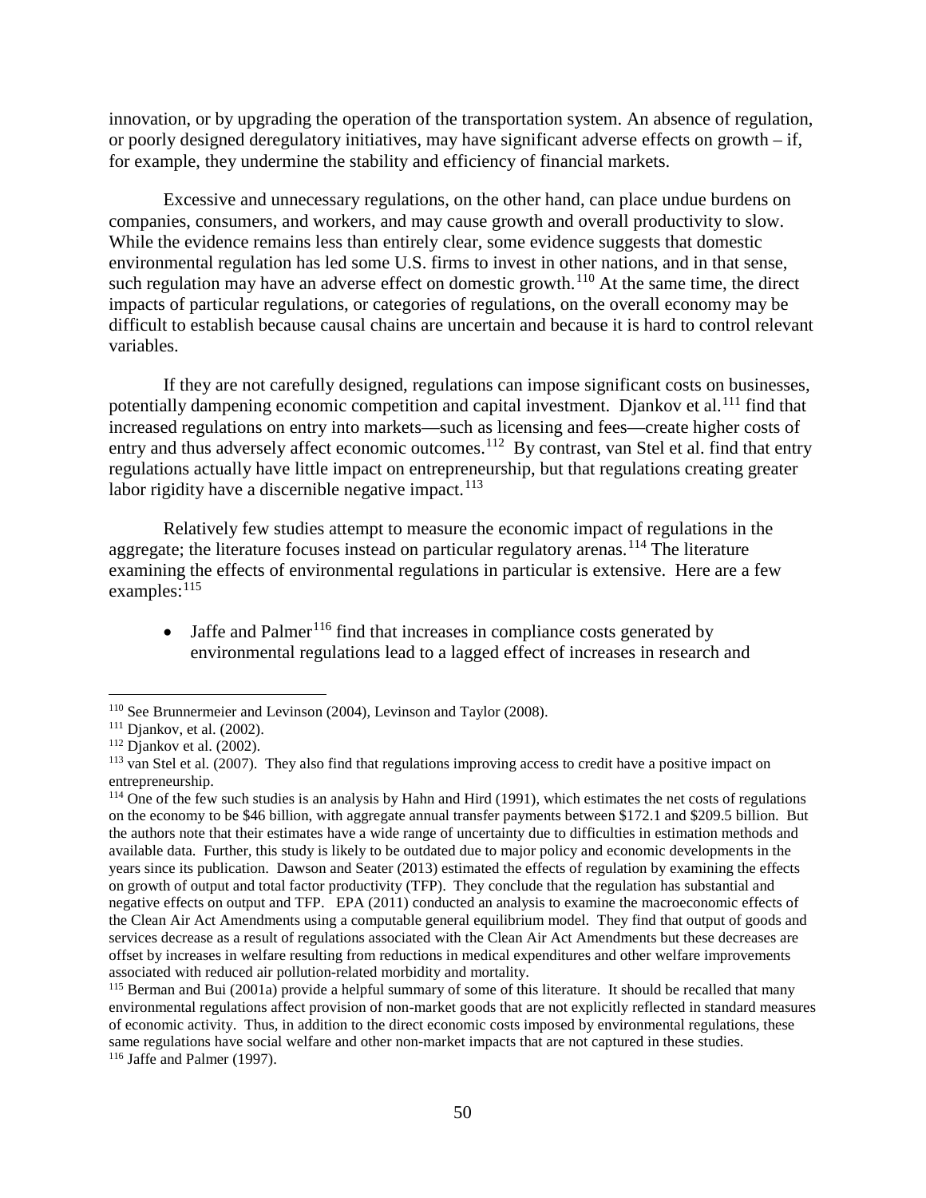innovation, or by upgrading the operation of the transportation system. An absence of regulation, or poorly designed deregulatory initiatives, may have significant adverse effects on growth – if, for example, they undermine the stability and efficiency of financial markets.

Excessive and unnecessary regulations, on the other hand, can place undue burdens on companies, consumers, and workers, and may cause growth and overall productivity to slow. While the evidence remains less than entirely clear, some evidence suggests that domestic environmental regulation has led some U.S. firms to invest in other nations, and in that sense, such regulation may have an adverse effect on domestic growth.[110] At the same time, the direct impacts of particular regulations, or categories of regulations, on the overall economy may be difficult to establish because causal chains are uncertain and because it is hard to control relevant variables.

If they are not carefully designed, regulations can impose significant costs on businesses, potentially dampening economic competition and capital investment. Djankov et al.[111] find that increased regulations on entry into markets—such as licensing and fees—create higher costs of entry and thus adversely affect economic outcomes.[112] By contrast, van Stel et al. find that entry regulations actually have little impact on entrepreneurship, but that regulations creating greater labor rigidity have a discernible negative impact.[113]

Relatively few studies attempt to measure the economic impact of regulations in the aggregate; the literature focuses instead on particular regulatory arenas.[114] The literature examining the effects of environmental regulations in particular is extensive. Here are a few examples:[115]

- Jaffe and Palmer[116] find that increases in compliance costs generated by environmental regulations lead to a lagged effect of increases in research and

---

[110] See Brunnermeier and Levinson (2004), Levinson and Taylor (2008).

[111] Djankov, et al. (2002).

[112] Djankov et al. (2002).

[113] van Stel et al. (2007). They also find that regulations improving access to credit have a positive impact on entrepreneurship.

[114] One of the few such studies is an analysis by Hahn and Hird (1991), which estimates the net costs of regulations on the economy to be $46 billion, with aggregate annual transfer payments between $172.1 and $209.5 billion. But the authors note that their estimates have a wide range of uncertainty due to difficulties in estimation methods and available data. Further, this study is likely to be outdated due to major policy and economic developments in the years since its publication. Dawson and Seater (2013) estimated the effects of regulation by examining the effects on growth of output and total factor productivity (TFP). They conclude that the regulation has substantial and negative effects on output and TFP. EPA (2011) conducted an analysis to examine the macroeconomic effects of the Clean Air Act Amendments using a computable general equilibrium model. They find that output of goods and services decrease as a result of regulations associated with the Clean Air Act Amendments but these decreases are offset by increases in welfare resulting from reductions in medical expenditures and other welfare improvements associated with reduced air pollution-related morbidity and mortality.

[115] Berman and Bui (2001a) provide a helpful summary of some of this literature. It should be recalled that many environmental regulations affect provision of non-market goods that are not explicitly reflected in standard measures of economic activity. Thus, in addition to the direct economic costs imposed by environmental regulations, these same regulations have social welfare and other non-market impacts that are not captured in these studies.

[116] Jaffe and Palmer (1997).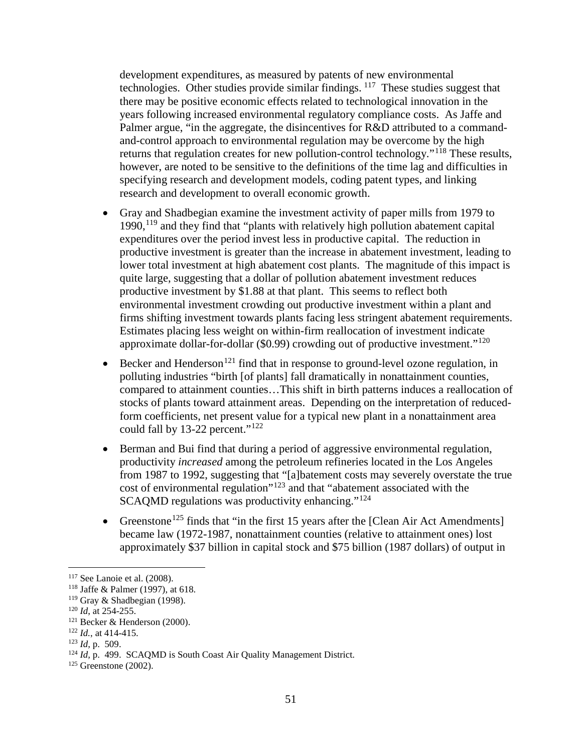development expenditures, as measured by patents of new environmental technologies. Other studies provide similar findings. [117] These studies suggest that there may be positive economic effects related to technological innovation in the years following increased environmental regulatory compliance costs. As Jaffe and Palmer argue, "in the aggregate, the disincentives for R&D attributed to a command-and-control approach to environmental regulation may be overcome by the high returns that regulation creates for new pollution-control technology."[118] These results, however, are noted to be sensitive to the definitions of the time lag and difficulties in specifying research and development models, coding patent types, and linking research and development to overall economic growth.

- Gray and Shadbegian examine the investment activity of paper mills from 1979 to 1990,[119] and they find that "plants with relatively high pollution abatement capital expenditures over the period invest less in productive capital. The reduction in productive investment is greater than the increase in abatement investment, leading to lower total investment at high abatement cost plants. The magnitude of this impact is quite large, suggesting that a dollar of pollution abatement investment reduces productive investment by $1.88 at that plant. This seems to reflect both environmental investment crowding out productive investment within a plant and firms shifting investment towards plants facing less stringent abatement requirements. Estimates placing less weight on within-firm reallocation of investment indicate approximate dollar-for-dollar ($0.99) crowding out of productive investment."[120]
- Becker and Henderson[121] find that in response to ground-level ozone regulation, in polluting industries "birth [of plants] fall dramatically in nonattainment counties, compared to attainment counties…This shift in birth patterns induces a reallocation of stocks of plants toward attainment areas. Depending on the interpretation of reduced-form coefficients, net present value for a typical new plant in a nonattainment area could fall by 13-22 percent."[122]
- Berman and Bui find that during a period of aggressive environmental regulation, productivity *increased* among the petroleum refineries located in the Los Angeles from 1987 to 1992, suggesting that "[a]batement costs may severely overstate the true cost of environmental regulation"[123] and that "abatement associated with the SCAQMD regulations was productivity enhancing."[124]
- Greenstone[125] finds that "in the first 15 years after the [Clean Air Act Amendments] became law (1972-1987, nonattainment counties (relative to attainment ones) lost approximately $37 billion in capital stock and $75 billion (1987 dollars) of output in

---

[117] See Lanoie et al. (2008).

[118] Jaffe & Palmer (1997), at 618.

[119] Gray & Shadbegian (1998).

[120] *Id*, at 254-255.

[121] Becker & Henderson (2000).

[122] *Id.*, at 414-415.

[123] *Id*, p. 509.

[124] *Id*, p. 499. SCAQMD is South Coast Air Quality Management District.

[125] Greenstone (2002).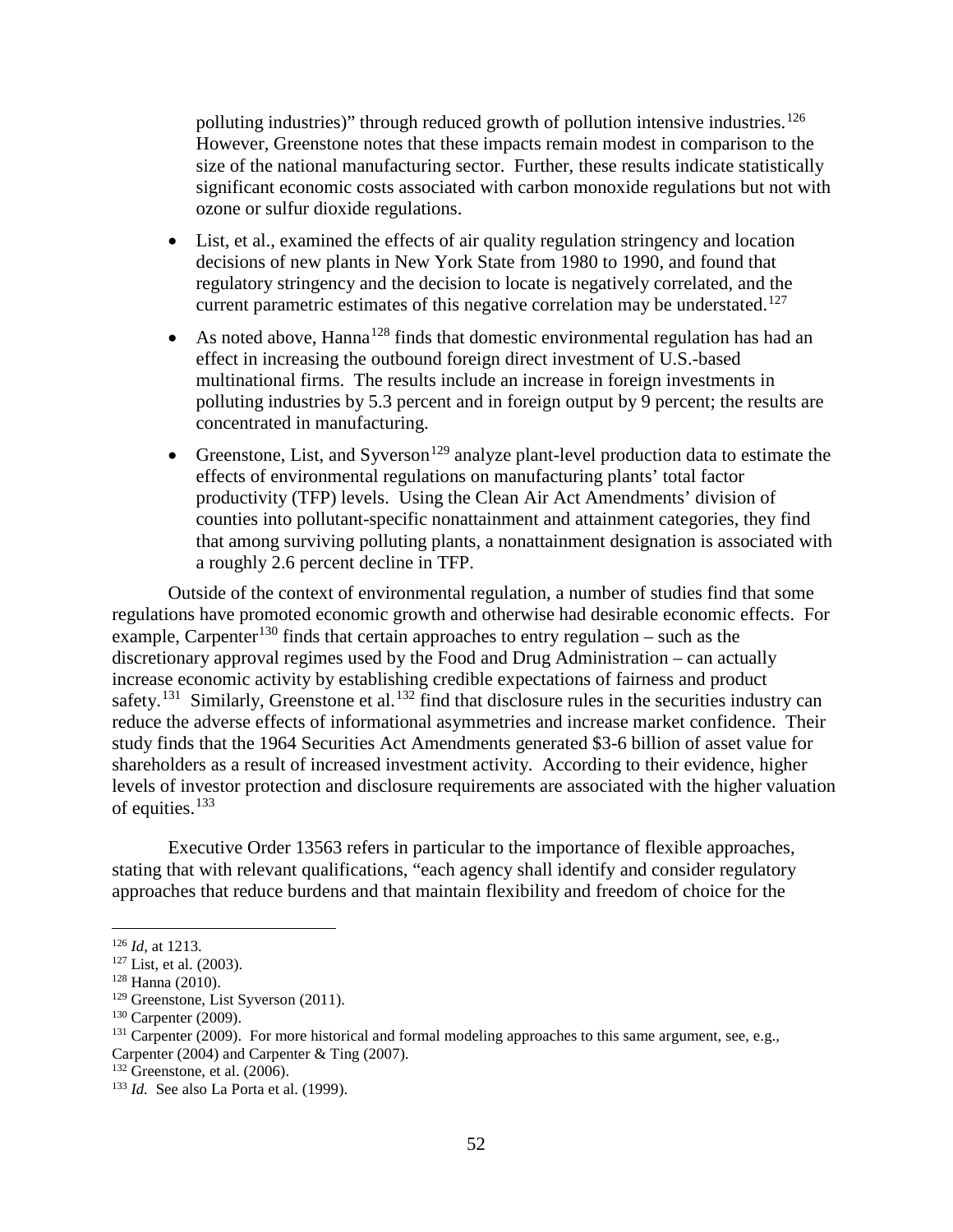polluting industries)" through reduced growth of pollution intensive industries.[126] However, Greenstone notes that these impacts remain modest in comparison to the size of the national manufacturing sector. Further, these results indicate statistically significant economic costs associated with carbon monoxide regulations but not with ozone or sulfur dioxide regulations.

- List, et al., examined the effects of air quality regulation stringency and location decisions of new plants in New York State from 1980 to 1990, and found that regulatory stringency and the decision to locate is negatively correlated, and the current parametric estimates of this negative correlation may be understated.[127]
- As noted above, Hanna[128] finds that domestic environmental regulation has had an effect in increasing the outbound foreign direct investment of U.S.-based multinational firms. The results include an increase in foreign investments in polluting industries by 5.3 percent and in foreign output by 9 percent; the results are concentrated in manufacturing.
- Greenstone, List, and Syverson[129] analyze plant-level production data to estimate the effects of environmental regulations on manufacturing plants' total factor productivity (TFP) levels. Using the Clean Air Act Amendments' division of counties into pollutant-specific nonattainment and attainment categories, they find that among surviving polluting plants, a nonattainment designation is associated with a roughly 2.6 percent decline in TFP.

Outside of the context of environmental regulation, a number of studies find that some regulations have promoted economic growth and otherwise had desirable economic effects. For example, Carpenter[130] finds that certain approaches to entry regulation – such as the discretionary approval regimes used by the Food and Drug Administration – can actually increase economic activity by establishing credible expectations of fairness and product safety.[131] Similarly, Greenstone et al.[132] find that disclosure rules in the securities industry can reduce the adverse effects of informational asymmetries and increase market confidence. Their study finds that the 1964 Securities Act Amendments generated $3-6 billion of asset value for shareholders as a result of increased investment activity. According to their evidence, higher levels of investor protection and disclosure requirements are associated with the higher valuation of equities.[133]

Executive Order 13563 refers in particular to the importance of flexible approaches, stating that with relevant qualifications, "each agency shall identify and consider regulatory approaches that reduce burdens and that maintain flexibility and freedom of choice for the

---

[126] *Id*, at 1213.

[127] List, et al. (2003).

[128] Hanna (2010).

[129] Greenstone, List Syverson (2011).

[130] Carpenter (2009).

[131] Carpenter (2009). For more historical and formal modeling approaches to this same argument, see, e.g., Carpenter (2004) and Carpenter & Ting (2007).

[132] Greenstone, et al. (2006).

[133] *Id.* See also La Porta et al. (1999).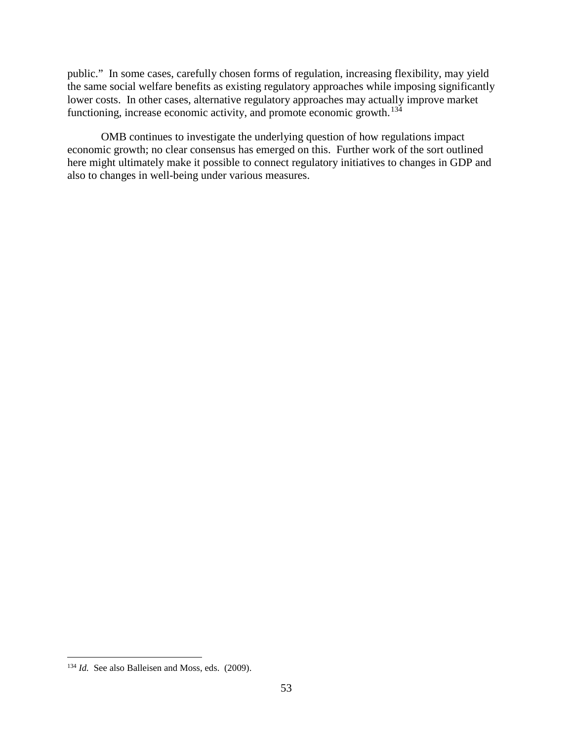public." In some cases, carefully chosen forms of regulation, increasing flexibility, may yield the same social welfare benefits as existing regulatory approaches while imposing significantly lower costs. In other cases, alternative regulatory approaches may actually improve market functioning, increase economic activity, and promote economic growth.[134]

OMB continues to investigate the underlying question of how regulations impact economic growth; no clear consensus has emerged on this. Further work of the sort outlined here might ultimately make it possible to connect regulatory initiatives to changes in GDP and also to changes in well-being under various measures.

---

[134] *Id.* See also Balleisen and Moss, eds. (2009).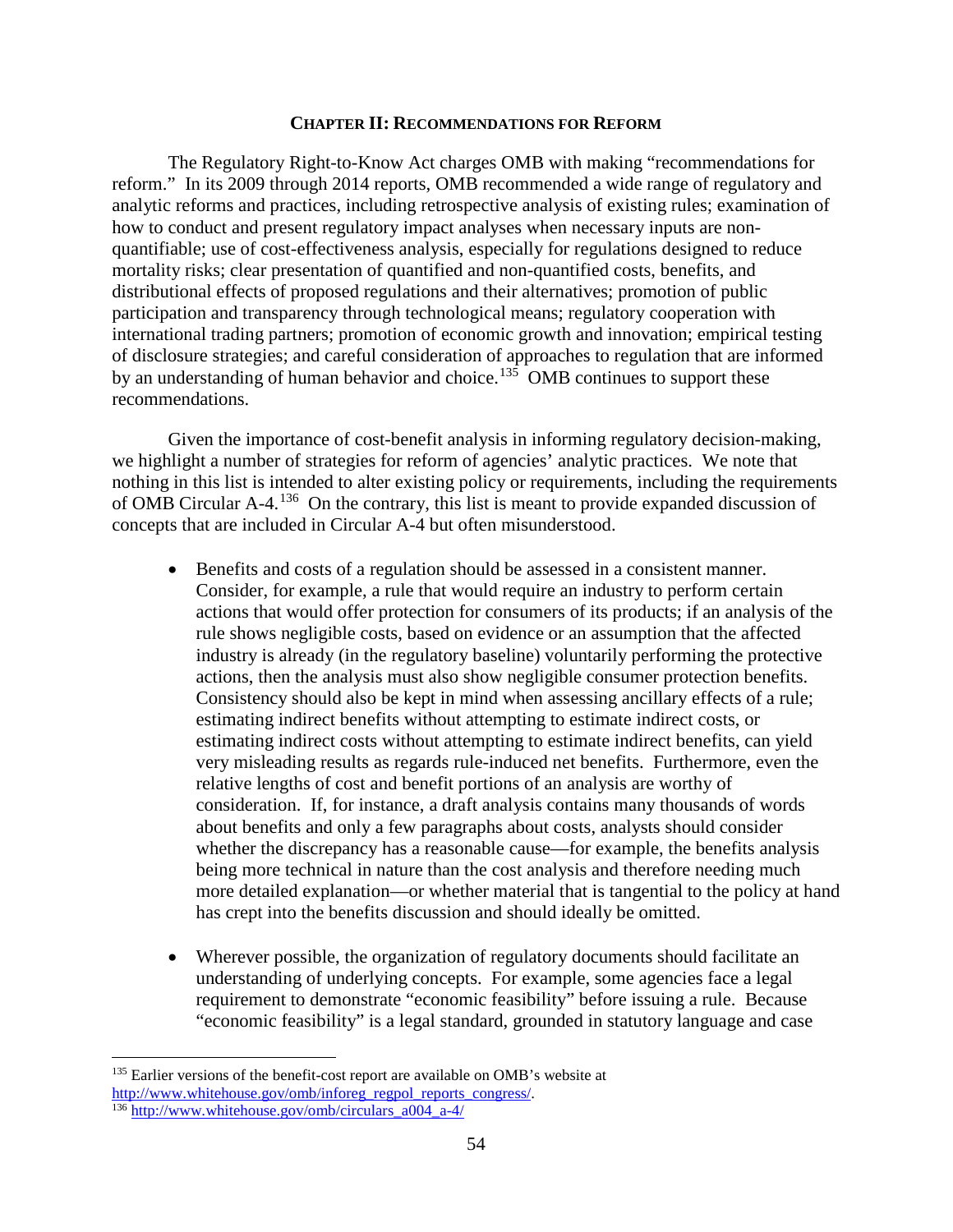## CHAPTER II: RECOMMENDATIONS FOR REFORM

The Regulatory Right-to-Know Act charges OMB with making "recommendations for reform." In its 2009 through 2014 reports, OMB recommended a wide range of regulatory and analytic reforms and practices, including retrospective analysis of existing rules; examination of how to conduct and present regulatory impact analyses when necessary inputs are non-quantifiable; use of cost-effectiveness analysis, especially for regulations designed to reduce mortality risks; clear presentation of quantified and non-quantified costs, benefits, and distributional effects of proposed regulations and their alternatives; promotion of public participation and transparency through technological means; regulatory cooperation with international trading partners; promotion of economic growth and innovation; empirical testing of disclosure strategies; and careful consideration of approaches to regulation that are informed by an understanding of human behavior and choice.[135] OMB continues to support these recommendations.

Given the importance of cost-benefit analysis in informing regulatory decision-making, we highlight a number of strategies for reform of agencies' analytic practices. We note that nothing in this list is intended to alter existing policy or requirements, including the requirements of OMB Circular A-4.[136] On the contrary, this list is meant to provide expanded discussion of concepts that are included in Circular A-4 but often misunderstood.

- Benefits and costs of a regulation should be assessed in a consistent manner. Consider, for example, a rule that would require an industry to perform certain actions that would offer protection for consumers of its products; if an analysis of the rule shows negligible costs, based on evidence or an assumption that the affected industry is already (in the regulatory baseline) voluntarily performing the protective actions, then the analysis must also show negligible consumer protection benefits. Consistency should also be kept in mind when assessing ancillary effects of a rule; estimating indirect benefits without attempting to estimate indirect costs, or estimating indirect costs without attempting to estimate indirect benefits, can yield very misleading results as regards rule-induced net benefits. Furthermore, even the relative lengths of cost and benefit portions of an analysis are worthy of consideration. If, for instance, a draft analysis contains many thousands of words about benefits and only a few paragraphs about costs, analysts should consider whether the discrepancy has a reasonable cause—for example, the benefits analysis being more technical in nature than the cost analysis and therefore needing much more detailed explanation—or whether material that is tangential to the policy at hand has crept into the benefits discussion and should ideally be omitted.

- Wherever possible, the organization of regulatory documents should facilitate an understanding of underlying concepts. For example, some agencies face a legal requirement to demonstrate "economic feasibility" before issuing a rule. Because "economic feasibility" is a legal standard, grounded in statutory language and case

---

[135] Earlier versions of the benefit-cost report are available on OMB's website at http://www.whitehouse.gov/omb/inforeg_regpol_reports_congress/.

[136] http://www.whitehouse.gov/omb/circulars_a004_a-4/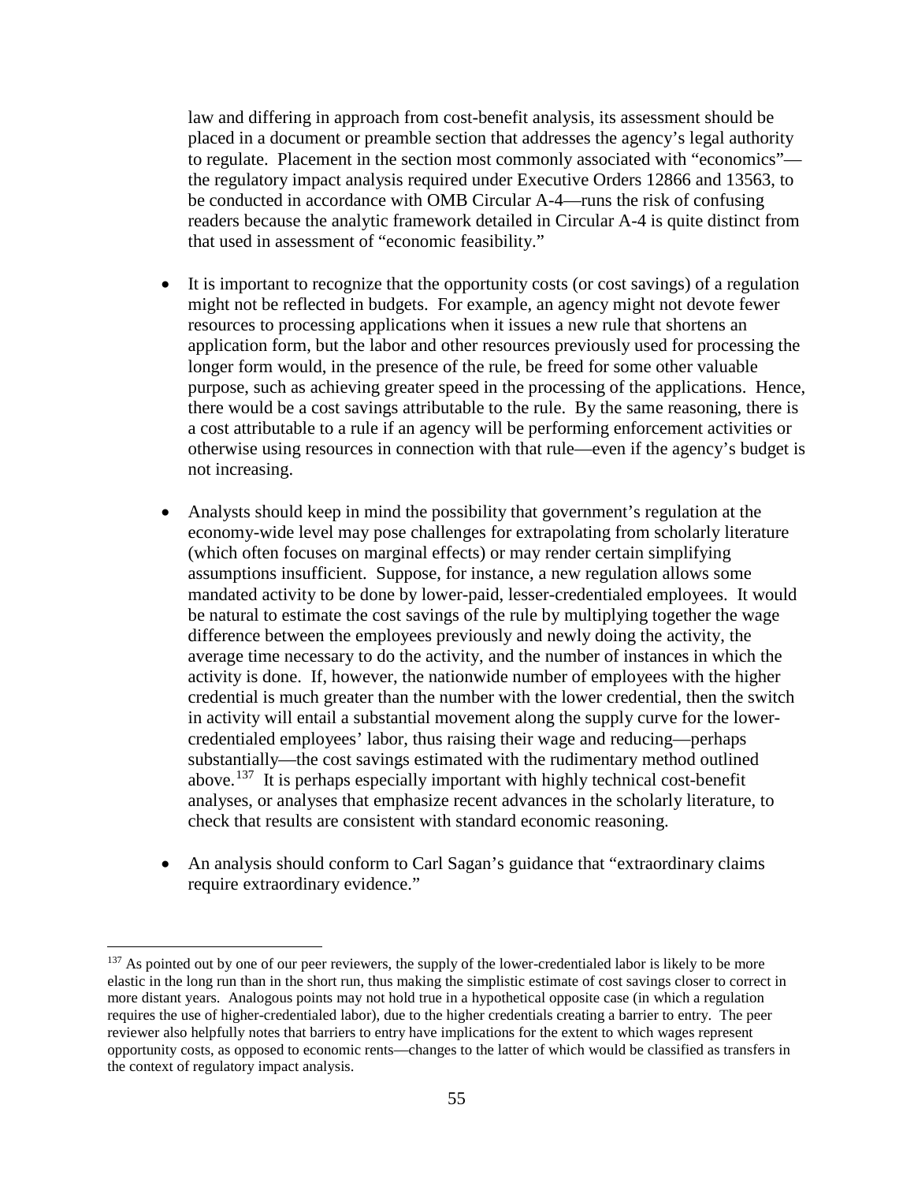law and differing in approach from cost-benefit analysis, its assessment should be placed in a document or preamble section that addresses the agency's legal authority to regulate. Placement in the section most commonly associated with "economics"—the regulatory impact analysis required under Executive Orders 12866 and 13563, to be conducted in accordance with OMB Circular A-4—runs the risk of confusing readers because the analytic framework detailed in Circular A-4 is quite distinct from that used in assessment of "economic feasibility."

- It is important to recognize that the opportunity costs (or cost savings) of a regulation might not be reflected in budgets. For example, an agency might not devote fewer resources to processing applications when it issues a new rule that shortens an application form, but the labor and other resources previously used for processing the longer form would, in the presence of the rule, be freed for some other valuable purpose, such as achieving greater speed in the processing of the applications. Hence, there would be a cost savings attributable to the rule. By the same reasoning, there is a cost attributable to a rule if an agency will be performing enforcement activities or otherwise using resources in connection with that rule—even if the agency's budget is not increasing.

- Analysts should keep in mind the possibility that government's regulation at the economy-wide level may pose challenges for extrapolating from scholarly literature (which often focuses on marginal effects) or may render certain simplifying assumptions insufficient. Suppose, for instance, a new regulation allows some mandated activity to be done by lower-paid, lesser-credentialed employees. It would be natural to estimate the cost savings of the rule by multiplying together the wage difference between the employees previously and newly doing the activity, the average time necessary to do the activity, and the number of instances in which the activity is done. If, however, the nationwide number of employees with the higher credential is much greater than the number with the lower credential, then the switch in activity will entail a substantial movement along the supply curve for the lower-credentialed employees' labor, thus raising their wage and reducing—perhaps substantially—the cost savings estimated with the rudimentary method outlined above.[137] It is perhaps especially important with highly technical cost-benefit analyses, or analyses that emphasize recent advances in the scholarly literature, to check that results are consistent with standard economic reasoning.

- An analysis should conform to Carl Sagan's guidance that "extraordinary claims require extraordinary evidence."

---

[137] As pointed out by one of our peer reviewers, the supply of the lower-credentialed labor is likely to be more elastic in the long run than in the short run, thus making the simplistic estimate of cost savings closer to correct in more distant years. Analogous points may not hold true in a hypothetical opposite case (in which a regulation requires the use of higher-credentialed labor), due to the higher credentials creating a barrier to entry. The peer reviewer also helpfully notes that barriers to entry have implications for the extent to which wages represent opportunity costs, as opposed to economic rents—changes to the latter of which would be classified as transfers in the context of regulatory impact analysis.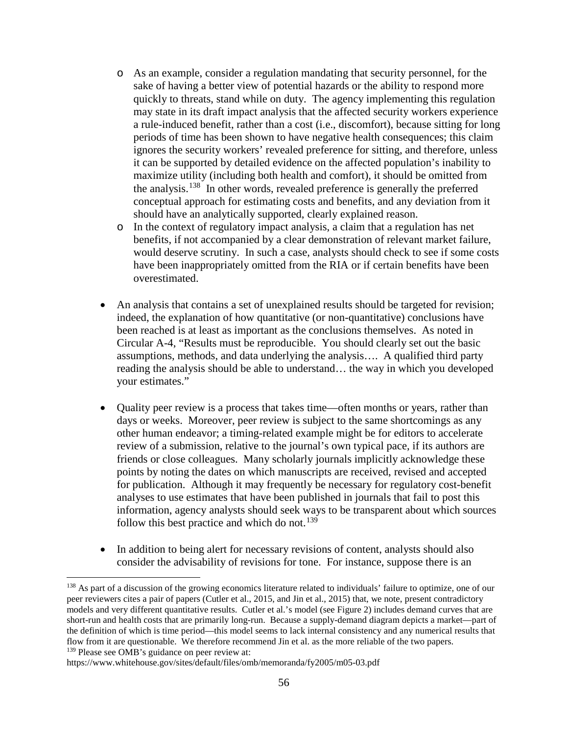- As an example, consider a regulation mandating that security personnel, for the sake of having a better view of potential hazards or the ability to respond more quickly to threats, stand while on duty. The agency implementing this regulation may state in its draft impact analysis that the affected security workers experience a rule-induced benefit, rather than a cost (i.e., discomfort), because sitting for long periods of time has been shown to have negative health consequences; this claim ignores the security workers' revealed preference for sitting, and therefore, unless it can be supported by detailed evidence on the affected population's inability to maximize utility (including both health and comfort), it should be omitted from the analysis.[138] In other words, revealed preference is generally the preferred conceptual approach for estimating costs and benefits, and any deviation from it should have an analytically supported, clearly explained reason.
- In the context of regulatory impact analysis, a claim that a regulation has net benefits, if not accompanied by a clear demonstration of relevant market failure, would deserve scrutiny. In such a case, analysts should check to see if some costs have been inappropriately omitted from the RIA or if certain benefits have been overestimated.

- An analysis that contains a set of unexplained results should be targeted for revision; indeed, the explanation of how quantitative (or non-quantitative) conclusions have been reached is at least as important as the conclusions themselves. As noted in Circular A-4, "Results must be reproducible. You should clearly set out the basic assumptions, methods, and data underlying the analysis…. A qualified third party reading the analysis should be able to understand… the way in which you developed your estimates."

- Quality peer review is a process that takes time—often months or years, rather than days or weeks. Moreover, peer review is subject to the same shortcomings as any other human endeavor; a timing-related example might be for editors to accelerate review of a submission, relative to the journal's own typical pace, if its authors are friends or close colleagues. Many scholarly journals implicitly acknowledge these points by noting the dates on which manuscripts are received, revised and accepted for publication. Although it may frequently be necessary for regulatory cost-benefit analyses to use estimates that have been published in journals that fail to post this information, agency analysts should seek ways to be transparent about which sources follow this best practice and which do not.[139]

- In addition to being alert for necessary revisions of content, analysts should also consider the advisability of revisions for tone. For instance, suppose there is an

---

[138] As part of a discussion of the growing economics literature related to individuals' failure to optimize, one of our peer reviewers cites a pair of papers (Cutler et al., 2015, and Jin et al., 2015) that, we note, present contradictory models and very different quantitative results. Cutler et al.'s model (see Figure 2) includes demand curves that are short-run and health costs that are primarily long-run. Because a supply-demand diagram depicts a market—part of the definition of which is time period—this model seems to lack internal consistency and any numerical results that flow from it are questionable. We therefore recommend Jin et al. as the more reliable of the two papers.

[139] Please see OMB's guidance on peer review at: https://www.whitehouse.gov/sites/default/files/omb/memoranda/fy2005/m05-03.pdf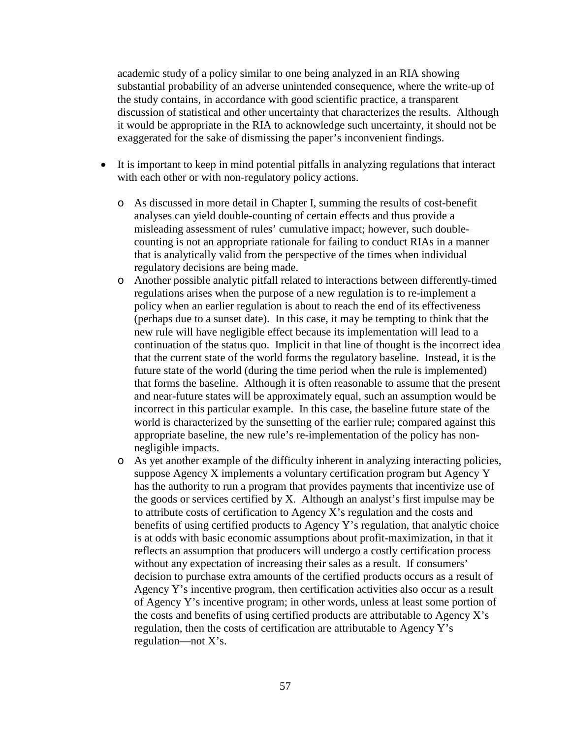academic study of a policy similar to one being analyzed in an RIA showing substantial probability of an adverse unintended consequence, where the write-up of the study contains, in accordance with good scientific practice, a transparent discussion of statistical and other uncertainty that characterizes the results. Although it would be appropriate in the RIA to acknowledge such uncertainty, it should not be exaggerated for the sake of dismissing the paper's inconvenient findings.

- It is important to keep in mind potential pitfalls in analyzing regulations that interact with each other or with non-regulatory policy actions.
    - As discussed in more detail in Chapter I, summing the results of cost-benefit analyses can yield double-counting of certain effects and thus provide a misleading assessment of rules' cumulative impact; however, such double-counting is not an appropriate rationale for failing to conduct RIAs in a manner that is analytically valid from the perspective of the times when individual regulatory decisions are being made.
    - Another possible analytic pitfall related to interactions between differently-timed regulations arises when the purpose of a new regulation is to re-implement a policy when an earlier regulation is about to reach the end of its effectiveness (perhaps due to a sunset date). In this case, it may be tempting to think that the new rule will have negligible effect because its implementation will lead to a continuation of the status quo. Implicit in that line of thought is the incorrect idea that the current state of the world forms the regulatory baseline. Instead, it is the future state of the world (during the time period when the rule is implemented) that forms the baseline. Although it is often reasonable to assume that the present and near-future states will be approximately equal, such an assumption would be incorrect in this particular example. In this case, the baseline future state of the world is characterized by the sunsetting of the earlier rule; compared against this appropriate baseline, the new rule's re-implementation of the policy has non-negligible impacts.
    - As yet another example of the difficulty inherent in analyzing interacting policies, suppose Agency X implements a voluntary certification program but Agency Y has the authority to run a program that provides payments that incentivize use of the goods or services certified by X. Although an analyst's first impulse may be to attribute costs of certification to Agency X's regulation and the costs and benefits of using certified products to Agency Y's regulation, that analytic choice is at odds with basic economic assumptions about profit-maximization, in that it reflects an assumption that producers will undergo a costly certification process without any expectation of increasing their sales as a result. If consumers' decision to purchase extra amounts of the certified products occurs as a result of Agency Y's incentive program, then certification activities also occur as a result of Agency Y's incentive program; in other words, unless at least some portion of the costs and benefits of using certified products are attributable to Agency X's regulation, then the costs of certification are attributable to Agency Y's regulation—not X's.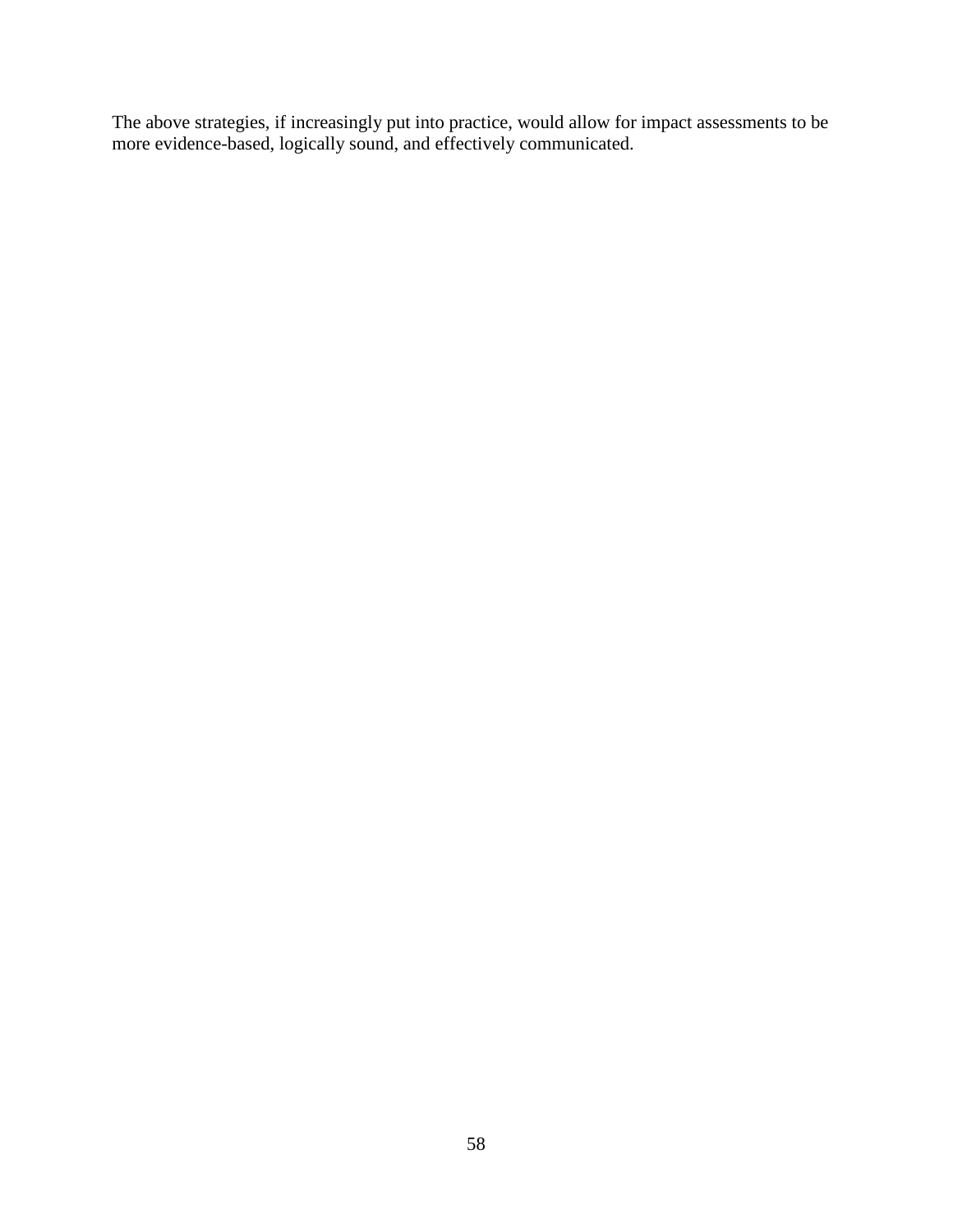The above strategies, if increasingly put into practice, would allow for impact assessments to be more evidence-based, logically sound, and effectively communicated.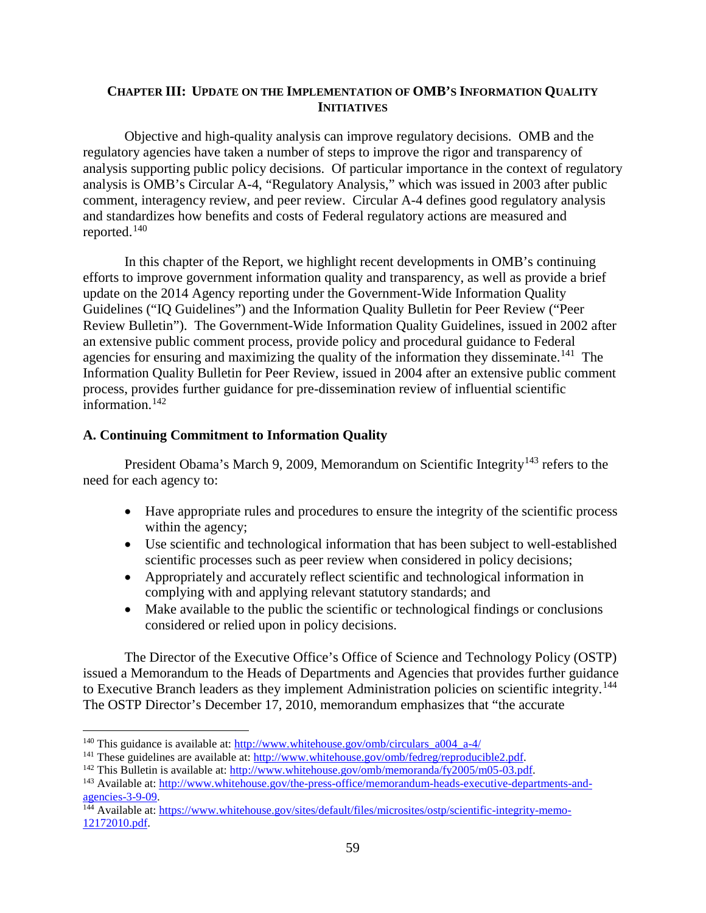## CHAPTER III: UPDATE ON THE IMPLEMENTATION OF OMB'S INFORMATION QUALITY INITIATIVES

Objective and high-quality analysis can improve regulatory decisions. OMB and the regulatory agencies have taken a number of steps to improve the rigor and transparency of analysis supporting public policy decisions. Of particular importance in the context of regulatory analysis is OMB's Circular A-4, "Regulatory Analysis," which was issued in 2003 after public comment, interagency review, and peer review. Circular A-4 defines good regulatory analysis and standardizes how benefits and costs of Federal regulatory actions are measured and reported.[140]

In this chapter of the Report, we highlight recent developments in OMB's continuing efforts to improve government information quality and transparency, as well as provide a brief update on the 2014 Agency reporting under the Government-Wide Information Quality Guidelines ("IQ Guidelines") and the Information Quality Bulletin for Peer Review ("Peer Review Bulletin"). The Government-Wide Information Quality Guidelines, issued in 2002 after an extensive public comment process, provide policy and procedural guidance to Federal agencies for ensuring and maximizing the quality of the information they disseminate.[141] The Information Quality Bulletin for Peer Review, issued in 2004 after an extensive public comment process, provides further guidance for pre-dissemination review of influential scientific information.[142]

### A. Continuing Commitment to Information Quality

President Obama's March 9, 2009, Memorandum on Scientific Integrity[143] refers to the need for each agency to:

- Have appropriate rules and procedures to ensure the integrity of the scientific process within the agency;
- Use scientific and technological information that has been subject to well-established scientific processes such as peer review when considered in policy decisions;
- Appropriately and accurately reflect scientific and technological information in complying with and applying relevant statutory standards; and
- Make available to the public the scientific or technological findings or conclusions considered or relied upon in policy decisions.

The Director of the Executive Office's Office of Science and Technology Policy (OSTP) issued a Memorandum to the Heads of Departments and Agencies that provides further guidance to Executive Branch leaders as they implement Administration policies on scientific integrity.[144] The OSTP Director's December 17, 2010, memorandum emphasizes that "the accurate

---

[140] This guidance is available at: http://www.whitehouse.gov/omb/circulars_a004_a-4/

[141] These guidelines are available at: http://www.whitehouse.gov/omb/fedreg/reproducible2.pdf.

[142] This Bulletin is available at: http://www.whitehouse.gov/omb/memoranda/fy2005/m05-03.pdf.

[143] Available at: http://www.whitehouse.gov/the-press-office/memorandum-heads-executive-departments-and-agencies-3-9-09.

[144] Available at: https://www.whitehouse.gov/sites/default/files/microsites/ostp/scientific-integrity-memo-12172010.pdf.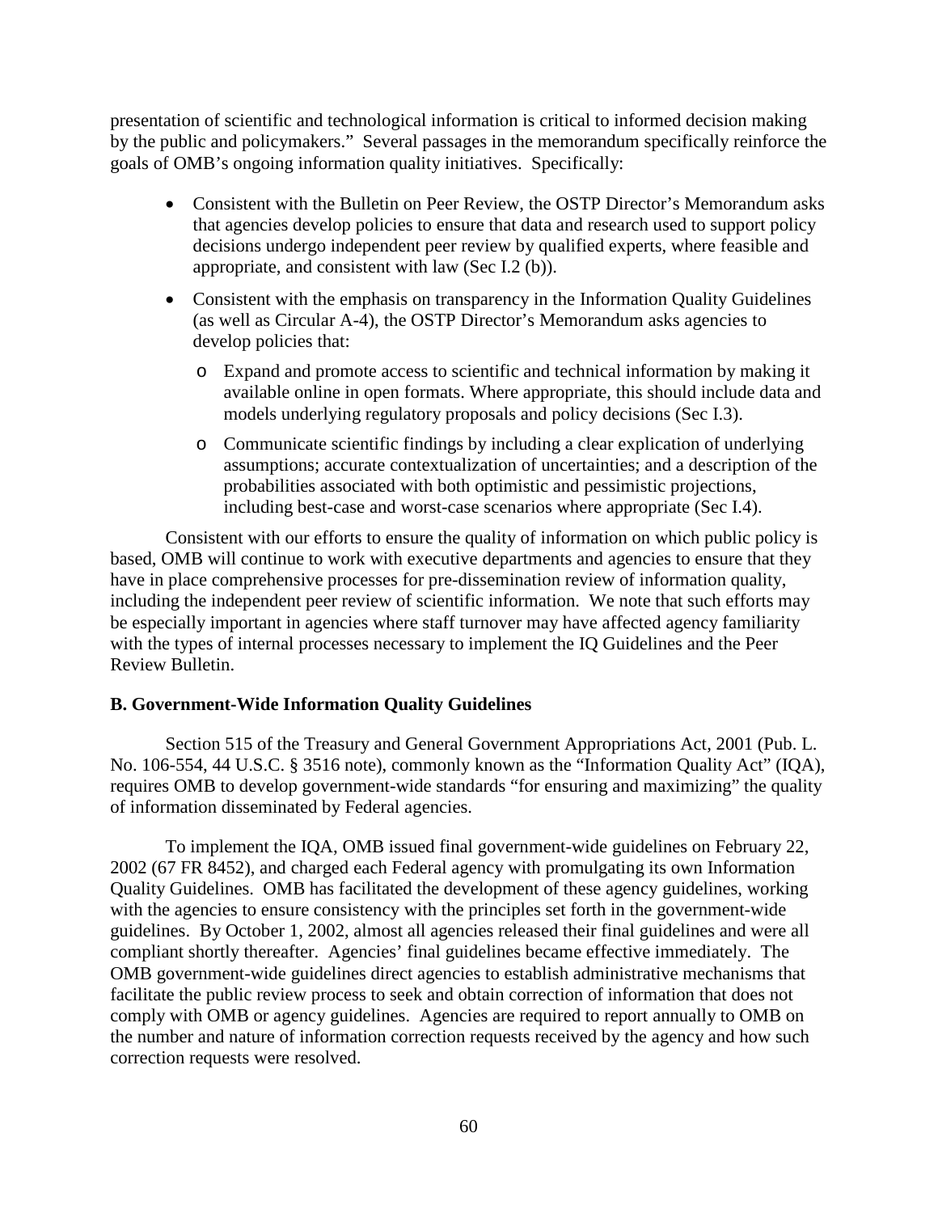presentation of scientific and technological information is critical to informed decision making by the public and policymakers." Several passages in the memorandum specifically reinforce the goals of OMB's ongoing information quality initiatives. Specifically:

- Consistent with the Bulletin on Peer Review, the OSTP Director's Memorandum asks that agencies develop policies to ensure that data and research used to support policy decisions undergo independent peer review by qualified experts, where feasible and appropriate, and consistent with law (Sec I.2 (b)).
- Consistent with the emphasis on transparency in the Information Quality Guidelines (as well as Circular A-4), the OSTP Director's Memorandum asks agencies to develop policies that:
  - Expand and promote access to scientific and technical information by making it available online in open formats. Where appropriate, this should include data and models underlying regulatory proposals and policy decisions (Sec I.3).
  - Communicate scientific findings by including a clear explication of underlying assumptions; accurate contextualization of uncertainties; and a description of the probabilities associated with both optimistic and pessimistic projections, including best-case and worst-case scenarios where appropriate (Sec I.4).

Consistent with our efforts to ensure the quality of information on which public policy is based, OMB will continue to work with executive departments and agencies to ensure that they have in place comprehensive processes for pre-dissemination review of information quality, including the independent peer review of scientific information. We note that such efforts may be especially important in agencies where staff turnover may have affected agency familiarity with the types of internal processes necessary to implement the IQ Guidelines and the Peer Review Bulletin.

**B. Government-Wide Information Quality Guidelines**

Section 515 of the Treasury and General Government Appropriations Act, 2001 (Pub. L. No. 106-554, 44 U.S.C. § 3516 note), commonly known as the "Information Quality Act" (IQA), requires OMB to develop government-wide standards "for ensuring and maximizing" the quality of information disseminated by Federal agencies.

To implement the IQA, OMB issued final government-wide guidelines on February 22, 2002 (67 FR 8452), and charged each Federal agency with promulgating its own Information Quality Guidelines. OMB has facilitated the development of these agency guidelines, working with the agencies to ensure consistency with the principles set forth in the government-wide guidelines. By October 1, 2002, almost all agencies released their final guidelines and were all compliant shortly thereafter. Agencies' final guidelines became effective immediately. The OMB government-wide guidelines direct agencies to establish administrative mechanisms that facilitate the public review process to seek and obtain correction of information that does not comply with OMB or agency guidelines. Agencies are required to report annually to OMB on the number and nature of information correction requests received by the agency and how such correction requests were resolved.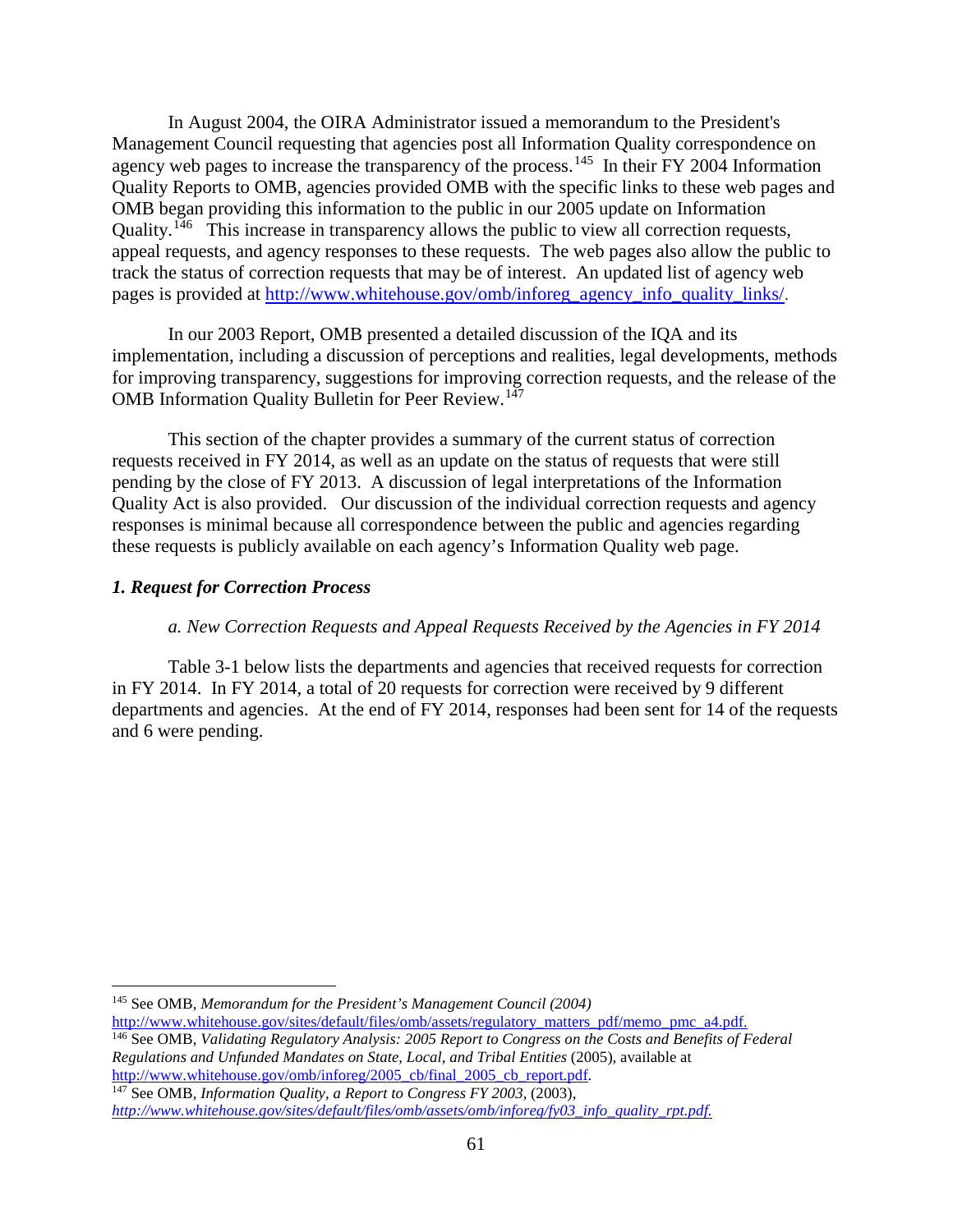In August 2004, the OIRA Administrator issued a memorandum to the President's Management Council requesting that agencies post all Information Quality correspondence on agency web pages to increase the transparency of the process.[145] In their FY 2004 Information Quality Reports to OMB, agencies provided OMB with the specific links to these web pages and OMB began providing this information to the public in our 2005 update on Information Quality.[146] This increase in transparency allows the public to view all correction requests, appeal requests, and agency responses to these requests. The web pages also allow the public to track the status of correction requests that may be of interest. An updated list of agency web pages is provided at [http://www.whitehouse.gov/omb/inforeg_agency_info_quality_links/](http://www.whitehouse.gov/omb/inforeg_agency_info_quality_links/).

In our 2003 Report, OMB presented a detailed discussion of the IQA and its implementation, including a discussion of perceptions and realities, legal developments, methods for improving transparency, suggestions for improving correction requests, and the release of the OMB Information Quality Bulletin for Peer Review.[147]

This section of the chapter provides a summary of the current status of correction requests received in FY 2014, as well as an update on the status of requests that were still pending by the close of FY 2013. A discussion of legal interpretations of the Information Quality Act is also provided. Our discussion of the individual correction requests and agency responses is minimal because all correspondence between the public and agencies regarding these requests is publicly available on each agency's Information Quality web page.

### *1. Request for Correction Process*

#### *a. New Correction Requests and Appeal Requests Received by the Agencies in FY 2014*

Table 3-1 below lists the departments and agencies that received requests for correction in FY 2014. In FY 2014, a total of 20 requests for correction were received by 9 different departments and agencies. At the end of FY 2014, responses had been sent for 14 of the requests and 6 were pending.

---

[145] See OMB, *Memorandum for the President's Management Council (2004)* [http://www.whitehouse.gov/sites/default/files/omb/assets/regulatory_matters_pdf/memo_pmc_a4.pdf.](http://www.whitehouse.gov/sites/default/files/omb/assets/regulatory_matters_pdf/memo_pmc_a4.pdf)

[146] See OMB, *Validating Regulatory Analysis: 2005 Report to Congress on the Costs and Benefits of Federal Regulations and Unfunded Mandates on State, Local, and Tribal Entities* (2005), available at [http://www.whitehouse.gov/omb/inforeg/2005_cb/final_2005_cb_report.pdf](http://www.whitehouse.gov/omb/inforeg/2005_cb/final_2005_cb_report.pdf).

[147] See OMB, *Information Quality, a Report to Congress FY 2003*, (2003), *[http://www.whitehouse.gov/sites/default/files/omb/assets/omb/inforeg/fy03_info_quality_rpt.pdf.](http://www.whitehouse.gov/sites/default/files/omb/assets/omb/inforeg/fy03_info_quality_rpt.pdf)*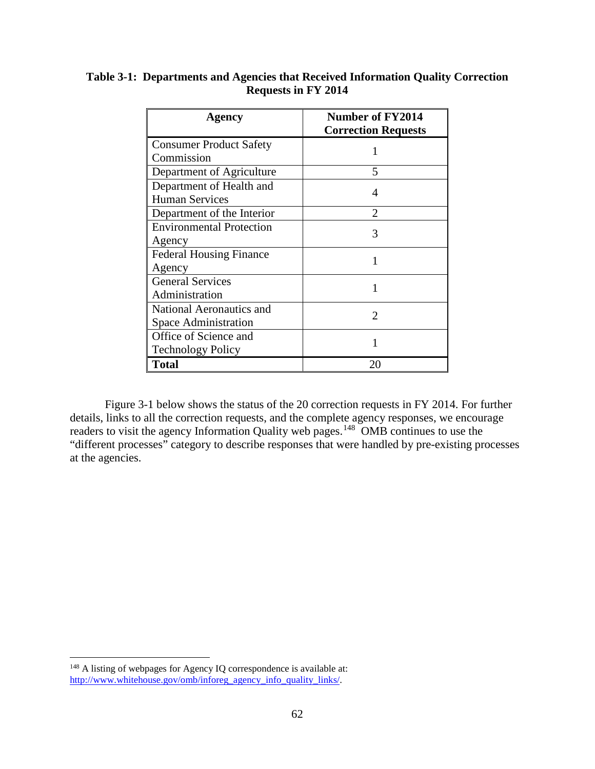**Table 3-1: Departments and Agencies that Received Information Quality Correction Requests in FY 2014**

| Agency | Number of FY2014 Correction Requests |
|---|---|
| Consumer Product Safety Commission | 1 |
| Department of Agriculture | 5 |
| Department of Health and Human Services | 4 |
| Department of the Interior | 2 |
| Environmental Protection Agency | 3 |
| Federal Housing Finance Agency | 1 |
| General Services Administration | 1 |
| National Aeronautics and Space Administration | 2 |
| Office of Science and Technology Policy | 1 |
| **Total** | 20 |

Figure 3-1 below shows the status of the 20 correction requests in FY 2014. For further details, links to all the correction requests, and the complete agency responses, we encourage readers to visit the agency Information Quality web pages.[148] OMB continues to use the "different processes" category to describe responses that were handled by pre-existing processes at the agencies.

---

[148] A listing of webpages for Agency IQ correspondence is available at: http://www.whitehouse.gov/omb/inforeg_agency_info_quality_links/.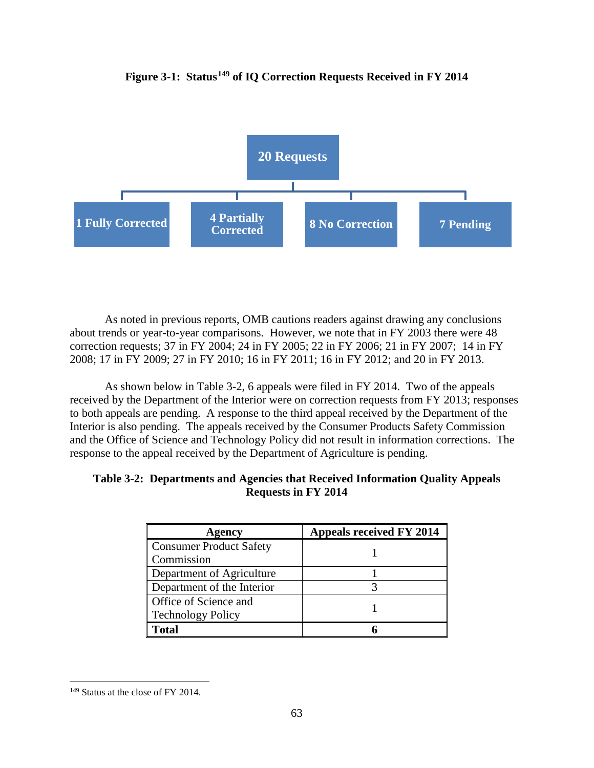**Figure 3-1: Status[149] of IQ Correction Requests Received in FY 2014**

20 Requests

- 1 Fully Corrected
- 4 Partially Corrected
- 8 No Correction
- 7 Pending

As noted in previous reports, OMB cautions readers against drawing any conclusions about trends or year-to-year comparisons. However, we note that in FY 2003 there were 48 correction requests; 37 in FY 2004; 24 in FY 2005; 22 in FY 2006; 21 in FY 2007; 14 in FY 2008; 17 in FY 2009; 27 in FY 2010; 16 in FY 2011; 16 in FY 2012; and 20 in FY 2013.

As shown below in Table 3-2, 6 appeals were filed in FY 2014. Two of the appeals received by the Department of the Interior were on correction requests from FY 2013; responses to both appeals are pending. A response to the third appeal received by the Department of the Interior is also pending. The appeals received by the Consumer Products Safety Commission and the Office of Science and Technology Policy did not result in information corrections. The response to the appeal received by the Department of Agriculture is pending.

**Table 3-2: Departments and Agencies that Received Information Quality Appeals Requests in FY 2014**

| Agency | Appeals received FY 2014 |
|---|---|
| Consumer Product Safety Commission | 1 |
| Department of Agriculture | 1 |
| Department of the Interior | 3 |
| Office of Science and Technology Policy | 1 |
| **Total** | **6** |

[149] Status at the close of FY 2014.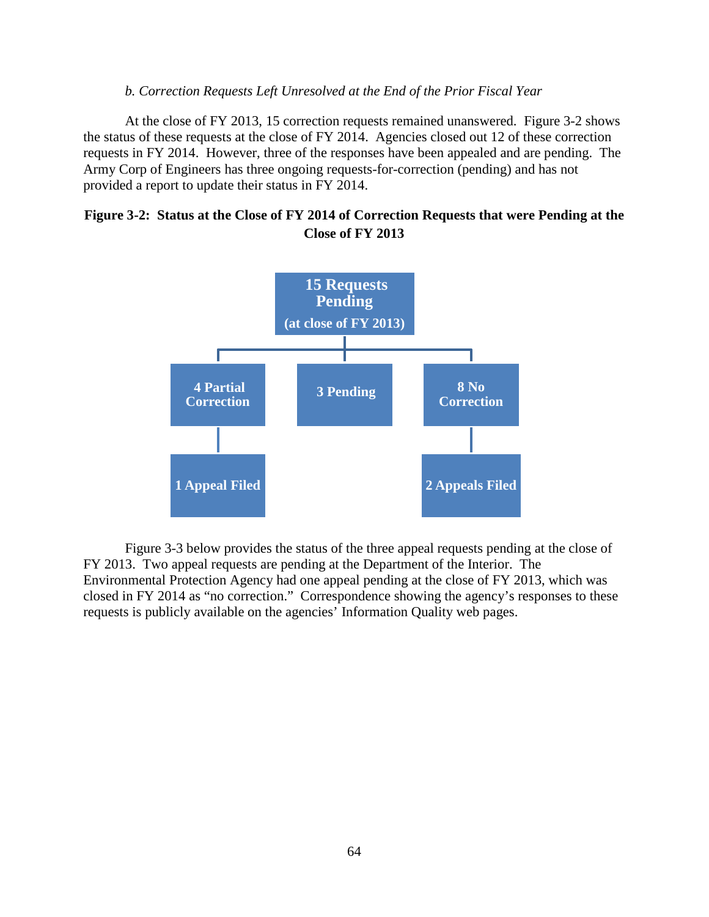*b. Correction Requests Left Unresolved at the End of the Prior Fiscal Year*

At the close of FY 2013, 15 correction requests remained unanswered. Figure 3-2 shows the status of these requests at the close of FY 2014. Agencies closed out 12 of these correction requests in FY 2014. However, three of the responses have been appealed and are pending. The Army Corp of Engineers has three ongoing requests-for-correction (pending) and has not provided a report to update their status in FY 2014.

**Figure 3-2: Status at the Close of FY 2014 of Correction Requests that were Pending at the Close of FY 2013**

**15 Requests Pending (at close of FY 2013)**

- **4 Partial Correction**
  - **1 Appeal Filed**
- **3 Pending**
- **8 No Correction**
  - **2 Appeals Filed**

Figure 3-3 below provides the status of the three appeal requests pending at the close of FY 2013. Two appeal requests are pending at the Department of the Interior. The Environmental Protection Agency had one appeal pending at the close of FY 2013, which was closed in FY 2014 as "no correction." Correspondence showing the agency's responses to these requests is publicly available on the agencies' Information Quality web pages.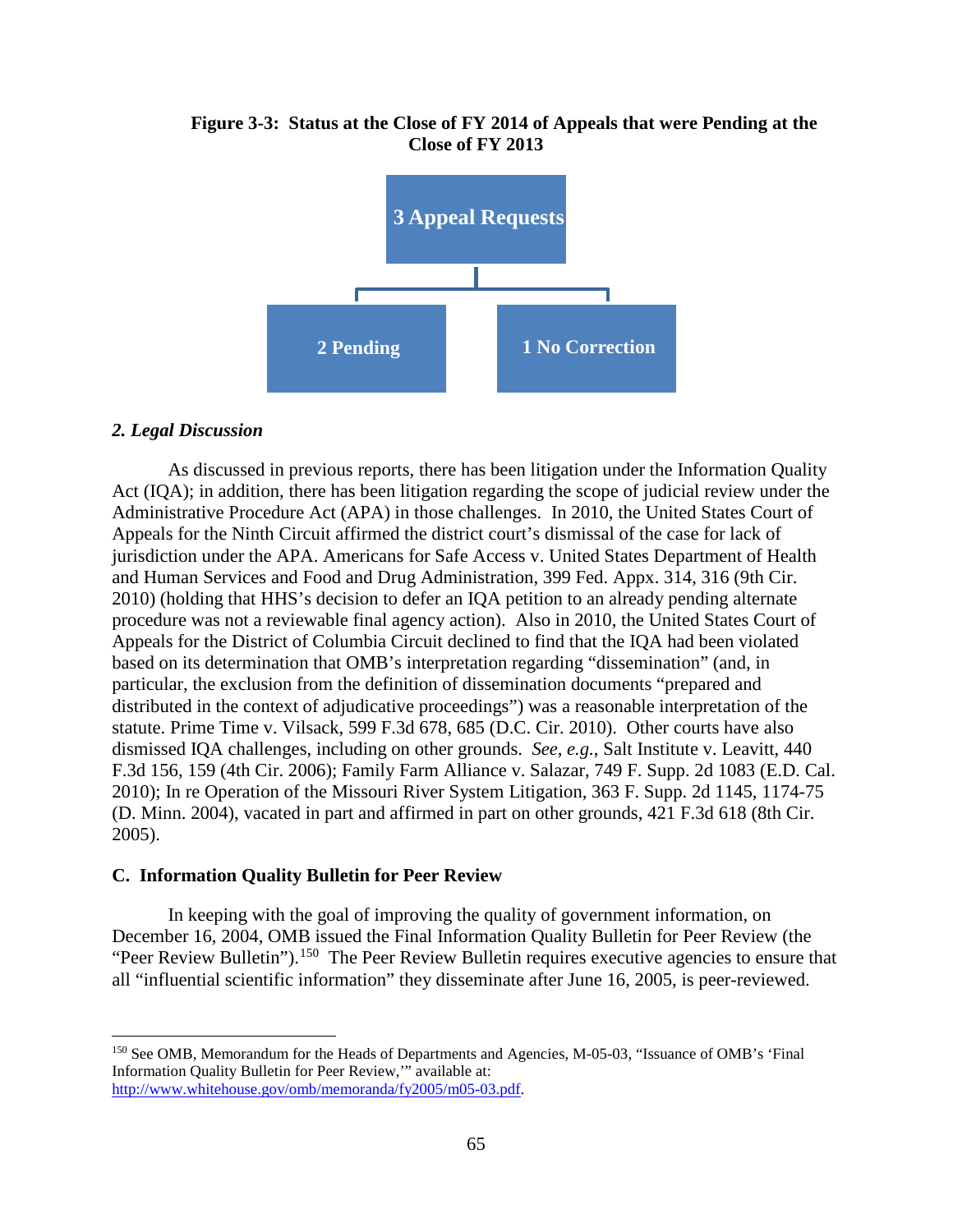**Figure 3-3: Status at the Close of FY 2014 of Appeals that were Pending at the Close of FY 2013**

3 Appeal Requests

2 Pending

1 No Correction

### *2. Legal Discussion*

As discussed in previous reports, there has been litigation under the Information Quality Act (IQA); in addition, there has been litigation regarding the scope of judicial review under the Administrative Procedure Act (APA) in those challenges. In 2010, the United States Court of Appeals for the Ninth Circuit affirmed the district court's dismissal of the case for lack of jurisdiction under the APA. Americans for Safe Access v. United States Department of Health and Human Services and Food and Drug Administration, 399 Fed. Appx. 314, 316 (9th Cir. 2010) (holding that HHS's decision to defer an IQA petition to an already pending alternate procedure was not a reviewable final agency action). Also in 2010, the United States Court of Appeals for the District of Columbia Circuit declined to find that the IQA had been violated based on its determination that OMB's interpretation regarding "dissemination" (and, in particular, the exclusion from the definition of dissemination documents "prepared and distributed in the context of adjudicative proceedings") was a reasonable interpretation of the statute. Prime Time v. Vilsack, 599 F.3d 678, 685 (D.C. Cir. 2010). Other courts have also dismissed IQA challenges, including on other grounds. *See, e.g.*, Salt Institute v. Leavitt, 440 F.3d 156, 159 (4th Cir. 2006); Family Farm Alliance v. Salazar, 749 F. Supp. 2d 1083 (E.D. Cal. 2010); In re Operation of the Missouri River System Litigation, 363 F. Supp. 2d 1145, 1174-75 (D. Minn. 2004), vacated in part and affirmed in part on other grounds, 421 F.3d 618 (8th Cir. 2005).

## C. Information Quality Bulletin for Peer Review

In keeping with the goal of improving the quality of government information, on December 16, 2004, OMB issued the Final Information Quality Bulletin for Peer Review (the "Peer Review Bulletin").[150] The Peer Review Bulletin requires executive agencies to ensure that all "influential scientific information" they disseminate after June 16, 2005, is peer-reviewed.

---

[150] See OMB, Memorandum for the Heads of Departments and Agencies, M-05-03, "Issuance of OMB's 'Final Information Quality Bulletin for Peer Review,'" available at: http://www.whitehouse.gov/omb/memoranda/fy2005/m05-03.pdf.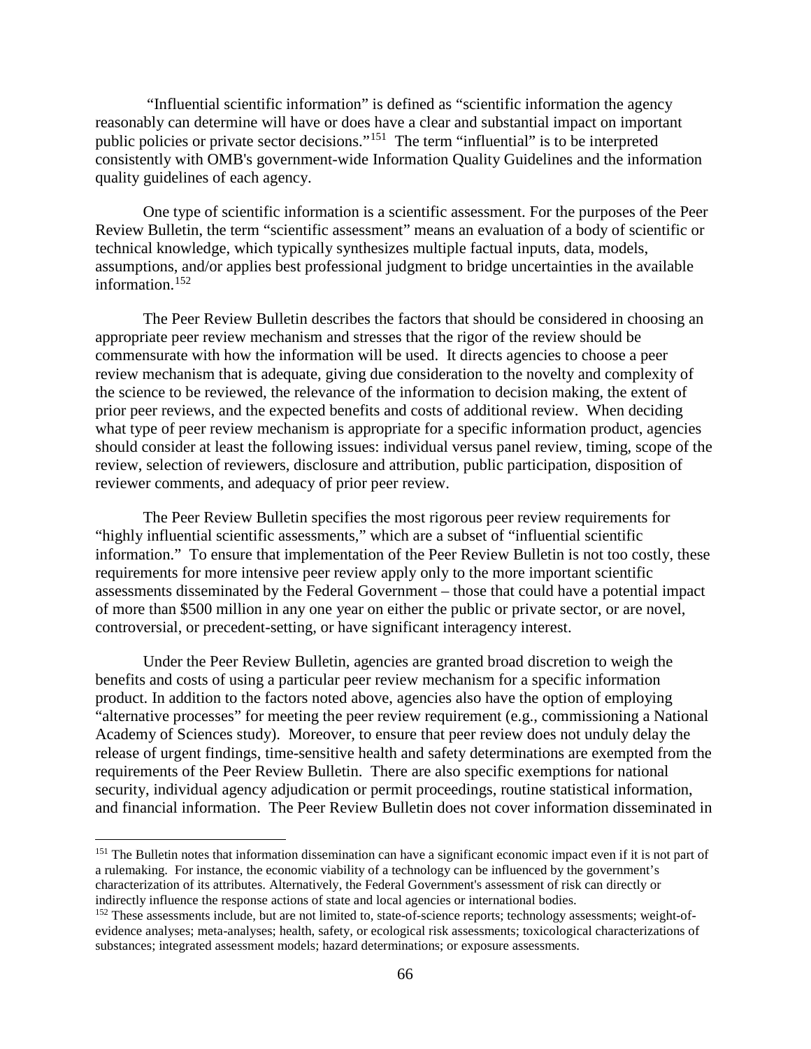"Influential scientific information" is defined as "scientific information the agency reasonably can determine will have or does have a clear and substantial impact on important public policies or private sector decisions."[151] The term "influential" is to be interpreted consistently with OMB's government-wide Information Quality Guidelines and the information quality guidelines of each agency.

One type of scientific information is a scientific assessment. For the purposes of the Peer Review Bulletin, the term "scientific assessment" means an evaluation of a body of scientific or technical knowledge, which typically synthesizes multiple factual inputs, data, models, assumptions, and/or applies best professional judgment to bridge uncertainties in the available information.[152]

The Peer Review Bulletin describes the factors that should be considered in choosing an appropriate peer review mechanism and stresses that the rigor of the review should be commensurate with how the information will be used. It directs agencies to choose a peer review mechanism that is adequate, giving due consideration to the novelty and complexity of the science to be reviewed, the relevance of the information to decision making, the extent of prior peer reviews, and the expected benefits and costs of additional review. When deciding what type of peer review mechanism is appropriate for a specific information product, agencies should consider at least the following issues: individual versus panel review, timing, scope of the review, selection of reviewers, disclosure and attribution, public participation, disposition of reviewer comments, and adequacy of prior peer review.

The Peer Review Bulletin specifies the most rigorous peer review requirements for "highly influential scientific assessments," which are a subset of "influential scientific information." To ensure that implementation of the Peer Review Bulletin is not too costly, these requirements for more intensive peer review apply only to the more important scientific assessments disseminated by the Federal Government – those that could have a potential impact of more than \$500 million in any one year on either the public or private sector, or are novel, controversial, or precedent-setting, or have significant interagency interest.

Under the Peer Review Bulletin, agencies are granted broad discretion to weigh the benefits and costs of using a particular peer review mechanism for a specific information product. In addition to the factors noted above, agencies also have the option of employing "alternative processes" for meeting the peer review requirement (e.g., commissioning a National Academy of Sciences study). Moreover, to ensure that peer review does not unduly delay the release of urgent findings, time-sensitive health and safety determinations are exempted from the requirements of the Peer Review Bulletin. There are also specific exemptions for national security, individual agency adjudication or permit proceedings, routine statistical information, and financial information. The Peer Review Bulletin does not cover information disseminated in

---

[151] The Bulletin notes that information dissemination can have a significant economic impact even if it is not part of a rulemaking. For instance, the economic viability of a technology can be influenced by the government's characterization of its attributes. Alternatively, the Federal Government's assessment of risk can directly or indirectly influence the response actions of state and local agencies or international bodies.

[152] These assessments include, but are not limited to, state-of-science reports; technology assessments; weight-of-evidence analyses; meta-analyses; health, safety, or ecological risk assessments; toxicological characterizations of substances; integrated assessment models; hazard determinations; or exposure assessments.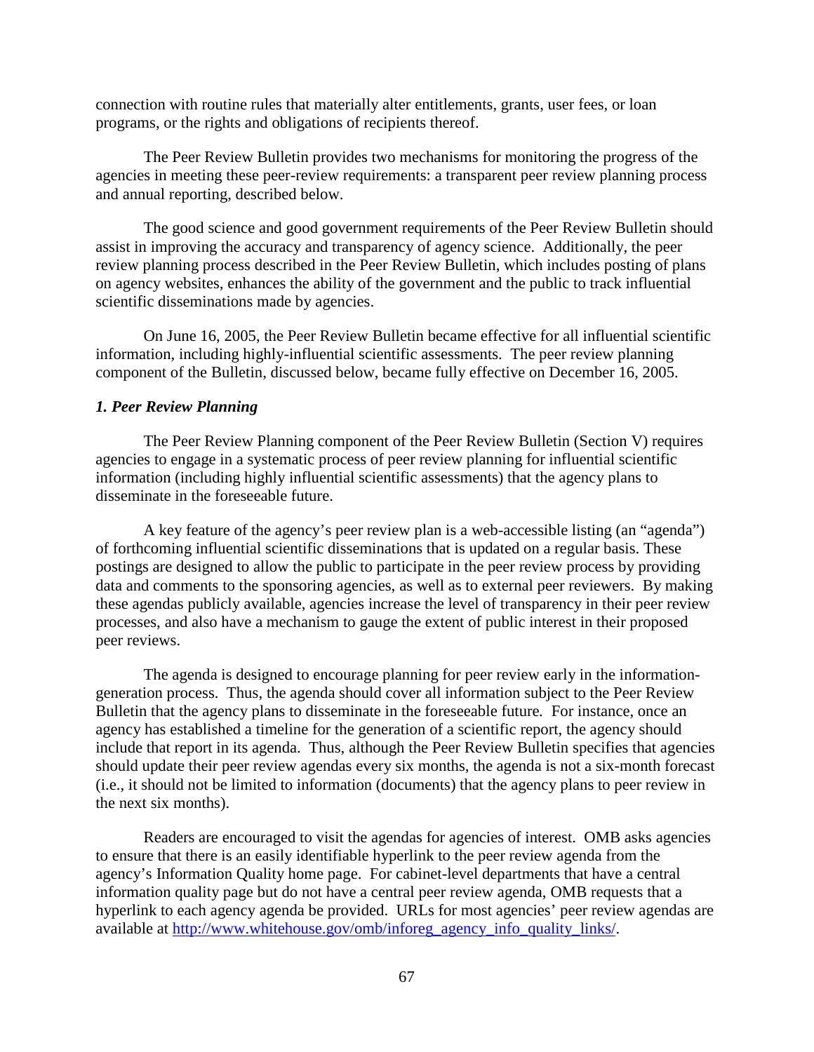connection with routine rules that materially alter entitlements, grants, user fees, or loan programs, or the rights and obligations of recipients thereof.

The Peer Review Bulletin provides two mechanisms for monitoring the progress of the agencies in meeting these peer-review requirements: a transparent peer review planning process and annual reporting, described below.

The good science and good government requirements of the Peer Review Bulletin should assist in improving the accuracy and transparency of agency science. Additionally, the peer review planning process described in the Peer Review Bulletin, which includes posting of plans on agency websites, enhances the ability of the government and the public to track influential scientific disseminations made by agencies.

On June 16, 2005, the Peer Review Bulletin became effective for all influential scientific information, including highly-influential scientific assessments. The peer review planning component of the Bulletin, discussed below, became fully effective on December 16, 2005.

### *1. Peer Review Planning*

The Peer Review Planning component of the Peer Review Bulletin (Section V) requires agencies to engage in a systematic process of peer review planning for influential scientific information (including highly influential scientific assessments) that the agency plans to disseminate in the foreseeable future.

A key feature of the agency's peer review plan is a web-accessible listing (an "agenda") of forthcoming influential scientific disseminations that is updated on a regular basis. These postings are designed to allow the public to participate in the peer review process by providing data and comments to the sponsoring agencies, as well as to external peer reviewers. By making these agendas publicly available, agencies increase the level of transparency in their peer review processes, and also have a mechanism to gauge the extent of public interest in their proposed peer reviews.

The agenda is designed to encourage planning for peer review early in the information-generation process. Thus, the agenda should cover all information subject to the Peer Review Bulletin that the agency plans to disseminate in the foreseeable future. For instance, once an agency has established a timeline for the generation of a scientific report, the agency should include that report in its agenda. Thus, although the Peer Review Bulletin specifies that agencies should update their peer review agendas every six months, the agenda is not a six-month forecast (i.e., it should not be limited to information (documents) that the agency plans to peer review in the next six months).

Readers are encouraged to visit the agendas for agencies of interest. OMB asks agencies to ensure that there is an easily identifiable hyperlink to the peer review agenda from the agency's Information Quality home page. For cabinet-level departments that have a central information quality page but do not have a central peer review agenda, OMB requests that a hyperlink to each agency agenda be provided. URLs for most agencies' peer review agendas are available at [http://www.whitehouse.gov/omb/inforeg_agency_info_quality_links/](http://www.whitehouse.gov/omb/inforeg_agency_info_quality_links/).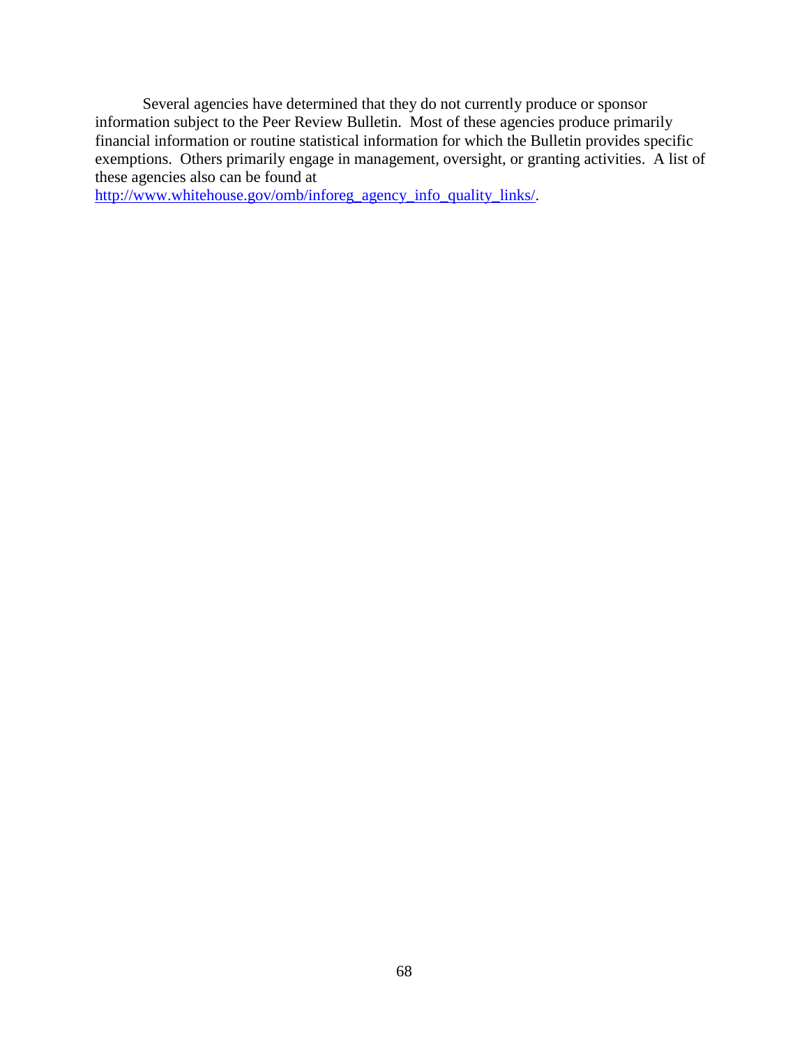Several agencies have determined that they do not currently produce or sponsor information subject to the Peer Review Bulletin. Most of these agencies produce primarily financial information or routine statistical information for which the Bulletin provides specific exemptions. Others primarily engage in management, oversight, or granting activities. A list of these agencies also can be found at http://www.whitehouse.gov/omb/inforeg_agency_info_quality_links/.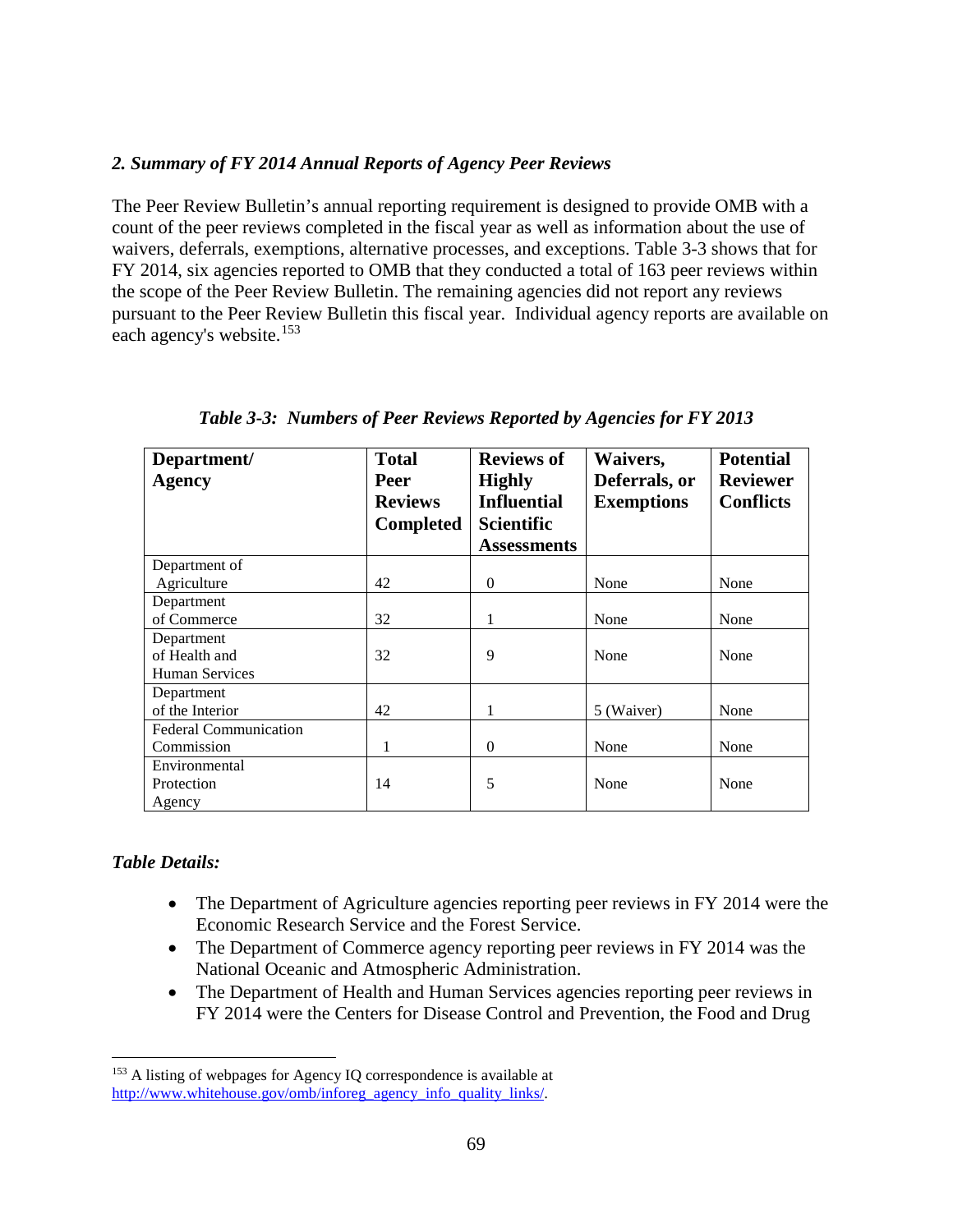### *2. Summary of FY 2014 Annual Reports of Agency Peer Reviews*

The Peer Review Bulletin's annual reporting requirement is designed to provide OMB with a count of the peer reviews completed in the fiscal year as well as information about the use of waivers, deferrals, exemptions, alternative processes, and exceptions. Table 3-3 shows that for FY 2014, six agencies reported to OMB that they conducted a total of 163 peer reviews within the scope of the Peer Review Bulletin. The remaining agencies did not report any reviews pursuant to the Peer Review Bulletin this fiscal year. Individual agency reports are available on each agency's website.[153]

***Table 3-3: Numbers of Peer Reviews Reported by Agencies for FY 2013***

| Department/ Agency | Total Peer Reviews Completed | Reviews of Highly Influential Scientific Assessments | Waivers, Deferrals, or Exemptions | Potential Reviewer Conflicts |
|---|---|---|---|---|
| Department of Agriculture | 42 | 0 | None | None |
| Department of Commerce | 32 | 1 | None | None |
| Department of Health and Human Services | 32 | 9 | None | None |
| Department of the Interior | 42 | 1 | 5 (Waiver) | None |
| Federal Communication Commission | 1 | 0 | None | None |
| Environmental Protection Agency | 14 | 5 | None | None |

***Table Details:***

- The Department of Agriculture agencies reporting peer reviews in FY 2014 were the Economic Research Service and the Forest Service.
- The Department of Commerce agency reporting peer reviews in FY 2014 was the National Oceanic and Atmospheric Administration.
- The Department of Health and Human Services agencies reporting peer reviews in FY 2014 were the Centers for Disease Control and Prevention, the Food and Drug

[153] A listing of webpages for Agency IQ correspondence is available at http://www.whitehouse.gov/omb/inforeg_agency_info_quality_links/.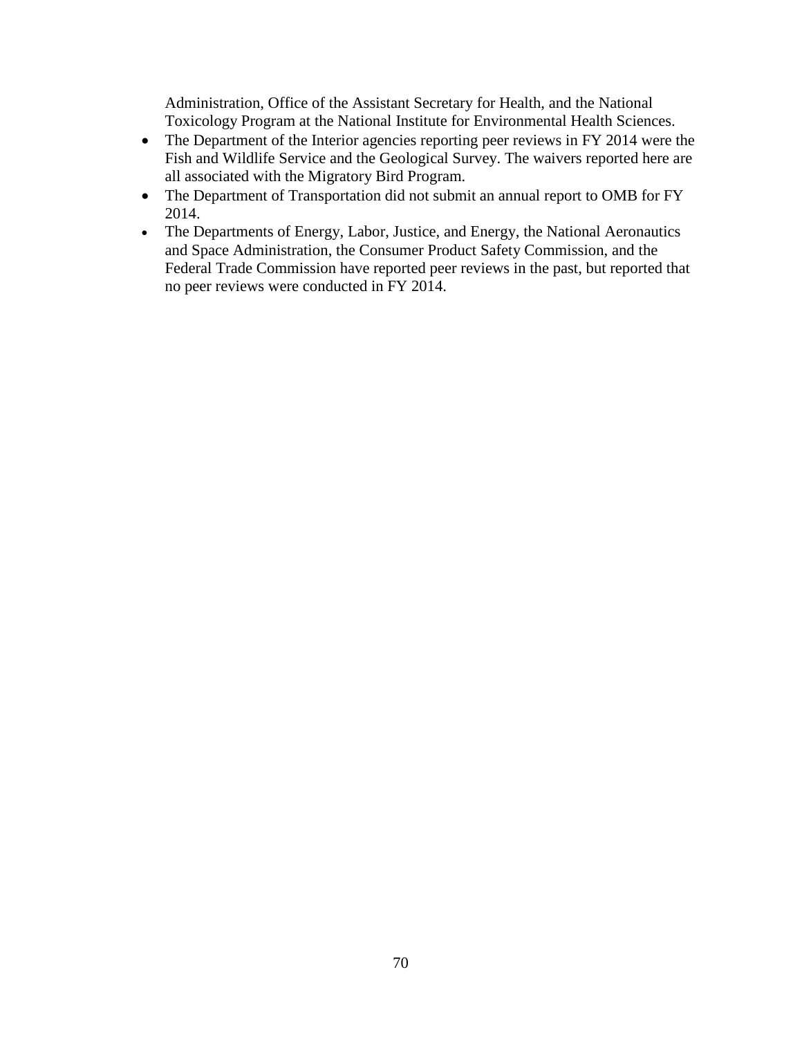Administration, Office of the Assistant Secretary for Health, and the National Toxicology Program at the National Institute for Environmental Health Sciences.

- The Department of the Interior agencies reporting peer reviews in FY 2014 were the Fish and Wildlife Service and the Geological Survey. The waivers reported here are all associated with the Migratory Bird Program.
- The Department of Transportation did not submit an annual report to OMB for FY 2014.
- The Departments of Energy, Labor, Justice, and Energy, the National Aeronautics and Space Administration, the Consumer Product Safety Commission, and the Federal Trade Commission have reported peer reviews in the past, but reported that no peer reviews were conducted in FY 2014.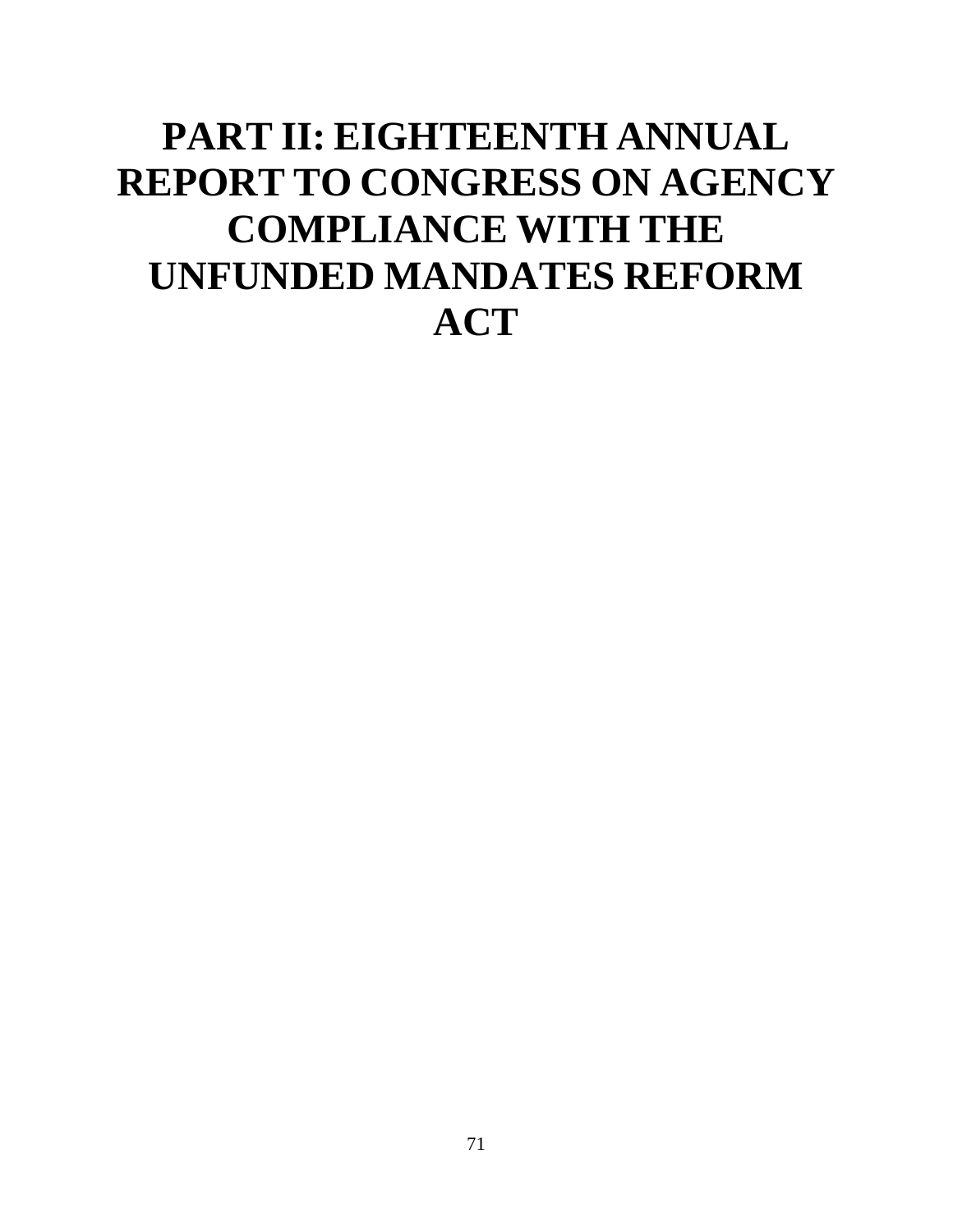# PART II: EIGHTEENTH ANNUAL REPORT TO CONGRESS ON AGENCY COMPLIANCE WITH THE UNFUNDED MANDATES REFORM ACT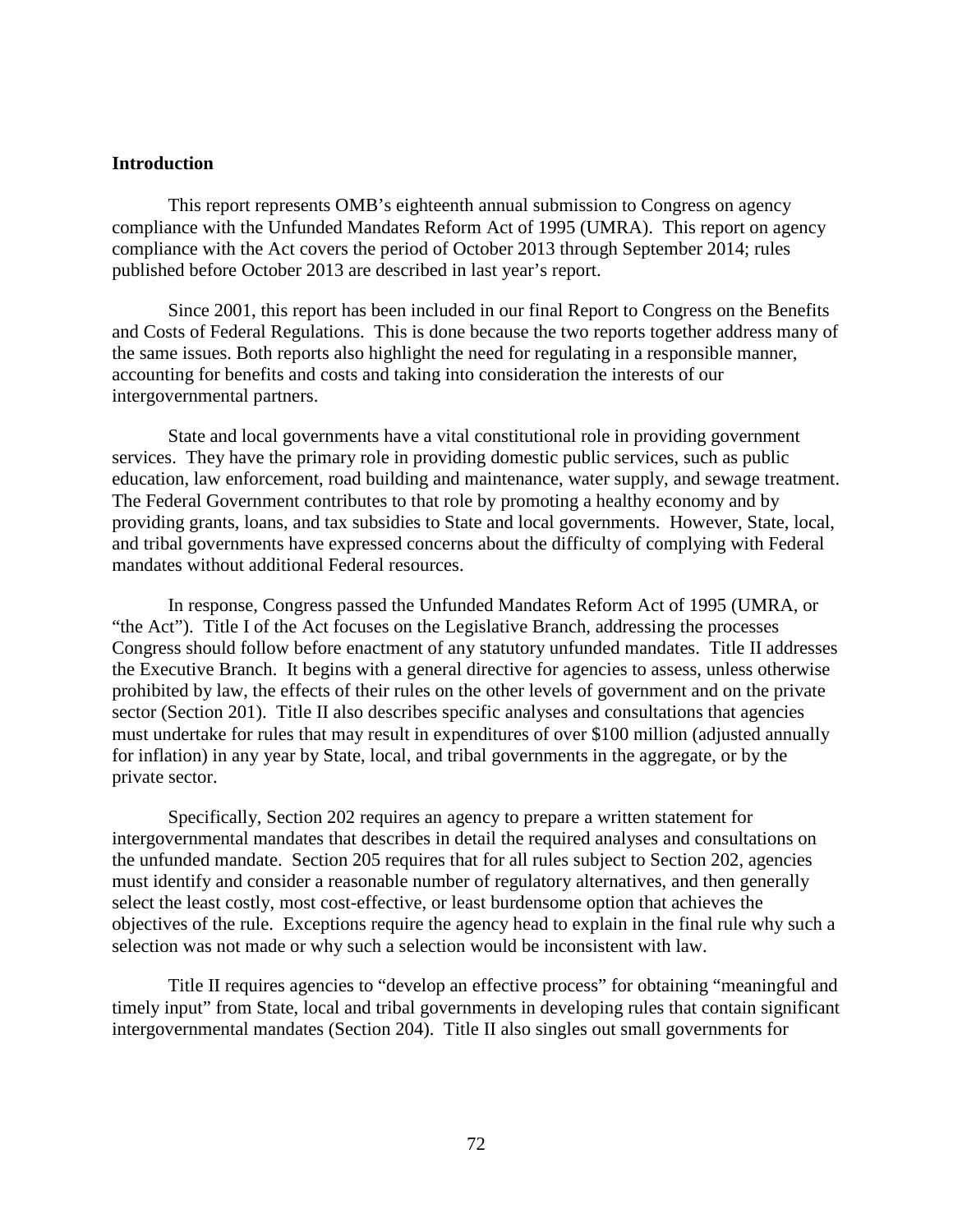## Introduction

This report represents OMB's eighteenth annual submission to Congress on agency compliance with the Unfunded Mandates Reform Act of 1995 (UMRA). This report on agency compliance with the Act covers the period of October 2013 through September 2014; rules published before October 2013 are described in last year's report.

Since 2001, this report has been included in our final Report to Congress on the Benefits and Costs of Federal Regulations. This is done because the two reports together address many of the same issues. Both reports also highlight the need for regulating in a responsible manner, accounting for benefits and costs and taking into consideration the interests of our intergovernmental partners.

State and local governments have a vital constitutional role in providing government services. They have the primary role in providing domestic public services, such as public education, law enforcement, road building and maintenance, water supply, and sewage treatment. The Federal Government contributes to that role by promoting a healthy economy and by providing grants, loans, and tax subsidies to State and local governments. However, State, local, and tribal governments have expressed concerns about the difficulty of complying with Federal mandates without additional Federal resources.

In response, Congress passed the Unfunded Mandates Reform Act of 1995 (UMRA, or "the Act"). Title I of the Act focuses on the Legislative Branch, addressing the processes Congress should follow before enactment of any statutory unfunded mandates. Title II addresses the Executive Branch. It begins with a general directive for agencies to assess, unless otherwise prohibited by law, the effects of their rules on the other levels of government and on the private sector (Section 201). Title II also describes specific analyses and consultations that agencies must undertake for rules that may result in expenditures of over $100 million (adjusted annually for inflation) in any year by State, local, and tribal governments in the aggregate, or by the private sector.

Specifically, Section 202 requires an agency to prepare a written statement for intergovernmental mandates that describes in detail the required analyses and consultations on the unfunded mandate. Section 205 requires that for all rules subject to Section 202, agencies must identify and consider a reasonable number of regulatory alternatives, and then generally select the least costly, most cost-effective, or least burdensome option that achieves the objectives of the rule. Exceptions require the agency head to explain in the final rule why such a selection was not made or why such a selection would be inconsistent with law.

Title II requires agencies to "develop an effective process" for obtaining "meaningful and timely input" from State, local and tribal governments in developing rules that contain significant intergovernmental mandates (Section 204). Title II also singles out small governments for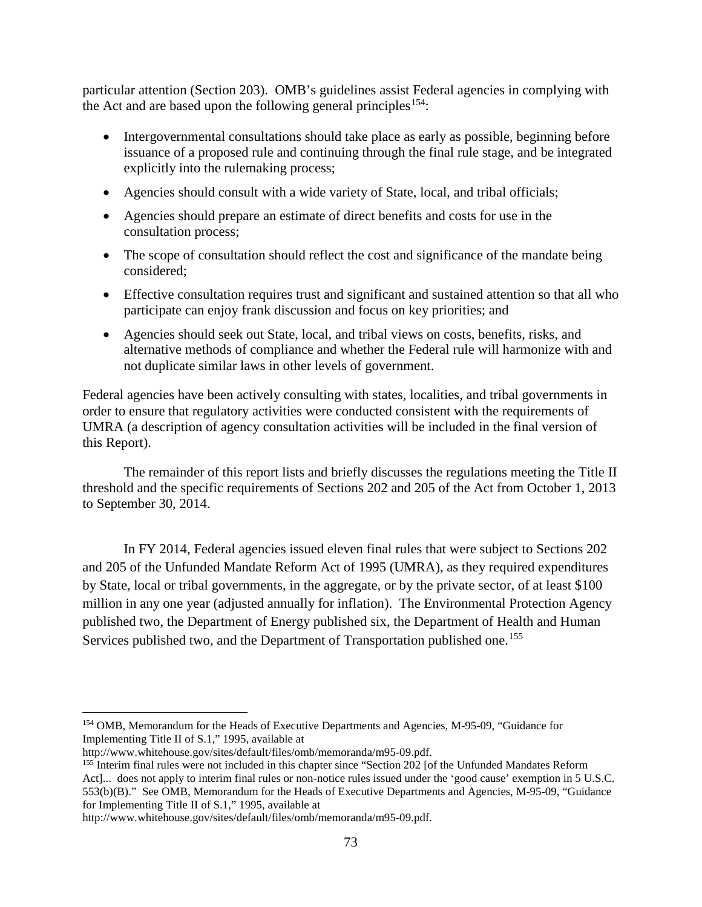particular attention (Section 203). OMB's guidelines assist Federal agencies in complying with the Act and are based upon the following general principles[154]:

- Intergovernmental consultations should take place as early as possible, beginning before issuance of a proposed rule and continuing through the final rule stage, and be integrated explicitly into the rulemaking process;
- Agencies should consult with a wide variety of State, local, and tribal officials;
- Agencies should prepare an estimate of direct benefits and costs for use in the consultation process;
- The scope of consultation should reflect the cost and significance of the mandate being considered;
- Effective consultation requires trust and significant and sustained attention so that all who participate can enjoy frank discussion and focus on key priorities; and
- Agencies should seek out State, local, and tribal views on costs, benefits, risks, and alternative methods of compliance and whether the Federal rule will harmonize with and not duplicate similar laws in other levels of government.

Federal agencies have been actively consulting with states, localities, and tribal governments in order to ensure that regulatory activities were conducted consistent with the requirements of UMRA (a description of agency consultation activities will be included in the final version of this Report).

The remainder of this report lists and briefly discusses the regulations meeting the Title II threshold and the specific requirements of Sections 202 and 205 of the Act from October 1, 2013 to September 30, 2014.

In FY 2014, Federal agencies issued eleven final rules that were subject to Sections 202 and 205 of the Unfunded Mandate Reform Act of 1995 (UMRA), as they required expenditures by State, local or tribal governments, in the aggregate, or by the private sector, of at least $100 million in any one year (adjusted annually for inflation). The Environmental Protection Agency published two, the Department of Energy published six, the Department of Health and Human Services published two, and the Department of Transportation published one.[155]

---

[154] OMB, Memorandum for the Heads of Executive Departments and Agencies, M-95-09, "Guidance for Implementing Title II of S.1," 1995, available at http://www.whitehouse.gov/sites/default/files/omb/memoranda/m95-09.pdf.

[155] Interim final rules were not included in this chapter since "Section 202 [of the Unfunded Mandates Reform Act]... does not apply to interim final rules or non-notice rules issued under the 'good cause' exemption in 5 U.S.C. 553(b)(B)." See OMB, Memorandum for the Heads of Executive Departments and Agencies, M-95-09, "Guidance for Implementing Title II of S.1," 1995, available at http://www.whitehouse.gov/sites/default/files/omb/memoranda/m95-09.pdf.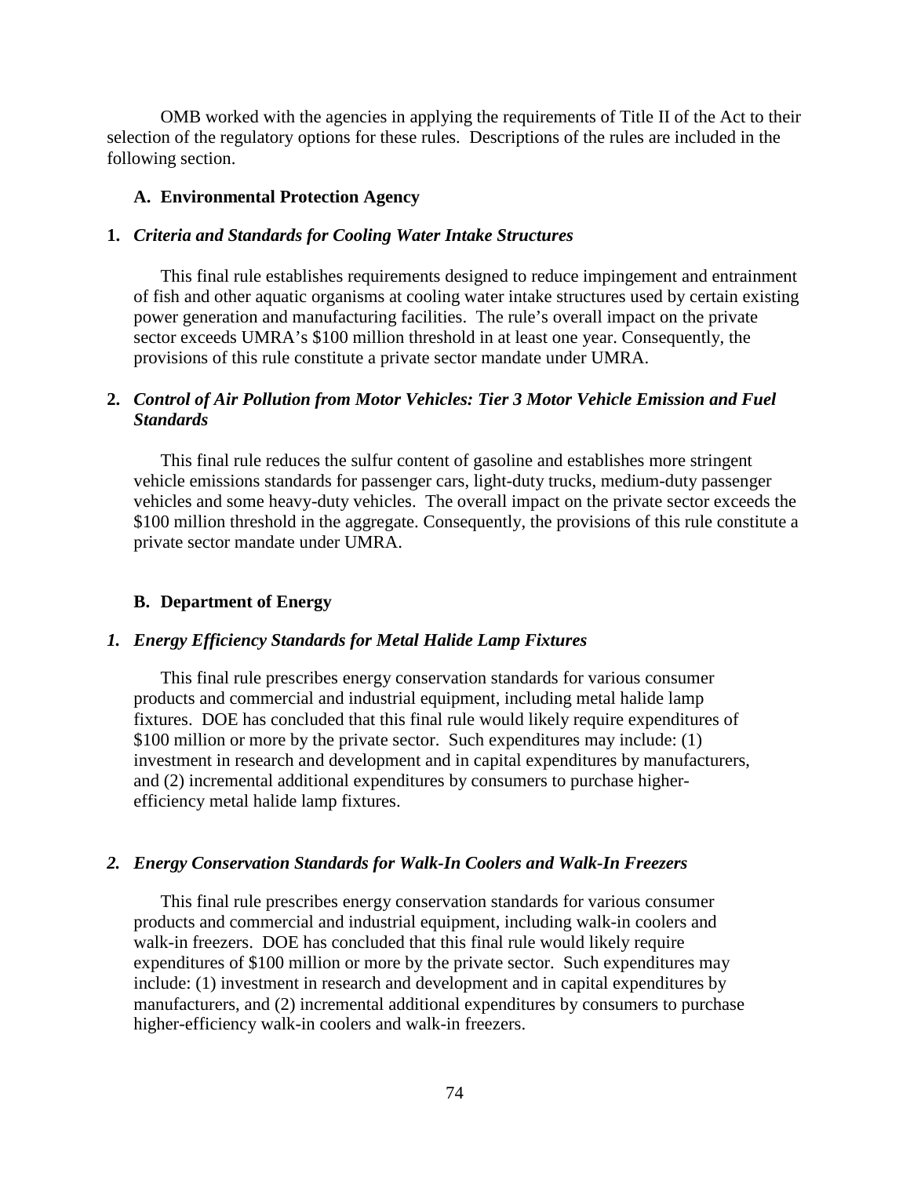OMB worked with the agencies in applying the requirements of Title II of the Act to their selection of the regulatory options for these rules. Descriptions of the rules are included in the following section.

### A. Environmental Protection Agency

#### 1. *Criteria and Standards for Cooling Water Intake Structures*

This final rule establishes requirements designed to reduce impingement and entrainment of fish and other aquatic organisms at cooling water intake structures used by certain existing power generation and manufacturing facilities. The rule's overall impact on the private sector exceeds UMRA's $100 million threshold in at least one year. Consequently, the provisions of this rule constitute a private sector mandate under UMRA.

#### 2. *Control of Air Pollution from Motor Vehicles: Tier 3 Motor Vehicle Emission and Fuel Standards*

This final rule reduces the sulfur content of gasoline and establishes more stringent vehicle emissions standards for passenger cars, light-duty trucks, medium-duty passenger vehicles and some heavy-duty vehicles. The overall impact on the private sector exceeds the $100 million threshold in the aggregate. Consequently, the provisions of this rule constitute a private sector mandate under UMRA.

### B. Department of Energy

#### *1. Energy Efficiency Standards for Metal Halide Lamp Fixtures*

This final rule prescribes energy conservation standards for various consumer products and commercial and industrial equipment, including metal halide lamp fixtures. DOE has concluded that this final rule would likely require expenditures of $100 million or more by the private sector. Such expenditures may include: (1) investment in research and development and in capital expenditures by manufacturers, and (2) incremental additional expenditures by consumers to purchase higher-efficiency metal halide lamp fixtures.

#### *2. Energy Conservation Standards for Walk-In Coolers and Walk-In Freezers*

This final rule prescribes energy conservation standards for various consumer products and commercial and industrial equipment, including walk-in coolers and walk-in freezers. DOE has concluded that this final rule would likely require expenditures of $100 million or more by the private sector. Such expenditures may include: (1) investment in research and development and in capital expenditures by manufacturers, and (2) incremental additional expenditures by consumers to purchase higher-efficiency walk-in coolers and walk-in freezers.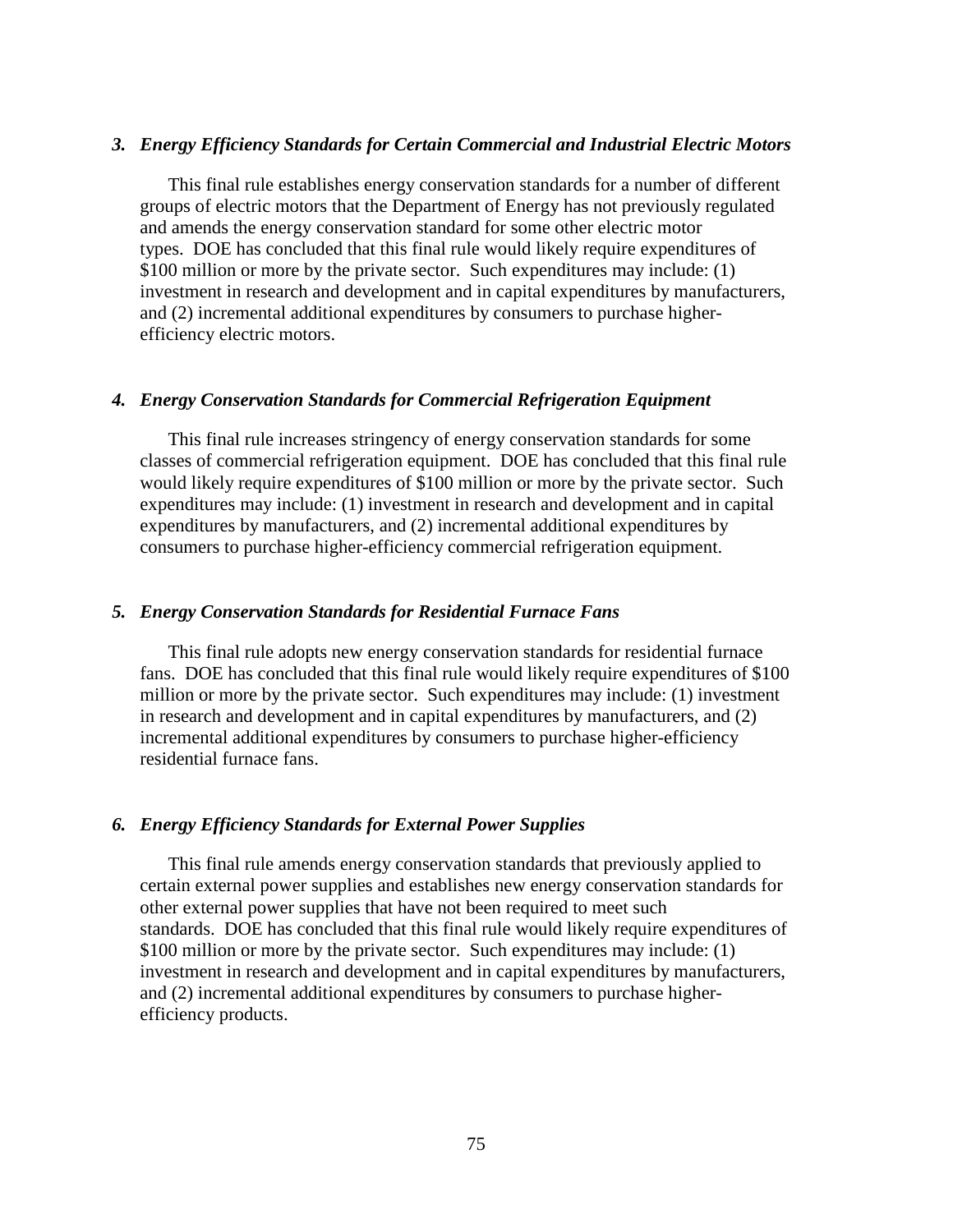### *3. Energy Efficiency Standards for Certain Commercial and Industrial Electric Motors*

This final rule establishes energy conservation standards for a number of different groups of electric motors that the Department of Energy has not previously regulated and amends the energy conservation standard for some other electric motor types. DOE has concluded that this final rule would likely require expenditures of \$100 million or more by the private sector. Such expenditures may include: (1) investment in research and development and in capital expenditures by manufacturers, and (2) incremental additional expenditures by consumers to purchase higher-efficiency electric motors.

### *4. Energy Conservation Standards for Commercial Refrigeration Equipment*

This final rule increases stringency of energy conservation standards for some classes of commercial refrigeration equipment. DOE has concluded that this final rule would likely require expenditures of \$100 million or more by the private sector. Such expenditures may include: (1) investment in research and development and in capital expenditures by manufacturers, and (2) incremental additional expenditures by consumers to purchase higher-efficiency commercial refrigeration equipment.

### *5. Energy Conservation Standards for Residential Furnace Fans*

This final rule adopts new energy conservation standards for residential furnace fans. DOE has concluded that this final rule would likely require expenditures of \$100 million or more by the private sector. Such expenditures may include: (1) investment in research and development and in capital expenditures by manufacturers, and (2) incremental additional expenditures by consumers to purchase higher-efficiency residential furnace fans.

### *6. Energy Efficiency Standards for External Power Supplies*

This final rule amends energy conservation standards that previously applied to certain external power supplies and establishes new energy conservation standards for other external power supplies that have not been required to meet such standards. DOE has concluded that this final rule would likely require expenditures of \$100 million or more by the private sector. Such expenditures may include: (1) investment in research and development and in capital expenditures by manufacturers, and (2) incremental additional expenditures by consumers to purchase higher-efficiency products.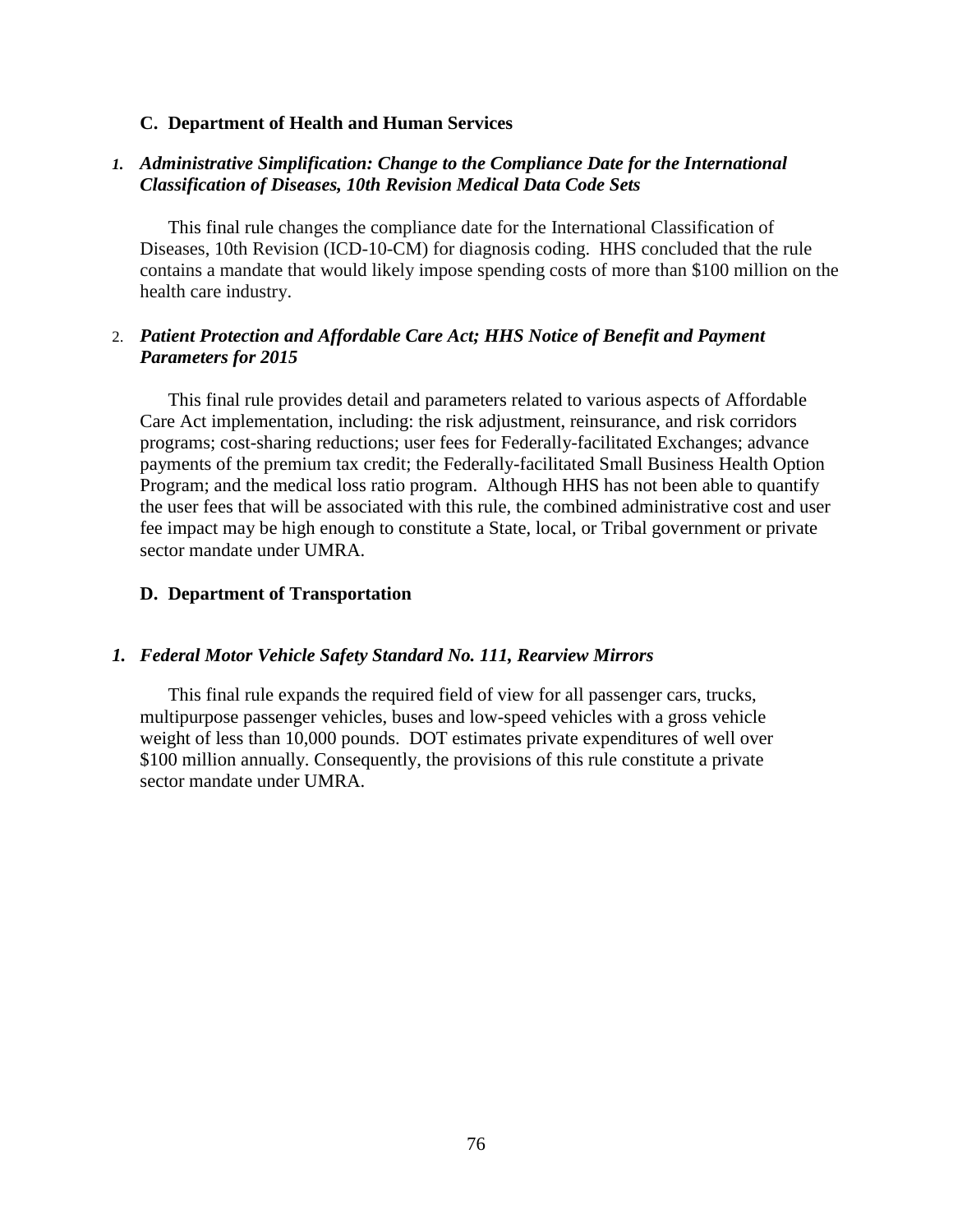### C. Department of Health and Human Services

#### *1. Administrative Simplification: Change to the Compliance Date for the International Classification of Diseases, 10th Revision Medical Data Code Sets*

This final rule changes the compliance date for the International Classification of Diseases, 10th Revision (ICD-10-CM) for diagnosis coding. HHS concluded that the rule contains a mandate that would likely impose spending costs of more than $100 million on the health care industry.

#### 2. *Patient Protection and Affordable Care Act; HHS Notice of Benefit and Payment Parameters for 2015*

This final rule provides detail and parameters related to various aspects of Affordable Care Act implementation, including: the risk adjustment, reinsurance, and risk corridors programs; cost-sharing reductions; user fees for Federally-facilitated Exchanges; advance payments of the premium tax credit; the Federally-facilitated Small Business Health Option Program; and the medical loss ratio program. Although HHS has not been able to quantify the user fees that will be associated with this rule, the combined administrative cost and user fee impact may be high enough to constitute a State, local, or Tribal government or private sector mandate under UMRA.

### D. Department of Transportation

#### *1. Federal Motor Vehicle Safety Standard No. 111, Rearview Mirrors*

This final rule expands the required field of view for all passenger cars, trucks, multipurpose passenger vehicles, buses and low-speed vehicles with a gross vehicle weight of less than 10,000 pounds. DOT estimates private expenditures of well over $100 million annually. Consequently, the provisions of this rule constitute a private sector mandate under UMRA.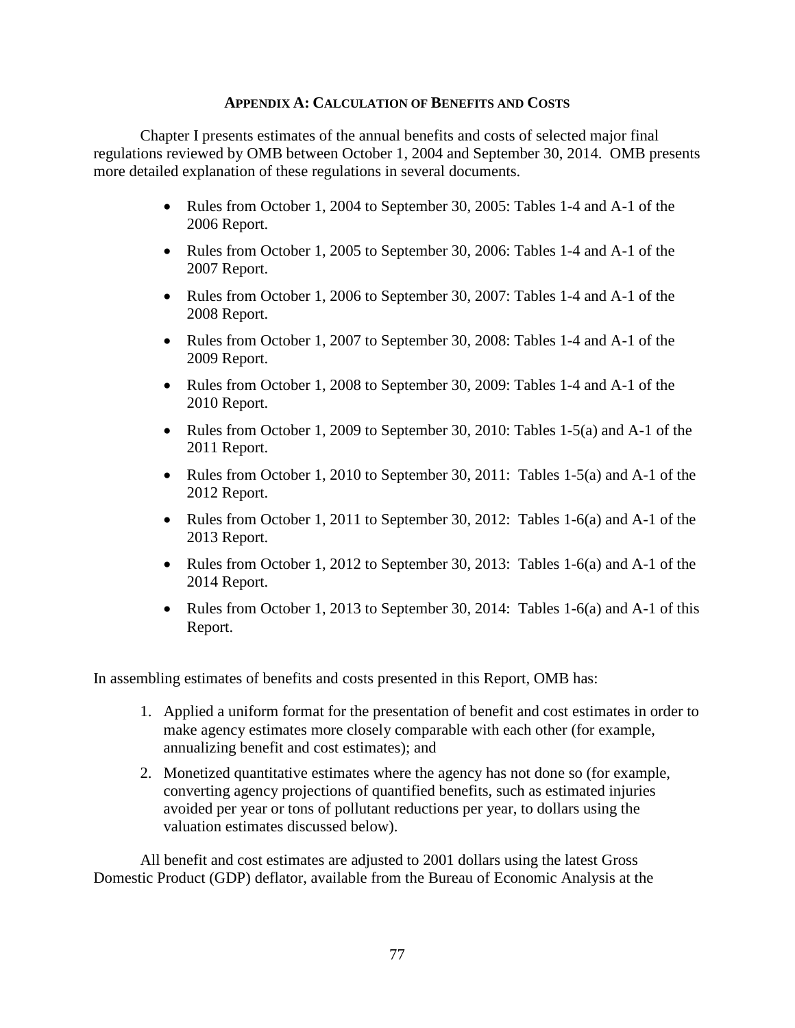## APPENDIX A: CALCULATION OF BENEFITS AND COSTS

Chapter I presents estimates of the annual benefits and costs of selected major final regulations reviewed by OMB between October 1, 2004 and September 30, 2014. OMB presents more detailed explanation of these regulations in several documents.

- Rules from October 1, 2004 to September 30, 2005: Tables 1-4 and A-1 of the 2006 Report.
- Rules from October 1, 2005 to September 30, 2006: Tables 1-4 and A-1 of the 2007 Report.
- Rules from October 1, 2006 to September 30, 2007: Tables 1-4 and A-1 of the 2008 Report.
- Rules from October 1, 2007 to September 30, 2008: Tables 1-4 and A-1 of the 2009 Report.
- Rules from October 1, 2008 to September 30, 2009: Tables 1-4 and A-1 of the 2010 Report.
- Rules from October 1, 2009 to September 30, 2010: Tables 1-5(a) and A-1 of the 2011 Report.
- Rules from October 1, 2010 to September 30, 2011: Tables 1-5(a) and A-1 of the 2012 Report.
- Rules from October 1, 2011 to September 30, 2012: Tables 1-6(a) and A-1 of the 2013 Report.
- Rules from October 1, 2012 to September 30, 2013: Tables 1-6(a) and A-1 of the 2014 Report.
- Rules from October 1, 2013 to September 30, 2014: Tables 1-6(a) and A-1 of this Report.

In assembling estimates of benefits and costs presented in this Report, OMB has:

1. Applied a uniform format for the presentation of benefit and cost estimates in order to make agency estimates more closely comparable with each other (for example, annualizing benefit and cost estimates); and
2. Monetized quantitative estimates where the agency has not done so (for example, converting agency projections of quantified benefits, such as estimated injuries avoided per year or tons of pollutant reductions per year, to dollars using the valuation estimates discussed below).

All benefit and cost estimates are adjusted to 2001 dollars using the latest Gross Domestic Product (GDP) deflator, available from the Bureau of Economic Analysis at the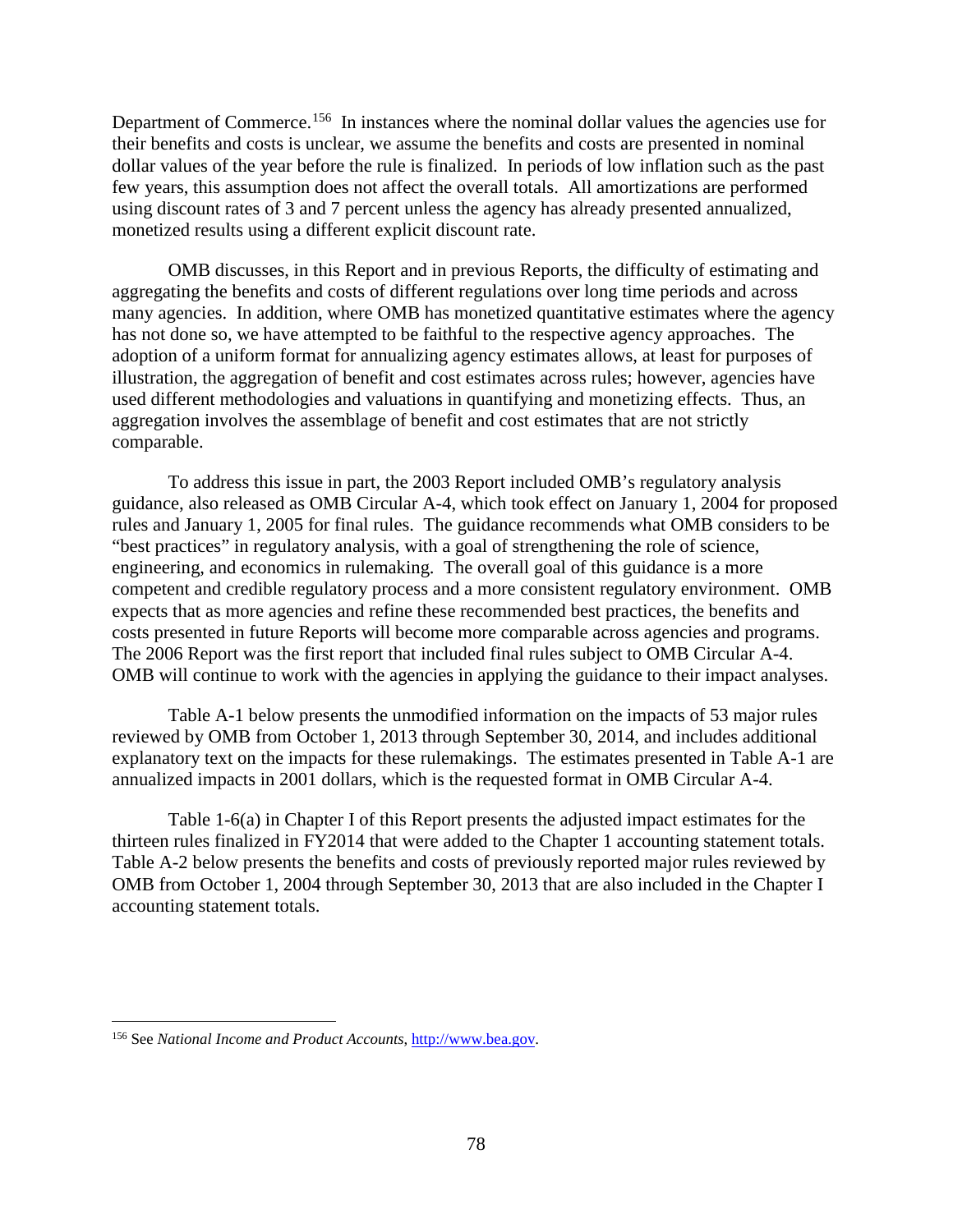Department of Commerce.[156] In instances where the nominal dollar values the agencies use for their benefits and costs is unclear, we assume the benefits and costs are presented in nominal dollar values of the year before the rule is finalized. In periods of low inflation such as the past few years, this assumption does not affect the overall totals. All amortizations are performed using discount rates of 3 and 7 percent unless the agency has already presented annualized, monetized results using a different explicit discount rate.

OMB discusses, in this Report and in previous Reports, the difficulty of estimating and aggregating the benefits and costs of different regulations over long time periods and across many agencies. In addition, where OMB has monetized quantitative estimates where the agency has not done so, we have attempted to be faithful to the respective agency approaches. The adoption of a uniform format for annualizing agency estimates allows, at least for purposes of illustration, the aggregation of benefit and cost estimates across rules; however, agencies have used different methodologies and valuations in quantifying and monetizing effects. Thus, an aggregation involves the assemblage of benefit and cost estimates that are not strictly comparable.

To address this issue in part, the 2003 Report included OMB's regulatory analysis guidance, also released as OMB Circular A-4, which took effect on January 1, 2004 for proposed rules and January 1, 2005 for final rules. The guidance recommends what OMB considers to be "best practices" in regulatory analysis, with a goal of strengthening the role of science, engineering, and economics in rulemaking. The overall goal of this guidance is a more competent and credible regulatory process and a more consistent regulatory environment. OMB expects that as more agencies and refine these recommended best practices, the benefits and costs presented in future Reports will become more comparable across agencies and programs. The 2006 Report was the first report that included final rules subject to OMB Circular A-4. OMB will continue to work with the agencies in applying the guidance to their impact analyses.

Table A-1 below presents the unmodified information on the impacts of 53 major rules reviewed by OMB from October 1, 2013 through September 30, 2014, and includes additional explanatory text on the impacts for these rulemakings. The estimates presented in Table A-1 are annualized impacts in 2001 dollars, which is the requested format in OMB Circular A-4.

Table 1-6(a) in Chapter I of this Report presents the adjusted impact estimates for the thirteen rules finalized in FY2014 that were added to the Chapter 1 accounting statement totals. Table A-2 below presents the benefits and costs of previously reported major rules reviewed by OMB from October 1, 2004 through September 30, 2013 that are also included in the Chapter I accounting statement totals.

---

[156] See *National Income and Product Accounts*, http://www.bea.gov.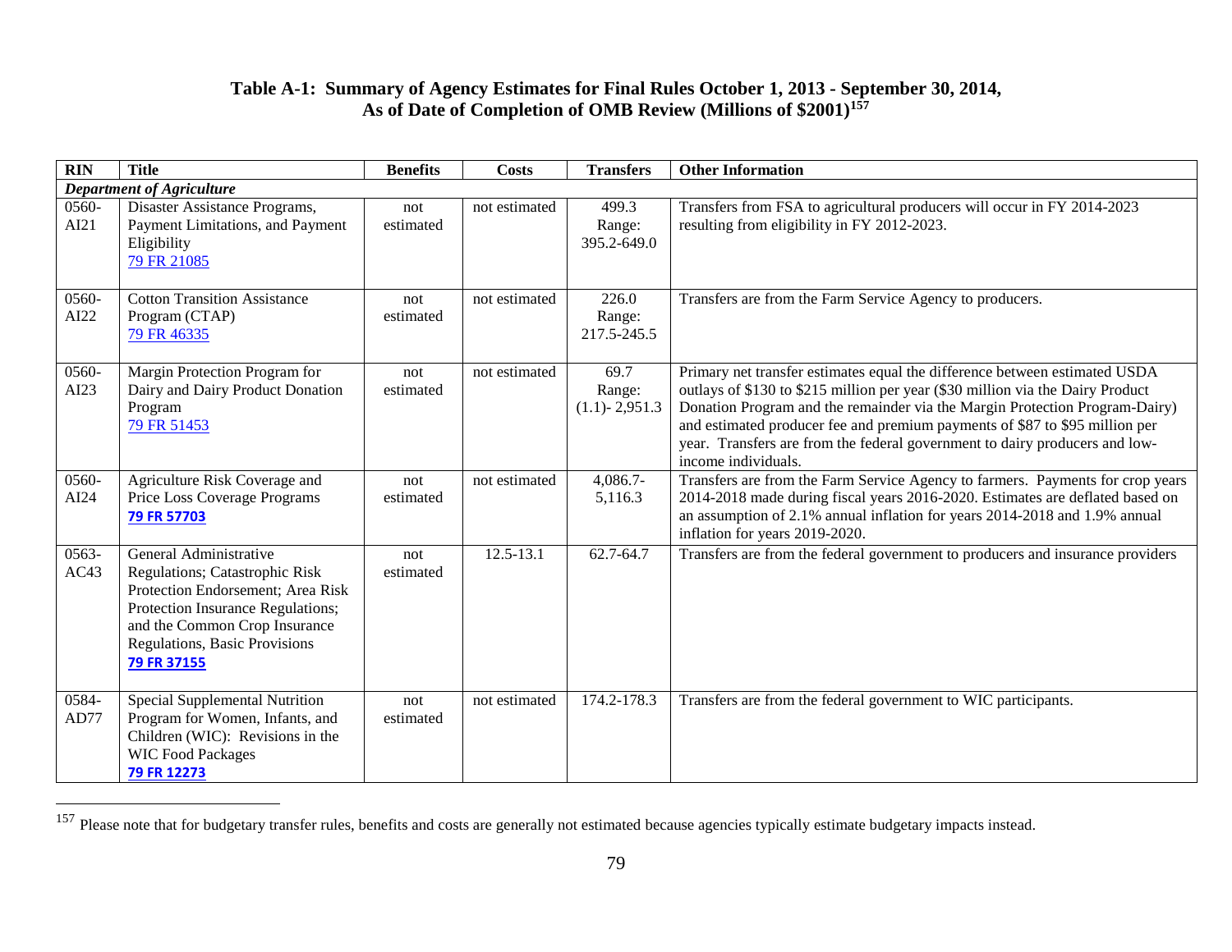# Table A-1: Summary of Agency Estimates for Final Rules October 1, 2013 - September 30, 2014, As of Date of Completion of OMB Review (Millions of $2001)[157]

| RIN | Title | Benefits | Costs | Transfers | Other Information |
|---|---|---|---|---|---|
| ***Department of Agriculture*** | | | | | |
| 0560-AI21 | Disaster Assistance Programs, Payment Limitations, and Payment Eligibility 79 FR 21085 | not estimated | not estimated | 499.3 Range: 395.2-649.0 | Transfers from FSA to agricultural producers will occur in FY 2014-2023 resulting from eligibility in FY 2012-2023. |
| 0560-AI22 | Cotton Transition Assistance Program (CTAP) 79 FR 46335 | not estimated | not estimated | 226.0 Range: 217.5-245.5 | Transfers are from the Farm Service Agency to producers. |
| 0560-AI23 | Margin Protection Program for Dairy and Dairy Product Donation Program 79 FR 51453 | not estimated | not estimated | 69.7 Range: (1.1)- 2,951.3 | Primary net transfer estimates equal the difference between estimated USDA outlays of $130 to $215 million per year ($30 million via the Dairy Product Donation Program and the remainder via the Margin Protection Program-Dairy) and estimated producer fee and premium payments of $87 to $95 million per year. Transfers are from the federal government to dairy producers and low-income individuals. |
| 0560-AI24 | Agriculture Risk Coverage and Price Loss Coverage Programs **79 FR 57703** | not estimated | not estimated | 4,086.7-5,116.3 | Transfers are from the Farm Service Agency to farmers. Payments for crop years 2014-2018 made during fiscal years 2016-2020. Estimates are deflated based on an assumption of 2.1% annual inflation for years 2014-2018 and 1.9% annual inflation for years 2019-2020. |
| 0563-AC43 | General Administrative Regulations; Catastrophic Risk Protection Endorsement; Area Risk Protection Insurance Regulations; and the Common Crop Insurance Regulations, Basic Provisions **79 FR 37155** | not estimated | 12.5-13.1 | 62.7-64.7 | Transfers are from the federal government to producers and insurance providers |
| 0584-AD77 | Special Supplemental Nutrition Program for Women, Infants, and Children (WIC): Revisions in the WIC Food Packages **79 FR 12273** | not estimated | not estimated | 174.2-178.3 | Transfers are from the federal government to WIC participants. |

[157] Please note that for budgetary transfer rules, benefits and costs are generally not estimated because agencies typically estimate budgetary impacts instead.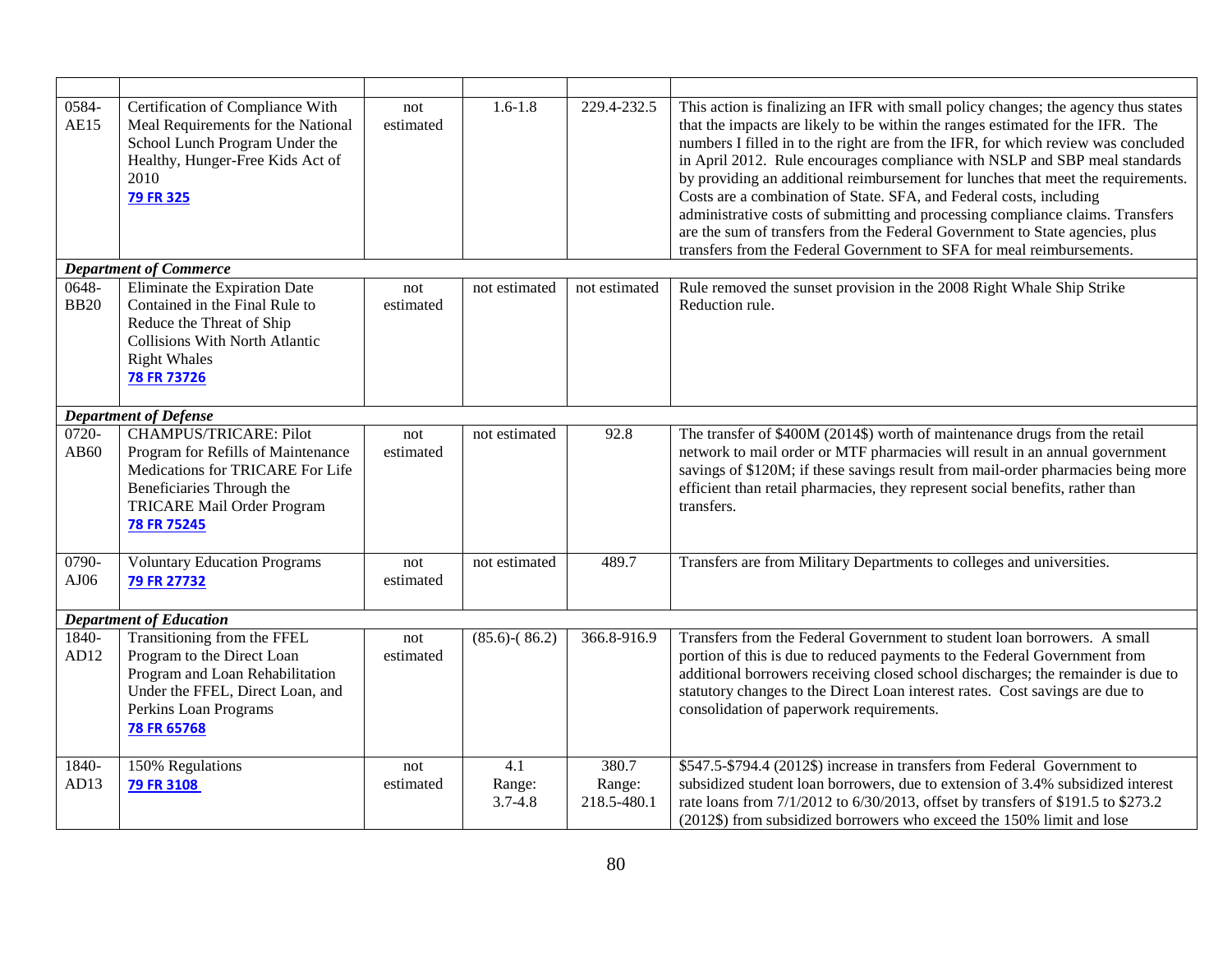| | | | | | |
|---|---|---|---|---|---|
| 0584-AE15 | Certification of Compliance With Meal Requirements for the National School Lunch Program Under the Healthy, Hunger-Free Kids Act of 2010 **79 FR 325** | not estimated | 1.6-1.8 | 229.4-232.5 | This action is finalizing an IFR with small policy changes; the agency thus states that the impacts are likely to be within the ranges estimated for the IFR. The numbers I filled in to the right are from the IFR, for which review was concluded in April 2012. Rule encourages compliance with NSLP and SBP meal standards by providing an additional reimbursement for lunches that meet the requirements. Costs are a combination of State. SFA, and Federal costs, including administrative costs of submitting and processing compliance claims. Transfers are the sum of transfers from the Federal Government to State agencies, plus transfers from the Federal Government to SFA for meal reimbursements. |
| ***Department of Commerce*** | | | | | |
| 0648-BB20 | Eliminate the Expiration Date Contained in the Final Rule to Reduce the Threat of Ship Collisions With North Atlantic Right Whales **78 FR 73726** | not estimated | not estimated | not estimated | Rule removed the sunset provision in the 2008 Right Whale Ship Strike Reduction rule. |
| ***Department of Defense*** | | | | | |
| 0720-AB60 | CHAMPUS/TRICARE: Pilot Program for Refills of Maintenance Medications for TRICARE For Life Beneficiaries Through the TRICARE Mail Order Program **78 FR 75245** | not estimated | not estimated | 92.8 | The transfer of $400M (2014$) worth of maintenance drugs from the retail network to mail order or MTF pharmacies will result in an annual government savings of $120M; if these savings result from mail-order pharmacies being more efficient than retail pharmacies, they represent social benefits, rather than transfers. |
| 0790-AJ06 | Voluntary Education Programs **79 FR 27732** | not estimated | not estimated | 489.7 | Transfers are from Military Departments to colleges and universities. |
| ***Department of Education*** | | | | | |
| 1840-AD12 | Transitioning from the FFEL Program to the Direct Loan Program and Loan Rehabilitation Under the FFEL, Direct Loan, and Perkins Loan Programs **78 FR 65768** | not estimated | (85.6)-( 86.2) | 366.8-916.9 | Transfers from the Federal Government to student loan borrowers. A small portion of this is due to reduced payments to the Federal Government from additional borrowers receiving closed school discharges; the remainder is due to statutory changes to the Direct Loan interest rates. Cost savings are due to consolidation of paperwork requirements. |
| 1840-AD13 | 150% Regulations **79 FR 3108** | not estimated | 4.1 Range: 3.7-4.8 | 380.7 Range: 218.5-480.1 | $547.5-$794.4 (2012$) increase in transfers from Federal Government to subsidized student loan borrowers, due to extension of 3.4% subsidized interest rate loans from 7/1/2012 to 6/30/2013, offset by transfers of $191.5 to $273.2 (2012$) from subsidized borrowers who exceed the 150% limit and lose |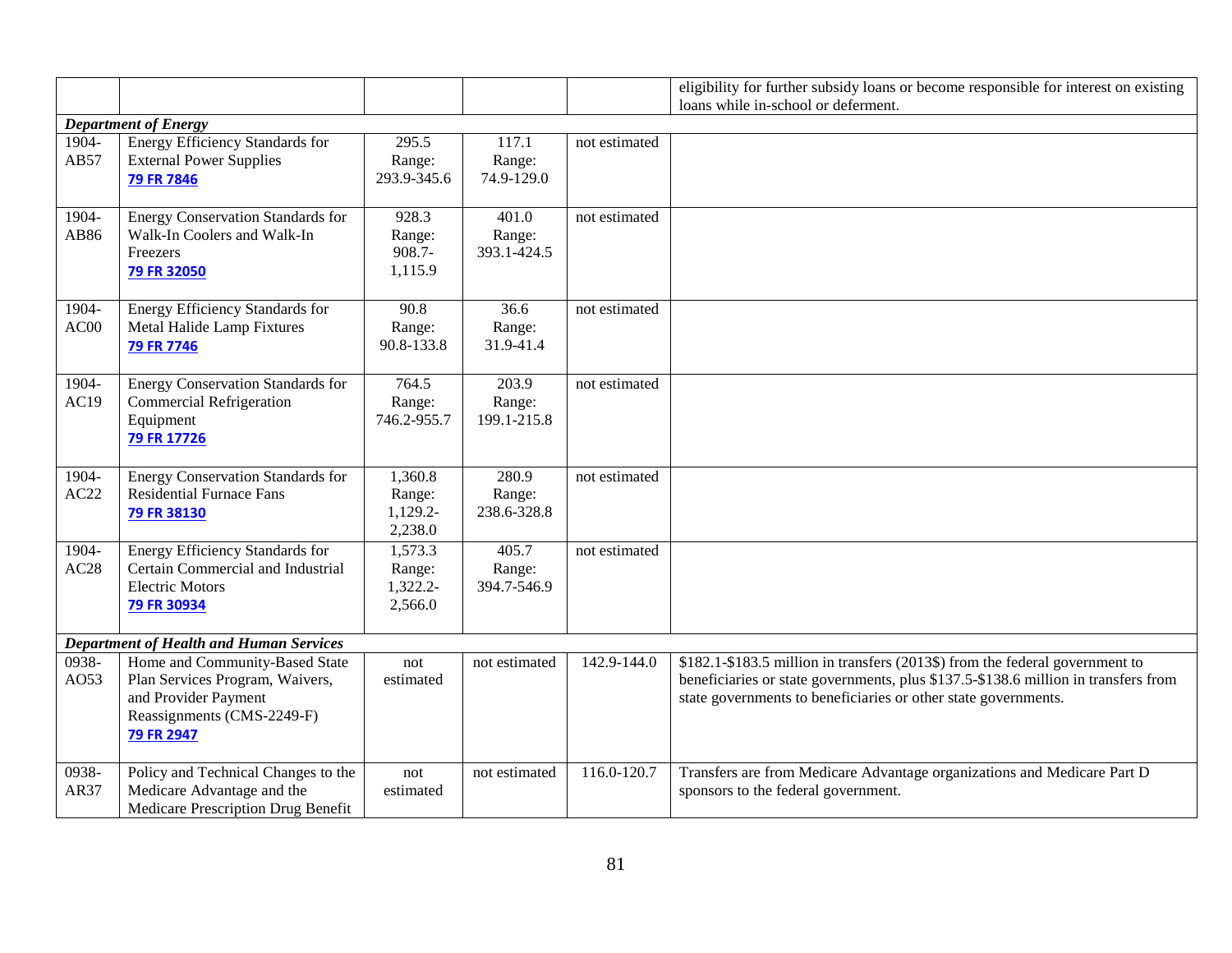| | | | | | |
|---|---|---|---|---|---|
| | | | | | eligibility for further subsidy loans or become responsible for interest on existing loans while in-school or deferment. |
| ***Department of Energy*** | | | | | |
| 1904-AB57 | Energy Efficiency Standards for External Power Supplies [79 FR 7846] | 295.5 Range: 293.9-345.6 | 117.1 Range: 74.9-129.0 | not estimated | |
| 1904-AB86 | Energy Conservation Standards for Walk-In Coolers and Walk-In Freezers [79 FR 32050] | 928.3 Range: 908.7-1,115.9 | 401.0 Range: 393.1-424.5 | not estimated | |
| 1904-AC00 | Energy Efficiency Standards for Metal Halide Lamp Fixtures [79 FR 7746] | 90.8 Range: 90.8-133.8 | 36.6 Range: 31.9-41.4 | not estimated | |
| 1904-AC19 | Energy Conservation Standards for Commercial Refrigeration Equipment [79 FR 17726] | 764.5 Range: 746.2-955.7 | 203.9 Range: 199.1-215.8 | not estimated | |
| 1904-AC22 | Energy Conservation Standards for Residential Furnace Fans [79 FR 38130] | 1,360.8 Range: 1,129.2-2,238.0 | 280.9 Range: 238.6-328.8 | not estimated | |
| 1904-AC28 | Energy Efficiency Standards for Certain Commercial and Industrial Electric Motors [79 FR 30934] | 1,573.3 Range: 1,322.2-2,566.0 | 405.7 Range: 394.7-546.9 | not estimated | |
| ***Department of Health and Human Services*** | | | | | |
| 0938-AO53 | Home and Community-Based State Plan Services Program, Waivers, and Provider Payment Reassignments (CMS-2249-F) [79 FR 2947] | not estimated | not estimated | 142.9-144.0 | $182.1-$183.5 million in transfers (2013$) from the federal government to beneficiaries or state governments, plus $137.5-$138.6 million in transfers from state governments to beneficiaries or other state governments. |
| 0938-AR37 | Policy and Technical Changes to the Medicare Advantage and the Medicare Prescription Drug Benefit | not estimated | not estimated | 116.0-120.7 | Transfers are from Medicare Advantage organizations and Medicare Part D sponsors to the federal government. |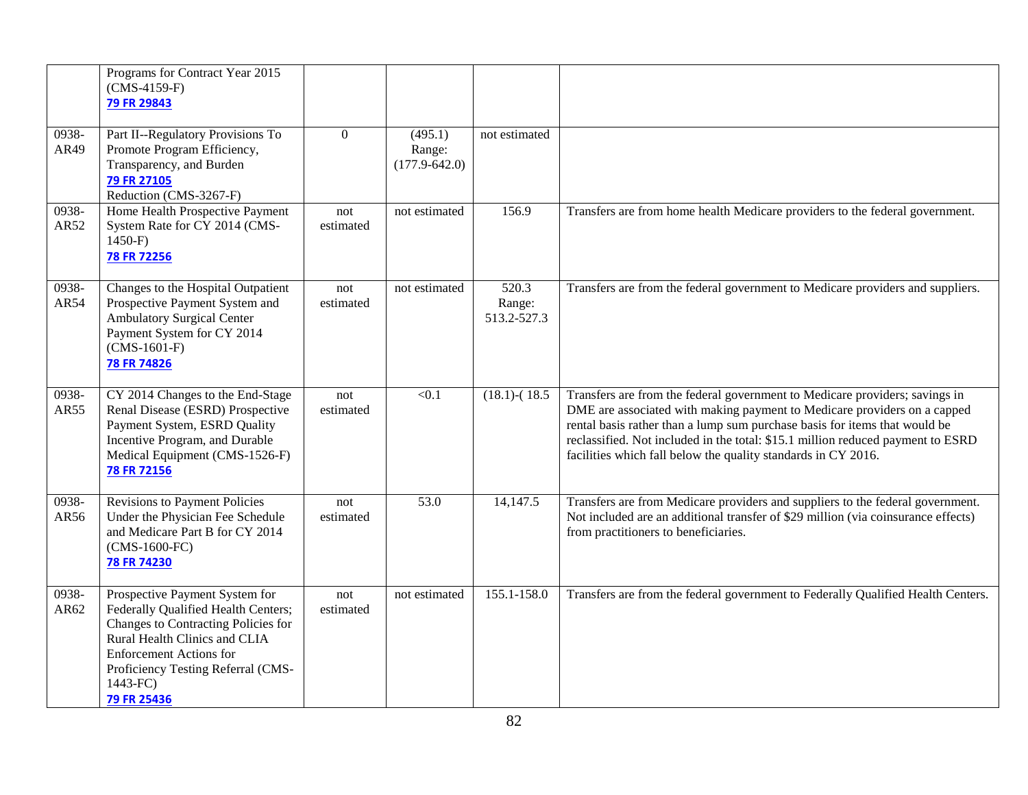| | | | | | |
|---|---|---|---|---|---|
| | Programs for Contract Year 2015 (CMS-4159-F) **79 FR 29843** | | | | |
| 0938-AR49 | Part II--Regulatory Provisions To Promote Program Efficiency, Transparency, and Burden **79 FR 27105** Reduction (CMS-3267-F) | 0 | (495.1) Range: (177.9-642.0) | not estimated | |
| 0938-AR52 | Home Health Prospective Payment System Rate for CY 2014 (CMS-1450-F) **78 FR 72256** | not estimated | not estimated | 156.9 | Transfers are from home health Medicare providers to the federal government. |
| 0938-AR54 | Changes to the Hospital Outpatient Prospective Payment System and Ambulatory Surgical Center Payment System for CY 2014 (CMS-1601-F) **78 FR 74826** | not estimated | not estimated | 520.3 Range: 513.2-527.3 | Transfers are from the federal government to Medicare providers and suppliers. |
| 0938-AR55 | CY 2014 Changes to the End-Stage Renal Disease (ESRD) Prospective Payment System, ESRD Quality Incentive Program, and Durable Medical Equipment (CMS-1526-F) **78 FR 72156** | not estimated | <0.1 | (18.1)-( 18.5 | Transfers are from the federal government to Medicare providers; savings in DME are associated with making payment to Medicare providers on a capped rental basis rather than a lump sum purchase basis for items that would be reclassified. Not included in the total: $15.1 million reduced payment to ESRD facilities which fall below the quality standards in CY 2016. |
| 0938-AR56 | Revisions to Payment Policies Under the Physician Fee Schedule and Medicare Part B for CY 2014 (CMS-1600-FC) **78 FR 74230** | not estimated | 53.0 | 14,147.5 | Transfers are from Medicare providers and suppliers to the federal government. Not included are an additional transfer of $29 million (via coinsurance effects) from practitioners to beneficiaries. |
| 0938-AR62 | Prospective Payment System for Federally Qualified Health Centers; Changes to Contracting Policies for Rural Health Clinics and CLIA Enforcement Actions for Proficiency Testing Referral (CMS-1443-FC) **79 FR 25436** | not estimated | not estimated | 155.1-158.0 | Transfers are from the federal government to Federally Qualified Health Centers. |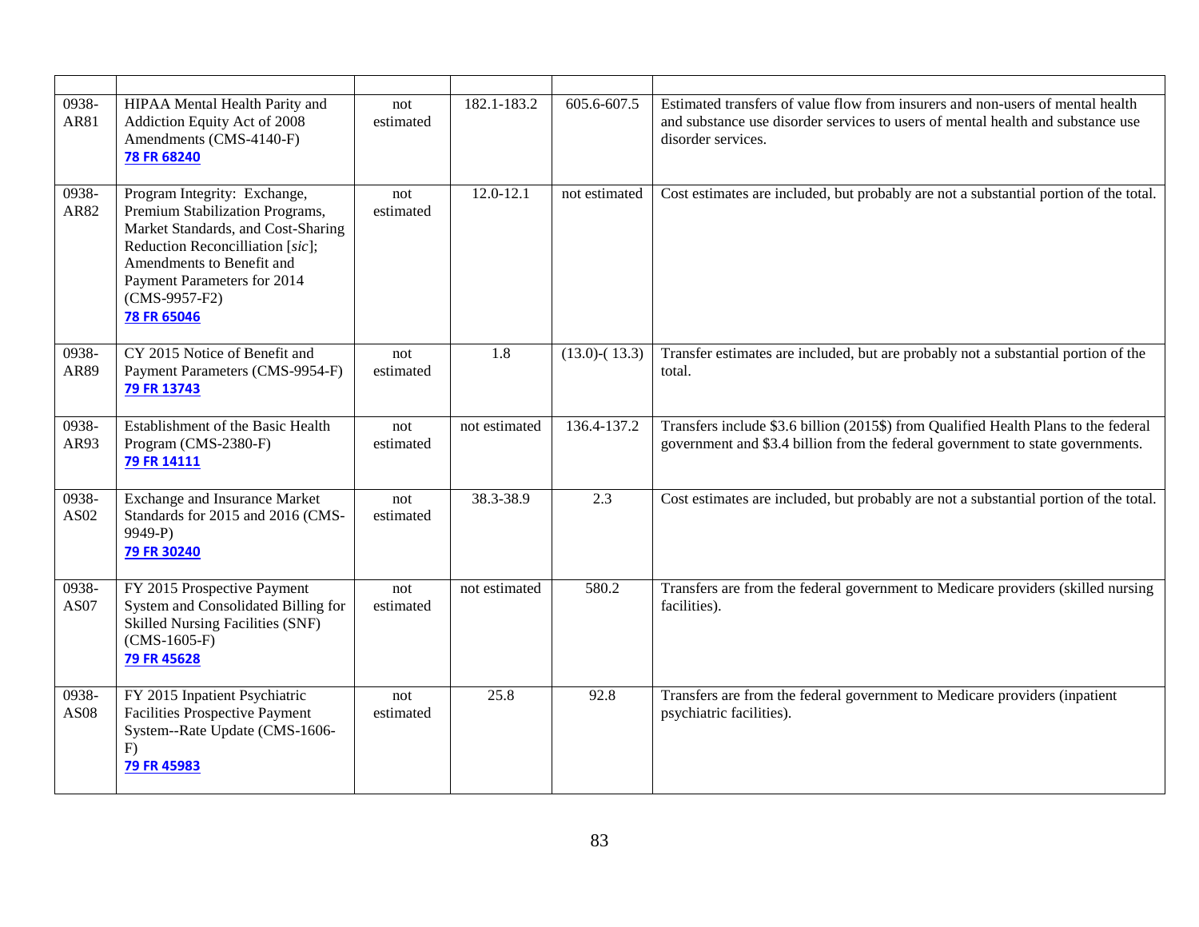| | | | | | |
|---|---|---|---|---|---|
| 0938-AR81 | HIPAA Mental Health Parity and Addiction Equity Act of 2008 Amendments (CMS-4140-F) **78 FR 68240** | not estimated | 182.1-183.2 | 605.6-607.5 | Estimated transfers of value flow from insurers and non-users of mental health and substance use disorder services to users of mental health and substance use disorder services. |
| 0938-AR82 | Program Integrity: Exchange, Premium Stabilization Programs, Market Standards, and Cost-Sharing Reduction Reconcilliation [*sic*]; Amendments to Benefit and Payment Parameters for 2014 (CMS-9957-F2) **78 FR 65046** | not estimated | 12.0-12.1 | not estimated | Cost estimates are included, but probably are not a substantial portion of the total. |
| 0938-AR89 | CY 2015 Notice of Benefit and Payment Parameters (CMS-9954-F) **79 FR 13743** | not estimated | 1.8 | (13.0)-( 13.3) | Transfer estimates are included, but are probably not a substantial portion of the total. |
| 0938-AR93 | Establishment of the Basic Health Program (CMS-2380-F) **79 FR 14111** | not estimated | not estimated | 136.4-137.2 | Transfers include $3.6 billion (2015$) from Qualified Health Plans to the federal government and $3.4 billion from the federal government to state governments. |
| 0938-AS02 | Exchange and Insurance Market Standards for 2015 and 2016 (CMS-9949-P) **79 FR 30240** | not estimated | 38.3-38.9 | 2.3 | Cost estimates are included, but probably are not a substantial portion of the total. |
| 0938-AS07 | FY 2015 Prospective Payment System and Consolidated Billing for Skilled Nursing Facilities (SNF) (CMS-1605-F) **79 FR 45628** | not estimated | not estimated | 580.2 | Transfers are from the federal government to Medicare providers (skilled nursing facilities). |
| 0938-AS08 | FY 2015 Inpatient Psychiatric Facilities Prospective Payment System--Rate Update (CMS-1606-F) **79 FR 45983** | not estimated | 25.8 | 92.8 | Transfers are from the federal government to Medicare providers (inpatient psychiatric facilities). |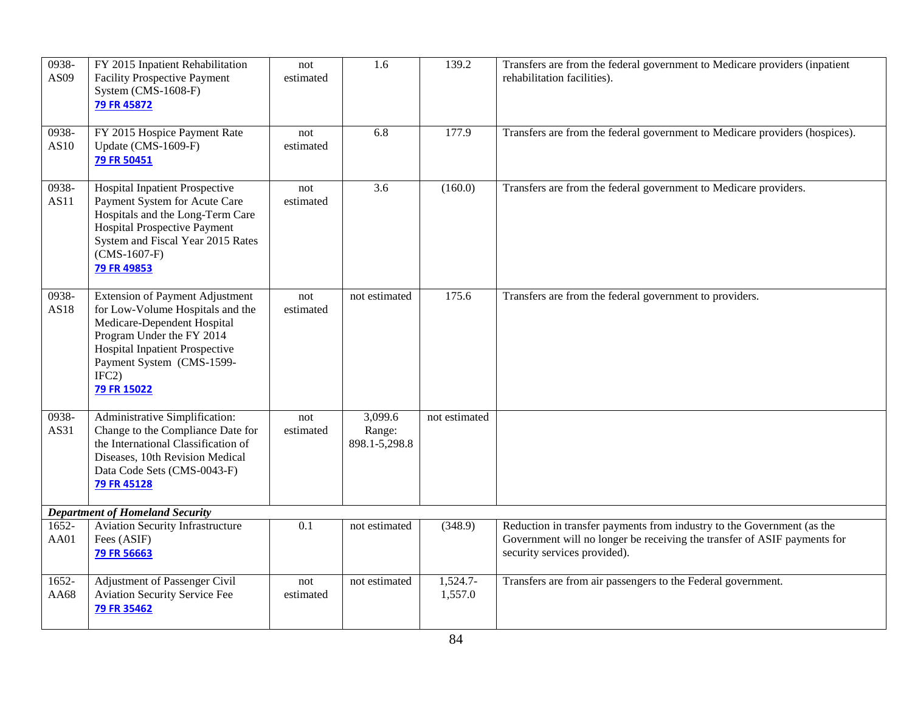| | | | | | |
|---|---|---|---|---|---|
| 0938-AS09 | FY 2015 Inpatient Rehabilitation Facility Prospective Payment System (CMS-1608-F) **79 FR 45872** | not estimated | 1.6 | 139.2 | Transfers are from the federal government to Medicare providers (inpatient rehabilitation facilities). |
| 0938-AS10 | FY 2015 Hospice Payment Rate Update (CMS-1609-F) **79 FR 50451** | not estimated | 6.8 | 177.9 | Transfers are from the federal government to Medicare providers (hospices). |
| 0938-AS11 | Hospital Inpatient Prospective Payment System for Acute Care Hospitals and the Long-Term Care Hospital Prospective Payment System and Fiscal Year 2015 Rates (CMS-1607-F) **79 FR 49853** | not estimated | 3.6 | (160.0) | Transfers are from the federal government to Medicare providers. |
| 0938-AS18 | Extension of Payment Adjustment for Low-Volume Hospitals and the Medicare-Dependent Hospital Program Under the FY 2014 Hospital Inpatient Prospective Payment System (CMS-1599-IFC2) **79 FR 15022** | not estimated | not estimated | 175.6 | Transfers are from the federal government to providers. |
| 0938-AS31 | Administrative Simplification: Change to the Compliance Date for the International Classification of Diseases, 10th Revision Medical Data Code Sets (CMS-0043-F) **79 FR 45128** | not estimated | 3,099.6 Range: 898.1-5,298.8 | not estimated | |
| ***Department of Homeland Security*** | | | | | |
| 1652-AA01 | Aviation Security Infrastructure Fees (ASIF) **79 FR 56663** | 0.1 | not estimated | (348.9) | Reduction in transfer payments from industry to the Government (as the Government will no longer be receiving the transfer of ASIF payments for security services provided). |
| 1652-AA68 | Adjustment of Passenger Civil Aviation Security Service Fee **79 FR 35462** | not estimated | not estimated | 1,524.7-1,557.0 | Transfers are from air passengers to the Federal government. |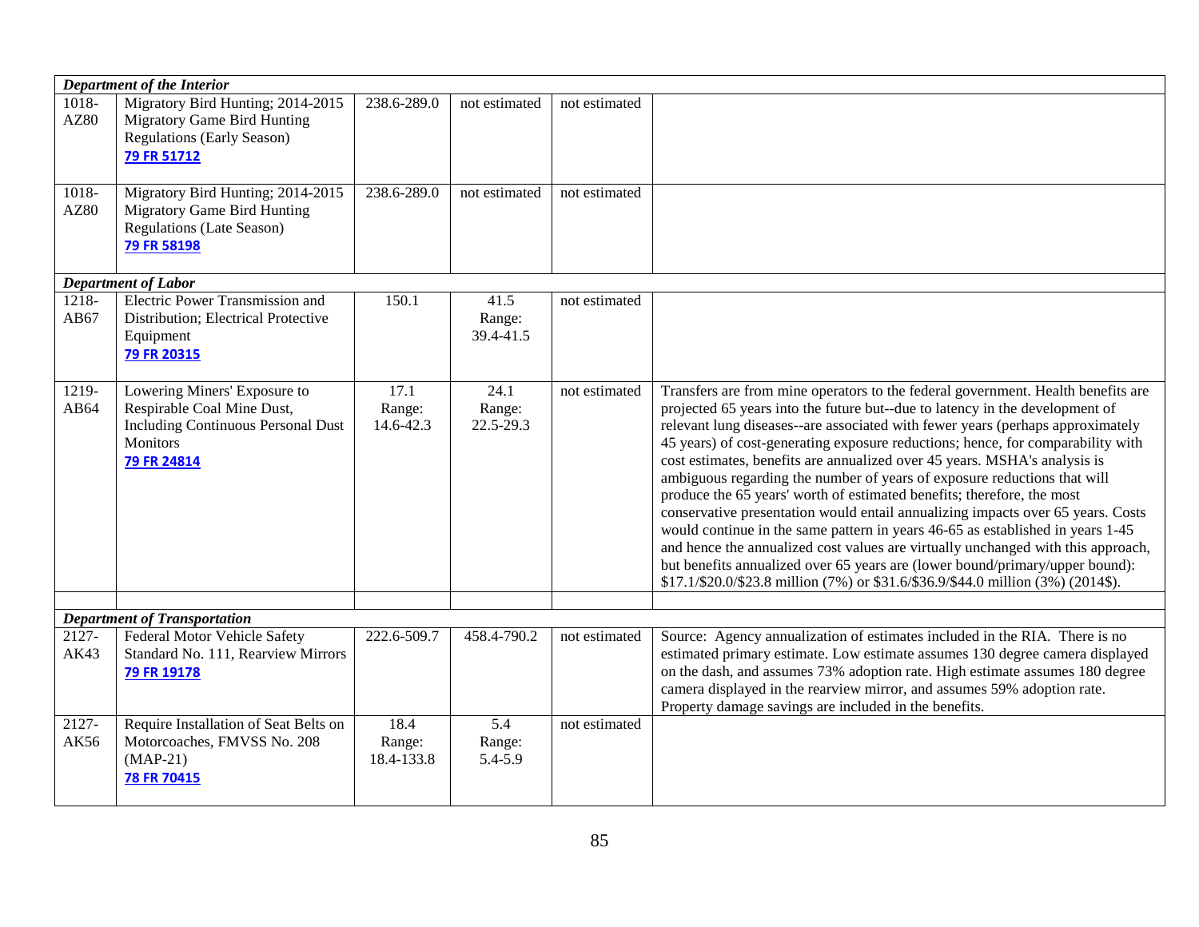| | | | | | |
|---|---|---|---|---|---|
| ***Department of the Interior*** | | | | | |
| 1018-AZ80 | Migratory Bird Hunting; 2014-2015 Migratory Game Bird Hunting Regulations (Early Season) 79 FR 51712 | 238.6-289.0 | not estimated | not estimated | |
| 1018-AZ80 | Migratory Bird Hunting; 2014-2015 Migratory Game Bird Hunting Regulations (Late Season) 79 FR 58198 | 238.6-289.0 | not estimated | not estimated | |
| ***Department of Labor*** | | | | | |
| 1218-AB67 | Electric Power Transmission and Distribution; Electrical Protective Equipment 79 FR 20315 | 150.1 | 41.5 Range: 39.4-41.5 | not estimated | |
| 1219-AB64 | Lowering Miners' Exposure to Respirable Coal Mine Dust, Including Continuous Personal Dust Monitors 79 FR 24814 | 17.1 Range: 14.6-42.3 | 24.1 Range: 22.5-29.3 | not estimated | Transfers are from mine operators to the federal government. Health benefits are projected 65 years into the future but--due to latency in the development of relevant lung diseases--are associated with fewer years (perhaps approximately 45 years) of cost-generating exposure reductions; hence, for comparability with cost estimates, benefits are annualized over 45 years. MSHA's analysis is ambiguous regarding the number of years of exposure reductions that will produce the 65 years' worth of estimated benefits; therefore, the most conservative presentation would entail annualizing impacts over 65 years. Costs would continue in the same pattern in years 46-65 as established in years 1-45 and hence the annualized cost values are virtually unchanged with this approach, but benefits annualized over 65 years are (lower bound/primary/upper bound): $17.1/$20.0/$23.8 million (7%) or $31.6/$36.9/$44.0 million (3%) (2014$). |
| | | | | | |
| ***Department of Transportation*** | | | | | |
| 2127-AK43 | Federal Motor Vehicle Safety Standard No. 111, Rearview Mirrors 79 FR 19178 | 222.6-509.7 | 458.4-790.2 | not estimated | Source: Agency annualization of estimates included in the RIA. There is no estimated primary estimate. Low estimate assumes 130 degree camera displayed on the dash, and assumes 73% adoption rate. High estimate assumes 180 degree camera displayed in the rearview mirror, and assumes 59% adoption rate. Property damage savings are included in the benefits. |
| 2127-AK56 | Require Installation of Seat Belts on Motorcoaches, FMVSS No. 208 (MAP-21) 78 FR 70415 | 18.4 Range: 18.4-133.8 | 5.4 Range: 5.4-5.9 | not estimated | |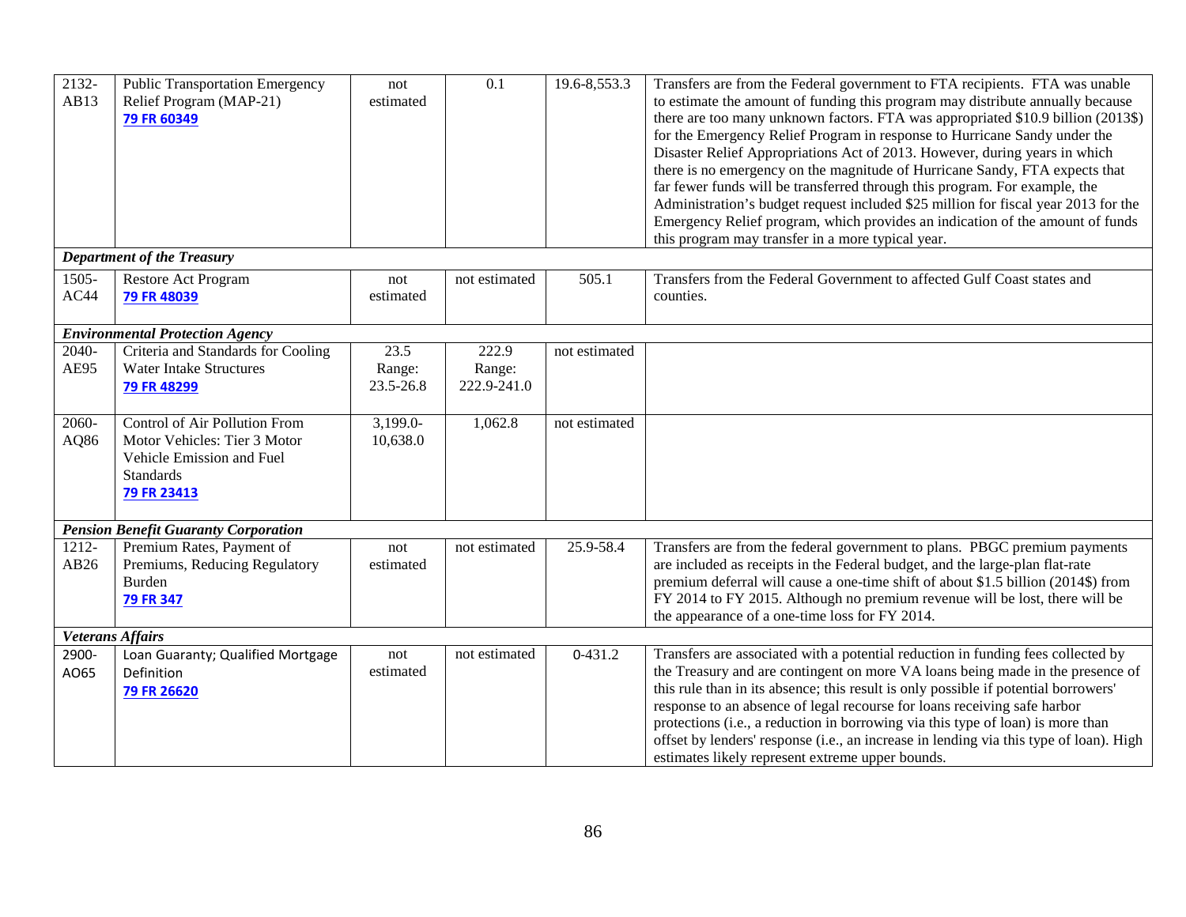| | | | | | |
|---|---|---|---|---|---|
| 2132-AB13 | Public Transportation Emergency Relief Program (MAP-21) **79 FR 60349** | not estimated | 0.1 | 19.6-8,553.3 | Transfers are from the Federal government to FTA recipients. FTA was unable to estimate the amount of funding this program may distribute annually because there are too many unknown factors. FTA was appropriated $10.9 billion (2013$) for the Emergency Relief Program in response to Hurricane Sandy under the Disaster Relief Appropriations Act of 2013. However, during years in which there is no emergency on the magnitude of Hurricane Sandy, FTA expects that far fewer funds will be transferred through this program. For example, the Administration's budget request included $25 million for fiscal year 2013 for the Emergency Relief program, which provides an indication of the amount of funds this program may transfer in a more typical year. |
| ***Department of the Treasury*** | | | | | |
| 1505-AC44 | Restore Act Program **79 FR 48039** | not estimated | not estimated | 505.1 | Transfers from the Federal Government to affected Gulf Coast states and counties. |
| ***Environmental Protection Agency*** | | | | | |
| 2040-AE95 | Criteria and Standards for Cooling Water Intake Structures **79 FR 48299** | 23.5 Range: 23.5-26.8 | 222.9 Range: 222.9-241.0 | not estimated | |
| 2060-AQ86 | Control of Air Pollution From Motor Vehicles: Tier 3 Motor Vehicle Emission and Fuel Standards **79 FR 23413** | 3,199.0-10,638.0 | 1,062.8 | not estimated | |
| ***Pension Benefit Guaranty Corporation*** | | | | | |
| 1212-AB26 | Premium Rates, Payment of Premiums, Reducing Regulatory Burden **79 FR 347** | not estimated | not estimated | 25.9-58.4 | Transfers are from the federal government to plans. PBGC premium payments are included as receipts in the Federal budget, and the large-plan flat-rate premium deferral will cause a one-time shift of about $1.5 billion (2014$) from FY 2014 to FY 2015. Although no premium revenue will be lost, there will be the appearance of a one-time loss for FY 2014. |
| ***Veterans Affairs*** | | | | | |
| 2900-AO65 | Loan Guaranty; Qualified Mortgage Definition **79 FR 26620** | not estimated | not estimated | 0-431.2 | Transfers are associated with a potential reduction in funding fees collected by the Treasury and are contingent on more VA loans being made in the presence of this rule than in its absence; this result is only possible if potential borrowers' response to an absence of legal recourse for loans receiving safe harbor protections (i.e., a reduction in borrowing via this type of loan) is more than offset by lenders' response (i.e., an increase in lending via this type of loan). High estimates likely represent extreme upper bounds. |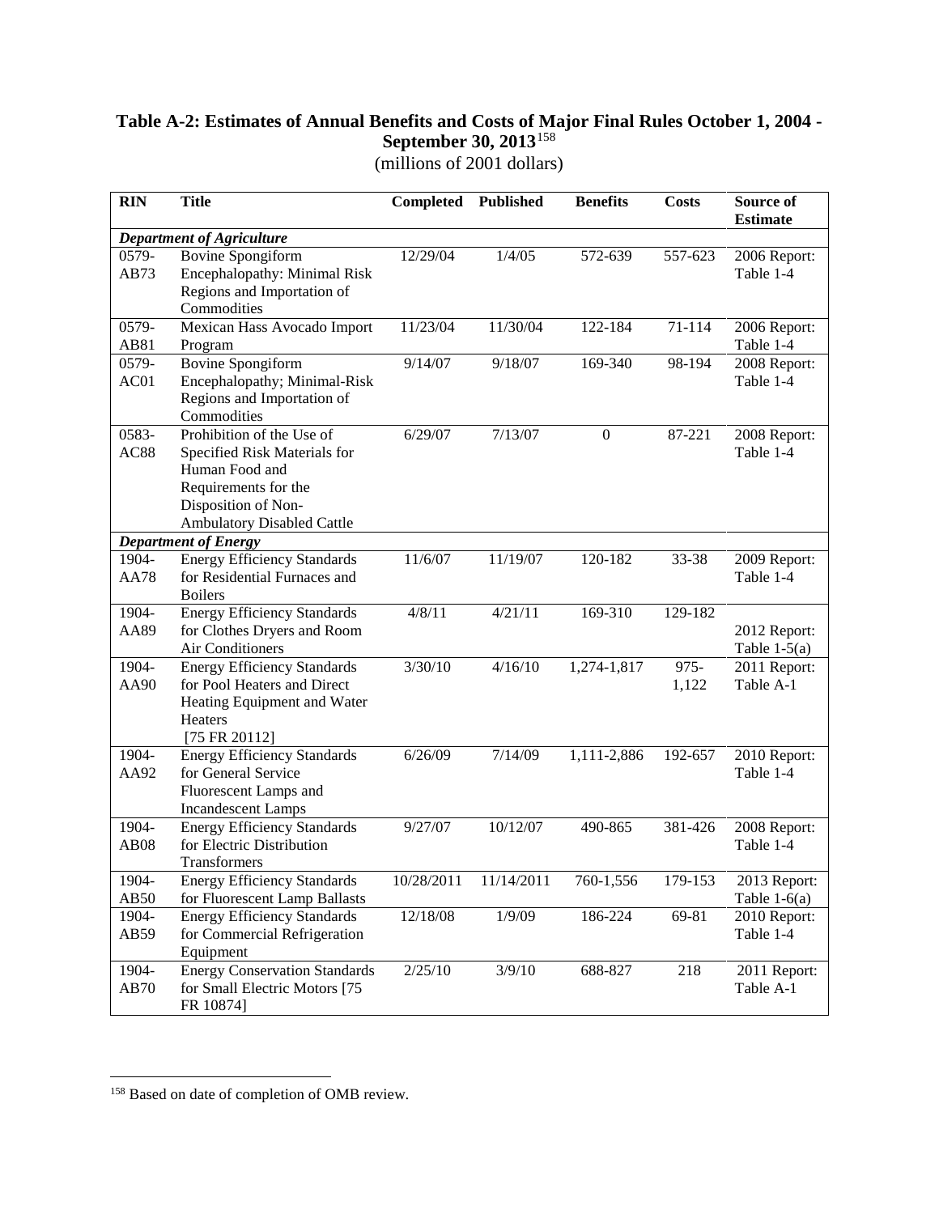**Table A-2: Estimates of Annual Benefits and Costs of Major Final Rules October 1, 2004 - September 30, 2013**[158]

(millions of 2001 dollars)

| RIN | Title | Completed | Published | Benefits | Costs | Source of Estimate |
|---|---|---|---|---|---|---|
| ***Department of Agriculture*** | | | | | | |
| 0579-AB73 | Bovine Spongiform Encephalopathy: Minimal Risk Regions and Importation of Commodities | 12/29/04 | 1/4/05 | 572-639 | 557-623 | 2006 Report: Table 1-4 |
| 0579-AB81 | Mexican Hass Avocado Import Program | 11/23/04 | 11/30/04 | 122-184 | 71-114 | 2006 Report: Table 1-4 |
| 0579-AC01 | Bovine Spongiform Encephalopathy; Minimal-Risk Regions and Importation of Commodities | 9/14/07 | 9/18/07 | 169-340 | 98-194 | 2008 Report: Table 1-4 |
| 0583-AC88 | Prohibition of the Use of Specified Risk Materials for Human Food and Requirements for the Disposition of Non-Ambulatory Disabled Cattle | 6/29/07 | 7/13/07 | 0 | 87-221 | 2008 Report: Table 1-4 |
| ***Department of Energy*** | | | | | | |
| 1904-AA78 | Energy Efficiency Standards for Residential Furnaces and Boilers | 11/6/07 | 11/19/07 | 120-182 | 33-38 | 2009 Report: Table 1-4 |
| 1904-AA89 | Energy Efficiency Standards for Clothes Dryers and Room Air Conditioners | 4/8/11 | 4/21/11 | 169-310 | 129-182 | 2012 Report: Table 1-5(a) |
| 1904-AA90 | Energy Efficiency Standards for Pool Heaters and Direct Heating Equipment and Water Heaters [75 FR 20112] | 3/30/10 | 4/16/10 | 1,274-1,817 | 975-1,122 | 2011 Report: Table A-1 |
| 1904-AA92 | Energy Efficiency Standards for General Service Fluorescent Lamps and Incandescent Lamps | 6/26/09 | 7/14/09 | 1,111-2,886 | 192-657 | 2010 Report: Table 1-4 |
| 1904-AB08 | Energy Efficiency Standards for Electric Distribution Transformers | 9/27/07 | 10/12/07 | 490-865 | 381-426 | 2008 Report: Table 1-4 |
| 1904-AB50 | Energy Efficiency Standards for Fluorescent Lamp Ballasts | 10/28/2011 | 11/14/2011 | 760-1,556 | 179-153 | 2013 Report: Table 1-6(a) |
| 1904-AB59 | Energy Efficiency Standards for Commercial Refrigeration Equipment | 12/18/08 | 1/9/09 | 186-224 | 69-81 | 2010 Report: Table 1-4 |
| 1904-AB70 | Energy Conservation Standards for Small Electric Motors [75 FR 10874] | 2/25/10 | 3/9/10 | 688-827 | 218 | 2011 Report: Table A-1 |

[158] Based on date of completion of OMB review.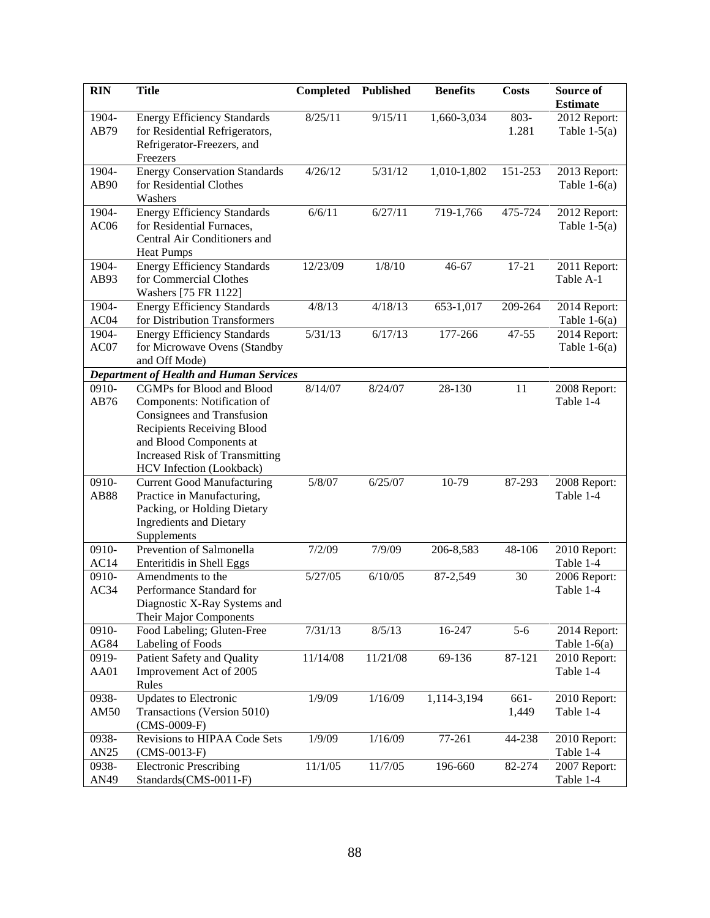| RIN | Title | Completed | Published | Benefits | Costs | Source of Estimate |
|---|---|---|---|---|---|---|
| 1904-AB79 | Energy Efficiency Standards for Residential Refrigerators, Refrigerator-Freezers, and Freezers | 8/25/11 | 9/15/11 | 1,660-3,034 | 803-1.281 | 2012 Report: Table 1-5(a) |
| 1904-AB90 | Energy Conservation Standards for Residential Clothes Washers | 4/26/12 | 5/31/12 | 1,010-1,802 | 151-253 | 2013 Report: Table 1-6(a) |
| 1904-AC06 | Energy Efficiency Standards for Residential Furnaces, Central Air Conditioners and Heat Pumps | 6/6/11 | 6/27/11 | 719-1,766 | 475-724 | 2012 Report: Table 1-5(a) |
| 1904-AB93 | Energy Efficiency Standards for Commercial Clothes Washers [75 FR 1122] | 12/23/09 | 1/8/10 | 46-67 | 17-21 | 2011 Report: Table A-1 |
| 1904-AC04 | Energy Efficiency Standards for Distribution Transformers | 4/8/13 | 4/18/13 | 653-1,017 | 209-264 | 2014 Report: Table 1-6(a) |
| 1904-AC07 | Energy Efficiency Standards for Microwave Ovens (Standby and Off Mode) | 5/31/13 | 6/17/13 | 177-266 | 47-55 | 2014 Report: Table 1-6(a) |
| ***Department of Health and Human Services*** | | | | | | |
| 0910-AB76 | CGMPs for Blood and Blood Components: Notification of Consignees and Transfusion Recipients Receiving Blood and Blood Components at Increased Risk of Transmitting HCV Infection (Lookback) | 8/14/07 | 8/24/07 | 28-130 | 11 | 2008 Report: Table 1-4 |
| 0910-AB88 | Current Good Manufacturing Practice in Manufacturing, Packing, or Holding Dietary Ingredients and Dietary Supplements | 5/8/07 | 6/25/07 | 10-79 | 87-293 | 2008 Report: Table 1-4 |
| 0910-AC14 | Prevention of Salmonella Enteritidis in Shell Eggs | 7/2/09 | 7/9/09 | 206-8,583 | 48-106 | 2010 Report: Table 1-4 |
| 0910-AC34 | Amendments to the Performance Standard for Diagnostic X-Ray Systems and Their Major Components | 5/27/05 | 6/10/05 | 87-2,549 | 30 | 2006 Report: Table 1-4 |
| 0910-AG84 | Food Labeling; Gluten-Free Labeling of Foods | 7/31/13 | 8/5/13 | 16-247 | 5-6 | 2014 Report: Table 1-6(a) |
| 0919-AA01 | Patient Safety and Quality Improvement Act of 2005 Rules | 11/14/08 | 11/21/08 | 69-136 | 87-121 | 2010 Report: Table 1-4 |
| 0938-AM50 | Updates to Electronic Transactions (Version 5010) (CMS-0009-F) | 1/9/09 | 1/16/09 | 1,114-3,194 | 661-1,449 | 2010 Report: Table 1-4 |
| 0938-AN25 | Revisions to HIPAA Code Sets (CMS-0013-F) | 1/9/09 | 1/16/09 | 77-261 | 44-238 | 2010 Report: Table 1-4 |
| 0938-AN49 | Electronic Prescribing Standards(CMS-0011-F) | 11/1/05 | 11/7/05 | 196-660 | 82-274 | 2007 Report: Table 1-4 |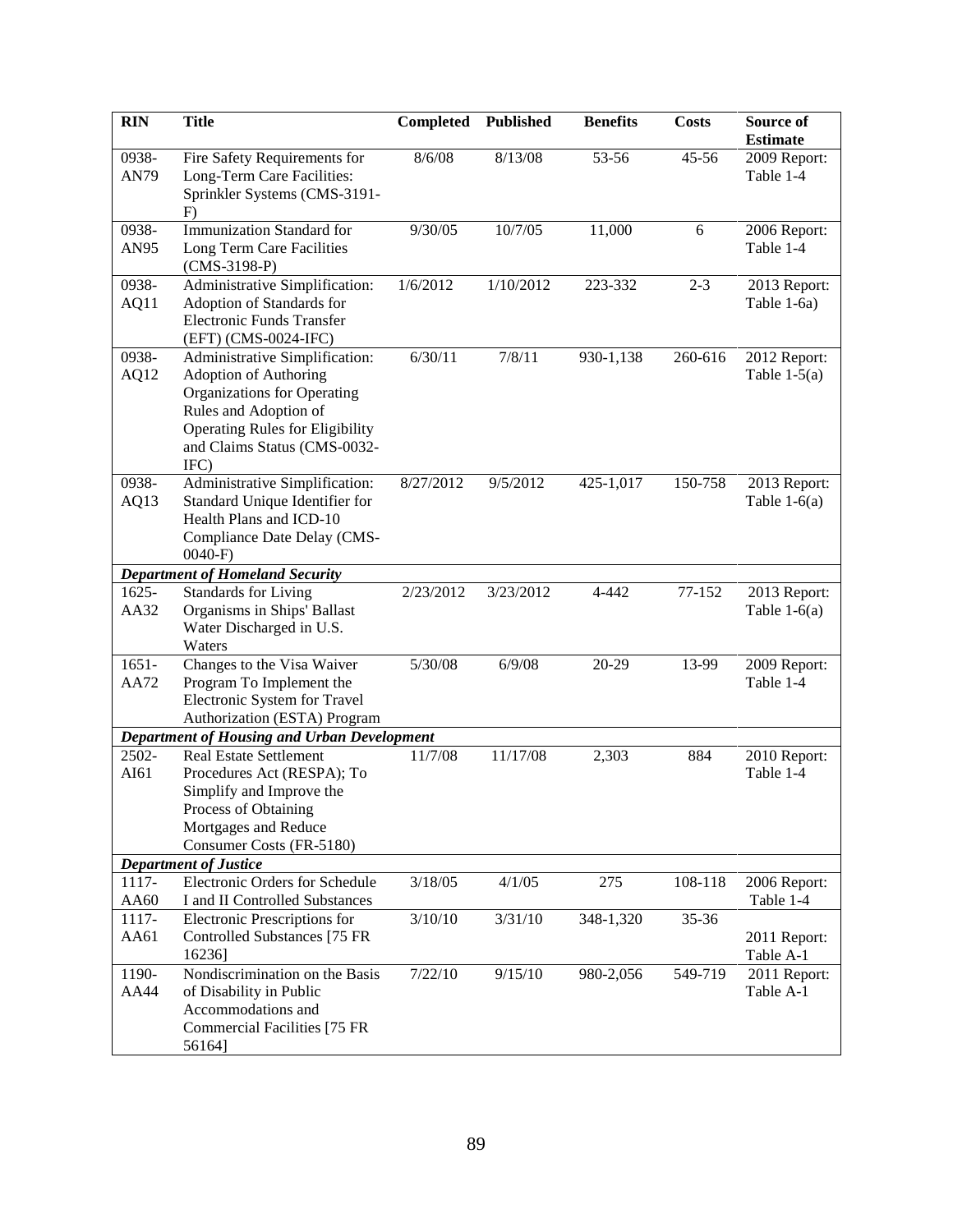| RIN | Title | Completed | Published | Benefits | Costs | Source of Estimate |
|---|---|---|---|---|---|---|
| 0938-AN79 | Fire Safety Requirements for Long-Term Care Facilities: Sprinkler Systems (CMS-3191-F) | 8/6/08 | 8/13/08 | 53-56 | 45-56 | 2009 Report: Table 1-4 |
| 0938-AN95 | Immunization Standard for Long Term Care Facilities (CMS-3198-P) | 9/30/05 | 10/7/05 | 11,000 | 6 | 2006 Report: Table 1-4 |
| 0938-AQ11 | Administrative Simplification: Adoption of Standards for Electronic Funds Transfer (EFT) (CMS-0024-IFC) | 1/6/2012 | 1/10/2012 | 223-332 | 2-3 | 2013 Report: Table 1-6a) |
| 0938-AQ12 | Administrative Simplification: Adoption of Authoring Organizations for Operating Rules and Adoption of Operating Rules for Eligibility and Claims Status (CMS-0032-IFC) | 6/30/11 | 7/8/11 | 930-1,138 | 260-616 | 2012 Report: Table 1-5(a) |
| 0938-AQ13 | Administrative Simplification: Standard Unique Identifier for Health Plans and ICD-10 Compliance Date Delay (CMS-0040-F) | 8/27/2012 | 9/5/2012 | 425-1,017 | 150-758 | 2013 Report: Table 1-6(a) |
| ***Department of Homeland Security*** | | | | | | |
| 1625-AA32 | Standards for Living Organisms in Ships' Ballast Water Discharged in U.S. Waters | 2/23/2012 | 3/23/2012 | 4-442 | 77-152 | 2013 Report: Table 1-6(a) |
| 1651-AA72 | Changes to the Visa Waiver Program To Implement the Electronic System for Travel Authorization (ESTA) Program | 5/30/08 | 6/9/08 | 20-29 | 13-99 | 2009 Report: Table 1-4 |
| ***Department of Housing and Urban Development*** | | | | | | |
| 2502-AI61 | Real Estate Settlement Procedures Act (RESPA); To Simplify and Improve the Process of Obtaining Mortgages and Reduce Consumer Costs (FR-5180) | 11/7/08 | 11/17/08 | 2,303 | 884 | 2010 Report: Table 1-4 |
| ***Department of Justice*** | | | | | | |
| 1117-AA60 | Electronic Orders for Schedule I and II Controlled Substances | 3/18/05 | 4/1/05 | 275 | 108-118 | 2006 Report: Table 1-4 |
| 1117-AA61 | Electronic Prescriptions for Controlled Substances [75 FR 16236] | 3/10/10 | 3/31/10 | 348-1,320 | 35-36 | 2011 Report: Table A-1 |
| 1190-AA44 | Nondiscrimination on the Basis of Disability in Public Accommodations and Commercial Facilities [75 FR 56164] | 7/22/10 | 9/15/10 | 980-2,056 | 549-719 | 2011 Report: Table A-1 |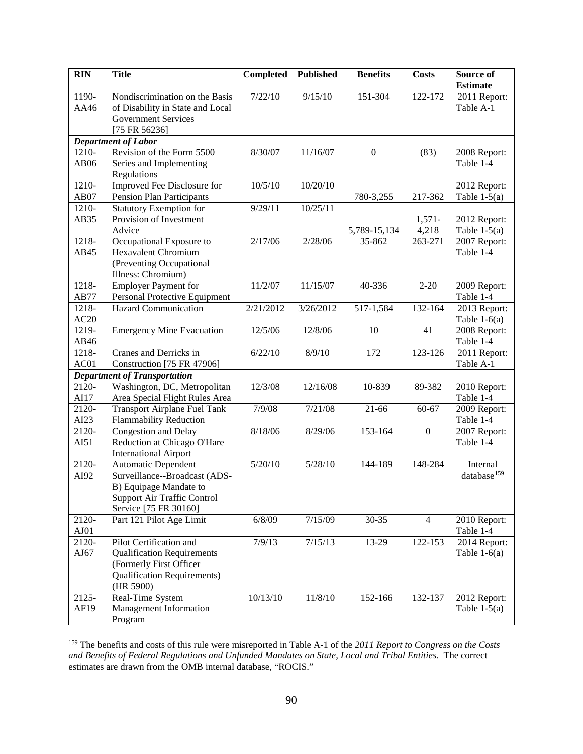| RIN | Title | Completed | Published | Benefits | Costs | Source of Estimate |
|---|---|---|---|---|---|---|
| 1190-AA46 | Nondiscrimination on the Basis of Disability in State and Local Government Services [75 FR 56236] | 7/22/10 | 9/15/10 | 151-304 | 122-172 | 2011 Report: Table A-1 |
| ***Department of Labor*** | | | | | | |
| 1210-AB06 | Revision of the Form 5500 Series and Implementing Regulations | 8/30/07 | 11/16/07 | 0 | (83) | 2008 Report: Table 1-4 |
| 1210-AB07 | Improved Fee Disclosure for Pension Plan Participants | 10/5/10 | 10/20/10 | 780-3,255 | 217-362 | 2012 Report: Table 1-5(a) |
| 1210-AB35 | Statutory Exemption for Provision of Investment Advice | 9/29/11 | 10/25/11 | 5,789-15,134 | 1,571-4,218 | 2012 Report: Table 1-5(a) |
| 1218-AB45 | Occupational Exposure to Hexavalent Chromium (Preventing Occupational Illness: Chromium) | 2/17/06 | 2/28/06 | 35-862 | 263-271 | 2007 Report: Table 1-4 |
| 1218-AB77 | Employer Payment for Personal Protective Equipment | 11/2/07 | 11/15/07 | 40-336 | 2-20 | 2009 Report: Table 1-4 |
| 1218-AC20 | Hazard Communication | 2/21/2012 | 3/26/2012 | 517-1,584 | 132-164 | 2013 Report: Table 1-6(a) |
| 1219-AB46 | Emergency Mine Evacuation | 12/5/06 | 12/8/06 | 10 | 41 | 2008 Report: Table 1-4 |
| 1218-AC01 | Cranes and Derricks in Construction [75 FR 47906] | 6/22/10 | 8/9/10 | 172 | 123-126 | 2011 Report: Table A-1 |
| ***Department of Transportation*** | | | | | | |
| 2120-AI17 | Washington, DC, Metropolitan Area Special Flight Rules Area | 12/3/08 | 12/16/08 | 10-839 | 89-382 | 2010 Report: Table 1-4 |
| 2120-AI23 | Transport Airplane Fuel Tank Flammability Reduction | 7/9/08 | 7/21/08 | 21-66 | 60-67 | 2009 Report: Table 1-4 |
| 2120-AI51 | Congestion and Delay Reduction at Chicago O'Hare International Airport | 8/18/06 | 8/29/06 | 153-164 | 0 | 2007 Report: Table 1-4 |
| 2120-AI92 | Automatic Dependent Surveillance--Broadcast (ADS-B) Equipage Mandate to Support Air Traffic Control Service [75 FR 30160] | 5/20/10 | 5/28/10 | 144-189 | 148-284 | Internal database[159] |
| 2120-AJ01 | Part 121 Pilot Age Limit | 6/8/09 | 7/15/09 | 30-35 | 4 | 2010 Report: Table 1-4 |
| 2120-AJ67 | Pilot Certification and Qualification Requirements (Formerly First Officer Qualification Requirements) (HR 5900) | 7/9/13 | 7/15/13 | 13-29 | 122-153 | 2014 Report: Table 1-6(a) |
| 2125-AF19 | Real-Time System Management Information Program | 10/13/10 | 11/8/10 | 152-166 | 132-137 | 2012 Report: Table 1-5(a) |

[159] The benefits and costs of this rule were misreported in Table A-1 of the *2011 Report to Congress on the Costs and Benefits of Federal Regulations and Unfunded Mandates on State, Local and Tribal Entities.* The correct estimates are drawn from the OMB internal database, "ROCIS."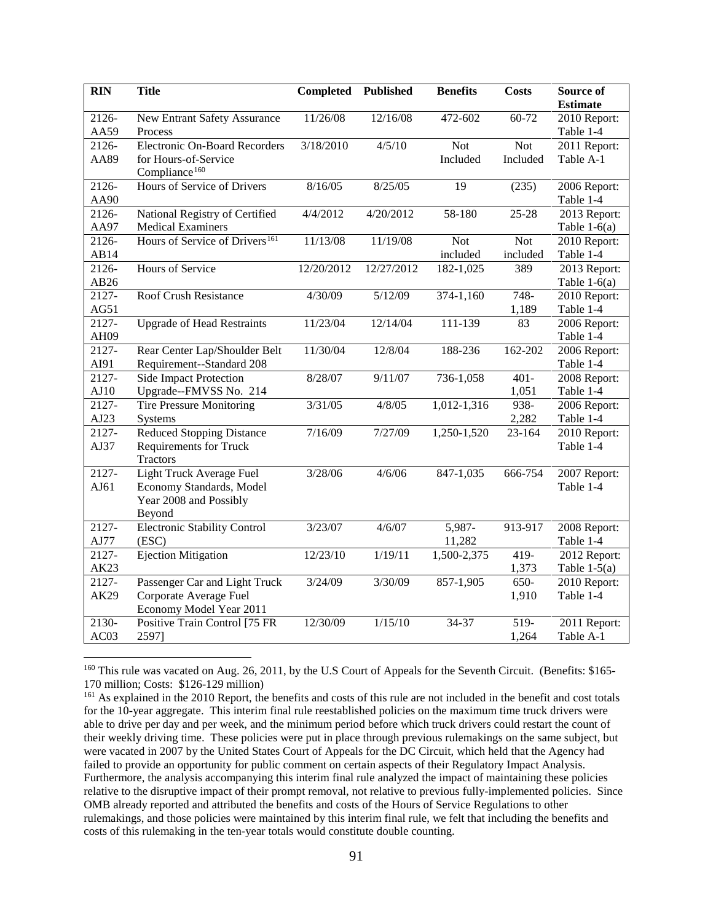| RIN | Title | Completed | Published | Benefits | Costs | Source of Estimate |
|---|---|---|---|---|---|---|
| 2126-AA59 | New Entrant Safety Assurance Process | 11/26/08 | 12/16/08 | 472-602 | 60-72 | 2010 Report: Table 1-4 |
| 2126-AA89 | Electronic On-Board Recorders for Hours-of-Service Compliance[160] | 3/18/2010 | 4/5/10 | Not Included | Not Included | 2011 Report: Table A-1 |
| 2126-AA90 | Hours of Service of Drivers | 8/16/05 | 8/25/05 | 19 | (235) | 2006 Report: Table 1-4 |
| 2126-AA97 | National Registry of Certified Medical Examiners | 4/4/2012 | 4/20/2012 | 58-180 | 25-28 | 2013 Report: Table 1-6(a) |
| 2126-AB14 | Hours of Service of Drivers[161] | 11/13/08 | 11/19/08 | Not included | Not included | 2010 Report: Table 1-4 |
| 2126-AB26 | Hours of Service | 12/20/2012 | 12/27/2012 | 182-1,025 | 389 | 2013 Report: Table 1-6(a) |
| 2127-AG51 | Roof Crush Resistance | 4/30/09 | 5/12/09 | 374-1,160 | 748-1,189 | 2010 Report: Table 1-4 |
| 2127-AH09 | Upgrade of Head Restraints | 11/23/04 | 12/14/04 | 111-139 | 83 | 2006 Report: Table 1-4 |
| 2127-AI91 | Rear Center Lap/Shoulder Belt Requirement--Standard 208 | 11/30/04 | 12/8/04 | 188-236 | 162-202 | 2006 Report: Table 1-4 |
| 2127-AJ10 | Side Impact Protection Upgrade--FMVSS No. 214 | 8/28/07 | 9/11/07 | 736-1,058 | 401-1,051 | 2008 Report: Table 1-4 |
| 2127-AJ23 | Tire Pressure Monitoring Systems | 3/31/05 | 4/8/05 | 1,012-1,316 | 938-2,282 | 2006 Report: Table 1-4 |
| 2127-AJ37 | Reduced Stopping Distance Requirements for Truck Tractors | 7/16/09 | 7/27/09 | 1,250-1,520 | 23-164 | 2010 Report: Table 1-4 |
| 2127-AJ61 | Light Truck Average Fuel Economy Standards, Model Year 2008 and Possibly Beyond | 3/28/06 | 4/6/06 | 847-1,035 | 666-754 | 2007 Report: Table 1-4 |
| 2127-AJ77 | Electronic Stability Control (ESC) | 3/23/07 | 4/6/07 | 5,987-11,282 | 913-917 | 2008 Report: Table 1-4 |
| 2127-AK23 | Ejection Mitigation | 12/23/10 | 1/19/11 | 1,500-2,375 | 419-1,373 | 2012 Report: Table 1-5(a) |
| 2127-AK29 | Passenger Car and Light Truck Corporate Average Fuel Economy Model Year 2011 | 3/24/09 | 3/30/09 | 857-1,905 | 650-1,910 | 2010 Report: Table 1-4 |
| 2130-AC03 | Positive Train Control [75 FR 2597] | 12/30/09 | 1/15/10 | 34-37 | 519-1,264 | 2011 Report: Table A-1 |

[160] This rule was vacated on Aug. 26, 2011, by the U.S Court of Appeals for the Seventh Circuit. (Benefits: $165-170 million; Costs: $126-129 million)

[161] As explained in the 2010 Report, the benefits and costs of this rule are not included in the benefit and cost totals for the 10-year aggregate. This interim final rule reestablished policies on the maximum time truck drivers were able to drive per day and per week, and the minimum period before which truck drivers could restart the count of their weekly driving time. These policies were put in place through previous rulemakings on the same subject, but were vacated in 2007 by the United States Court of Appeals for the DC Circuit, which held that the Agency had failed to provide an opportunity for public comment on certain aspects of their Regulatory Impact Analysis. Furthermore, the analysis accompanying this interim final rule analyzed the impact of maintaining these policies relative to the disruptive impact of their prompt removal, not relative to previous fully-implemented policies. Since OMB already reported and attributed the benefits and costs of the Hours of Service Regulations to other rulemakings, and those policies were maintained by this interim final rule, we felt that including the benefits and costs of this rulemaking in the ten-year totals would constitute double counting.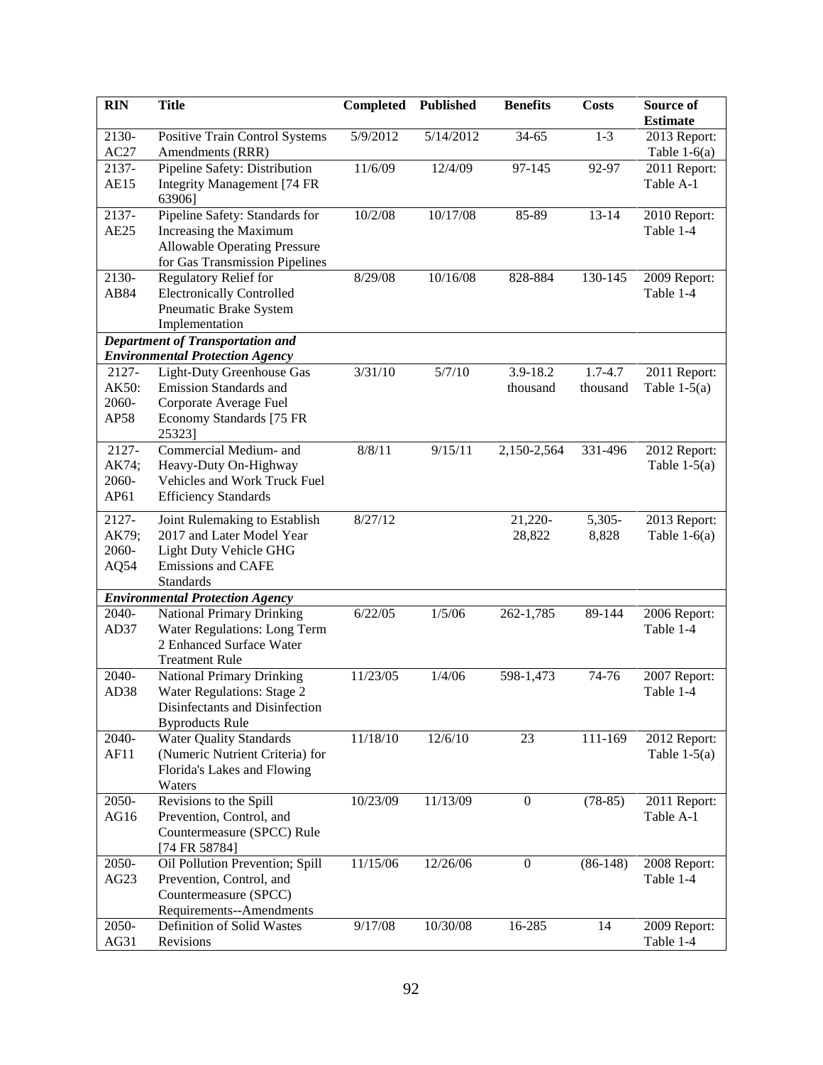| RIN | Title | Completed | Published | Benefits | Costs | Source of Estimate |
|---|---|---|---|---|---|---|
| 2130-AC27 | Positive Train Control Systems Amendments (RRR) | 5/9/2012 | 5/14/2012 | 34-65 | 1-3 | 2013 Report: Table 1-6(a) |
| 2137-AE15 | Pipeline Safety: Distribution Integrity Management [74 FR 63906] | 11/6/09 | 12/4/09 | 97-145 | 92-97 | 2011 Report: Table A-1 |
| 2137-AE25 | Pipeline Safety: Standards for Increasing the Maximum Allowable Operating Pressure for Gas Transmission Pipelines | 10/2/08 | 10/17/08 | 85-89 | 13-14 | 2010 Report: Table 1-4 |
| 2130-AB84 | Regulatory Relief for Electronically Controlled Pneumatic Brake System Implementation | 8/29/08 | 10/16/08 | 828-884 | 130-145 | 2009 Report: Table 1-4 |
| ***Department of Transportation and Environmental Protection Agency*** | | | | | | |
| 2127-AK50: 2060-AP58 | Light-Duty Greenhouse Gas Emission Standards and Corporate Average Fuel Economy Standards [75 FR 25323] | 3/31/10 | 5/7/10 | 3.9-18.2 thousand | 1.7-4.7 thousand | 2011 Report: Table 1-5(a) |
| 2127-AK74; 2060-AP61 | Commercial Medium- and Heavy-Duty On-Highway Vehicles and Work Truck Fuel Efficiency Standards | 8/8/11 | 9/15/11 | 2,150-2,564 | 331-496 | 2012 Report: Table 1-5(a) |
| 2127-AK79; 2060-AQ54 | Joint Rulemaking to Establish 2017 and Later Model Year Light Duty Vehicle GHG Emissions and CAFE Standards | 8/27/12 | | 21,220-28,822 | 5,305-8,828 | 2013 Report: Table 1-6(a) |
| ***Environmental Protection Agency*** | | | | | | |
| 2040-AD37 | National Primary Drinking Water Regulations: Long Term 2 Enhanced Surface Water Treatment Rule | 6/22/05 | 1/5/06 | 262-1,785 | 89-144 | 2006 Report: Table 1-4 |
| 2040-AD38 | National Primary Drinking Water Regulations: Stage 2 Disinfectants and Disinfection Byproducts Rule | 11/23/05 | 1/4/06 | 598-1,473 | 74-76 | 2007 Report: Table 1-4 |
| 2040-AF11 | Water Quality Standards (Numeric Nutrient Criteria) for Florida's Lakes and Flowing Waters | 11/18/10 | 12/6/10 | 23 | 111-169 | 2012 Report: Table 1-5(a) |
| 2050-AG16 | Revisions to the Spill Prevention, Control, and Countermeasure (SPCC) Rule [74 FR 58784] | 10/23/09 | 11/13/09 | 0 | (78-85) | 2011 Report: Table A-1 |
| 2050-AG23 | Oil Pollution Prevention; Spill Prevention, Control, and Countermeasure (SPCC) Requirements--Amendments | 11/15/06 | 12/26/06 | 0 | (86-148) | 2008 Report: Table 1-4 |
| 2050-AG31 | Definition of Solid Wastes Revisions | 9/17/08 | 10/30/08 | 16-285 | 14 | 2009 Report: Table 1-4 |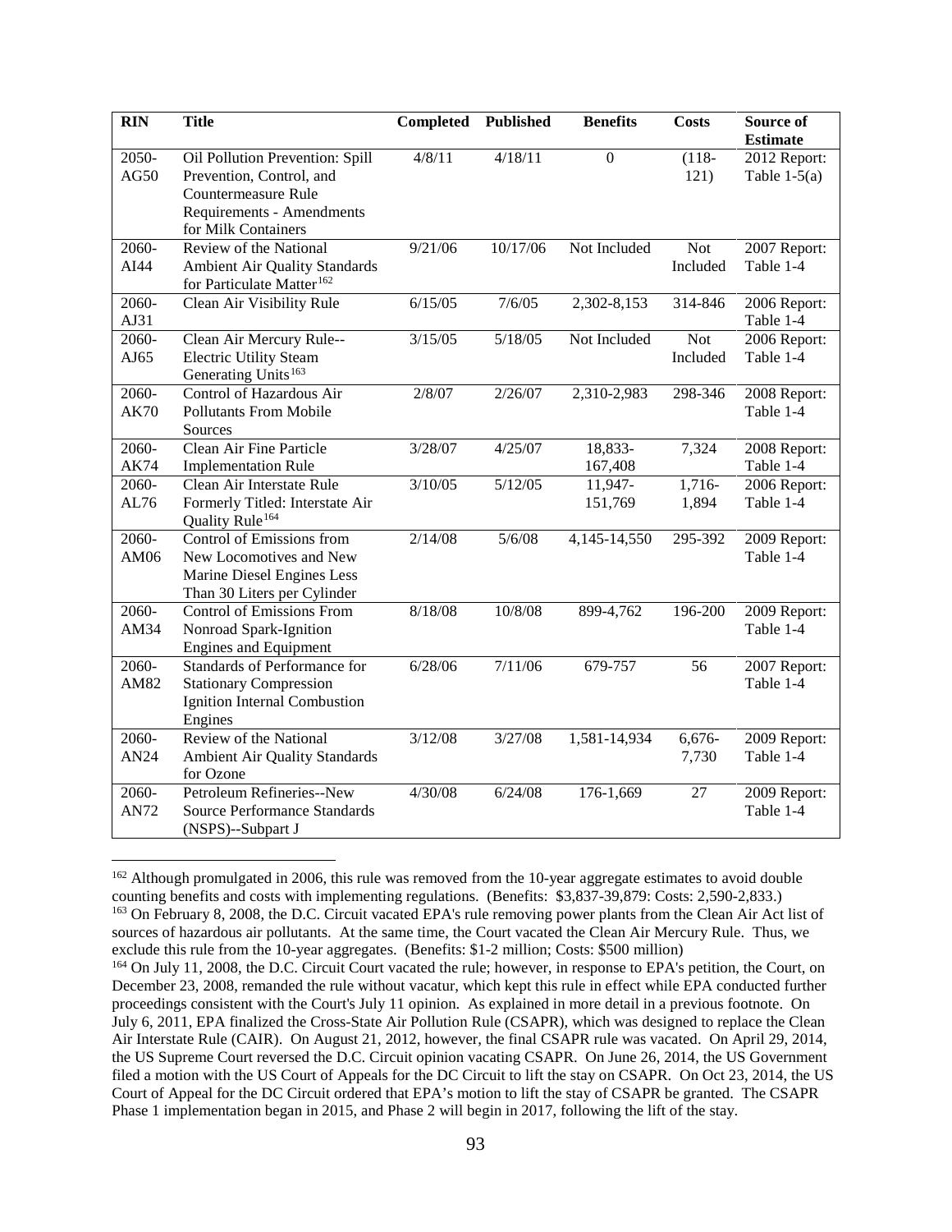| RIN | Title | Completed | Published | Benefits | Costs | Source of Estimate |
|---|---|---|---|---|---|---|
| 2050-AG50 | Oil Pollution Prevention: Spill Prevention, Control, and Countermeasure Rule Requirements - Amendments for Milk Containers | 4/8/11 | 4/18/11 | 0 | (118-121) | 2012 Report: Table 1-5(a) |
| 2060-AI44 | Review of the National Ambient Air Quality Standards for Particulate Matter[162] | 9/21/06 | 10/17/06 | Not Included | Not Included | 2007 Report: Table 1-4 |
| 2060-AJ31 | Clean Air Visibility Rule | 6/15/05 | 7/6/05 | 2,302-8,153 | 314-846 | 2006 Report: Table 1-4 |
| 2060-AJ65 | Clean Air Mercury Rule--Electric Utility Steam Generating Units[163] | 3/15/05 | 5/18/05 | Not Included | Not Included | 2006 Report: Table 1-4 |
| 2060-AK70 | Control of Hazardous Air Pollutants From Mobile Sources | 2/8/07 | 2/26/07 | 2,310-2,983 | 298-346 | 2008 Report: Table 1-4 |
| 2060-AK74 | Clean Air Fine Particle Implementation Rule | 3/28/07 | 4/25/07 | 18,833-167,408 | 7,324 | 2008 Report: Table 1-4 |
| 2060-AL76 | Clean Air Interstate Rule Formerly Titled: Interstate Air Quality Rule[164] | 3/10/05 | 5/12/05 | 11,947-151,769 | 1,716-1,894 | 2006 Report: Table 1-4 |
| 2060-AM06 | Control of Emissions from New Locomotives and New Marine Diesel Engines Less Than 30 Liters per Cylinder | 2/14/08 | 5/6/08 | 4,145-14,550 | 295-392 | 2009 Report: Table 1-4 |
| 2060-AM34 | Control of Emissions From Nonroad Spark-Ignition Engines and Equipment | 8/18/08 | 10/8/08 | 899-4,762 | 196-200 | 2009 Report: Table 1-4 |
| 2060-AM82 | Standards of Performance for Stationary Compression Ignition Internal Combustion Engines | 6/28/06 | 7/11/06 | 679-757 | 56 | 2007 Report: Table 1-4 |
| 2060-AN24 | Review of the National Ambient Air Quality Standards for Ozone | 3/12/08 | 3/27/08 | 1,581-14,934 | 6,676-7,730 | 2009 Report: Table 1-4 |
| 2060-AN72 | Petroleum Refineries--New Source Performance Standards (NSPS)--Subpart J | 4/30/08 | 6/24/08 | 176-1,669 | 27 | 2009 Report: Table 1-4 |

[162] Although promulgated in 2006, this rule was removed from the 10-year aggregate estimates to avoid double counting benefits and costs with implementing regulations. (Benefits: $3,837-39,879: Costs: 2,590-2,833.)

[163] On February 8, 2008, the D.C. Circuit vacated EPA's rule removing power plants from the Clean Air Act list of sources of hazardous air pollutants. At the same time, the Court vacated the Clean Air Mercury Rule. Thus, we exclude this rule from the 10-year aggregates. (Benefits: $1-2 million; Costs: $500 million)

[164] On July 11, 2008, the D.C. Circuit Court vacated the rule; however, in response to EPA's petition, the Court, on December 23, 2008, remanded the rule without vacatur, which kept this rule in effect while EPA conducted further proceedings consistent with the Court's July 11 opinion. As explained in more detail in a previous footnote. On July 6, 2011, EPA finalized the Cross-State Air Pollution Rule (CSAPR), which was designed to replace the Clean Air Interstate Rule (CAIR). On August 21, 2012, however, the final CSAPR rule was vacated. On April 29, 2014, the US Supreme Court reversed the D.C. Circuit opinion vacating CSAPR. On June 26, 2014, the US Government filed a motion with the US Court of Appeals for the DC Circuit to lift the stay on CSAPR. On Oct 23, 2014, the US Court of Appeal for the DC Circuit ordered that EPA's motion to lift the stay of CSAPR be granted. The CSAPR Phase 1 implementation began in 2015, and Phase 2 will begin in 2017, following the lift of the stay.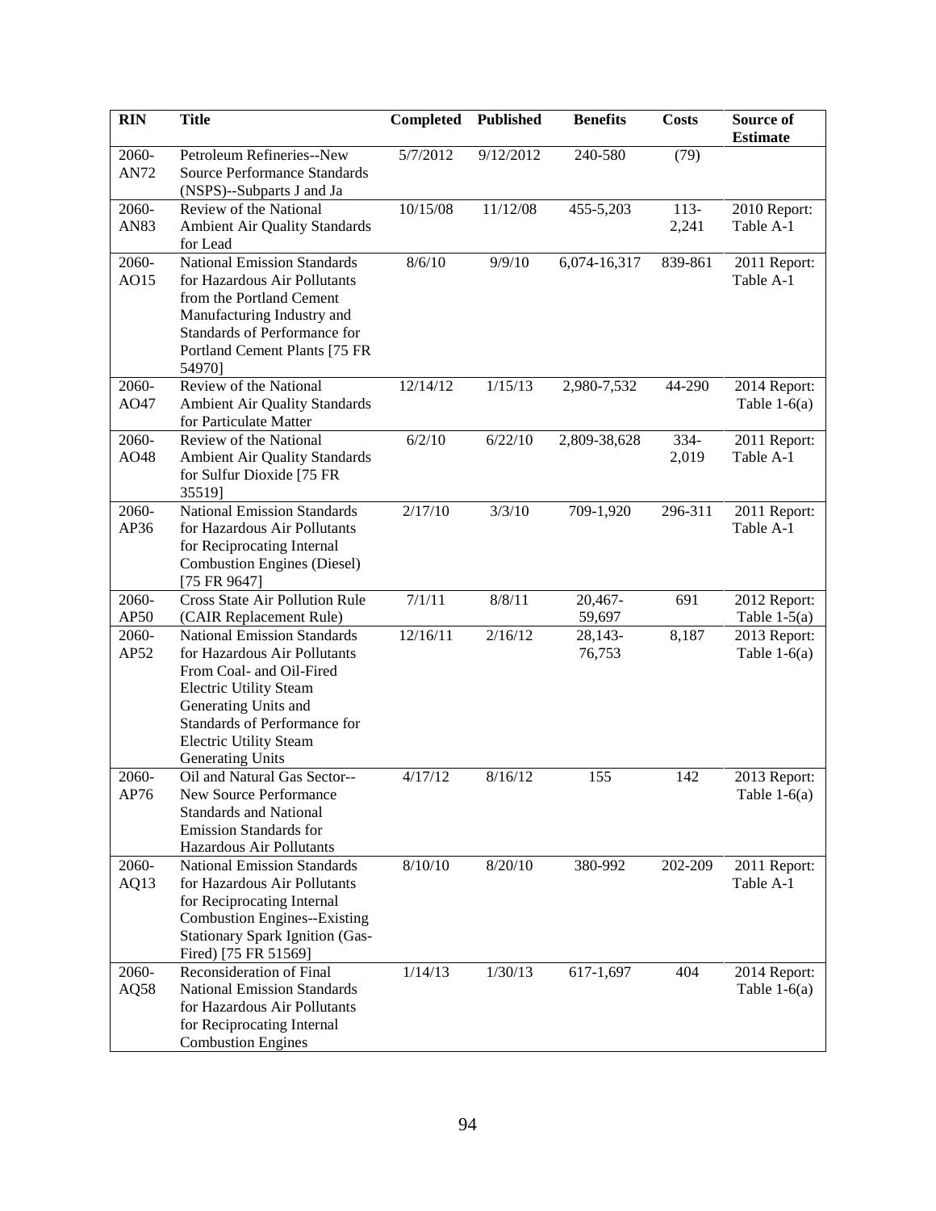| RIN | Title | Completed | Published | Benefits | Costs | Source of Estimate |
|---|---|---|---|---|---|---|
| 2060-AN72 | Petroleum Refineries--New Source Performance Standards (NSPS)--Subparts J and Ja | 5/7/2012 | 9/12/2012 | 240-580 | (79) | |
| 2060-AN83 | Review of the National Ambient Air Quality Standards for Lead | 10/15/08 | 11/12/08 | 455-5,203 | 113-2,241 | 2010 Report: Table A-1 |
| 2060-AO15 | National Emission Standards for Hazardous Air Pollutants from the Portland Cement Manufacturing Industry and Standards of Performance for Portland Cement Plants [75 FR 54970] | 8/6/10 | 9/9/10 | 6,074-16,317 | 839-861 | 2011 Report: Table A-1 |
| 2060-AO47 | Review of the National Ambient Air Quality Standards for Particulate Matter | 12/14/12 | 1/15/13 | 2,980-7,532 | 44-290 | 2014 Report: Table 1-6(a) |
| 2060-AO48 | Review of the National Ambient Air Quality Standards for Sulfur Dioxide [75 FR 35519] | 6/2/10 | 6/22/10 | 2,809-38,628 | 334-2,019 | 2011 Report: Table A-1 |
| 2060-AP36 | National Emission Standards for Hazardous Air Pollutants for Reciprocating Internal Combustion Engines (Diesel) [75 FR 9647] | 2/17/10 | 3/3/10 | 709-1,920 | 296-311 | 2011 Report: Table A-1 |
| 2060-AP50 | Cross State Air Pollution Rule (CAIR Replacement Rule) | 7/1/11 | 8/8/11 | 20,467-59,697 | 691 | 2012 Report: Table 1-5(a) |
| 2060-AP52 | National Emission Standards for Hazardous Air Pollutants From Coal- and Oil-Fired Electric Utility Steam Generating Units and Standards of Performance for Electric Utility Steam Generating Units | 12/16/11 | 2/16/12 | 28,143-76,753 | 8,187 | 2013 Report: Table 1-6(a) |
| 2060-AP76 | Oil and Natural Gas Sector--New Source Performance Standards and National Emission Standards for Hazardous Air Pollutants | 4/17/12 | 8/16/12 | 155 | 142 | 2013 Report: Table 1-6(a) |
| 2060-AQ13 | National Emission Standards for Hazardous Air Pollutants for Reciprocating Internal Combustion Engines--Existing Stationary Spark Ignition (Gas-Fired) [75 FR 51569] | 8/10/10 | 8/20/10 | 380-992 | 202-209 | 2011 Report: Table A-1 |
| 2060-AQ58 | Reconsideration of Final National Emission Standards for Hazardous Air Pollutants for Reciprocating Internal Combustion Engines | 1/14/13 | 1/30/13 | 617-1,697 | 404 | 2014 Report: Table 1-6(a) |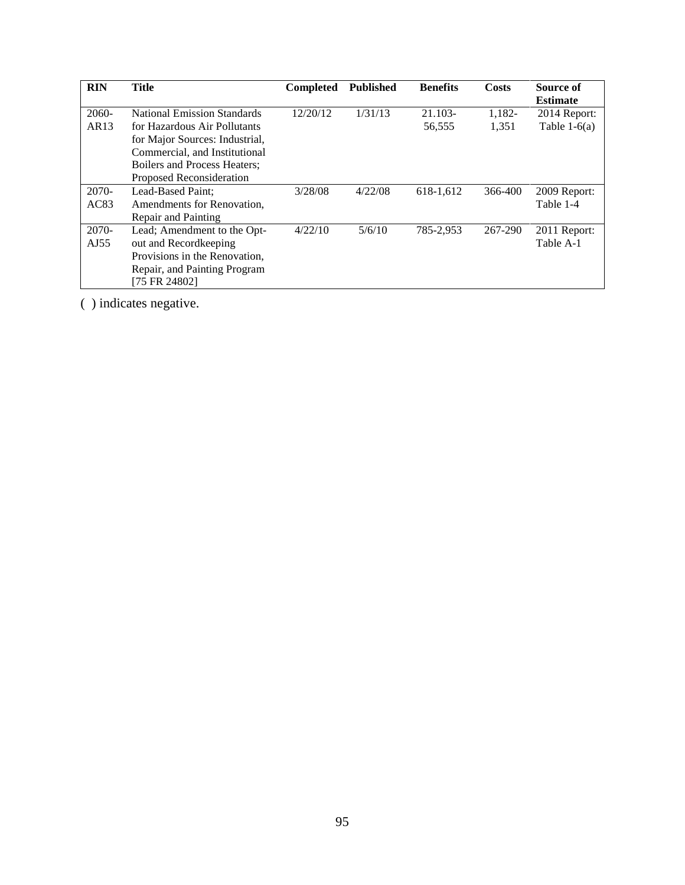| RIN | Title | Completed | Published | Benefits | Costs | Source of Estimate |
|---|---|---|---|---|---|---|
| 2060-AR13 | National Emission Standards for Hazardous Air Pollutants for Major Sources: Industrial, Commercial, and Institutional Boilers and Process Heaters; Proposed Reconsideration | 12/20/12 | 1/31/13 | 21.103-56,555 | 1,182-1,351 | 2014 Report: Table 1-6(a) |
| 2070-AC83 | Lead-Based Paint; Amendments for Renovation, Repair and Painting | 3/28/08 | 4/22/08 | 618-1,612 | 366-400 | 2009 Report: Table 1-4 |
| 2070-AJ55 | Lead; Amendment to the Opt-out and Recordkeeping Provisions in the Renovation, Repair, and Painting Program [75 FR 24802] | 4/22/10 | 5/6/10 | 785-2,953 | 267-290 | 2011 Report: Table A-1 |

( ) indicates negative.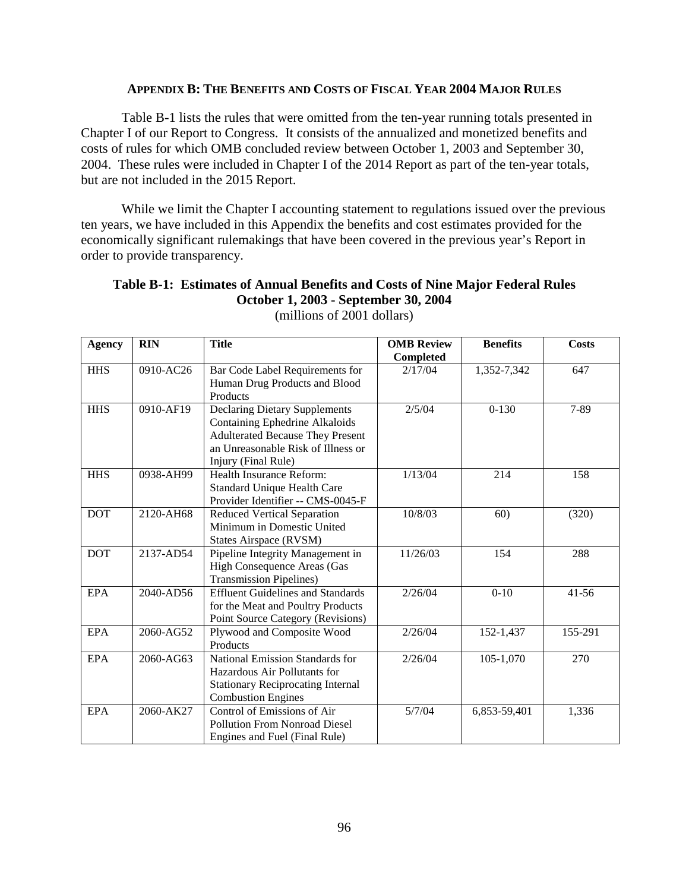## Appendix B: The Benefits and Costs of Fiscal Year 2004 Major Rules

Table B-1 lists the rules that were omitted from the ten-year running totals presented in Chapter I of our Report to Congress. It consists of the annualized and monetized benefits and costs of rules for which OMB concluded review between October 1, 2003 and September 30, 2004. These rules were included in Chapter I of the 2014 Report as part of the ten-year totals, but are not included in the 2015 Report.

While we limit the Chapter I accounting statement to regulations issued over the previous ten years, we have included in this Appendix the benefits and cost estimates provided for the economically significant rulemakings that have been covered in the previous year's Report in order to provide transparency.

**Table B-1: Estimates of Annual Benefits and Costs of Nine Major Federal Rules October 1, 2003 - September 30, 2004**
(millions of 2001 dollars)

| Agency | RIN | Title | OMB Review Completed | Benefits | Costs |
|---|---|---|---|---|---|
| HHS | 0910-AC26 | Bar Code Label Requirements for Human Drug Products and Blood Products | 2/17/04 | 1,352-7,342 | 647 |
| HHS | 0910-AF19 | Declaring Dietary Supplements Containing Ephedrine Alkaloids Adulterated Because They Present an Unreasonable Risk of Illness or Injury (Final Rule) | 2/5/04 | 0-130 | 7-89 |
| HHS | 0938-AH99 | Health Insurance Reform: Standard Unique Health Care Provider Identifier -- CMS-0045-F | 1/13/04 | 214 | 158 |
| DOT | 2120-AH68 | Reduced Vertical Separation Minimum in Domestic United States Airspace (RVSM) | 10/8/03 | 60) | (320) |
| DOT | 2137-AD54 | Pipeline Integrity Management in High Consequence Areas (Gas Transmission Pipelines) | 11/26/03 | 154 | 288 |
| EPA | 2040-AD56 | Effluent Guidelines and Standards for the Meat and Poultry Products Point Source Category (Revisions) | 2/26/04 | 0-10 | 41-56 |
| EPA | 2060-AG52 | Plywood and Composite Wood Products | 2/26/04 | 152-1,437 | 155-291 |
| EPA | 2060-AG63 | National Emission Standards for Hazardous Air Pollutants for Stationary Reciprocating Internal Combustion Engines | 2/26/04 | 105-1,070 | 270 |
| EPA | 2060-AK27 | Control of Emissions of Air Pollution From Nonroad Diesel Engines and Fuel (Final Rule) | 5/7/04 | 6,853-59,401 | 1,336 |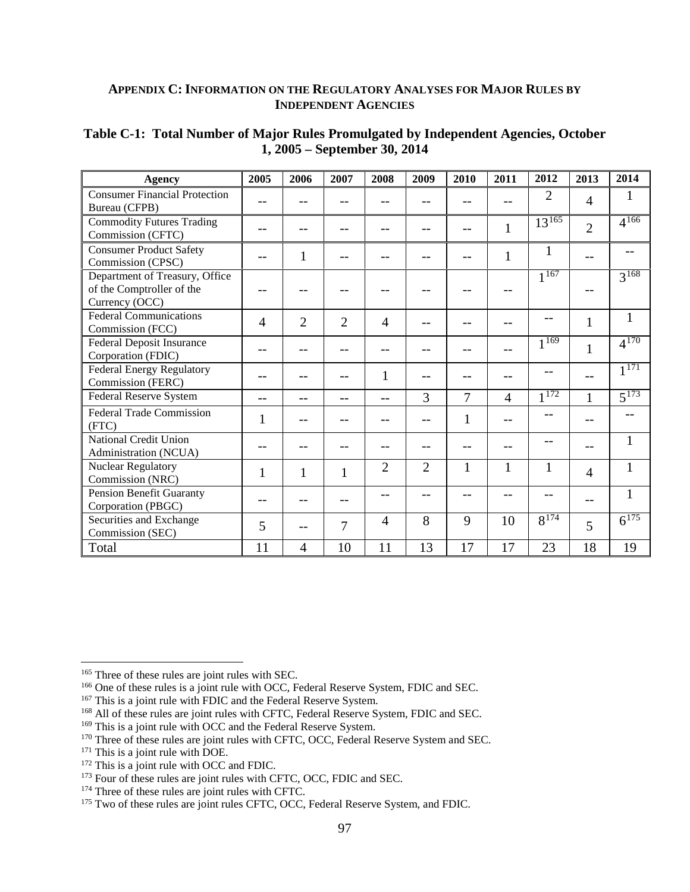## APPENDIX C: INFORMATION ON THE REGULATORY ANALYSES FOR MAJOR RULES BY INDEPENDENT AGENCIES

**Table C-1: Total Number of Major Rules Promulgated by Independent Agencies, October 1, 2005 – September 30, 2014**

| Agency | 2005 | 2006 | 2007 | 2008 | 2009 | 2010 | 2011 | 2012 | 2013 | 2014 |
|---|---|---|---|---|---|---|---|---|---|---|
| Consumer Financial Protection Bureau (CFPB) | -- | -- | -- | -- | -- | -- | -- | 2 | 4 | 1 |
| Commodity Futures Trading Commission (CFTC) | -- | -- | -- | -- | -- | -- | 1 | 13[165] | 2 | 4[166] |
| Consumer Product Safety Commission (CPSC) | -- | 1 | -- | -- | -- | -- | 1 | 1 | -- | -- |
| Department of Treasury, Office of the Comptroller of the Currency (OCC) | -- | -- | -- | -- | -- | -- | -- | 1[167] | -- | 3[168] |
| Federal Communications Commission (FCC) | 4 | 2 | 2 | 4 | -- | -- | -- | -- | 1 | 1 |
| Federal Deposit Insurance Corporation (FDIC) | -- | -- | -- | -- | -- | -- | -- | 1[169] | 1 | 4[170] |
| Federal Energy Regulatory Commission (FERC) | -- | -- | -- | 1 | -- | -- | -- | -- | -- | 1[171] |
| Federal Reserve System | -- | -- | -- | -- | 3 | 7 | 4 | 1[172] | 1 | 5[173] |
| Federal Trade Commission (FTC) | 1 | -- | -- | -- | -- | 1 | -- | -- | -- | -- |
| National Credit Union Administration (NCUA) | -- | -- | -- | -- | -- | -- | -- | -- | -- | 1 |
| Nuclear Regulatory Commission (NRC) | 1 | 1 | 1 | 2 | 2 | 1 | 1 | 1 | 4 | 1 |
| Pension Benefit Guaranty Corporation (PBGC) | -- | -- | -- | -- | -- | -- | -- | -- | -- | 1 |
| Securities and Exchange Commission (SEC) | 5 | -- | 7 | 4 | 8 | 9 | 10 | 8[174] | 5 | 6[175] |
| Total | 11 | 4 | 10 | 11 | 13 | 17 | 17 | 23 | 18 | 19 |

---

[165] Three of these rules are joint rules with SEC.
[166] One of these rules is a joint rule with OCC, Federal Reserve System, FDIC and SEC.
[167] This is a joint rule with FDIC and the Federal Reserve System.
[168] All of these rules are joint rules with CFTC, Federal Reserve System, FDIC and SEC.
[169] This is a joint rule with OCC and the Federal Reserve System.
[170] Three of these rules are joint rules with CFTC, OCC, Federal Reserve System and SEC.
[171] This is a joint rule with DOE.
[172] This is a joint rule with OCC and FDIC.
[173] Four of these rules are joint rules with CFTC, OCC, FDIC and SEC.
[174] Three of these rules are joint rules with CFTC.
[175] Two of these rules are joint rules CFTC, OCC, Federal Reserve System, and FDIC.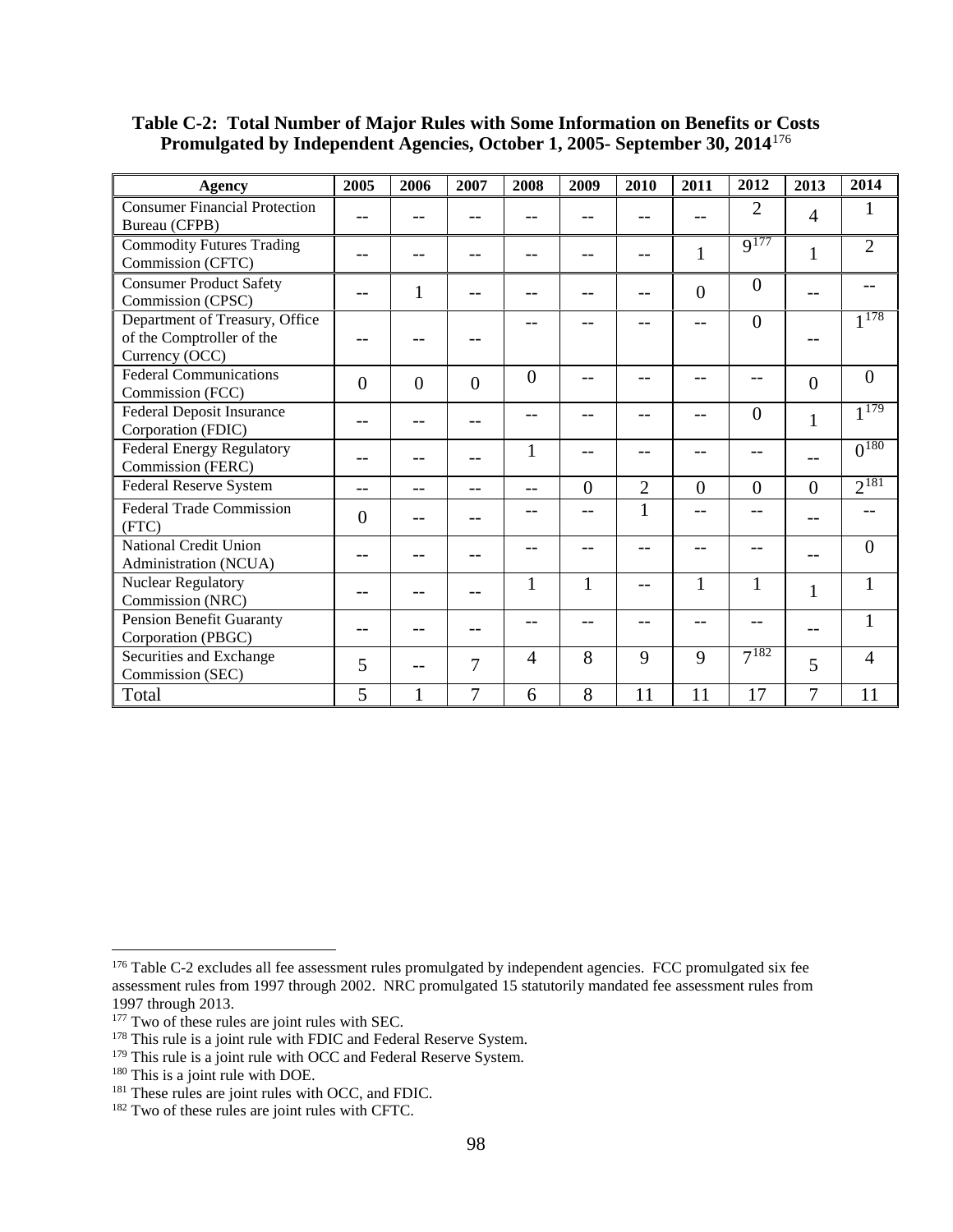**Table C-2: Total Number of Major Rules with Some Information on Benefits or Costs Promulgated by Independent Agencies, October 1, 2005- September 30, 2014**[176]

| Agency | 2005 | 2006 | 2007 | 2008 | 2009 | 2010 | 2011 | 2012 | 2013 | 2014 |
|---|---|---|---|---|---|---|---|---|---|---|
| Consumer Financial Protection Bureau (CFPB) | -- | -- | -- | -- | -- | -- | -- | 2 | 4 | 1 |
| Commodity Futures Trading Commission (CFTC) | -- | -- | -- | -- | -- | -- | 1 | 9[177] | 1 | 2 |
| Consumer Product Safety Commission (CPSC) | -- | 1 | -- | -- | -- | -- | 0 | 0 | -- | -- |
| Department of Treasury, Office of the Comptroller of the Currency (OCC) | -- | -- | -- | -- | -- | -- | -- | 0 | -- | 1[178] |
| Federal Communications Commission (FCC) | 0 | 0 | 0 | 0 | -- | -- | -- | -- | 0 | 0 |
| Federal Deposit Insurance Corporation (FDIC) | -- | -- | -- | -- | -- | -- | -- | 0 | 1 | 1[179] |
| Federal Energy Regulatory Commission (FERC) | -- | -- | -- | 1 | -- | -- | -- | -- | -- | 0[180] |
| Federal Reserve System | -- | -- | -- | -- | 0 | 2 | 0 | 0 | 0 | 2[181] |
| Federal Trade Commission (FTC) | 0 | -- | -- | -- | -- | 1 | -- | -- | -- | -- |
| National Credit Union Administration (NCUA) | -- | -- | -- | -- | -- | -- | -- | -- | -- | 0 |
| Nuclear Regulatory Commission (NRC) | -- | -- | -- | 1 | 1 | -- | 1 | 1 | 1 | 1 |
| Pension Benefit Guaranty Corporation (PBGC) | -- | -- | -- | -- | -- | -- | -- | -- | -- | 1 |
| Securities and Exchange Commission (SEC) | 5 | -- | 7 | 4 | 8 | 9 | 9 | 7[182] | 5 | 4 |
| Total | 5 | 1 | 7 | 6 | 8 | 11 | 11 | 17 | 7 | 11 |

[176] Table C-2 excludes all fee assessment rules promulgated by independent agencies. FCC promulgated six fee assessment rules from 1997 through 2002. NRC promulgated 15 statutorily mandated fee assessment rules from 1997 through 2013.

[177] Two of these rules are joint rules with SEC.

[178] This rule is a joint rule with FDIC and Federal Reserve System.

[179] This rule is a joint rule with OCC and Federal Reserve System.

[180] This is a joint rule with DOE.

[181] These rules are joint rules with OCC, and FDIC.

[182] Two of these rules are joint rules with CFTC.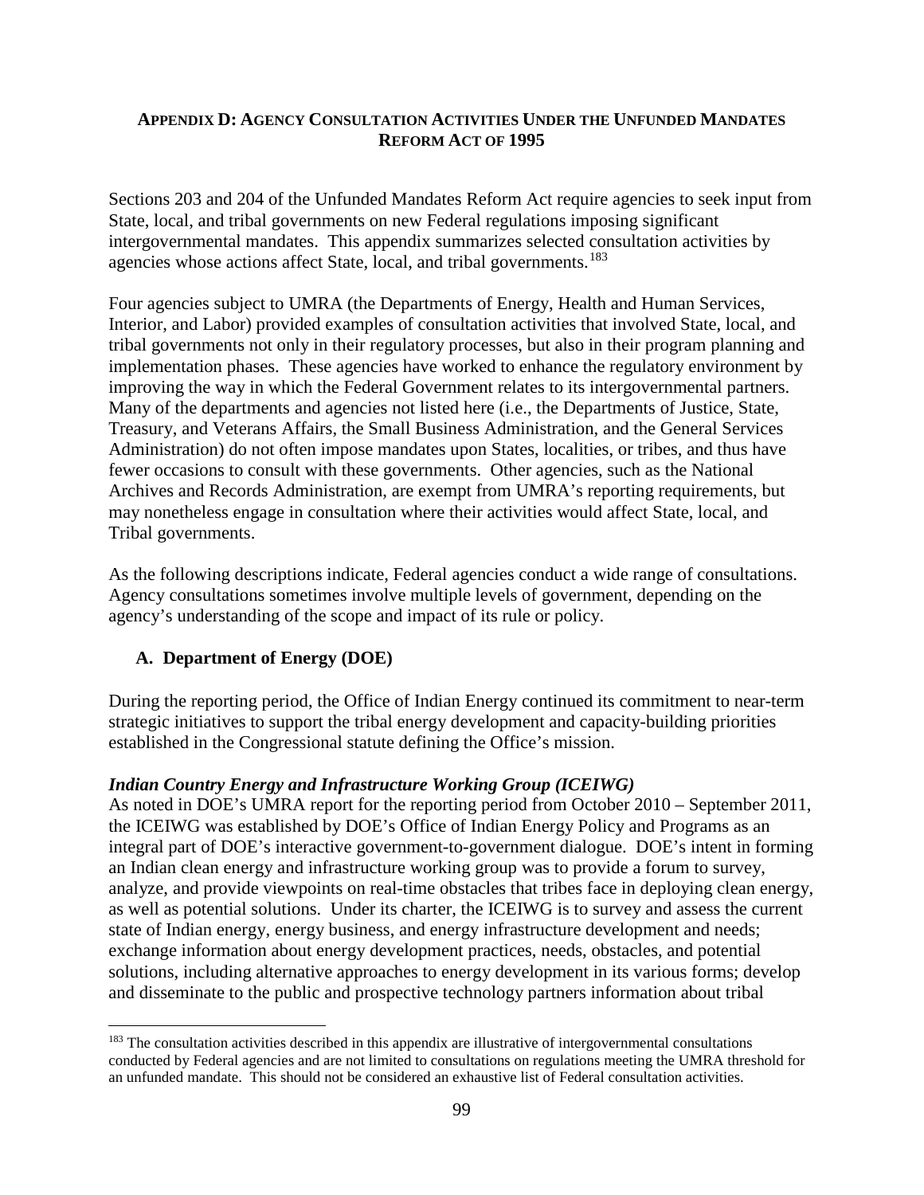## APPENDIX D: AGENCY CONSULTATION ACTIVITIES UNDER THE UNFUNDED MANDATES REFORM ACT OF 1995

Sections 203 and 204 of the Unfunded Mandates Reform Act require agencies to seek input from State, local, and tribal governments on new Federal regulations imposing significant intergovernmental mandates. This appendix summarizes selected consultation activities by agencies whose actions affect State, local, and tribal governments.[183]

Four agencies subject to UMRA (the Departments of Energy, Health and Human Services, Interior, and Labor) provided examples of consultation activities that involved State, local, and tribal governments not only in their regulatory processes, but also in their program planning and implementation phases. These agencies have worked to enhance the regulatory environment by improving the way in which the Federal Government relates to its intergovernmental partners. Many of the departments and agencies not listed here (i.e., the Departments of Justice, State, Treasury, and Veterans Affairs, the Small Business Administration, and the General Services Administration) do not often impose mandates upon States, localities, or tribes, and thus have fewer occasions to consult with these governments. Other agencies, such as the National Archives and Records Administration, are exempt from UMRA's reporting requirements, but may nonetheless engage in consultation where their activities would affect State, local, and Tribal governments.

As the following descriptions indicate, Federal agencies conduct a wide range of consultations. Agency consultations sometimes involve multiple levels of government, depending on the agency's understanding of the scope and impact of its rule or policy.

### A. Department of Energy (DOE)

During the reporting period, the Office of Indian Energy continued its commitment to near-term strategic initiatives to support the tribal energy development and capacity-building priorities established in the Congressional statute defining the Office's mission.

***Indian Country Energy and Infrastructure Working Group (ICEIWG)***

As noted in DOE's UMRA report for the reporting period from October 2010 – September 2011, the ICEIWG was established by DOE's Office of Indian Energy Policy and Programs as an integral part of DOE's interactive government-to-government dialogue. DOE's intent in forming an Indian clean energy and infrastructure working group was to provide a forum to survey, analyze, and provide viewpoints on real-time obstacles that tribes face in deploying clean energy, as well as potential solutions. Under its charter, the ICEIWG is to survey and assess the current state of Indian energy, energy business, and energy infrastructure development and needs; exchange information about energy development practices, needs, obstacles, and potential solutions, including alternative approaches to energy development in its various forms; develop and disseminate to the public and prospective technology partners information about tribal

[183] The consultation activities described in this appendix are illustrative of intergovernmental consultations conducted by Federal agencies and are not limited to consultations on regulations meeting the UMRA threshold for an unfunded mandate. This should not be considered an exhaustive list of Federal consultation activities.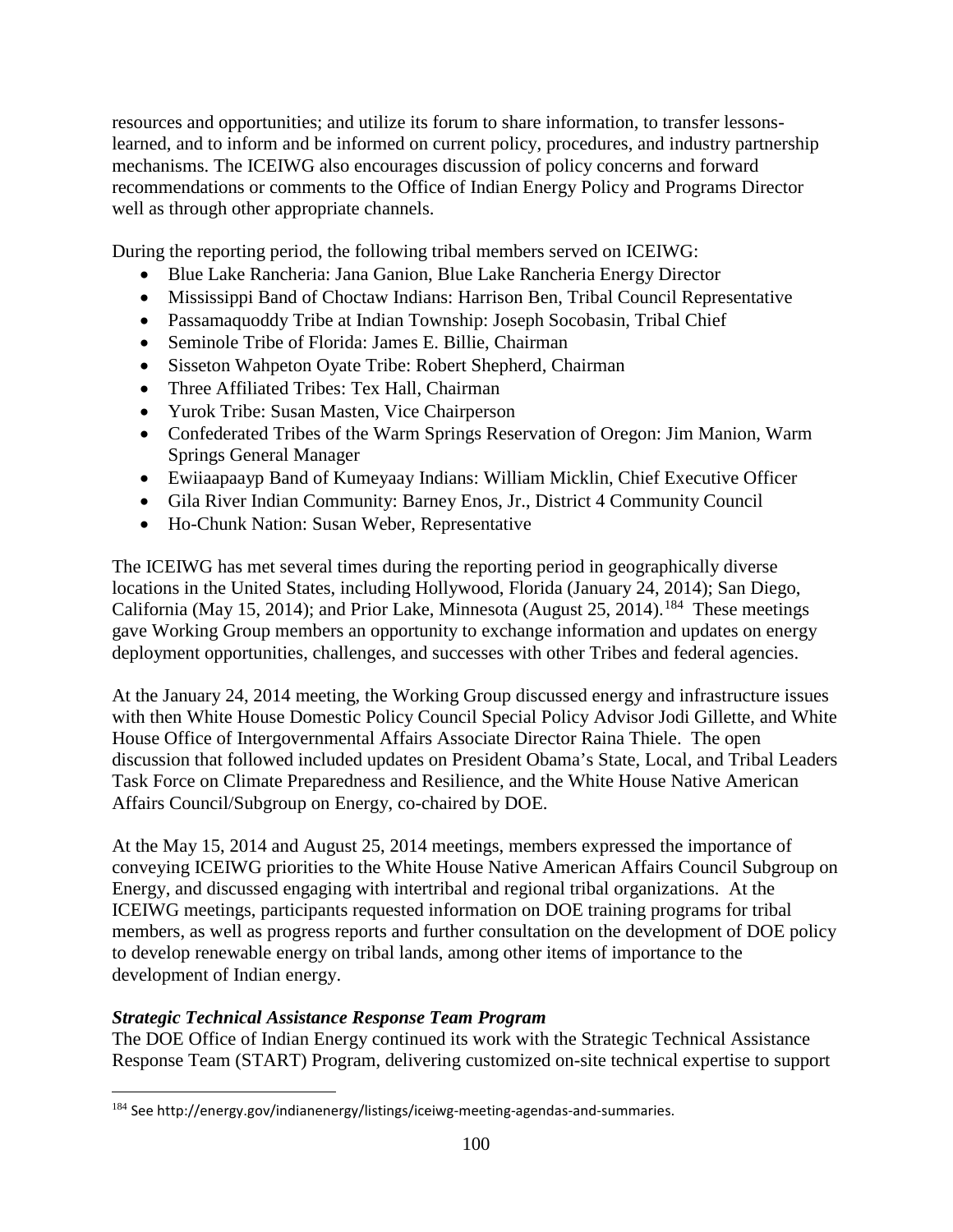resources and opportunities; and utilize its forum to share information, to transfer lessons-learned, and to inform and be informed on current policy, procedures, and industry partnership mechanisms. The ICEIWG also encourages discussion of policy concerns and forward recommendations or comments to the Office of Indian Energy Policy and Programs Director well as through other appropriate channels.

During the reporting period, the following tribal members served on ICEIWG:

- Blue Lake Rancheria: Jana Ganion, Blue Lake Rancheria Energy Director
- Mississippi Band of Choctaw Indians: Harrison Ben, Tribal Council Representative
- Passamaquoddy Tribe at Indian Township: Joseph Socobasin, Tribal Chief
- Seminole Tribe of Florida: James E. Billie, Chairman
- Sisseton Wahpeton Oyate Tribe: Robert Shepherd, Chairman
- Three Affiliated Tribes: Tex Hall, Chairman
- Yurok Tribe: Susan Masten, Vice Chairperson
- Confederated Tribes of the Warm Springs Reservation of Oregon: Jim Manion, Warm Springs General Manager
- Ewiiaapaayp Band of Kumeyaay Indians: William Micklin, Chief Executive Officer
- Gila River Indian Community: Barney Enos, Jr., District 4 Community Council
- Ho-Chunk Nation: Susan Weber, Representative

The ICEIWG has met several times during the reporting period in geographically diverse locations in the United States, including Hollywood, Florida (January 24, 2014); San Diego, California (May 15, 2014); and Prior Lake, Minnesota (August 25, 2014).[184] These meetings gave Working Group members an opportunity to exchange information and updates on energy deployment opportunities, challenges, and successes with other Tribes and federal agencies.

At the January 24, 2014 meeting, the Working Group discussed energy and infrastructure issues with then White House Domestic Policy Council Special Policy Advisor Jodi Gillette, and White House Office of Intergovernmental Affairs Associate Director Raina Thiele. The open discussion that followed included updates on President Obama's State, Local, and Tribal Leaders Task Force on Climate Preparedness and Resilience, and the White House Native American Affairs Council/Subgroup on Energy, co-chaired by DOE.

At the May 15, 2014 and August 25, 2014 meetings, members expressed the importance of conveying ICEIWG priorities to the White House Native American Affairs Council Subgroup on Energy, and discussed engaging with intertribal and regional tribal organizations. At the ICEIWG meetings, participants requested information on DOE training programs for tribal members, as well as progress reports and further consultation on the development of DOE policy to develop renewable energy on tribal lands, among other items of importance to the development of Indian energy.

***Strategic Technical Assistance Response Team Program***

The DOE Office of Indian Energy continued its work with the Strategic Technical Assistance Response Team (START) Program, delivering customized on-site technical expertise to support

[184] See http://energy.gov/indianenergy/listings/iceiwg-meeting-agendas-and-summaries.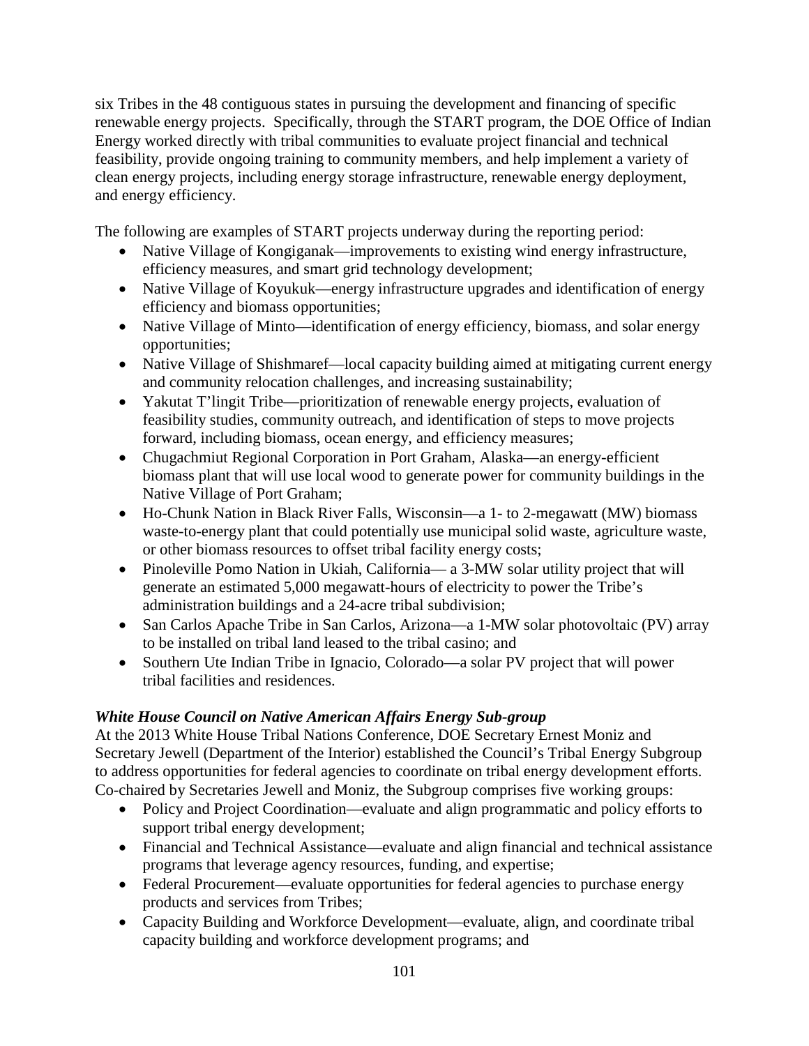six Tribes in the 48 contiguous states in pursuing the development and financing of specific renewable energy projects. Specifically, through the START program, the DOE Office of Indian Energy worked directly with tribal communities to evaluate project financial and technical feasibility, provide ongoing training to community members, and help implement a variety of clean energy projects, including energy storage infrastructure, renewable energy deployment, and energy efficiency.

The following are examples of START projects underway during the reporting period:

- Native Village of Kongiganak—improvements to existing wind energy infrastructure, efficiency measures, and smart grid technology development;
- Native Village of Koyukuk—energy infrastructure upgrades and identification of energy efficiency and biomass opportunities;
- Native Village of Minto—identification of energy efficiency, biomass, and solar energy opportunities;
- Native Village of Shishmaref—local capacity building aimed at mitigating current energy and community relocation challenges, and increasing sustainability;
- Yakutat T'lingit Tribe—prioritization of renewable energy projects, evaluation of feasibility studies, community outreach, and identification of steps to move projects forward, including biomass, ocean energy, and efficiency measures;
- Chugachmiut Regional Corporation in Port Graham, Alaska—an energy-efficient biomass plant that will use local wood to generate power for community buildings in the Native Village of Port Graham;
- Ho-Chunk Nation in Black River Falls, Wisconsin—a 1- to 2-megawatt (MW) biomass waste-to-energy plant that could potentially use municipal solid waste, agriculture waste, or other biomass resources to offset tribal facility energy costs;
- Pinoleville Pomo Nation in Ukiah, California— a 3-MW solar utility project that will generate an estimated 5,000 megawatt-hours of electricity to power the Tribe's administration buildings and a 24-acre tribal subdivision;
- San Carlos Apache Tribe in San Carlos, Arizona—a 1-MW solar photovoltaic (PV) array to be installed on tribal land leased to the tribal casino; and
- Southern Ute Indian Tribe in Ignacio, Colorado—a solar PV project that will power tribal facilities and residences.

***White House Council on Native American Affairs Energy Sub-group***

At the 2013 White House Tribal Nations Conference, DOE Secretary Ernest Moniz and Secretary Jewell (Department of the Interior) established the Council's Tribal Energy Subgroup to address opportunities for federal agencies to coordinate on tribal energy development efforts. Co-chaired by Secretaries Jewell and Moniz, the Subgroup comprises five working groups:

- Policy and Project Coordination—evaluate and align programmatic and policy efforts to support tribal energy development;
- Financial and Technical Assistance—evaluate and align financial and technical assistance programs that leverage agency resources, funding, and expertise;
- Federal Procurement—evaluate opportunities for federal agencies to purchase energy products and services from Tribes;
- Capacity Building and Workforce Development—evaluate, align, and coordinate tribal capacity building and workforce development programs; and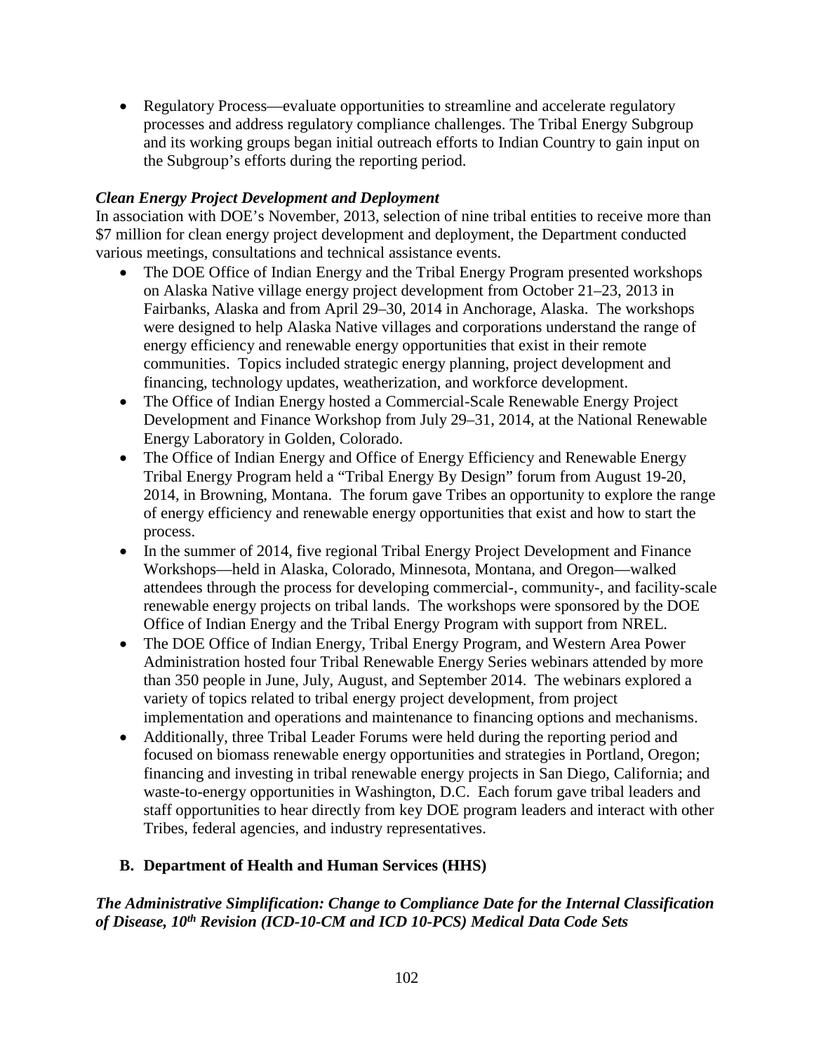- Regulatory Process—evaluate opportunities to streamline and accelerate regulatory processes and address regulatory compliance challenges. The Tribal Energy Subgroup and its working groups began initial outreach efforts to Indian Country to gain input on the Subgroup's efforts during the reporting period.

***Clean Energy Project Development and Deployment***

In association with DOE's November, 2013, selection of nine tribal entities to receive more than $7 million for clean energy project development and deployment, the Department conducted various meetings, consultations and technical assistance events.

- The DOE Office of Indian Energy and the Tribal Energy Program presented workshops on Alaska Native village energy project development from October 21–23, 2013 in Fairbanks, Alaska and from April 29–30, 2014 in Anchorage, Alaska. The workshops were designed to help Alaska Native villages and corporations understand the range of energy efficiency and renewable energy opportunities that exist in their remote communities. Topics included strategic energy planning, project development and financing, technology updates, weatherization, and workforce development.
- The Office of Indian Energy hosted a Commercial-Scale Renewable Energy Project Development and Finance Workshop from July 29–31, 2014, at the National Renewable Energy Laboratory in Golden, Colorado.
- The Office of Indian Energy and Office of Energy Efficiency and Renewable Energy Tribal Energy Program held a "Tribal Energy By Design" forum from August 19-20, 2014, in Browning, Montana. The forum gave Tribes an opportunity to explore the range of energy efficiency and renewable energy opportunities that exist and how to start the process.
- In the summer of 2014, five regional Tribal Energy Project Development and Finance Workshops—held in Alaska, Colorado, Minnesota, Montana, and Oregon—walked attendees through the process for developing commercial-, community-, and facility-scale renewable energy projects on tribal lands. The workshops were sponsored by the DOE Office of Indian Energy and the Tribal Energy Program with support from NREL.
- The DOE Office of Indian Energy, Tribal Energy Program, and Western Area Power Administration hosted four Tribal Renewable Energy Series webinars attended by more than 350 people in June, July, August, and September 2014. The webinars explored a variety of topics related to tribal energy project development, from project implementation and operations and maintenance to financing options and mechanisms.
- Additionally, three Tribal Leader Forums were held during the reporting period and focused on biomass renewable energy opportunities and strategies in Portland, Oregon; financing and investing in tribal renewable energy projects in San Diego, California; and waste-to-energy opportunities in Washington, D.C. Each forum gave tribal leaders and staff opportunities to hear directly from key DOE program leaders and interact with other Tribes, federal agencies, and industry representatives.

## B. Department of Health and Human Services (HHS)

***The Administrative Simplification: Change to Compliance Date for the Internal Classification of Disease, 10th Revision (ICD-10-CM and ICD 10-PCS) Medical Data Code Sets***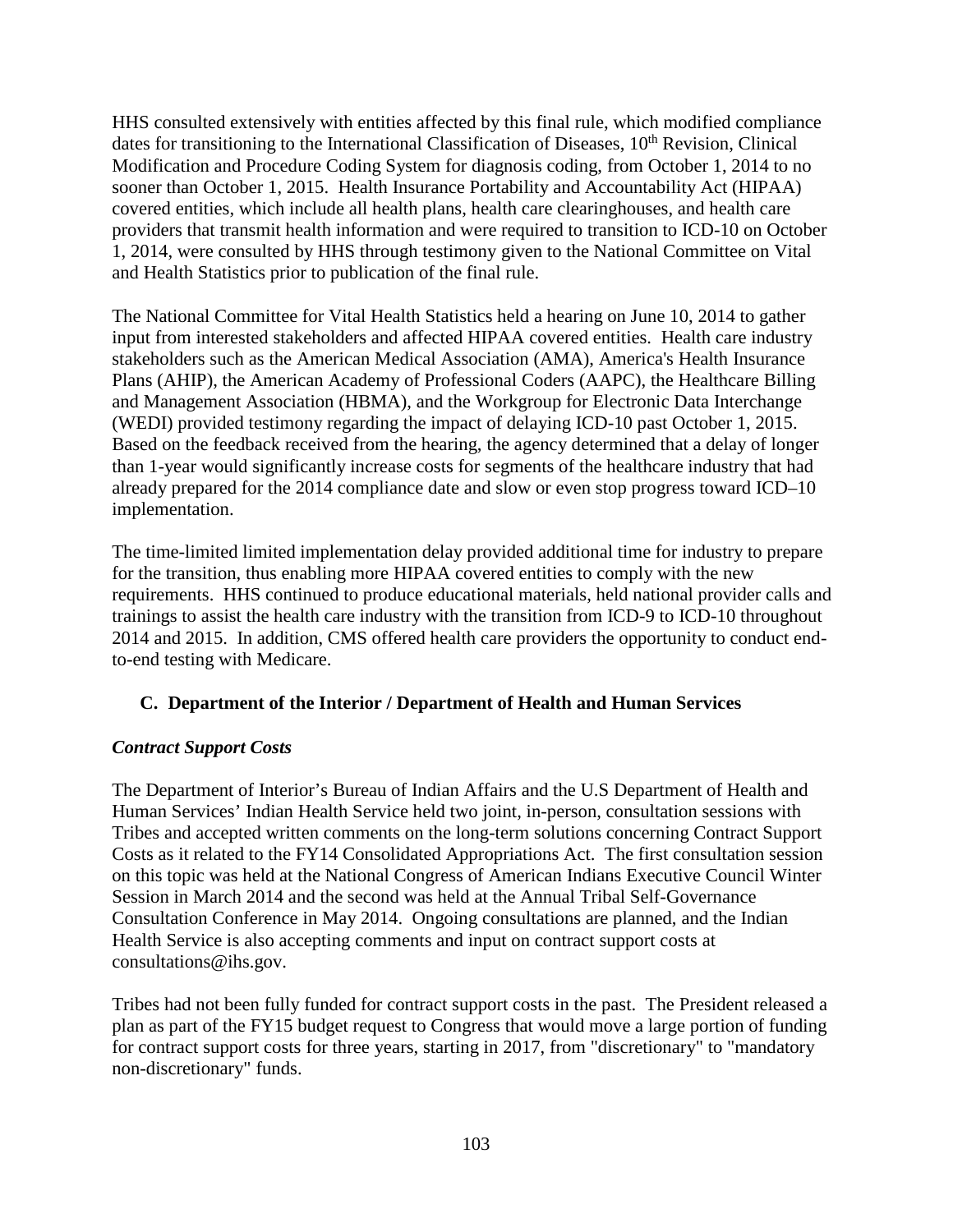HHS consulted extensively with entities affected by this final rule, which modified compliance dates for transitioning to the International Classification of Diseases, 10th Revision, Clinical Modification and Procedure Coding System for diagnosis coding, from October 1, 2014 to no sooner than October 1, 2015. Health Insurance Portability and Accountability Act (HIPAA) covered entities, which include all health plans, health care clearinghouses, and health care providers that transmit health information and were required to transition to ICD-10 on October 1, 2014, were consulted by HHS through testimony given to the National Committee on Vital and Health Statistics prior to publication of the final rule.

The National Committee for Vital Health Statistics held a hearing on June 10, 2014 to gather input from interested stakeholders and affected HIPAA covered entities. Health care industry stakeholders such as the American Medical Association (AMA), America's Health Insurance Plans (AHIP), the American Academy of Professional Coders (AAPC), the Healthcare Billing and Management Association (HBMA), and the Workgroup for Electronic Data Interchange (WEDI) provided testimony regarding the impact of delaying ICD-10 past October 1, 2015. Based on the feedback received from the hearing, the agency determined that a delay of longer than 1-year would significantly increase costs for segments of the healthcare industry that had already prepared for the 2014 compliance date and slow or even stop progress toward ICD–10 implementation.

The time-limited limited implementation delay provided additional time for industry to prepare for the transition, thus enabling more HIPAA covered entities to comply with the new requirements. HHS continued to produce educational materials, held national provider calls and trainings to assist the health care industry with the transition from ICD-9 to ICD-10 throughout 2014 and 2015. In addition, CMS offered health care providers the opportunity to conduct end-to-end testing with Medicare.

### C. Department of the Interior / Department of Health and Human Services

***Contract Support Costs***

The Department of Interior's Bureau of Indian Affairs and the U.S Department of Health and Human Services' Indian Health Service held two joint, in-person, consultation sessions with Tribes and accepted written comments on the long-term solutions concerning Contract Support Costs as it related to the FY14 Consolidated Appropriations Act. The first consultation session on this topic was held at the National Congress of American Indians Executive Council Winter Session in March 2014 and the second was held at the Annual Tribal Self-Governance Consultation Conference in May 2014. Ongoing consultations are planned, and the Indian Health Service is also accepting comments and input on contract support costs at consultations@ihs.gov.

Tribes had not been fully funded for contract support costs in the past. The President released a plan as part of the FY15 budget request to Congress that would move a large portion of funding for contract support costs for three years, starting in 2017, from "discretionary" to "mandatory non-discretionary" funds.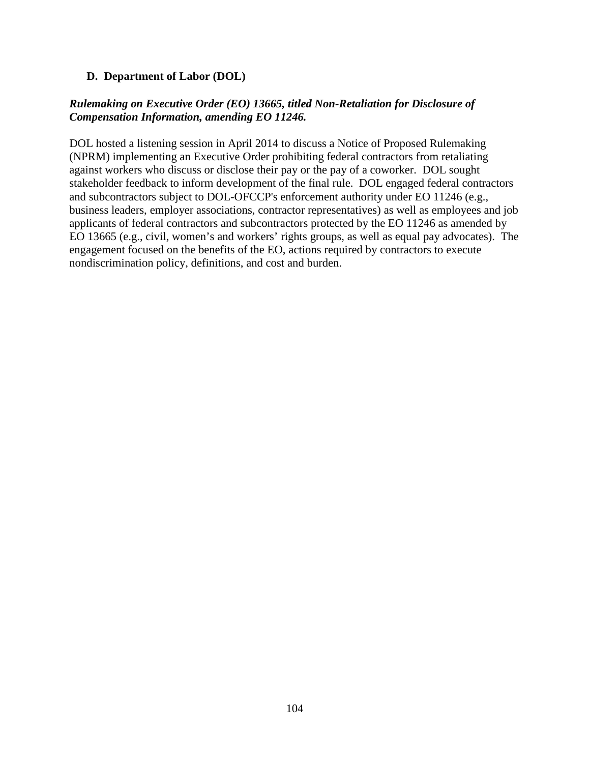## D. Department of Labor (DOL)

***Rulemaking on Executive Order (EO) 13665, titled Non-Retaliation for Disclosure of Compensation Information, amending EO 11246.***

DOL hosted a listening session in April 2014 to discuss a Notice of Proposed Rulemaking (NPRM) implementing an Executive Order prohibiting federal contractors from retaliating against workers who discuss or disclose their pay or the pay of a coworker. DOL sought stakeholder feedback to inform development of the final rule. DOL engaged federal contractors and subcontractors subject to DOL-OFCCP's enforcement authority under EO 11246 (e.g., business leaders, employer associations, contractor representatives) as well as employees and job applicants of federal contractors and subcontractors protected by the EO 11246 as amended by EO 13665 (e.g., civil, women's and workers' rights groups, as well as equal pay advocates). The engagement focused on the benefits of the EO, actions required by contractors to execute nondiscrimination policy, definitions, and cost and burden.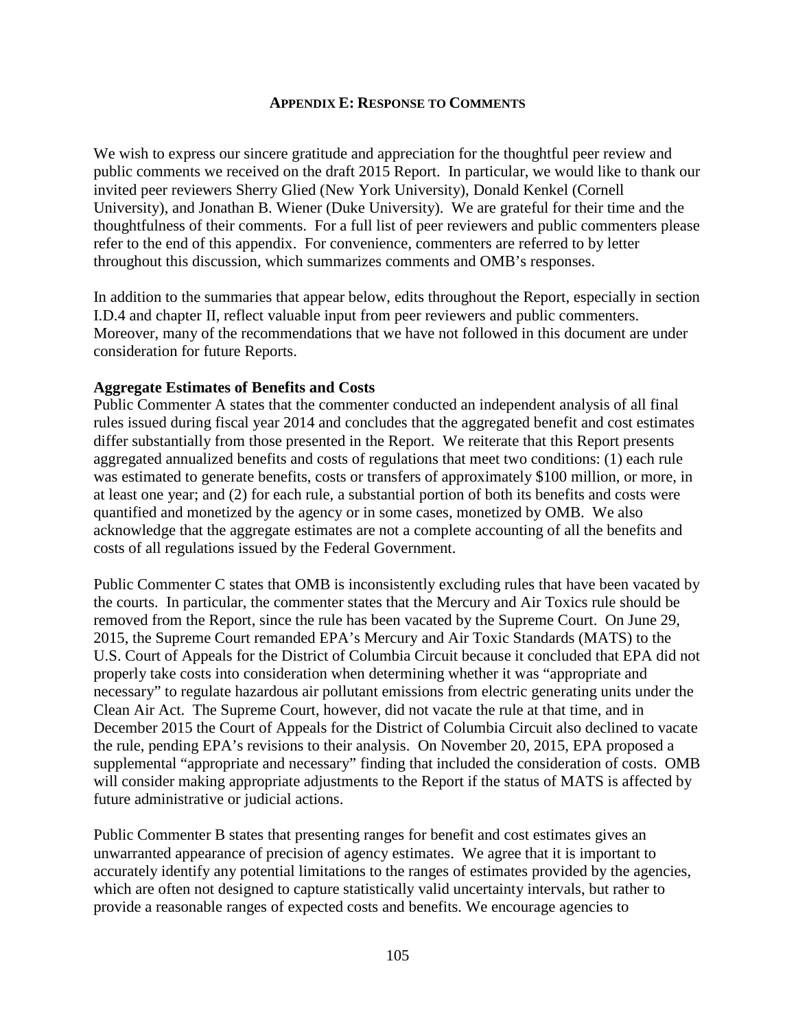## APPENDIX E: RESPONSE TO COMMENTS

We wish to express our sincere gratitude and appreciation for the thoughtful peer review and public comments we received on the draft 2015 Report. In particular, we would like to thank our invited peer reviewers Sherry Glied (New York University), Donald Kenkel (Cornell University), and Jonathan B. Wiener (Duke University). We are grateful for their time and the thoughtfulness of their comments. For a full list of peer reviewers and public commenters please refer to the end of this appendix. For convenience, commenters are referred to by letter throughout this discussion, which summarizes comments and OMB's responses.

In addition to the summaries that appear below, edits throughout the Report, especially in section I.D.4 and chapter II, reflect valuable input from peer reviewers and public commenters. Moreover, many of the recommendations that we have not followed in this document are under consideration for future Reports.

**Aggregate Estimates of Benefits and Costs**

Public Commenter A states that the commenter conducted an independent analysis of all final rules issued during fiscal year 2014 and concludes that the aggregated benefit and cost estimates differ substantially from those presented in the Report. We reiterate that this Report presents aggregated annualized benefits and costs of regulations that meet two conditions: (1) each rule was estimated to generate benefits, costs or transfers of approximately $100 million, or more, in at least one year; and (2) for each rule, a substantial portion of both its benefits and costs were quantified and monetized by the agency or in some cases, monetized by OMB. We also acknowledge that the aggregate estimates are not a complete accounting of all the benefits and costs of all regulations issued by the Federal Government.

Public Commenter C states that OMB is inconsistently excluding rules that have been vacated by the courts. In particular, the commenter states that the Mercury and Air Toxics rule should be removed from the Report, since the rule has been vacated by the Supreme Court. On June 29, 2015, the Supreme Court remanded EPA's Mercury and Air Toxic Standards (MATS) to the U.S. Court of Appeals for the District of Columbia Circuit because it concluded that EPA did not properly take costs into consideration when determining whether it was "appropriate and necessary" to regulate hazardous air pollutant emissions from electric generating units under the Clean Air Act. The Supreme Court, however, did not vacate the rule at that time, and in December 2015 the Court of Appeals for the District of Columbia Circuit also declined to vacate the rule, pending EPA's revisions to their analysis. On November 20, 2015, EPA proposed a supplemental "appropriate and necessary" finding that included the consideration of costs. OMB will consider making appropriate adjustments to the Report if the status of MATS is affected by future administrative or judicial actions.

Public Commenter B states that presenting ranges for benefit and cost estimates gives an unwarranted appearance of precision of agency estimates. We agree that it is important to accurately identify any potential limitations to the ranges of estimates provided by the agencies, which are often not designed to capture statistically valid uncertainty intervals, but rather to provide a reasonable ranges of expected costs and benefits. We encourage agencies to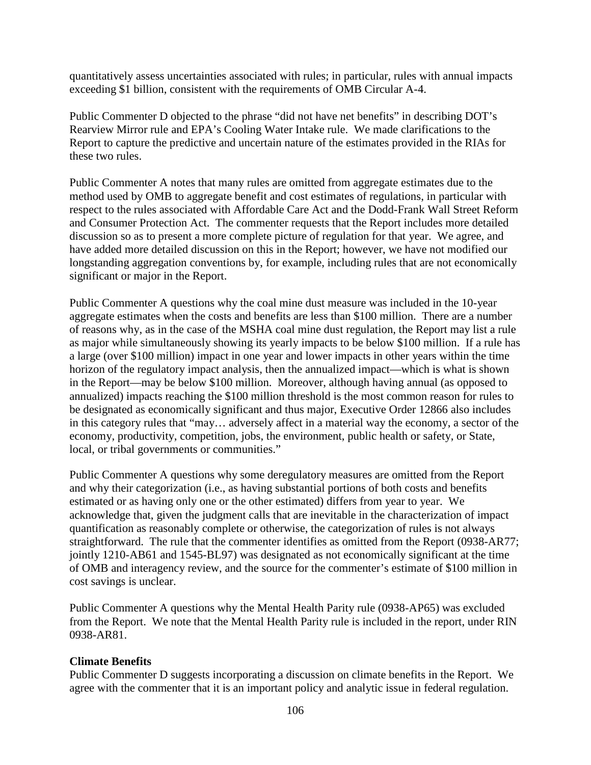quantitatively assess uncertainties associated with rules; in particular, rules with annual impacts exceeding $1 billion, consistent with the requirements of OMB Circular A-4.

Public Commenter D objected to the phrase "did not have net benefits" in describing DOT's Rearview Mirror rule and EPA's Cooling Water Intake rule. We made clarifications to the Report to capture the predictive and uncertain nature of the estimates provided in the RIAs for these two rules.

Public Commenter A notes that many rules are omitted from aggregate estimates due to the method used by OMB to aggregate benefit and cost estimates of regulations, in particular with respect to the rules associated with Affordable Care Act and the Dodd-Frank Wall Street Reform and Consumer Protection Act. The commenter requests that the Report includes more detailed discussion so as to present a more complete picture of regulation for that year. We agree, and have added more detailed discussion on this in the Report; however, we have not modified our longstanding aggregation conventions by, for example, including rules that are not economically significant or major in the Report.

Public Commenter A questions why the coal mine dust measure was included in the 10-year aggregate estimates when the costs and benefits are less than $100 million. There are a number of reasons why, as in the case of the MSHA coal mine dust regulation, the Report may list a rule as major while simultaneously showing its yearly impacts to be below $100 million. If a rule has a large (over $100 million) impact in one year and lower impacts in other years within the time horizon of the regulatory impact analysis, then the annualized impact—which is what is shown in the Report—may be below $100 million. Moreover, although having annual (as opposed to annualized) impacts reaching the $100 million threshold is the most common reason for rules to be designated as economically significant and thus major, Executive Order 12866 also includes in this category rules that "may… adversely affect in a material way the economy, a sector of the economy, productivity, competition, jobs, the environment, public health or safety, or State, local, or tribal governments or communities."

Public Commenter A questions why some deregulatory measures are omitted from the Report and why their categorization (i.e., as having substantial portions of both costs and benefits estimated or as having only one or the other estimated) differs from year to year. We acknowledge that, given the judgment calls that are inevitable in the characterization of impact quantification as reasonably complete or otherwise, the categorization of rules is not always straightforward. The rule that the commenter identifies as omitted from the Report (0938-AR77; jointly 1210-AB61 and 1545-BL97) was designated as not economically significant at the time of OMB and interagency review, and the source for the commenter's estimate of $100 million in cost savings is unclear.

Public Commenter A questions why the Mental Health Parity rule (0938-AP65) was excluded from the Report. We note that the Mental Health Parity rule is included in the report, under RIN 0938-AR81.

**Climate Benefits**

Public Commenter D suggests incorporating a discussion on climate benefits in the Report. We agree with the commenter that it is an important policy and analytic issue in federal regulation.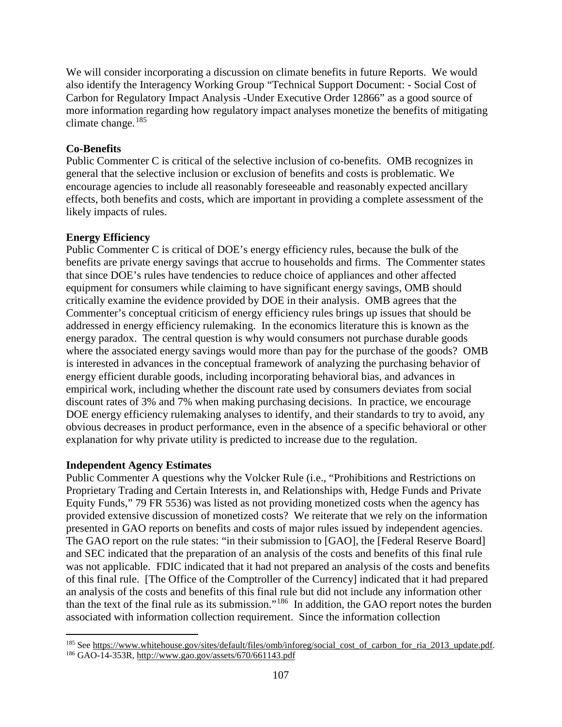We will consider incorporating a discussion on climate benefits in future Reports. We would also identify the Interagency Working Group "Technical Support Document: - Social Cost of Carbon for Regulatory Impact Analysis -Under Executive Order 12866" as a good source of more information regarding how regulatory impact analyses monetize the benefits of mitigating climate change.[185]

**Co-Benefits**

Public Commenter C is critical of the selective inclusion of co-benefits. OMB recognizes in general that the selective inclusion or exclusion of benefits and costs is problematic. We encourage agencies to include all reasonably foreseeable and reasonably expected ancillary effects, both benefits and costs, which are important in providing a complete assessment of the likely impacts of rules.

**Energy Efficiency**

Public Commenter C is critical of DOE's energy efficiency rules, because the bulk of the benefits are private energy savings that accrue to households and firms. The Commenter states that since DOE's rules have tendencies to reduce choice of appliances and other affected equipment for consumers while claiming to have significant energy savings, OMB should critically examine the evidence provided by DOE in their analysis. OMB agrees that the Commenter's conceptual criticism of energy efficiency rules brings up issues that should be addressed in energy efficiency rulemaking. In the economics literature this is known as the energy paradox. The central question is why would consumers not purchase durable goods where the associated energy savings would more than pay for the purchase of the goods? OMB is interested in advances in the conceptual framework of analyzing the purchasing behavior of energy efficient durable goods, including incorporating behavioral bias, and advances in empirical work, including whether the discount rate used by consumers deviates from social discount rates of 3% and 7% when making purchasing decisions. In practice, we encourage DOE energy efficiency rulemaking analyses to identify, and their standards to try to avoid, any obvious decreases in product performance, even in the absence of a specific behavioral or other explanation for why private utility is predicted to increase due to the regulation.

**Independent Agency Estimates**

Public Commenter A questions why the Volcker Rule (i.e., "Prohibitions and Restrictions on Proprietary Trading and Certain Interests in, and Relationships with, Hedge Funds and Private Equity Funds," 79 FR 5536) was listed as not providing monetized costs when the agency has provided extensive discussion of monetized costs? We reiterate that we rely on the information presented in GAO reports on benefits and costs of major rules issued by independent agencies. The GAO report on the rule states: "in their submission to [GAO], the [Federal Reserve Board] and SEC indicated that the preparation of an analysis of the costs and benefits of this final rule was not applicable. FDIC indicated that it had not prepared an analysis of the costs and benefits of this final rule. [The Office of the Comptroller of the Currency] indicated that it had prepared an analysis of the costs and benefits of this final rule but did not include any information other than the text of the final rule as its submission."[186] In addition, the GAO report notes the burden associated with information collection requirement. Since the information collection

---

[185] See https://www.whitehouse.gov/sites/default/files/omb/inforeg/social_cost_of_carbon_for_ria_2013_update.pdf.

[186] GAO-14-353R, http://www.gao.gov/assets/670/661143.pdf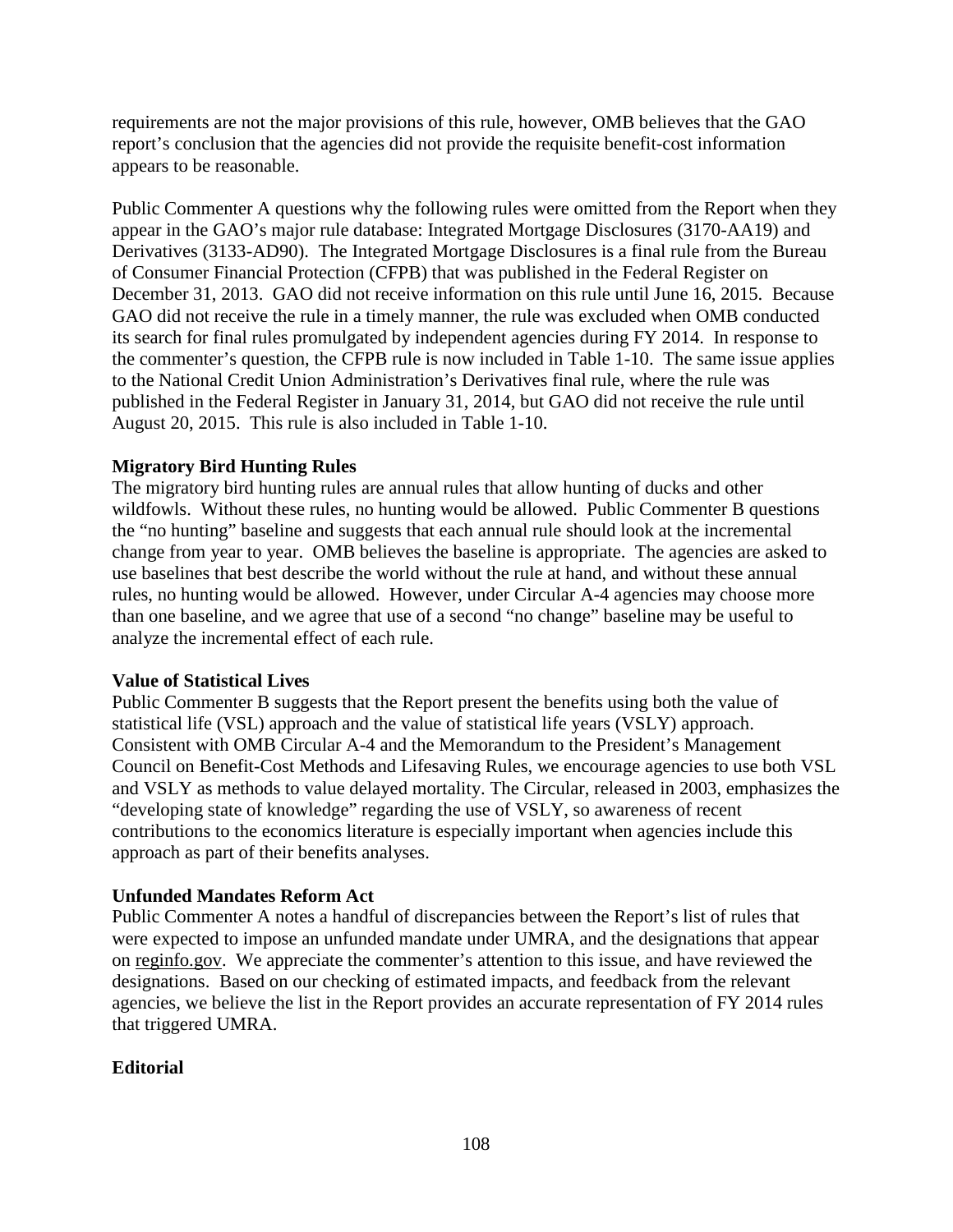requirements are not the major provisions of this rule, however, OMB believes that the GAO report's conclusion that the agencies did not provide the requisite benefit-cost information appears to be reasonable.

Public Commenter A questions why the following rules were omitted from the Report when they appear in the GAO's major rule database: Integrated Mortgage Disclosures (3170-AA19) and Derivatives (3133-AD90). The Integrated Mortgage Disclosures is a final rule from the Bureau of Consumer Financial Protection (CFPB) that was published in the Federal Register on December 31, 2013. GAO did not receive information on this rule until June 16, 2015. Because GAO did not receive the rule in a timely manner, the rule was excluded when OMB conducted its search for final rules promulgated by independent agencies during FY 2014. In response to the commenter's question, the CFPB rule is now included in Table 1-10. The same issue applies to the National Credit Union Administration's Derivatives final rule, where the rule was published in the Federal Register in January 31, 2014, but GAO did not receive the rule until August 20, 2015. This rule is also included in Table 1-10.

**Migratory Bird Hunting Rules**

The migratory bird hunting rules are annual rules that allow hunting of ducks and other wildfowls. Without these rules, no hunting would be allowed. Public Commenter B questions the "no hunting" baseline and suggests that each annual rule should look at the incremental change from year to year. OMB believes the baseline is appropriate. The agencies are asked to use baselines that best describe the world without the rule at hand, and without these annual rules, no hunting would be allowed. However, under Circular A-4 agencies may choose more than one baseline, and we agree that use of a second "no change" baseline may be useful to analyze the incremental effect of each rule.

**Value of Statistical Lives**

Public Commenter B suggests that the Report present the benefits using both the value of statistical life (VSL) approach and the value of statistical life years (VSLY) approach. Consistent with OMB Circular A-4 and the Memorandum to the President's Management Council on Benefit-Cost Methods and Lifesaving Rules, we encourage agencies to use both VSL and VSLY as methods to value delayed mortality. The Circular, released in 2003, emphasizes the "developing state of knowledge" regarding the use of VSLY, so awareness of recent contributions to the economics literature is especially important when agencies include this approach as part of their benefits analyses.

**Unfunded Mandates Reform Act**

Public Commenter A notes a handful of discrepancies between the Report's list of rules that were expected to impose an unfunded mandate under UMRA, and the designations that appear on reginfo.gov. We appreciate the commenter's attention to this issue, and have reviewed the designations. Based on our checking of estimated impacts, and feedback from the relevant agencies, we believe the list in the Report provides an accurate representation of FY 2014 rules that triggered UMRA.

**Editorial**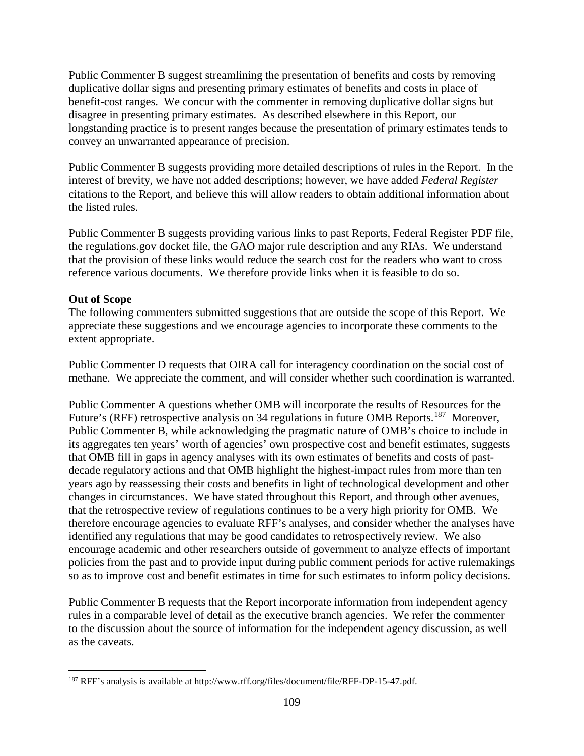Public Commenter B suggest streamlining the presentation of benefits and costs by removing duplicative dollar signs and presenting primary estimates of benefits and costs in place of benefit-cost ranges. We concur with the commenter in removing duplicative dollar signs but disagree in presenting primary estimates. As described elsewhere in this Report, our longstanding practice is to present ranges because the presentation of primary estimates tends to convey an unwarranted appearance of precision.

Public Commenter B suggests providing more detailed descriptions of rules in the Report. In the interest of brevity, we have not added descriptions; however, we have added *Federal Register* citations to the Report, and believe this will allow readers to obtain additional information about the listed rules.

Public Commenter B suggests providing various links to past Reports, Federal Register PDF file, the regulations.gov docket file, the GAO major rule description and any RIAs. We understand that the provision of these links would reduce the search cost for the readers who want to cross reference various documents. We therefore provide links when it is feasible to do so.

**Out of Scope**

The following commenters submitted suggestions that are outside the scope of this Report. We appreciate these suggestions and we encourage agencies to incorporate these comments to the extent appropriate.

Public Commenter D requests that OIRA call for interagency coordination on the social cost of methane. We appreciate the comment, and will consider whether such coordination is warranted.

Public Commenter A questions whether OMB will incorporate the results of Resources for the Future's (RFF) retrospective analysis on 34 regulations in future OMB Reports.[187] Moreover, Public Commenter B, while acknowledging the pragmatic nature of OMB's choice to include in its aggregates ten years' worth of agencies' own prospective cost and benefit estimates, suggests that OMB fill in gaps in agency analyses with its own estimates of benefits and costs of past-decade regulatory actions and that OMB highlight the highest-impact rules from more than ten years ago by reassessing their costs and benefits in light of technological development and other changes in circumstances. We have stated throughout this Report, and through other avenues, that the retrospective review of regulations continues to be a very high priority for OMB. We therefore encourage agencies to evaluate RFF's analyses, and consider whether the analyses have identified any regulations that may be good candidates to retrospectively review. We also encourage academic and other researchers outside of government to analyze effects of important policies from the past and to provide input during public comment periods for active rulemakings so as to improve cost and benefit estimates in time for such estimates to inform policy decisions.

Public Commenter B requests that the Report incorporate information from independent agency rules in a comparable level of detail as the executive branch agencies. We refer the commenter to the discussion about the source of information for the independent agency discussion, as well as the caveats.

[187] RFF's analysis is available at http://www.rff.org/files/document/file/RFF-DP-15-47.pdf.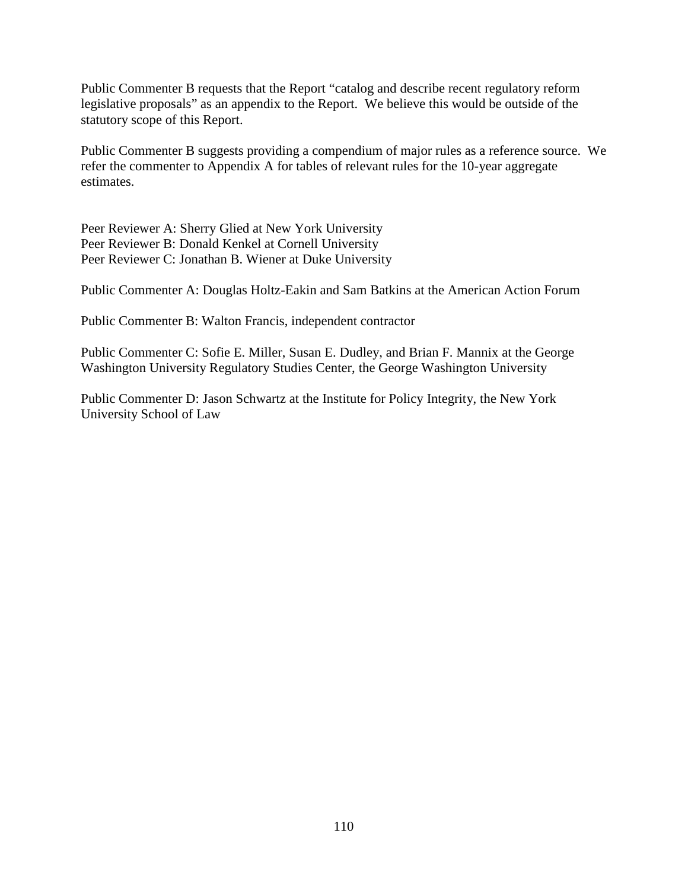Public Commenter B requests that the Report "catalog and describe recent regulatory reform legislative proposals" as an appendix to the Report. We believe this would be outside of the statutory scope of this Report.

Public Commenter B suggests providing a compendium of major rules as a reference source. We refer the commenter to Appendix A for tables of relevant rules for the 10-year aggregate estimates.

Peer Reviewer A: Sherry Glied at New York University
Peer Reviewer B: Donald Kenkel at Cornell University
Peer Reviewer C: Jonathan B. Wiener at Duke University

Public Commenter A: Douglas Holtz-Eakin and Sam Batkins at the American Action Forum

Public Commenter B: Walton Francis, independent contractor

Public Commenter C: Sofie E. Miller, Susan E. Dudley, and Brian F. Mannix at the George Washington University Regulatory Studies Center, the George Washington University

Public Commenter D: Jason Schwartz at the Institute for Policy Integrity, the New York University School of Law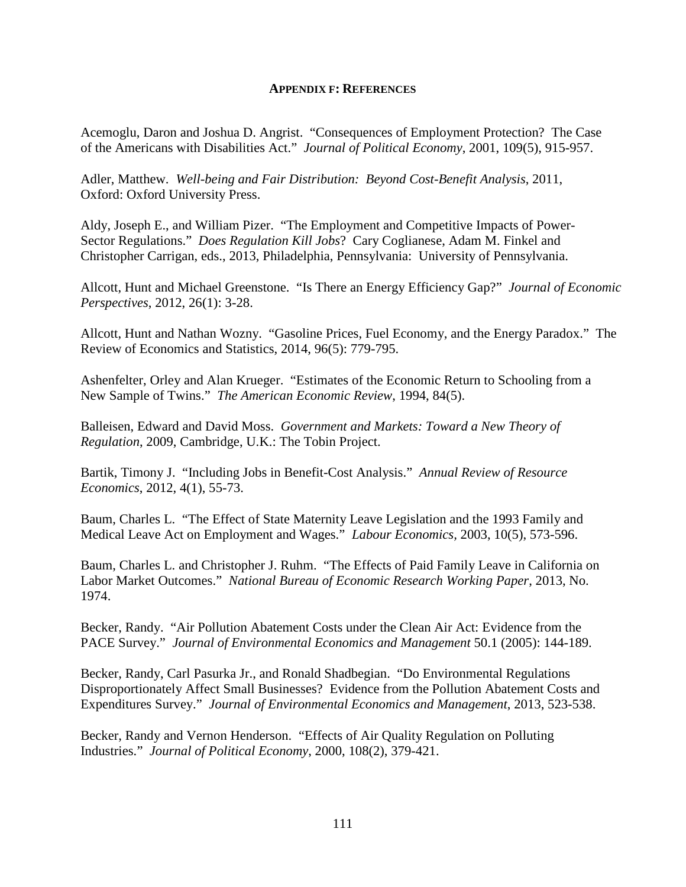## APPENDIX F: REFERENCES

Acemoglu, Daron and Joshua D. Angrist. "Consequences of Employment Protection? The Case of the Americans with Disabilities Act." *Journal of Political Economy*, 2001, 109(5), 915-957.

Adler, Matthew. *Well-being and Fair Distribution: Beyond Cost-Benefit Analysis*, 2011, Oxford: Oxford University Press.

Aldy, Joseph E., and William Pizer. "The Employment and Competitive Impacts of Power-Sector Regulations." *Does Regulation Kill Jobs*? Cary Coglianese, Adam M. Finkel and Christopher Carrigan, eds., 2013, Philadelphia, Pennsylvania: University of Pennsylvania.

Allcott, Hunt and Michael Greenstone. "Is There an Energy Efficiency Gap?" *Journal of Economic Perspectives*, 2012, 26(1): 3-28.

Allcott, Hunt and Nathan Wozny. "Gasoline Prices, Fuel Economy, and the Energy Paradox." The Review of Economics and Statistics, 2014, 96(5): 779-795.

Ashenfelter, Orley and Alan Krueger. "Estimates of the Economic Return to Schooling from a New Sample of Twins." *The American Economic Review*, 1994, 84(5).

Balleisen, Edward and David Moss. *Government and Markets: Toward a New Theory of Regulation*, 2009, Cambridge, U.K.: The Tobin Project.

Bartik, Timony J. "Including Jobs in Benefit-Cost Analysis." *Annual Review of Resource Economics*, 2012, 4(1), 55-73.

Baum, Charles L. "The Effect of State Maternity Leave Legislation and the 1993 Family and Medical Leave Act on Employment and Wages." *Labour Economics*, 2003, 10(5), 573-596.

Baum, Charles L. and Christopher J. Ruhm. "The Effects of Paid Family Leave in California on Labor Market Outcomes." *National Bureau of Economic Research Working Paper*, 2013, No. 1974.

Becker, Randy. "Air Pollution Abatement Costs under the Clean Air Act: Evidence from the PACE Survey." *Journal of Environmental Economics and Management* 50.1 (2005): 144-189.

Becker, Randy, Carl Pasurka Jr., and Ronald Shadbegian. "Do Environmental Regulations Disproportionately Affect Small Businesses? Evidence from the Pollution Abatement Costs and Expenditures Survey." *Journal of Environmental Economics and Management*, 2013, 523-538.

Becker, Randy and Vernon Henderson. "Effects of Air Quality Regulation on Polluting Industries." *Journal of Political Economy*, 2000, 108(2), 379-421.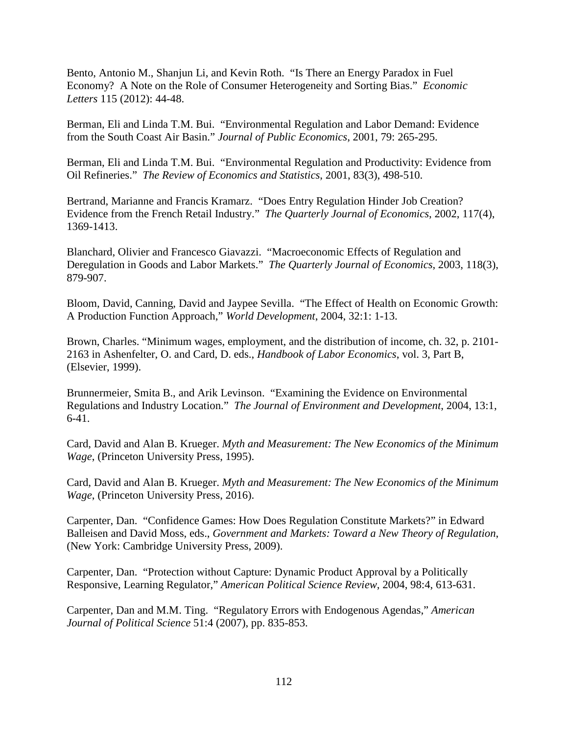Bento, Antonio M., Shanjun Li, and Kevin Roth. "Is There an Energy Paradox in Fuel Economy? A Note on the Role of Consumer Heterogeneity and Sorting Bias." *Economic Letters* 115 (2012): 44-48.

Berman, Eli and Linda T.M. Bui. "Environmental Regulation and Labor Demand: Evidence from the South Coast Air Basin." *Journal of Public Economics*, 2001, 79: 265-295.

Berman, Eli and Linda T.M. Bui. "Environmental Regulation and Productivity: Evidence from Oil Refineries." *The Review of Economics and Statistics*, 2001, 83(3), 498-510.

Bertrand, Marianne and Francis Kramarz. "Does Entry Regulation Hinder Job Creation? Evidence from the French Retail Industry." *The Quarterly Journal of Economics*, 2002, 117(4), 1369-1413.

Blanchard, Olivier and Francesco Giavazzi. "Macroeconomic Effects of Regulation and Deregulation in Goods and Labor Markets." *The Quarterly Journal of Economics*, 2003, 118(3), 879-907.

Bloom, David, Canning, David and Jaypee Sevilla. "The Effect of Health on Economic Growth: A Production Function Approach," *World Development*, 2004, 32:1: 1-13.

Brown, Charles. "Minimum wages, employment, and the distribution of income, ch. 32, p. 2101-2163 in Ashenfelter, O. and Card, D. eds., *Handbook of Labor Economics*, vol. 3, Part B, (Elsevier, 1999).

Brunnermeier, Smita B., and Arik Levinson. "Examining the Evidence on Environmental Regulations and Industry Location." *The Journal of Environment and Development*, 2004, 13:1, 6-41.

Card, David and Alan B. Krueger. *Myth and Measurement: The New Economics of the Minimum Wage*, (Princeton University Press, 1995).

Card, David and Alan B. Krueger. *Myth and Measurement: The New Economics of the Minimum Wage*, (Princeton University Press, 2016).

Carpenter, Dan. "Confidence Games: How Does Regulation Constitute Markets?" in Edward Balleisen and David Moss, eds., *Government and Markets: Toward a New Theory of Regulation*, (New York: Cambridge University Press, 2009).

Carpenter, Dan. "Protection without Capture: Dynamic Product Approval by a Politically Responsive, Learning Regulator," *American Political Science Review*, 2004, 98:4, 613-631.

Carpenter, Dan and M.M. Ting. "Regulatory Errors with Endogenous Agendas," *American Journal of Political Science* 51:4 (2007), pp. 835-853.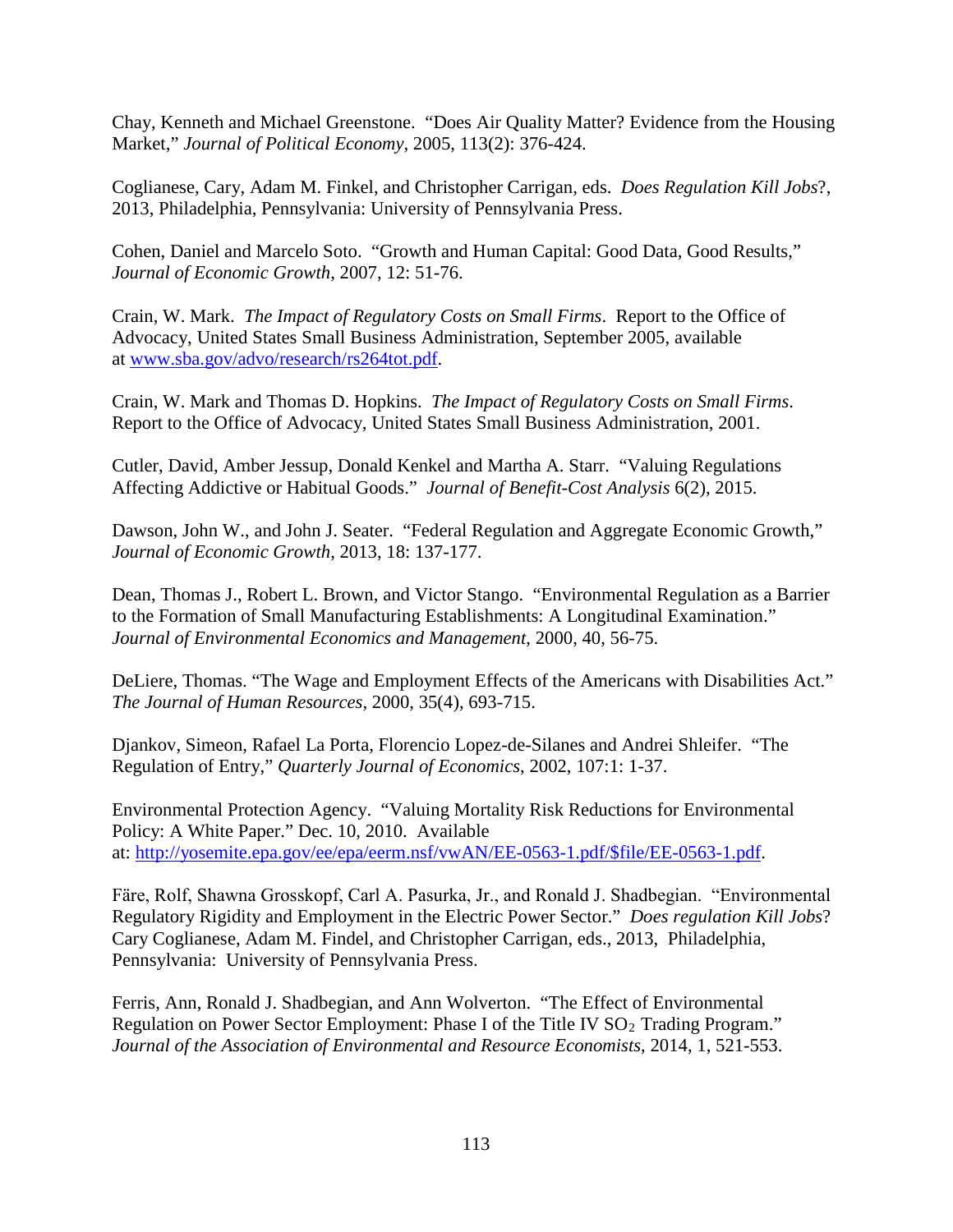Chay, Kenneth and Michael Greenstone. "Does Air Quality Matter? Evidence from the Housing Market," *Journal of Political Economy*, 2005, 113(2): 376-424.

Coglianese, Cary, Adam M. Finkel, and Christopher Carrigan, eds. *Does Regulation Kill Jobs*?, 2013, Philadelphia, Pennsylvania: University of Pennsylvania Press.

Cohen, Daniel and Marcelo Soto. "Growth and Human Capital: Good Data, Good Results," *Journal of Economic Growth*, 2007, 12: 51-76.

Crain, W. Mark. *The Impact of Regulatory Costs on Small Firms*. Report to the Office of Advocacy, United States Small Business Administration, September 2005, available at [www.sba.gov/advo/research/rs264tot.pdf](www.sba.gov/advo/research/rs264tot.pdf).

Crain, W. Mark and Thomas D. Hopkins. *The Impact of Regulatory Costs on Small Firms*. Report to the Office of Advocacy, United States Small Business Administration, 2001.

Cutler, David, Amber Jessup, Donald Kenkel and Martha A. Starr. "Valuing Regulations Affecting Addictive or Habitual Goods." *Journal of Benefit-Cost Analysis* 6(2), 2015.

Dawson, John W., and John J. Seater. "Federal Regulation and Aggregate Economic Growth," *Journal of Economic Growth*, 2013, 18: 137-177.

Dean, Thomas J., Robert L. Brown, and Victor Stango. "Environmental Regulation as a Barrier to the Formation of Small Manufacturing Establishments: A Longitudinal Examination." *Journal of Environmental Economics and Management*, 2000, 40, 56-75.

DeLiere, Thomas. "The Wage and Employment Effects of the Americans with Disabilities Act." *The Journal of Human Resources*, 2000, 35(4), 693-715.

Djankov, Simeon, Rafael La Porta, Florencio Lopez-de-Silanes and Andrei Shleifer. "The Regulation of Entry," *Quarterly Journal of Economics*, 2002, 107:1: 1-37.

Environmental Protection Agency. "Valuing Mortality Risk Reductions for Environmental Policy: A White Paper." Dec. 10, 2010. Available at: [http://yosemite.epa.gov/ee/epa/eerm.nsf/vwAN/EE-0563-1.pdf/$file/EE-0563-1.pdf](http://yosemite.epa.gov/ee/epa/eerm.nsf/vwAN/EE-0563-1.pdf/$file/EE-0563-1.pdf).

Färe, Rolf, Shawna Grosskopf, Carl A. Pasurka, Jr., and Ronald J. Shadbegian. "Environmental Regulatory Rigidity and Employment in the Electric Power Sector." *Does regulation Kill Jobs*? Cary Coglianese, Adam M. Findel, and Christopher Carrigan, eds., 2013, Philadelphia, Pennsylvania: University of Pennsylvania Press.

Ferris, Ann, Ronald J. Shadbegian, and Ann Wolverton. "The Effect of Environmental Regulation on Power Sector Employment: Phase I of the Title IV $SO_2$ Trading Program." *Journal of the Association of Environmental and Resource Economists*, 2014, 1, 521-553.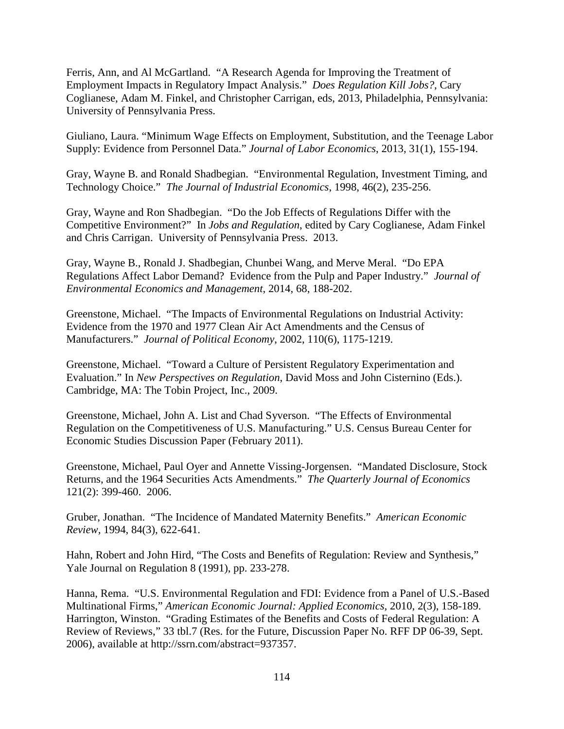Ferris, Ann, and Al McGartland. "A Research Agenda for Improving the Treatment of Employment Impacts in Regulatory Impact Analysis." *Does Regulation Kill Jobs?*, Cary Coglianese, Adam M. Finkel, and Christopher Carrigan, eds, 2013, Philadelphia, Pennsylvania: University of Pennsylvania Press.

Giuliano, Laura. "Minimum Wage Effects on Employment, Substitution, and the Teenage Labor Supply: Evidence from Personnel Data." *Journal of Labor Economics*, 2013, 31(1), 155-194.

Gray, Wayne B. and Ronald Shadbegian. "Environmental Regulation, Investment Timing, and Technology Choice." *The Journal of Industrial Economics*, 1998, 46(2), 235-256.

Gray, Wayne and Ron Shadbegian. "Do the Job Effects of Regulations Differ with the Competitive Environment?" In *Jobs and Regulation*, edited by Cary Coglianese, Adam Finkel and Chris Carrigan. University of Pennsylvania Press. 2013.

Gray, Wayne B., Ronald J. Shadbegian, Chunbei Wang, and Merve Meral. "Do EPA Regulations Affect Labor Demand? Evidence from the Pulp and Paper Industry." *Journal of Environmental Economics and Management*, 2014, 68, 188-202.

Greenstone, Michael. "The Impacts of Environmental Regulations on Industrial Activity: Evidence from the 1970 and 1977 Clean Air Act Amendments and the Census of Manufacturers." *Journal of Political Economy*, 2002, 110(6), 1175-1219.

Greenstone, Michael. "Toward a Culture of Persistent Regulatory Experimentation and Evaluation." In *New Perspectives on Regulation*, David Moss and John Cisternino (Eds.). Cambridge, MA: The Tobin Project, Inc., 2009.

Greenstone, Michael, John A. List and Chad Syverson. "The Effects of Environmental Regulation on the Competitiveness of U.S. Manufacturing." U.S. Census Bureau Center for Economic Studies Discussion Paper (February 2011).

Greenstone, Michael, Paul Oyer and Annette Vissing-Jorgensen. "Mandated Disclosure, Stock Returns, and the 1964 Securities Acts Amendments." *The Quarterly Journal of Economics* 121(2): 399-460. 2006.

Gruber, Jonathan. "The Incidence of Mandated Maternity Benefits." *American Economic Review*, 1994, 84(3), 622-641.

Hahn, Robert and John Hird, "The Costs and Benefits of Regulation: Review and Synthesis," Yale Journal on Regulation 8 (1991), pp. 233-278.

Hanna, Rema. "U.S. Environmental Regulation and FDI: Evidence from a Panel of U.S.-Based Multinational Firms," *American Economic Journal: Applied Economics*, 2010, 2(3), 158-189.
Harrington, Winston. "Grading Estimates of the Benefits and Costs of Federal Regulation: A Review of Reviews," 33 tbl.7 (Res. for the Future, Discussion Paper No. RFF DP 06-39, Sept. 2006), available at http://ssrn.com/abstract=937357.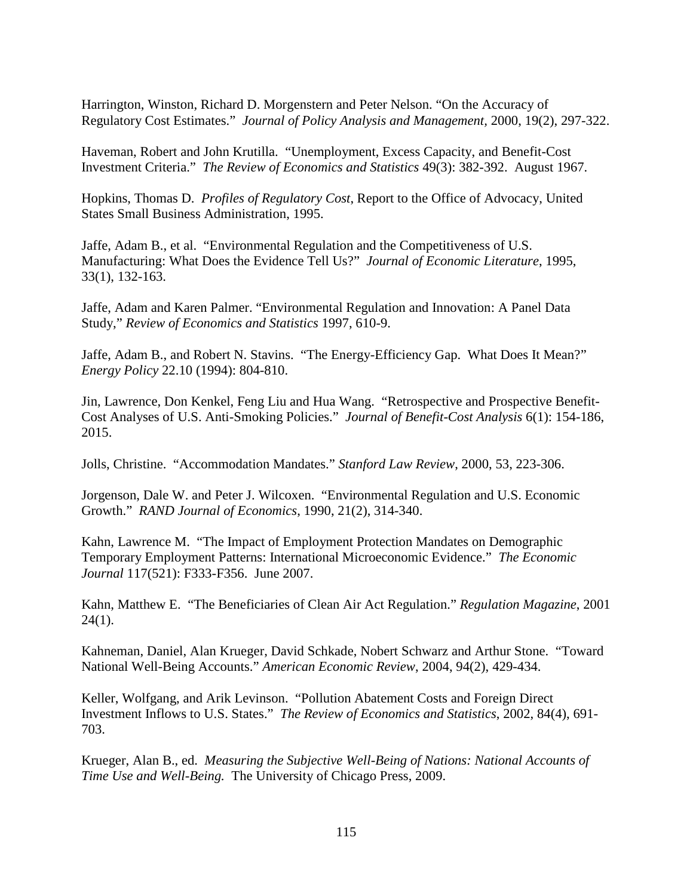Harrington, Winston, Richard D. Morgenstern and Peter Nelson. "On the Accuracy of Regulatory Cost Estimates." *Journal of Policy Analysis and Management*, 2000, 19(2), 297-322.

Haveman, Robert and John Krutilla. "Unemployment, Excess Capacity, and Benefit-Cost Investment Criteria." *The Review of Economics and Statistics* 49(3): 382-392. August 1967.

Hopkins, Thomas D. *Profiles of Regulatory Cost*, Report to the Office of Advocacy, United States Small Business Administration, 1995.

Jaffe, Adam B., et al. "Environmental Regulation and the Competitiveness of U.S. Manufacturing: What Does the Evidence Tell Us?" *Journal of Economic Literature*, 1995, 33(1), 132-163.

Jaffe, Adam and Karen Palmer. "Environmental Regulation and Innovation: A Panel Data Study," *Review of Economics and Statistics* 1997, 610-9.

Jaffe, Adam B., and Robert N. Stavins. "The Energy-Efficiency Gap. What Does It Mean?" *Energy Policy* 22.10 (1994): 804-810.

Jin, Lawrence, Don Kenkel, Feng Liu and Hua Wang. "Retrospective and Prospective Benefit-Cost Analyses of U.S. Anti-Smoking Policies." *Journal of Benefit-Cost Analysis* 6(1): 154-186, 2015.

Jolls, Christine. "Accommodation Mandates." *Stanford Law Review*, 2000, 53, 223-306.

Jorgenson, Dale W. and Peter J. Wilcoxen. "Environmental Regulation and U.S. Economic Growth." *RAND Journal of Economics*, 1990, 21(2), 314-340.

Kahn, Lawrence M. "The Impact of Employment Protection Mandates on Demographic Temporary Employment Patterns: International Microeconomic Evidence." *The Economic Journal* 117(521): F333-F356. June 2007.

Kahn, Matthew E. "The Beneficiaries of Clean Air Act Regulation." *Regulation Magazine*, 2001 24(1).

Kahneman, Daniel, Alan Krueger, David Schkade, Nobert Schwarz and Arthur Stone. "Toward National Well-Being Accounts." *American Economic Review*, 2004, 94(2), 429-434.

Keller, Wolfgang, and Arik Levinson. "Pollution Abatement Costs and Foreign Direct Investment Inflows to U.S. States." *The Review of Economics and Statistics*, 2002, 84(4), 691-703.

Krueger, Alan B., ed. *Measuring the Subjective Well-Being of Nations: National Accounts of Time Use and Well-Being.* The University of Chicago Press, 2009.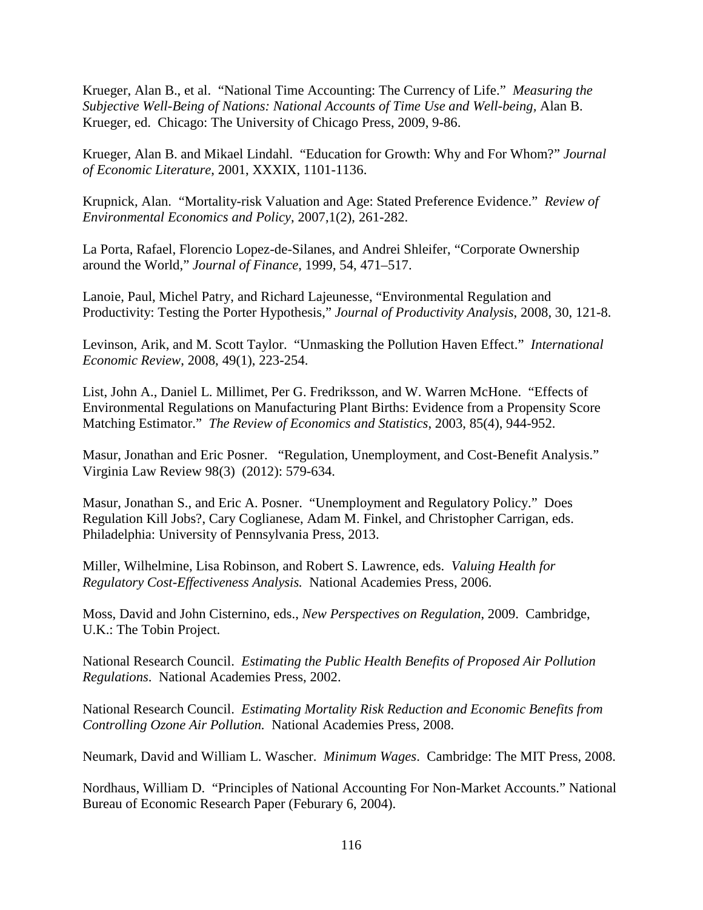Krueger, Alan B., et al. "National Time Accounting: The Currency of Life." *Measuring the Subjective Well-Being of Nations: National Accounts of Time Use and Well-being*, Alan B. Krueger, ed. Chicago: The University of Chicago Press, 2009, 9-86.

Krueger, Alan B. and Mikael Lindahl. "Education for Growth: Why and For Whom?" *Journal of Economic Literature*, 2001, XXXIX, 1101-1136.

Krupnick, Alan. "Mortality-risk Valuation and Age: Stated Preference Evidence." *Review of Environmental Economics and Policy*, 2007,1(2), 261-282.

La Porta, Rafael, Florencio Lopez-de-Silanes, and Andrei Shleifer, "Corporate Ownership around the World," *Journal of Finance*, 1999, 54, 471–517.

Lanoie, Paul, Michel Patry, and Richard Lajeunesse, "Environmental Regulation and Productivity: Testing the Porter Hypothesis," *Journal of Productivity Analysis*, 2008, 30, 121-8.

Levinson, Arik, and M. Scott Taylor. "Unmasking the Pollution Haven Effect." *International Economic Review*, 2008, 49(1), 223-254.

List, John A., Daniel L. Millimet, Per G. Fredriksson, and W. Warren McHone. "Effects of Environmental Regulations on Manufacturing Plant Births: Evidence from a Propensity Score Matching Estimator." *The Review of Economics and Statistics*, 2003, 85(4), 944-952.

Masur, Jonathan and Eric Posner. "Regulation, Unemployment, and Cost-Benefit Analysis." Virginia Law Review 98(3) (2012): 579-634.

Masur, Jonathan S., and Eric A. Posner. "Unemployment and Regulatory Policy." Does Regulation Kill Jobs?, Cary Coglianese, Adam M. Finkel, and Christopher Carrigan, eds. Philadelphia: University of Pennsylvania Press, 2013.

Miller, Wilhelmine, Lisa Robinson, and Robert S. Lawrence, eds. *Valuing Health for Regulatory Cost-Effectiveness Analysis.* National Academies Press, 2006.

Moss, David and John Cisternino, eds., *New Perspectives on Regulation*, 2009. Cambridge, U.K.: The Tobin Project.

National Research Council. *Estimating the Public Health Benefits of Proposed Air Pollution Regulations*. National Academies Press, 2002.

National Research Council. *Estimating Mortality Risk Reduction and Economic Benefits from Controlling Ozone Air Pollution.* National Academies Press, 2008.

Neumark, David and William L. Wascher. *Minimum Wages*. Cambridge: The MIT Press, 2008.

Nordhaus, William D. "Principles of National Accounting For Non-Market Accounts." National Bureau of Economic Research Paper (Feburary 6, 2004).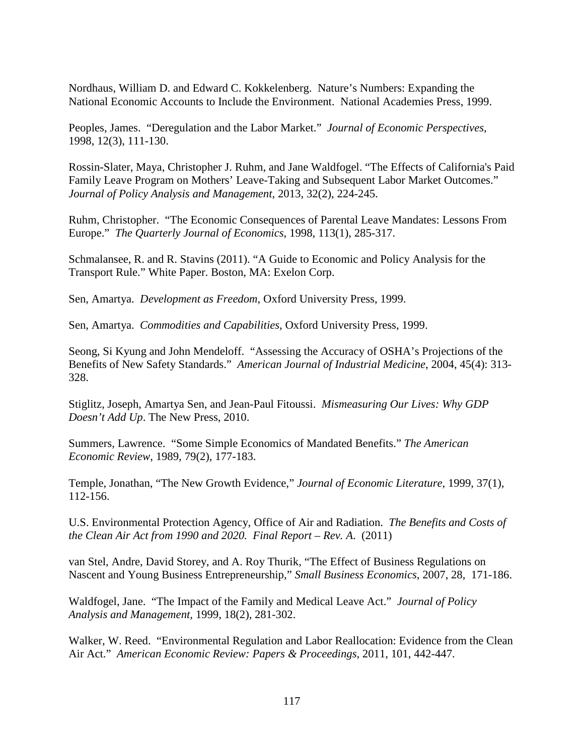Nordhaus, William D. and Edward C. Kokkelenberg. Nature's Numbers: Expanding the National Economic Accounts to Include the Environment. National Academies Press, 1999.

Peoples, James. "Deregulation and the Labor Market." *Journal of Economic Perspectives,* 1998, 12(3), 111-130.

Rossin-Slater, Maya, Christopher J. Ruhm, and Jane Waldfogel. "The Effects of California's Paid Family Leave Program on Mothers' Leave-Taking and Subsequent Labor Market Outcomes." *Journal of Policy Analysis and Management*, 2013, 32(2), 224-245.

Ruhm, Christopher. "The Economic Consequences of Parental Leave Mandates: Lessons From Europe." *The Quarterly Journal of Economics*, 1998, 113(1), 285-317.

Schmalansee, R. and R. Stavins (2011). "A Guide to Economic and Policy Analysis for the Transport Rule." White Paper. Boston, MA: Exelon Corp.

Sen, Amartya. *Development as Freedom*, Oxford University Press, 1999.

Sen, Amartya. *Commodities and Capabilities*, Oxford University Press, 1999.

Seong, Si Kyung and John Mendeloff. "Assessing the Accuracy of OSHA's Projections of the Benefits of New Safety Standards." *American Journal of Industrial Medicine*, 2004, 45(4): 313-328.

Stiglitz, Joseph, Amartya Sen, and Jean-Paul Fitoussi. *Mismeasuring Our Lives: Why GDP Doesn't Add Up*. The New Press, 2010.

Summers, Lawrence. "Some Simple Economics of Mandated Benefits." *The American Economic Review*, 1989, 79(2), 177-183.

Temple, Jonathan, "The New Growth Evidence," *Journal of Economic Literature*, 1999, 37(1), 112-156.

U.S. Environmental Protection Agency, Office of Air and Radiation. *The Benefits and Costs of the Clean Air Act from 1990 and 2020. Final Report – Rev. A.* (2011)

van Stel, Andre, David Storey, and A. Roy Thurik, "The Effect of Business Regulations on Nascent and Young Business Entrepreneurship," *Small Business Economics*, 2007, 28, 171-186.

Waldfogel, Jane. "The Impact of the Family and Medical Leave Act." *Journal of Policy Analysis and Management*, 1999, 18(2), 281-302.

Walker, W. Reed. "Environmental Regulation and Labor Reallocation: Evidence from the Clean Air Act." *American Economic Review: Papers & Proceedings*, 2011, 101, 442-447.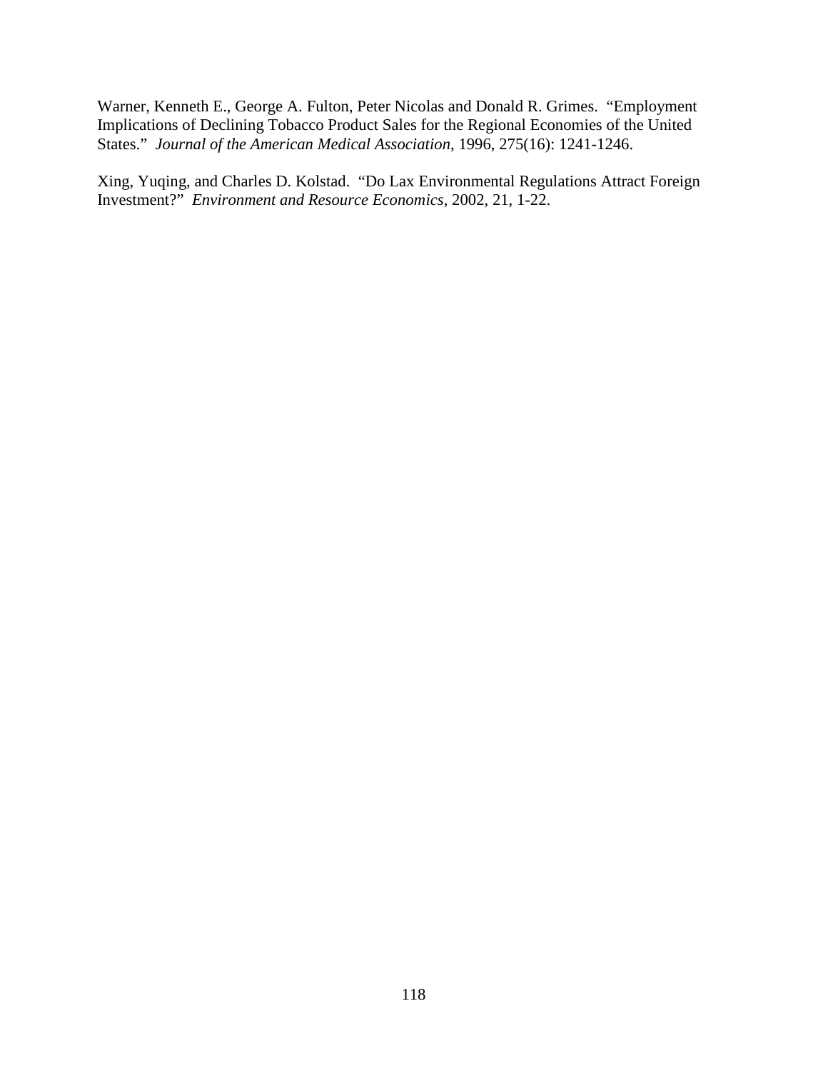Warner, Kenneth E., George A. Fulton, Peter Nicolas and Donald R. Grimes. "Employment Implications of Declining Tobacco Product Sales for the Regional Economies of the United States." *Journal of the American Medical Association*, 1996, 275(16): 1241-1246.

Xing, Yuqing, and Charles D. Kolstad. "Do Lax Environmental Regulations Attract Foreign Investment?" *Environment and Resource Economics*, 2002, 21, 1-22.